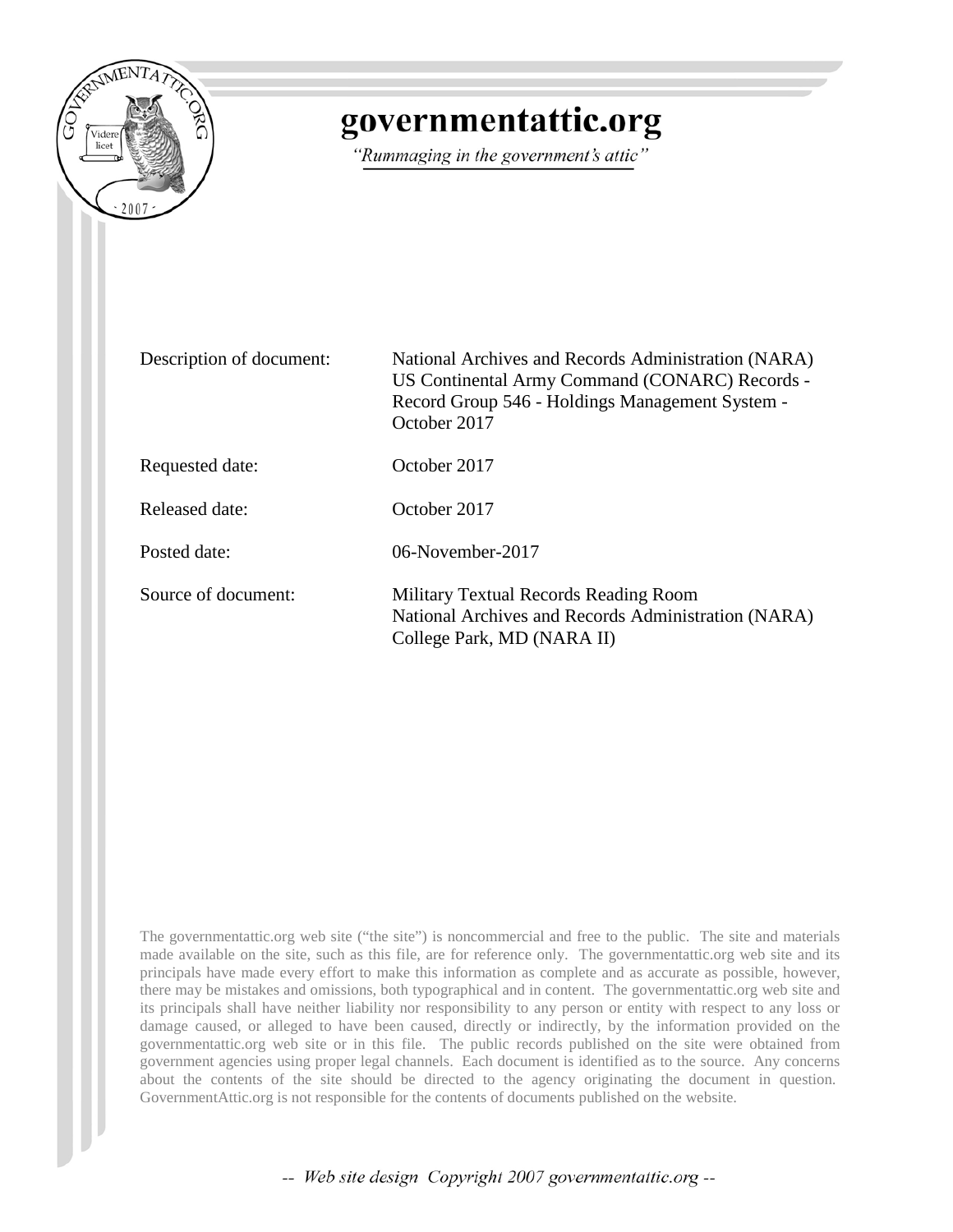# governmentattic.org

*"Rummaging in the government's attic"*

| | |
|---|---|
| Description of document: | National Archives and Records Administration (NARA) US Continental Army Command (CONARC) Records - Record Group 546 - Holdings Management System - October 2017 |
| Requested date: | October 2017 |
| Released date: | October 2017 |
| Posted date: | 06-November-2017 |
| Source of document: | Military Textual Records Reading Room<br>National Archives and Records Administration (NARA)<br>College Park, MD (NARA II) |

The governmentattic.org web site ("the site") is noncommercial and free to the public. The site and materials made available on the site, such as this file, are for reference only. The governmentattic.org web site and its principals have made every effort to make this information as complete and as accurate as possible, however, there may be mistakes and omissions, both typographical and in content. The governmentattic.org web site and its principals shall have neither liability nor responsibility to any person or entity with respect to any loss or damage caused, or alleged to have been caused, directly or indirectly, by the information provided on the governmentattic.org web site or in this file. The public records published on the site were obtained from government agencies using proper legal channels. Each document is identified as to the source. Any concerns about the contents of the site should be directed to the agency originating the document in question. GovernmentAttic.org is not responsible for the contents of documents published on the website.

-- *Web site design Copyright 2007 governmentattic.org* --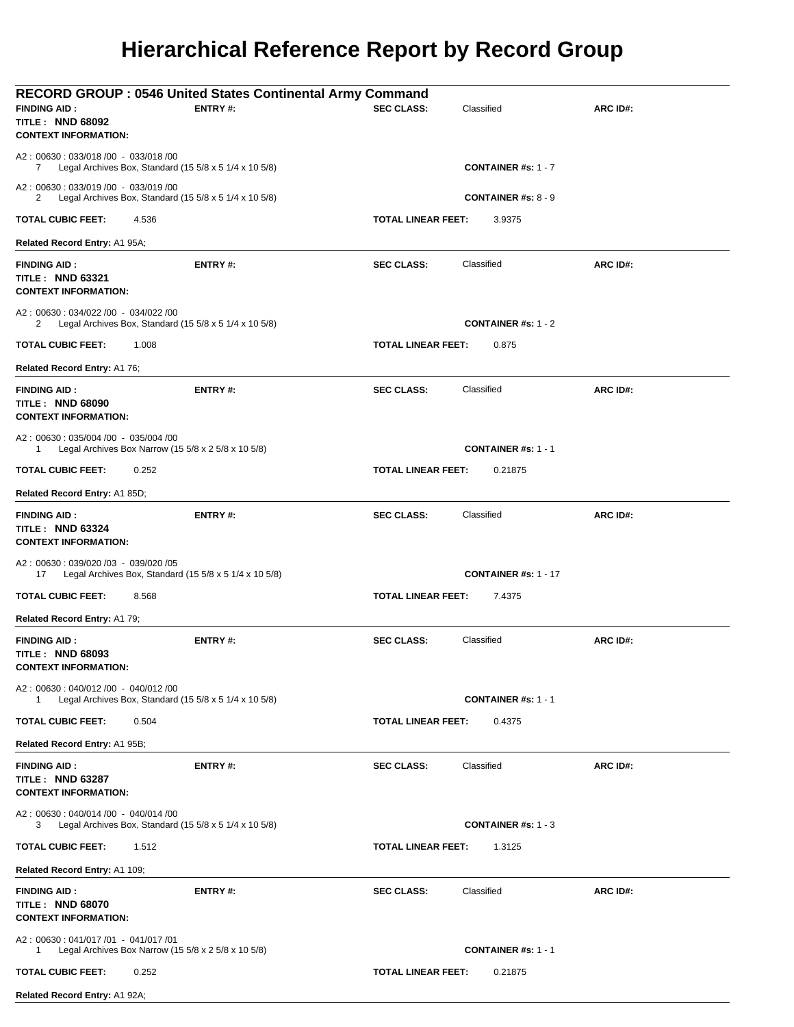# Hierarchical Reference Report by Record Group

## RECORD GROUP : 0546 United States Continental Army Command

**FINDING AID :** **ENTRY #:** **SEC CLASS:** Classified **ARC ID#:**

**TITLE : NND 68092**

**CONTEXT INFORMATION:**

A2 : 00630 : 033/018 /00 - 033/018 /00
7 Legal Archives Box, Standard (15 5/8 x 5 1/4 x 10 5/8) **CONTAINER #s:** 1 - 7

A2 : 00630 : 033/019 /00 - 033/019 /00
2 Legal Archives Box, Standard (15 5/8 x 5 1/4 x 10 5/8) **CONTAINER #s:** 8 - 9

**TOTAL CUBIC FEET:** 4.536 **TOTAL LINEAR FEET:** 3.9375

**Related Record Entry:** A1 95A;

---

**FINDING AID :** **ENTRY #:** **SEC CLASS:** Classified **ARC ID#:**

**TITLE : NND 63321**

**CONTEXT INFORMATION:**

A2 : 00630 : 034/022 /00 - 034/022 /00
2 Legal Archives Box, Standard (15 5/8 x 5 1/4 x 10 5/8) **CONTAINER #s:** 1 - 2

**TOTAL CUBIC FEET:** 1.008 **TOTAL LINEAR FEET:** 0.875

**Related Record Entry:** A1 76;

---

**FINDING AID :** **ENTRY #:** **SEC CLASS:** Classified **ARC ID#:**

**TITLE : NND 68090**

**CONTEXT INFORMATION:**

A2 : 00630 : 035/004 /00 - 035/004 /00
1 Legal Archives Box Narrow (15 5/8 x 2 5/8 x 10 5/8) **CONTAINER #s:** 1 - 1

**TOTAL CUBIC FEET:** 0.252 **TOTAL LINEAR FEET:** 0.21875

**Related Record Entry:** A1 85D;

---

**FINDING AID :** **ENTRY #:** **SEC CLASS:** Classified **ARC ID#:**

**TITLE : NND 63324**

**CONTEXT INFORMATION:**

A2 : 00630 : 039/020 /03 - 039/020 /05
17 Legal Archives Box, Standard (15 5/8 x 5 1/4 x 10 5/8) **CONTAINER #s:** 1 - 17

**TOTAL CUBIC FEET:** 8.568 **TOTAL LINEAR FEET:** 7.4375

**Related Record Entry:** A1 79;

---

**FINDING AID :** **ENTRY #:** **SEC CLASS:** Classified **ARC ID#:**

**TITLE : NND 68093**

**CONTEXT INFORMATION:**

A2 : 00630 : 040/012 /00 - 040/012 /00
1 Legal Archives Box, Standard (15 5/8 x 5 1/4 x 10 5/8) **CONTAINER #s:** 1 - 1

**TOTAL CUBIC FEET:** 0.504 **TOTAL LINEAR FEET:** 0.4375

**Related Record Entry:** A1 95B;

---

**FINDING AID :** **ENTRY #:** **SEC CLASS:** Classified **ARC ID#:**

**TITLE : NND 63287**

**CONTEXT INFORMATION:**

A2 : 00630 : 040/014 /00 - 040/014 /00
3 Legal Archives Box, Standard (15 5/8 x 5 1/4 x 10 5/8) **CONTAINER #s:** 1 - 3

**TOTAL CUBIC FEET:** 1.512 **TOTAL LINEAR FEET:** 1.3125

**Related Record Entry:** A1 109;

---

**FINDING AID :** **ENTRY #:** **SEC CLASS:** Classified **ARC ID#:**

**TITLE : NND 68070**

**CONTEXT INFORMATION:**

A2 : 00630 : 041/017 /01 - 041/017 /01
1 Legal Archives Box Narrow (15 5/8 x 2 5/8 x 10 5/8) **CONTAINER #s:** 1 - 1

**TOTAL CUBIC FEET:** 0.252 **TOTAL LINEAR FEET:** 0.21875

**Related Record Entry:** A1 92A;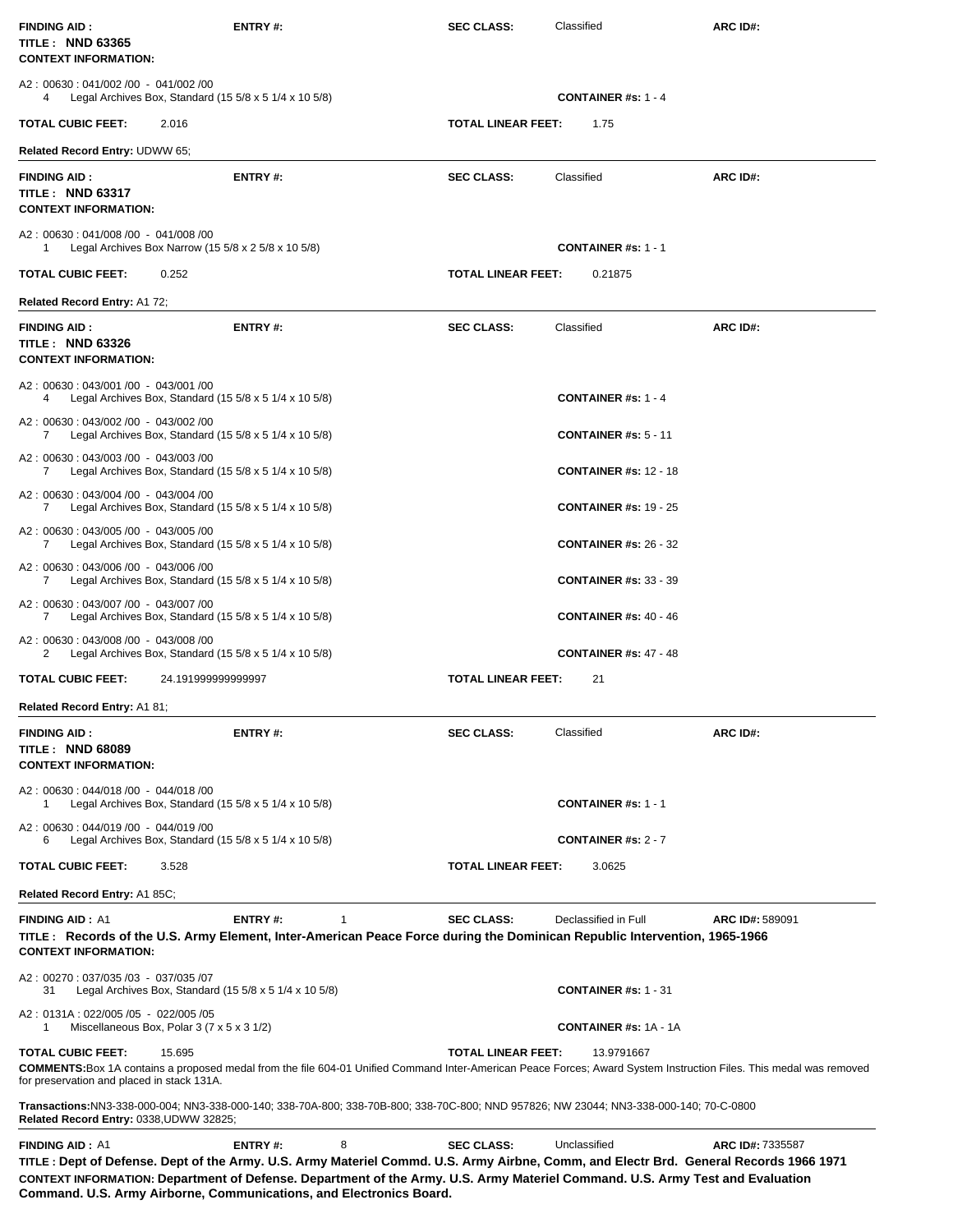**FINDING AID :** **ENTRY #:** **SEC CLASS:** Classified **ARC ID#:**
**TITLE : NND 63365**
**CONTEXT INFORMATION:**

A2 : 00630 : 041/002 /00 - 041/002 /00
4 Legal Archives Box, Standard (15 5/8 x 5 1/4 x 10 5/8) **CONTAINER #s:** 1 - 4

**TOTAL CUBIC FEET:** 2.016 **TOTAL LINEAR FEET:** 1.75

**Related Record Entry:** UDWW 65;

---

**FINDING AID :** **ENTRY #:** **SEC CLASS:** Classified **ARC ID#:**
**TITLE : NND 63317**
**CONTEXT INFORMATION:**

A2 : 00630 : 041/008 /00 - 041/008 /00
1 Legal Archives Box Narrow (15 5/8 x 2 5/8 x 10 5/8) **CONTAINER #s:** 1 - 1

**TOTAL CUBIC FEET:** 0.252 **TOTAL LINEAR FEET:** 0.21875

**Related Record Entry:** A1 72;

---

**FINDING AID :** **ENTRY #:** **SEC CLASS:** Classified **ARC ID#:**
**TITLE : NND 63326**
**CONTEXT INFORMATION:**

A2 : 00630 : 043/001 /00 - 043/001 /00
4 Legal Archives Box, Standard (15 5/8 x 5 1/4 x 10 5/8) **CONTAINER #s:** 1 - 4

A2 : 00630 : 043/002 /00 - 043/002 /00
7 Legal Archives Box, Standard (15 5/8 x 5 1/4 x 10 5/8) **CONTAINER #s:** 5 - 11

A2 : 00630 : 043/003 /00 - 043/003 /00
7 Legal Archives Box, Standard (15 5/8 x 5 1/4 x 10 5/8) **CONTAINER #s:** 12 - 18

A2 : 00630 : 043/004 /00 - 043/004 /00
7 Legal Archives Box, Standard (15 5/8 x 5 1/4 x 10 5/8) **CONTAINER #s:** 19 - 25

A2 : 00630 : 043/005 /00 - 043/005 /00
7 Legal Archives Box, Standard (15 5/8 x 5 1/4 x 10 5/8) **CONTAINER #s:** 26 - 32

A2 : 00630 : 043/006 /00 - 043/006 /00
7 Legal Archives Box, Standard (15 5/8 x 5 1/4 x 10 5/8) **CONTAINER #s:** 33 - 39

A2 : 00630 : 043/007 /00 - 043/007 /00
7 Legal Archives Box, Standard (15 5/8 x 5 1/4 x 10 5/8) **CONTAINER #s:** 40 - 46

A2 : 00630 : 043/008 /00 - 043/008 /00
2 Legal Archives Box, Standard (15 5/8 x 5 1/4 x 10 5/8) **CONTAINER #s:** 47 - 48

**TOTAL CUBIC FEET:** 24.191999999999997 **TOTAL LINEAR FEET:** 21

**Related Record Entry:** A1 81;

---

**FINDING AID :** **ENTRY #:** **SEC CLASS:** Classified **ARC ID#:**
**TITLE : NND 68089**
**CONTEXT INFORMATION:**

A2 : 00630 : 044/018 /00 - 044/018 /00
1 Legal Archives Box, Standard (15 5/8 x 5 1/4 x 10 5/8) **CONTAINER #s:** 1 - 1

A2 : 00630 : 044/019 /00 - 044/019 /00
6 Legal Archives Box, Standard (15 5/8 x 5 1/4 x 10 5/8) **CONTAINER #s:** 2 - 7

**TOTAL CUBIC FEET:** 3.528 **TOTAL LINEAR FEET:** 3.0625

**Related Record Entry:** A1 85C;

---

**FINDING AID :** A1 **ENTRY #:** 1 **SEC CLASS:** Declassified in Full **ARC ID#:** 589091
**TITLE : Records of the U.S. Army Element, Inter-American Peace Force during the Dominican Republic Intervention, 1965-1966**
**CONTEXT INFORMATION:**

A2 : 00270 : 037/035 /03 - 037/035 /07
31 Legal Archives Box, Standard (15 5/8 x 5 1/4 x 10 5/8) **CONTAINER #s:** 1 - 31

A2 : 0131A : 022/005 /05 - 022/005 /05
1 Miscellaneous Box, Polar 3 (7 x 5 x 3 1/2) **CONTAINER #s:** 1A - 1A

**TOTAL CUBIC FEET:** 15.695 **TOTAL LINEAR FEET:** 13.9791667

**COMMENTS:** Box 1A contains a proposed medal from the file 604-01 Unified Command Inter-American Peace Forces; Award System Instruction Files. This medal was removed for preservation and placed in stack 131A.

**Transactions:** NN3-338-000-004; NN3-338-000-140; 338-70A-800; 338-70B-800; 338-70C-800; NND 957826; NW 23044; NN3-338-000-140; 70-C-0800
**Related Record Entry:** 0338,UDWW 32825;

---

**FINDING AID :** A1 **ENTRY #:** 8 **SEC CLASS:** Unclassified **ARC ID#:** 7335587
**TITLE : Dept of Defense. Dept of the Army. U.S. Army Materiel Commd. U.S. Army Airbne, Comm, and Electr Brd. General Records 1966 1971**
**CONTEXT INFORMATION: Department of Defense. Department of the Army. U.S. Army Materiel Command. U.S. Army Test and Evaluation Command. U.S. Army Airborne, Communications, and Electronics Board.**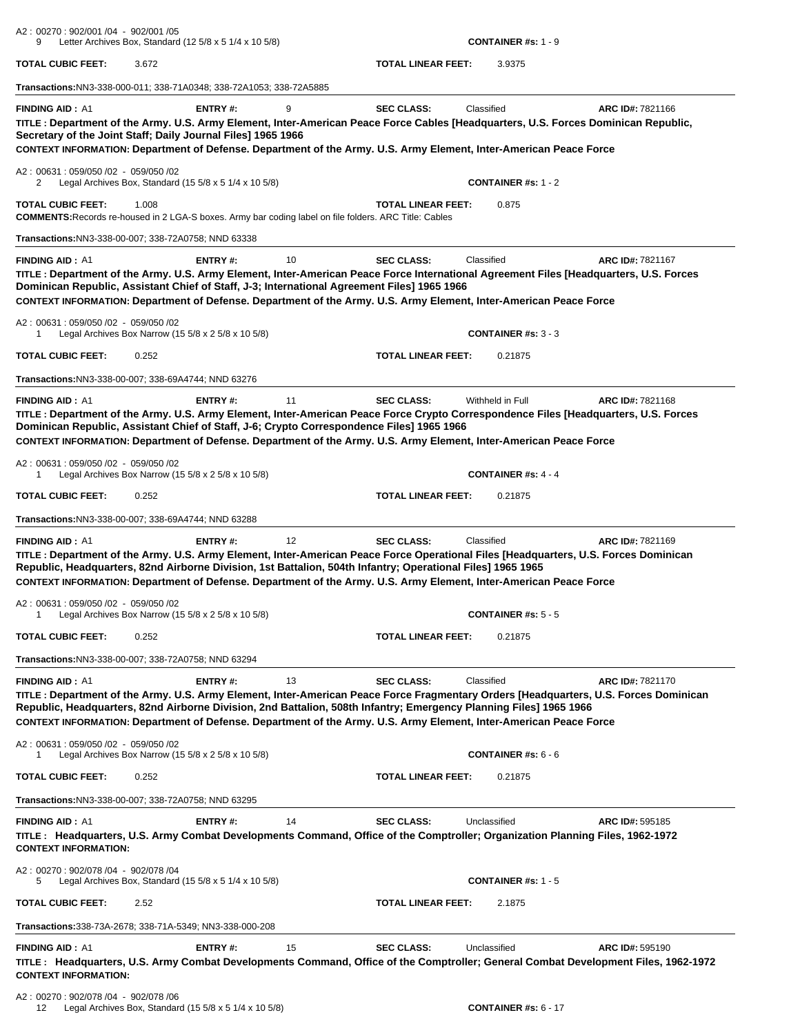A2 : 00270 : 902/001 /04 - 902/001 /05
9 Letter Archives Box, Standard (12 5/8 x 5 1/4 x 10 5/8) **CONTAINER #s:** 1 - 9

**TOTAL CUBIC FEET:** 3.672 **TOTAL LINEAR FEET:** 3.9375

**Transactions:**NN3-338-000-011; 338-71A0348; 338-72A1053; 338-72A5885

---

**FINDING AID :** A1 **ENTRY #:** 9 **SEC CLASS:** Classified **ARC ID#:** 7821166

**TITLE : Department of the Army. U.S. Army Element, Inter-American Peace Force Cables [Headquarters, U.S. Forces Dominican Republic, Secretary of the Joint Staff; Daily Journal Files] 1965 1966**

**CONTEXT INFORMATION: Department of Defense. Department of the Army. U.S. Army Element, Inter-American Peace Force**

A2 : 00631 : 059/050 /02 - 059/050 /02
2 Legal Archives Box, Standard (15 5/8 x 5 1/4 x 10 5/8) **CONTAINER #s:** 1 - 2

**TOTAL CUBIC FEET:** 1.008 **TOTAL LINEAR FEET:** 0.875

**COMMENTS:**Records re-housed in 2 LGA-S boxes. Army bar coding label on file folders. ARC Title: Cables

**Transactions:**NN3-338-00-007; 338-72A0758; NND 63338

---

**FINDING AID :** A1 **ENTRY #:** 10 **SEC CLASS:** Classified **ARC ID#:** 7821167

**TITLE : Department of the Army. U.S. Army Element, Inter-American Peace Force International Agreement Files [Headquarters, U.S. Forces Dominican Republic, Assistant Chief of Staff, J-3; International Agreement Files] 1965 1966**

**CONTEXT INFORMATION: Department of Defense. Department of the Army. U.S. Army Element, Inter-American Peace Force**

A2 : 00631 : 059/050 /02 - 059/050 /02
1 Legal Archives Box Narrow (15 5/8 x 2 5/8 x 10 5/8) **CONTAINER #s:** 3 - 3

**TOTAL CUBIC FEET:** 0.252 **TOTAL LINEAR FEET:** 0.21875

**Transactions:**NN3-338-00-007; 338-69A4744; NND 63276

---

**FINDING AID :** A1 **ENTRY #:** 11 **SEC CLASS:** Withheld in Full **ARC ID#:** 7821168

**TITLE : Department of the Army. U.S. Army Element, Inter-American Peace Force Crypto Correspondence Files [Headquarters, U.S. Forces Dominican Republic, Assistant Chief of Staff, J-6; Crypto Correspondence Files] 1965 1966**

**CONTEXT INFORMATION: Department of Defense. Department of the Army. U.S. Army Element, Inter-American Peace Force**

A2 : 00631 : 059/050 /02 - 059/050 /02
1 Legal Archives Box Narrow (15 5/8 x 2 5/8 x 10 5/8) **CONTAINER #s:** 4 - 4

**TOTAL CUBIC FEET:** 0.252 **TOTAL LINEAR FEET:** 0.21875

**Transactions:**NN3-338-00-007; 338-69A4744; NND 63288

---

**FINDING AID :** A1 **ENTRY #:** 12 **SEC CLASS:** Classified **ARC ID#:** 7821169

**TITLE : Department of the Army. U.S. Army Element, Inter-American Peace Force Operational Files [Headquarters, U.S. Forces Dominican Republic, Headquarters, 82nd Airborne Division, 1st Battalion, 504th Infantry; Operational Files] 1965 1965**

**CONTEXT INFORMATION: Department of Defense. Department of the Army. U.S. Army Element, Inter-American Peace Force**

A2 : 00631 : 059/050 /02 - 059/050 /02
1 Legal Archives Box Narrow (15 5/8 x 2 5/8 x 10 5/8) **CONTAINER #s:** 5 - 5

**TOTAL CUBIC FEET:** 0.252 **TOTAL LINEAR FEET:** 0.21875

**Transactions:**NN3-338-00-007; 338-72A0758; NND 63294

---

**FINDING AID :** A1 **ENTRY #:** 13 **SEC CLASS:** Classified **ARC ID#:** 7821170

**TITLE : Department of the Army. U.S. Army Element, Inter-American Peace Force Fragmentary Orders [Headquarters, U.S. Forces Dominican Republic, Headquarters, 82nd Airborne Division, 2nd Battalion, 508th Infantry; Emergency Planning Files] 1965 1966**

**CONTEXT INFORMATION: Department of Defense. Department of the Army. U.S. Army Element, Inter-American Peace Force**

A2 : 00631 : 059/050 /02 - 059/050 /02
1 Legal Archives Box Narrow (15 5/8 x 2 5/8 x 10 5/8) **CONTAINER #s:** 6 - 6

**TOTAL CUBIC FEET:** 0.252 **TOTAL LINEAR FEET:** 0.21875

**Transactions:**NN3-338-00-007; 338-72A0758; NND 63295

---

**FINDING AID :** A1 **ENTRY #:** 14 **SEC CLASS:** Unclassified **ARC ID#:** 595185

**TITLE : Headquarters, U.S. Army Combat Developments Command, Office of the Comptroller; Organization Planning Files, 1962-1972**

**CONTEXT INFORMATION:**

A2 : 00270 : 902/078 /04 - 902/078 /04
5 Legal Archives Box, Standard (15 5/8 x 5 1/4 x 10 5/8) **CONTAINER #s:** 1 - 5

**TOTAL CUBIC FEET:** 2.52 **TOTAL LINEAR FEET:** 2.1875

**Transactions:**338-73A-2678; 338-71A-5349; NN3-338-000-208

---

**FINDING AID :** A1 **ENTRY #:** 15 **SEC CLASS:** Unclassified **ARC ID#:** 595190

**TITLE : Headquarters, U.S. Army Combat Developments Command, Office of the Comptroller; General Combat Development Files, 1962-1972**

**CONTEXT INFORMATION:**

A2 : 00270 : 902/078 /04 - 902/078 /06
12 Legal Archives Box, Standard (15 5/8 x 5 1/4 x 10 5/8) **CONTAINER #s:** 6 - 17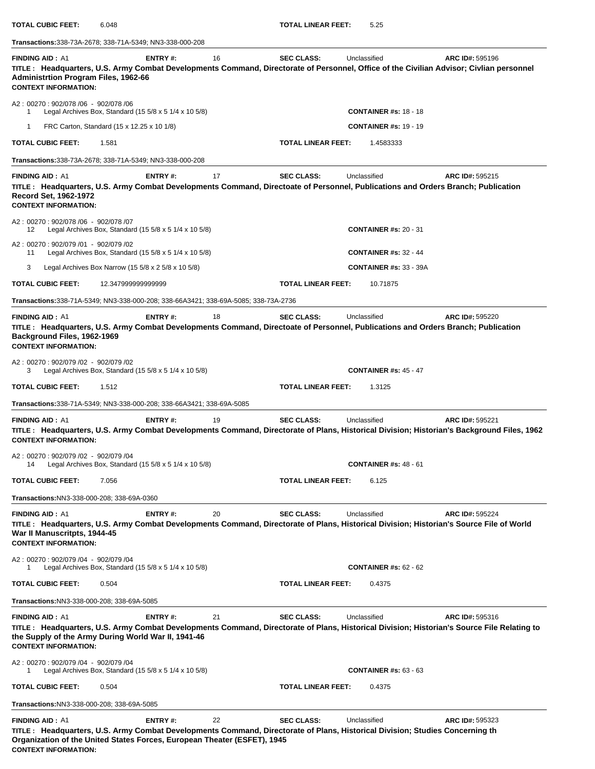**TOTAL CUBIC FEET:** 6.048 **TOTAL LINEAR FEET:** 5.25

**Transactions:** 338-73A-2678; 338-71A-5349; NN3-338-000-208

---

**FINDING AID :** A1 **ENTRY #:** 16 **SEC CLASS:** Unclassified **ARC ID#:** 595196

**TITLE : Headquarters, U.S. Army Combat Developments Command, Directorate of Personnel, Office of the Civilian Advisor; Civlian personnel Administrtion Program Files, 1962-66**

**CONTEXT INFORMATION:**

A2 : 00270 : 902/078 /06 - 902/078 /06

1 Legal Archives Box, Standard (15 5/8 x 5 1/4 x 10 5/8) **CONTAINER #s:** 18 - 18

1 FRC Carton, Standard (15 x 12.25 x 10 1/8) **CONTAINER #s:** 19 - 19

**TOTAL CUBIC FEET:** 1.581 **TOTAL LINEAR FEET:** 1.4583333

**Transactions:** 338-73A-2678; 338-71A-5349; NN3-338-000-208

---

**FINDING AID :** A1 **ENTRY #:** 17 **SEC CLASS:** Unclassified **ARC ID#:** 595215

**TITLE : Headquarters, U.S. Army Combat Developments Command, Directoate of Personnel, Publications and Orders Branch; Publication Record Set, 1962-1972**

**CONTEXT INFORMATION:**

A2 : 00270 : 902/078 /06 - 902/078 /07

12 Legal Archives Box, Standard (15 5/8 x 5 1/4 x 10 5/8) **CONTAINER #s:** 20 - 31

A2 : 00270 : 902/079 /01 - 902/079 /02

11 Legal Archives Box, Standard (15 5/8 x 5 1/4 x 10 5/8) **CONTAINER #s:** 32 - 44

3 Legal Archives Box Narrow (15 5/8 x 2 5/8 x 10 5/8) **CONTAINER #s:** 33 - 39A

**TOTAL CUBIC FEET:** 12.347999999999999 **TOTAL LINEAR FEET:** 10.71875

**Transactions:** 338-71A-5349; NN3-338-000-208; 338-66A3421; 338-69A-5085; 338-73A-2736

---

**FINDING AID :** A1 **ENTRY #:** 18 **SEC CLASS:** Unclassified **ARC ID#:** 595220

**TITLE : Headquarters, U.S. Army Combat Developments Command, Directoate of Personnel, Publications and Orders Branch; Publication Background Files, 1962-1969**

**CONTEXT INFORMATION:**

A2 : 00270 : 902/079 /02 - 902/079 /02

3 Legal Archives Box, Standard (15 5/8 x 5 1/4 x 10 5/8) **CONTAINER #s:** 45 - 47

**TOTAL CUBIC FEET:** 1.512 **TOTAL LINEAR FEET:** 1.3125

**Transactions:** 338-71A-5349; NN3-338-000-208; 338-66A3421; 338-69A-5085

---

**FINDING AID :** A1 **ENTRY #:** 19 **SEC CLASS:** Unclassified **ARC ID#:** 595221

**TITLE : Headquarters, U.S. Army Combat Developments Command, Directorate of Plans, Historical Division; Historian's Background Files, 1962**

**CONTEXT INFORMATION:**

A2 : 00270 : 902/079 /02 - 902/079 /04

14 Legal Archives Box, Standard (15 5/8 x 5 1/4 x 10 5/8) **CONTAINER #s:** 48 - 61

**TOTAL CUBIC FEET:** 7.056 **TOTAL LINEAR FEET:** 6.125

**Transactions:** NN3-338-000-208; 338-69A-0360

---

**FINDING AID :** A1 **ENTRY #:** 20 **SEC CLASS:** Unclassified **ARC ID#:** 595224

**TITLE : Headquarters, U.S. Army Combat Developments Command, Directorate of Plans, Historical Division; Historian's Source File of World War II Manuscritpts, 1944-45**

**CONTEXT INFORMATION:**

A2 : 00270 : 902/079 /04 - 902/079 /04

1 Legal Archives Box, Standard (15 5/8 x 5 1/4 x 10 5/8) **CONTAINER #s:** 62 - 62

**TOTAL CUBIC FEET:** 0.504 **TOTAL LINEAR FEET:** 0.4375

**Transactions:** NN3-338-000-208; 338-69A-5085

---

**FINDING AID :** A1 **ENTRY #:** 21 **SEC CLASS:** Unclassified **ARC ID#:** 595316

**TITLE : Headquarters, U.S. Army Combat Developments Command, Directorate of Plans, Historical Division; Historian's Source File Relating to the Supply of the Army During World War II, 1941-46**

**CONTEXT INFORMATION:**

A2 : 00270 : 902/079 /04 - 902/079 /04

1 Legal Archives Box, Standard (15 5/8 x 5 1/4 x 10 5/8) **CONTAINER #s:** 63 - 63

**TOTAL CUBIC FEET:** 0.504 **TOTAL LINEAR FEET:** 0.4375

**Transactions:** NN3-338-000-208; 338-69A-5085

---

**FINDING AID :** A1 **ENTRY #:** 22 **SEC CLASS:** Unclassified **ARC ID#:** 595323

**TITLE : Headquarters, U.S. Army Combat Developments Command, Directorate of Plans, Historical Division; Studies Concerning th Organization of the United States Forces, European Theater (ESFET), 1945**

**CONTEXT INFORMATION:**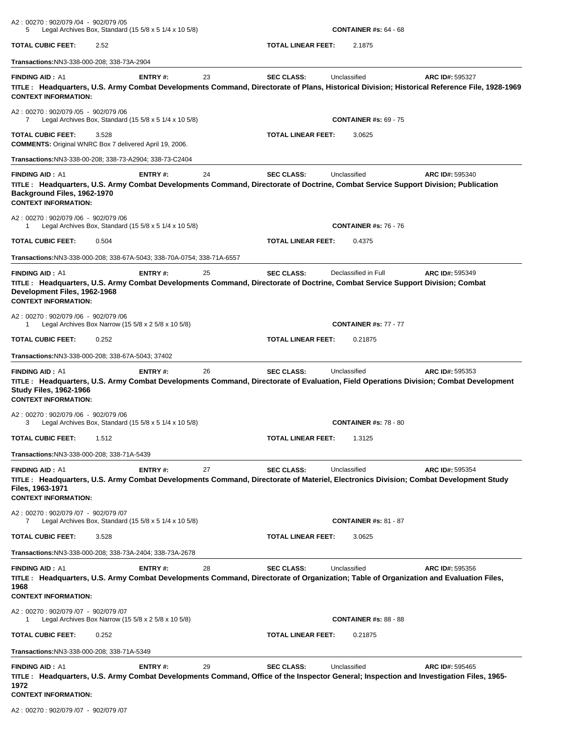A2 : 00270 : 902/079 /04 - 902/079 /05
5 Legal Archives Box, Standard (15 5/8 x 5 1/4 x 10 5/8) **CONTAINER #s:** 64 - 68

**TOTAL CUBIC FEET:** 2.52 **TOTAL LINEAR FEET:** 2.1875

**Transactions:**NN3-338-000-208; 338-73A-2904

---

**FINDING AID :** A1 **ENTRY #:** 23 **SEC CLASS:** Unclassified **ARC ID#:** 595327

**TITLE : Headquarters, U.S. Army Combat Developments Command, Directorate of Plans, Historical Division; Historical Reference File, 1928-1969**

**CONTEXT INFORMATION:**

A2 : 00270 : 902/079 /05 - 902/079 /06
7 Legal Archives Box, Standard (15 5/8 x 5 1/4 x 10 5/8) **CONTAINER #s:** 69 - 75

**TOTAL CUBIC FEET:** 3.528 **TOTAL LINEAR FEET:** 3.0625

**COMMENTS:** Original WNRC Box 7 delivered April 19, 2006.

**Transactions:**NN3-338-00-208; 338-73-A2904; 338-73-C2404

---

**FINDING AID :** A1 **ENTRY #:** 24 **SEC CLASS:** Unclassified **ARC ID#:** 595340

**TITLE : Headquarters, U.S. Army Combat Developments Command, Directorate of Doctrine, Combat Service Support Division; Publication Background Files, 1962-1970**

**CONTEXT INFORMATION:**

A2 : 00270 : 902/079 /06 - 902/079 /06
1 Legal Archives Box, Standard (15 5/8 x 5 1/4 x 10 5/8) **CONTAINER #s:** 76 - 76

**TOTAL CUBIC FEET:** 0.504 **TOTAL LINEAR FEET:** 0.4375

**Transactions:**NN3-338-000-208; 338-67A-5043; 338-70A-0754; 338-71A-6557

---

**FINDING AID :** A1 **ENTRY #:** 25 **SEC CLASS:** Declassified in Full **ARC ID#:** 595349

**TITLE : Headquarters, U.S. Army Combat Developments Command, Directorate of Doctrine, Combat Service Support Division; Combat Development Files, 1962-1968**

**CONTEXT INFORMATION:**

A2 : 00270 : 902/079 /06 - 902/079 /06
1 Legal Archives Box Narrow (15 5/8 x 2 5/8 x 10 5/8) **CONTAINER #s:** 77 - 77

**TOTAL CUBIC FEET:** 0.252 **TOTAL LINEAR FEET:** 0.21875

**Transactions:**NN3-338-000-208; 338-67A-5043; 37402

---

**FINDING AID :** A1 **ENTRY #:** 26 **SEC CLASS:** Unclassified **ARC ID#:** 595353

**TITLE : Headquarters, U.S. Army Combat Developments Command, Directorate of Evaluation, Field Operations Division; Combat Development Study Files, 1962-1966**

**CONTEXT INFORMATION:**

A2 : 00270 : 902/079 /06 - 902/079 /06
3 Legal Archives Box, Standard (15 5/8 x 5 1/4 x 10 5/8) **CONTAINER #s:** 78 - 80

**TOTAL CUBIC FEET:** 1.512 **TOTAL LINEAR FEET:** 1.3125

**Transactions:**NN3-338-000-208; 338-71A-5439

---

**FINDING AID :** A1 **ENTRY #:** 27 **SEC CLASS:** Unclassified **ARC ID#:** 595354

**TITLE : Headquarters, U.S. Army Combat Developments Command, Directorate of Materiel, Electronics Division; Combat Development Study Files, 1963-1971**

**CONTEXT INFORMATION:**

A2 : 00270 : 902/079 /07 - 902/079 /07
7 Legal Archives Box, Standard (15 5/8 x 5 1/4 x 10 5/8) **CONTAINER #s:** 81 - 87

**TOTAL CUBIC FEET:** 3.528 **TOTAL LINEAR FEET:** 3.0625

**Transactions:**NN3-338-000-208; 338-73A-2404; 338-73A-2678

---

**FINDING AID :** A1 **ENTRY #:** 28 **SEC CLASS:** Unclassified **ARC ID#:** 595356

**TITLE : Headquarters, U.S. Army Combat Developments Command, Directorate of Organization; Table of Organization and Evaluation Files, 1968**

**CONTEXT INFORMATION:**

A2 : 00270 : 902/079 /07 - 902/079 /07
1 Legal Archives Box Narrow (15 5/8 x 2 5/8 x 10 5/8) **CONTAINER #s:** 88 - 88

**TOTAL CUBIC FEET:** 0.252 **TOTAL LINEAR FEET:** 0.21875

**Transactions:**NN3-338-000-208; 338-71A-5349

---

**FINDING AID :** A1 **ENTRY #:** 29 **SEC CLASS:** Unclassified **ARC ID#:** 595465

**TITLE : Headquarters, U.S. Army Combat Developments Command, Office of the Inspector General; Inspection and Investigation Files, 1965-1972**

**CONTEXT INFORMATION:**

A2 : 00270 : 902/079 /07 - 902/079 /07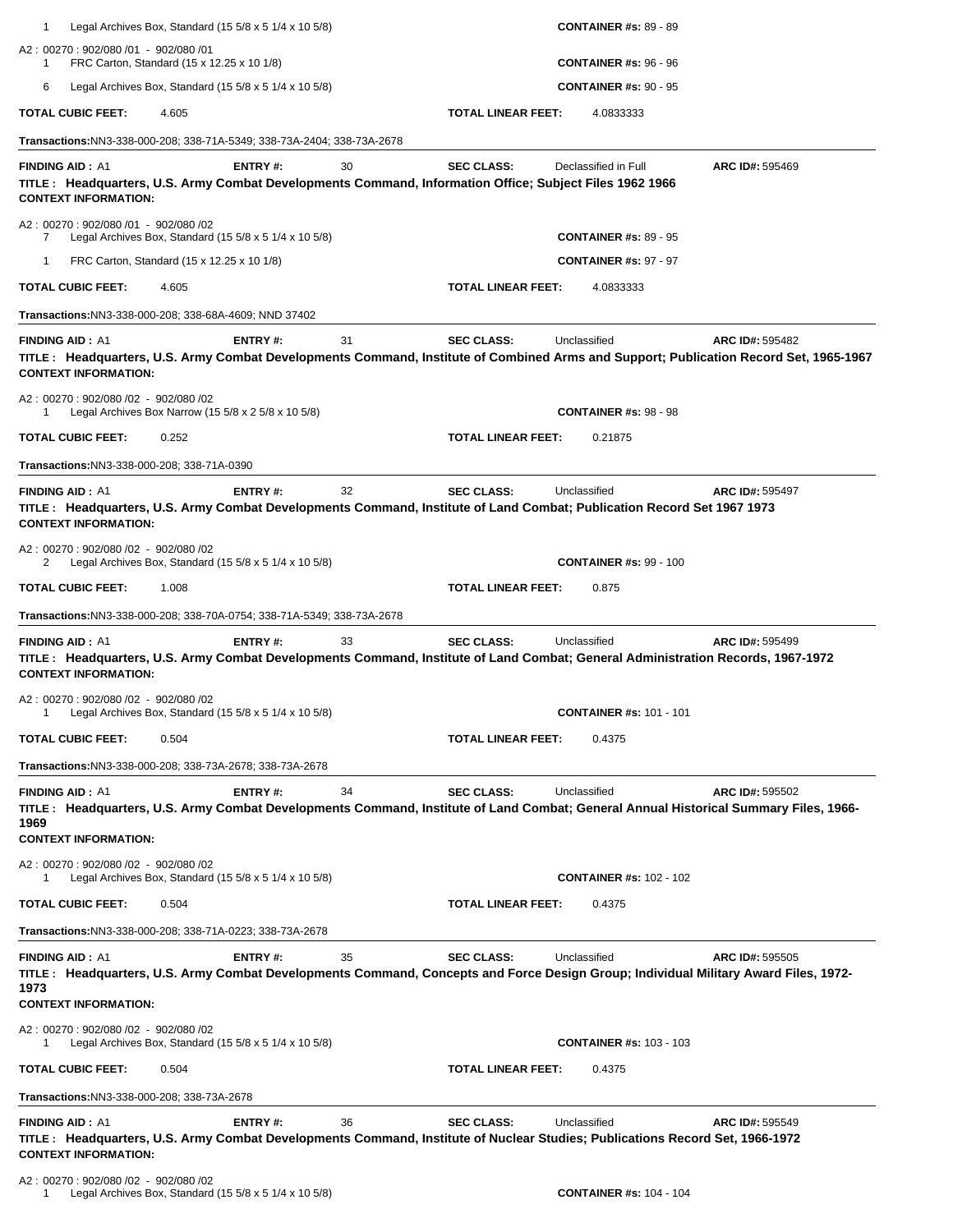1 Legal Archives Box, Standard (15 5/8 x 5 1/4 x 10 5/8) **CONTAINER #s:** 89 - 89

A2 : 00270 : 902/080 /01 - 902/080 /01
1 FRC Carton, Standard (15 x 12.25 x 10 1/8) **CONTAINER #s:** 96 - 96

6 Legal Archives Box, Standard (15 5/8 x 5 1/4 x 10 5/8) **CONTAINER #s:** 90 - 95

**TOTAL CUBIC FEET:** 4.605 **TOTAL LINEAR FEET:** 4.0833333

**Transactions:** NN3-338-000-208; 338-71A-5349; 338-73A-2404; 338-73A-2678

---

**FINDING AID :** A1 **ENTRY #:** 30 **SEC CLASS:** Declassified in Full **ARC ID#:** 595469

**TITLE : Headquarters, U.S. Army Combat Developments Command, Information Office; Subject Files 1962 1966**

**CONTEXT INFORMATION:**

A2 : 00270 : 902/080 /01 - 902/080 /02
7 Legal Archives Box, Standard (15 5/8 x 5 1/4 x 10 5/8) **CONTAINER #s:** 89 - 95

1 FRC Carton, Standard (15 x 12.25 x 10 1/8) **CONTAINER #s:** 97 - 97

**TOTAL CUBIC FEET:** 4.605 **TOTAL LINEAR FEET:** 4.0833333

**Transactions:** NN3-338-000-208; 338-68A-4609; NND 37402

---

**FINDING AID :** A1 **ENTRY #:** 31 **SEC CLASS:** Unclassified **ARC ID#:** 595482

**TITLE : Headquarters, U.S. Army Combat Developments Command, Institute of Combined Arms and Support; Publication Record Set, 1965-1967**

**CONTEXT INFORMATION:**

A2 : 00270 : 902/080 /02 - 902/080 /02
1 Legal Archives Box Narrow (15 5/8 x 2 5/8 x 10 5/8) **CONTAINER #s:** 98 - 98

**TOTAL CUBIC FEET:** 0.252 **TOTAL LINEAR FEET:** 0.21875

**Transactions:** NN3-338-000-208; 338-71A-0390

---

**FINDING AID :** A1 **ENTRY #:** 32 **SEC CLASS:** Unclassified **ARC ID#:** 595497

**TITLE : Headquarters, U.S. Army Combat Developments Command, Institute of Land Combat; Publication Record Set 1967 1973**

**CONTEXT INFORMATION:**

A2 : 00270 : 902/080 /02 - 902/080 /02
2 Legal Archives Box, Standard (15 5/8 x 5 1/4 x 10 5/8) **CONTAINER #s:** 99 - 100

**TOTAL CUBIC FEET:** 1.008 **TOTAL LINEAR FEET:** 0.875

**Transactions:** NN3-338-000-208; 338-70A-0754; 338-71A-5349; 338-73A-2678

---

**FINDING AID :** A1 **ENTRY #:** 33 **SEC CLASS:** Unclassified **ARC ID#:** 595499

**TITLE : Headquarters, U.S. Army Combat Developments Command, Institute of Land Combat; General Administration Records, 1967-1972**

**CONTEXT INFORMATION:**

A2 : 00270 : 902/080 /02 - 902/080 /02
1 Legal Archives Box, Standard (15 5/8 x 5 1/4 x 10 5/8) **CONTAINER #s:** 101 - 101

**TOTAL CUBIC FEET:** 0.504 **TOTAL LINEAR FEET:** 0.4375

**Transactions:** NN3-338-000-208; 338-73A-2678; 338-73A-2678

---

**FINDING AID :** A1 **ENTRY #:** 34 **SEC CLASS:** Unclassified **ARC ID#:** 595502

**TITLE : Headquarters, U.S. Army Combat Developments Command, Institute of Land Combat; General Annual Historical Summary Files, 1966-1969**

**CONTEXT INFORMATION:**

A2 : 00270 : 902/080 /02 - 902/080 /02
1 Legal Archives Box, Standard (15 5/8 x 5 1/4 x 10 5/8) **CONTAINER #s:** 102 - 102

**TOTAL CUBIC FEET:** 0.504 **TOTAL LINEAR FEET:** 0.4375

**Transactions:** NN3-338-000-208; 338-71A-0223; 338-73A-2678

---

**FINDING AID :** A1 **ENTRY #:** 35 **SEC CLASS:** Unclassified **ARC ID#:** 595505

**TITLE : Headquarters, U.S. Army Combat Developments Command, Concepts and Force Design Group; Individual Military Award Files, 1972-1973**

**CONTEXT INFORMATION:**

A2 : 00270 : 902/080 /02 - 902/080 /02
1 Legal Archives Box, Standard (15 5/8 x 5 1/4 x 10 5/8) **CONTAINER #s:** 103 - 103

**TOTAL CUBIC FEET:** 0.504 **TOTAL LINEAR FEET:** 0.4375

**Transactions:** NN3-338-000-208; 338-73A-2678

---

**FINDING AID :** A1 **ENTRY #:** 36 **SEC CLASS:** Unclassified **ARC ID#:** 595549

**TITLE : Headquarters, U.S. Army Combat Developments Command, Institute of Nuclear Studies; Publications Record Set, 1966-1972**

**CONTEXT INFORMATION:**

A2 : 00270 : 902/080 /02 - 902/080 /02
1 Legal Archives Box, Standard (15 5/8 x 5 1/4 x 10 5/8) **CONTAINER #s:** 104 - 104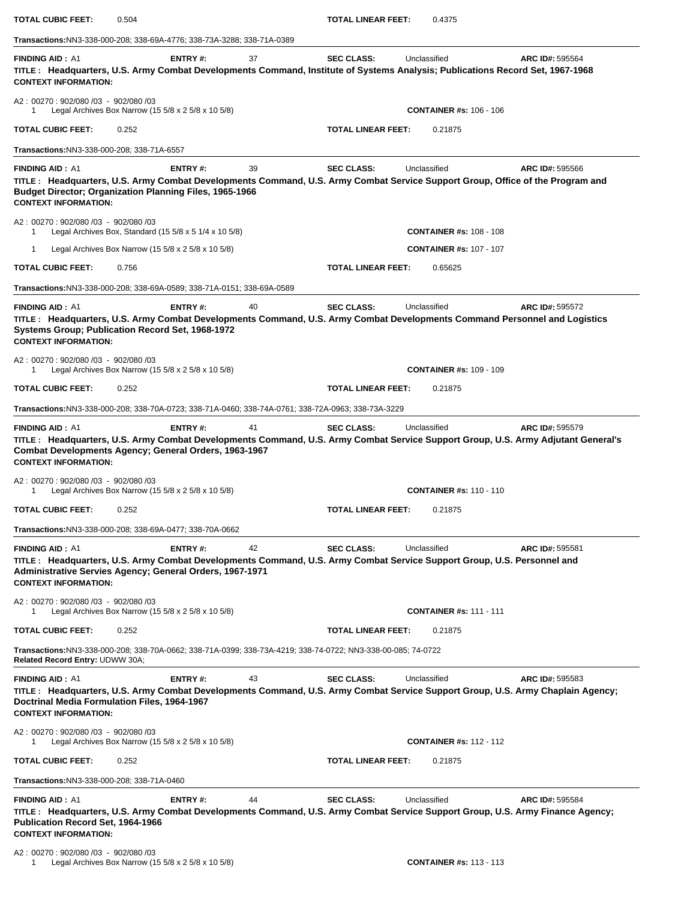**TOTAL CUBIC FEET:** 0.504 **TOTAL LINEAR FEET:** 0.4375

**Transactions:** NN3-338-000-208; 338-69A-4776; 338-73A-3288; 338-71A-0389

---

**FINDING AID :** A1 **ENTRY #:** 37 **SEC CLASS:** Unclassified **ARC ID#:** 595564

**TITLE : Headquarters, U.S. Army Combat Developments Command, Institute of Systems Analysis; Publications Record Set, 1967-1968**

**CONTEXT INFORMATION:**

A2 : 00270 : 902/080 /03 - 902/080 /03

1 Legal Archives Box Narrow (15 5/8 x 2 5/8 x 10 5/8) **CONTAINER #s:** 106 - 106

**TOTAL CUBIC FEET:** 0.252 **TOTAL LINEAR FEET:** 0.21875

**Transactions:** NN3-338-000-208; 338-71A-6557

---

**FINDING AID :** A1 **ENTRY #:** 39 **SEC CLASS:** Unclassified **ARC ID#:** 595566

**TITLE : Headquarters, U.S. Army Combat Developments Command, U.S. Army Combat Service Support Group, Office of the Program and Budget Director; Organization Planning Files, 1965-1966**

**CONTEXT INFORMATION:**

A2 : 00270 : 902/080 /03 - 902/080 /03

1 Legal Archives Box, Standard (15 5/8 x 5 1/4 x 10 5/8) **CONTAINER #s:** 108 - 108

1 Legal Archives Box Narrow (15 5/8 x 2 5/8 x 10 5/8) **CONTAINER #s:** 107 - 107

**TOTAL CUBIC FEET:** 0.756 **TOTAL LINEAR FEET:** 0.65625

**Transactions:** NN3-338-000-208; 338-69A-0589; 338-71A-0151; 338-69A-0589

---

**FINDING AID :** A1 **ENTRY #:** 40 **SEC CLASS:** Unclassified **ARC ID#:** 595572

**TITLE : Headquarters, U.S. Army Combat Developments Command, U.S. Army Combat Developments Command Personnel and Logistics Systems Group; Publication Record Set, 1968-1972**

**CONTEXT INFORMATION:**

A2 : 00270 : 902/080 /03 - 902/080 /03

1 Legal Archives Box Narrow (15 5/8 x 2 5/8 x 10 5/8) **CONTAINER #s:** 109 - 109

**TOTAL CUBIC FEET:** 0.252 **TOTAL LINEAR FEET:** 0.21875

**Transactions:** NN3-338-000-208; 338-70A-0723; 338-71A-0460; 338-74A-0761; 338-72A-0963; 338-73A-3229

---

**FINDING AID :** A1 **ENTRY #:** 41 **SEC CLASS:** Unclassified **ARC ID#:** 595579

**TITLE : Headquarters, U.S. Army Combat Developments Command, U.S. Army Combat Service Support Group, U.S. Army Adjutant General's Combat Developments Agency; General Orders, 1963-1967**

**CONTEXT INFORMATION:**

A2 : 00270 : 902/080 /03 - 902/080 /03

1 Legal Archives Box Narrow (15 5/8 x 2 5/8 x 10 5/8) **CONTAINER #s:** 110 - 110

**TOTAL CUBIC FEET:** 0.252 **TOTAL LINEAR FEET:** 0.21875

**Transactions:** NN3-338-000-208; 338-69A-0477; 338-70A-0662

---

**FINDING AID :** A1 **ENTRY #:** 42 **SEC CLASS:** Unclassified **ARC ID#:** 595581

**TITLE : Headquarters, U.S. Army Combat Developments Command, U.S. Army Combat Service Support Group, U.S. Personnel and Administrative Servies Agency; General Orders, 1967-1971**

**CONTEXT INFORMATION:**

A2 : 00270 : 902/080 /03 - 902/080 /03

1 Legal Archives Box Narrow (15 5/8 x 2 5/8 x 10 5/8) **CONTAINER #s:** 111 - 111

**TOTAL CUBIC FEET:** 0.252 **TOTAL LINEAR FEET:** 0.21875

**Transactions:** NN3-338-000-208; 338-70A-0662; 338-71A-0399; 338-73A-4219; 338-74-0722; NN3-338-00-085; 74-0722

**Related Record Entry:** UDWW 30A;

---

**FINDING AID :** A1 **ENTRY #:** 43 **SEC CLASS:** Unclassified **ARC ID#:** 595583

**TITLE : Headquarters, U.S. Army Combat Developments Command, U.S. Army Combat Service Support Group, U.S. Army Chaplain Agency; Doctrinal Media Formulation Files, 1964-1967**

**CONTEXT INFORMATION:**

A2 : 00270 : 902/080 /03 - 902/080 /03

1 Legal Archives Box Narrow (15 5/8 x 2 5/8 x 10 5/8) **CONTAINER #s:** 112 - 112

**TOTAL CUBIC FEET:** 0.252 **TOTAL LINEAR FEET:** 0.21875

**Transactions:** NN3-338-000-208; 338-71A-0460

---

**FINDING AID :** A1 **ENTRY #:** 44 **SEC CLASS:** Unclassified **ARC ID#:** 595584

**TITLE : Headquarters, U.S. Army Combat Developments Command, U.S. Army Combat Service Support Group, U.S. Army Finance Agency; Publication Record Set, 1964-1966**

**CONTEXT INFORMATION:**

A2 : 00270 : 902/080 /03 - 902/080 /03

1 Legal Archives Box Narrow (15 5/8 x 2 5/8 x 10 5/8) **CONTAINER #s:** 113 - 113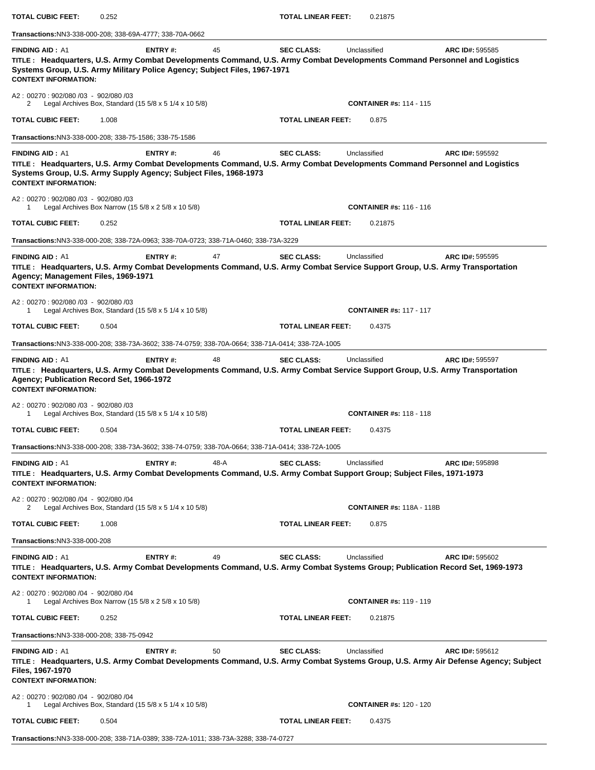**TOTAL CUBIC FEET:** 0.252 **TOTAL LINEAR FEET:** 0.21875

**Transactions:** NN3-338-000-208; 338-69A-4777; 338-70A-0662

---

**FINDING AID :** A1 **ENTRY #:** 45 **SEC CLASS:** Unclassified **ARC ID#:** 595585

**TITLE : Headquarters, U.S. Army Combat Developments Command, U.S. Army Combat Developments Command Personnel and Logistics Systems Group, U.S. Army Military Police Agency; Subject Files, 1967-1971**

**CONTEXT INFORMATION:**

A2 : 00270 : 902/080 /03 - 902/080 /03
2 Legal Archives Box, Standard (15 5/8 x 5 1/4 x 10 5/8) **CONTAINER #s:** 114 - 115

**TOTAL CUBIC FEET:** 1.008 **TOTAL LINEAR FEET:** 0.875

**Transactions:** NN3-338-000-208; 338-75-1586; 338-75-1586

---

**FINDING AID :** A1 **ENTRY #:** 46 **SEC CLASS:** Unclassified **ARC ID#:** 595592

**TITLE : Headquarters, U.S. Army Combat Developments Command, U.S. Army Combat Developments Command Personnel and Logistics Systems Group, U.S. Army Supply Agency; Subject Files, 1968-1973**

**CONTEXT INFORMATION:**

A2 : 00270 : 902/080 /03 - 902/080 /03
1 Legal Archives Box Narrow (15 5/8 x 2 5/8 x 10 5/8) **CONTAINER #s:** 116 - 116

**TOTAL CUBIC FEET:** 0.252 **TOTAL LINEAR FEET:** 0.21875

**Transactions:** NN3-338-000-208; 338-72A-0963; 338-70A-0723; 338-71A-0460; 338-73A-3229

---

**FINDING AID :** A1 **ENTRY #:** 47 **SEC CLASS:** Unclassified **ARC ID#:** 595595

**TITLE : Headquarters, U.S. Army Combat Developments Command, U.S. Army Combat Service Support Group, U.S. Army Transportation Agency; Management Files, 1969-1971**

**CONTEXT INFORMATION:**

A2 : 00270 : 902/080 /03 - 902/080 /03
1 Legal Archives Box, Standard (15 5/8 x 5 1/4 x 10 5/8) **CONTAINER #s:** 117 - 117

**TOTAL CUBIC FEET:** 0.504 **TOTAL LINEAR FEET:** 0.4375

**Transactions:** NN3-338-000-208; 338-73A-3602; 338-74-0759; 338-70A-0664; 338-71A-0414; 338-72A-1005

---

**FINDING AID :** A1 **ENTRY #:** 48 **SEC CLASS:** Unclassified **ARC ID#:** 595597

**TITLE : Headquarters, U.S. Army Combat Developments Command, U.S. Army Combat Service Support Group, U.S. Army Transportation Agency; Publication Record Set, 1966-1972**

**CONTEXT INFORMATION:**

A2 : 00270 : 902/080 /03 - 902/080 /03
1 Legal Archives Box, Standard (15 5/8 x 5 1/4 x 10 5/8) **CONTAINER #s:** 118 - 118

**TOTAL CUBIC FEET:** 0.504 **TOTAL LINEAR FEET:** 0.4375

**Transactions:** NN3-338-000-208; 338-73A-3602; 338-74-0759; 338-70A-0664; 338-71A-0414; 338-72A-1005

---

**FINDING AID :** A1 **ENTRY #:** 48-A **SEC CLASS:** Unclassified **ARC ID#:** 595898

**TITLE : Headquarters, U.S. Army Combat Developments Command, U.S. Army Combat Support Group; Subject Files, 1971-1973**

**CONTEXT INFORMATION:**

A2 : 00270 : 902/080 /04 - 902/080 /04
2 Legal Archives Box, Standard (15 5/8 x 5 1/4 x 10 5/8) **CONTAINER #s:** 118A - 118B

**TOTAL CUBIC FEET:** 1.008 **TOTAL LINEAR FEET:** 0.875

**Transactions:** NN3-338-000-208

---

**FINDING AID :** A1 **ENTRY #:** 49 **SEC CLASS:** Unclassified **ARC ID#:** 595602

**TITLE : Headquarters, U.S. Army Combat Developments Command, U.S. Army Combat Systems Group; Publication Record Set, 1969-1973**

**CONTEXT INFORMATION:**

A2 : 00270 : 902/080 /04 - 902/080 /04
1 Legal Archives Box Narrow (15 5/8 x 2 5/8 x 10 5/8) **CONTAINER #s:** 119 - 119

**TOTAL CUBIC FEET:** 0.252 **TOTAL LINEAR FEET:** 0.21875

**Transactions:** NN3-338-000-208; 338-75-0942

---

**FINDING AID :** A1 **ENTRY #:** 50 **SEC CLASS:** Unclassified **ARC ID#:** 595612

**TITLE : Headquarters, U.S. Army Combat Developments Command, U.S. Army Combat Systems Group, U.S. Army Air Defense Agency; Subject Files, 1967-1970**

**CONTEXT INFORMATION:**

A2 : 00270 : 902/080 /04 - 902/080 /04
1 Legal Archives Box, Standard (15 5/8 x 5 1/4 x 10 5/8) **CONTAINER #s:** 120 - 120

**TOTAL CUBIC FEET:** 0.504 **TOTAL LINEAR FEET:** 0.4375

**Transactions:** NN3-338-000-208; 338-71A-0389; 338-72A-1011; 338-73A-3288; 338-74-0727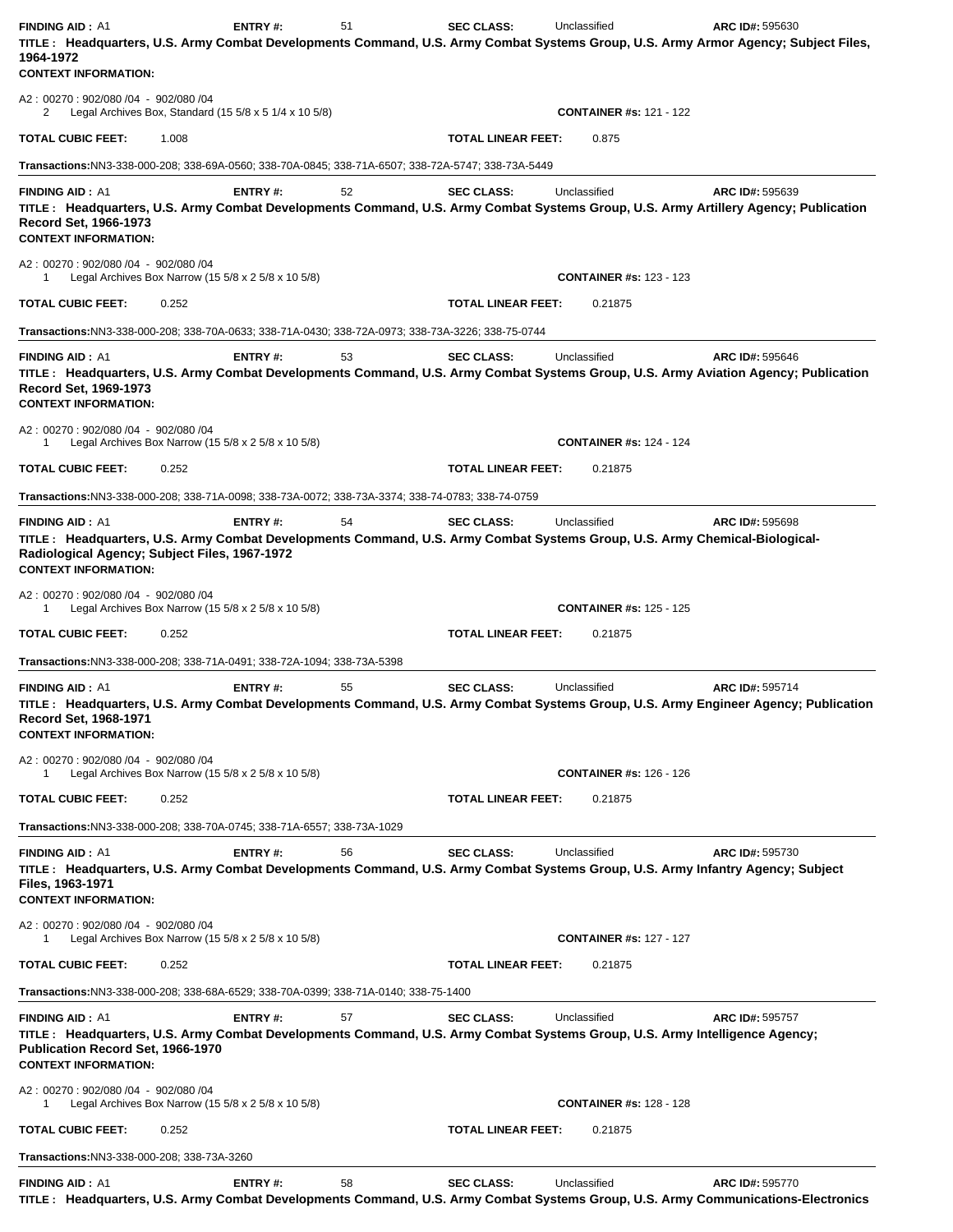**FINDING AID :** A1 **ENTRY #:** 51 **SEC CLASS:** Unclassified **ARC ID#:** 595630

**TITLE : Headquarters, U.S. Army Combat Developments Command, U.S. Army Combat Systems Group, U.S. Army Armor Agency; Subject Files, 1964-1972**

**CONTEXT INFORMATION:**

A2 : 00270 : 902/080 /04 - 902/080 /04
2 Legal Archives Box, Standard (15 5/8 x 5 1/4 x 10 5/8) **CONTAINER #s:** 121 - 122

**TOTAL CUBIC FEET:** 1.008 **TOTAL LINEAR FEET:** 0.875

**Transactions:**NN3-338-000-208; 338-69A-0560; 338-70A-0845; 338-71A-6507; 338-72A-5747; 338-73A-5449

---

**FINDING AID :** A1 **ENTRY #:** 52 **SEC CLASS:** Unclassified **ARC ID#:** 595639

**TITLE : Headquarters, U.S. Army Combat Developments Command, U.S. Army Combat Systems Group, U.S. Army Artillery Agency; Publication Record Set, 1966-1973**

**CONTEXT INFORMATION:**

A2 : 00270 : 902/080 /04 - 902/080 /04
1 Legal Archives Box Narrow (15 5/8 x 2 5/8 x 10 5/8) **CONTAINER #s:** 123 - 123

**TOTAL CUBIC FEET:** 0.252 **TOTAL LINEAR FEET:** 0.21875

**Transactions:**NN3-338-000-208; 338-70A-0633; 338-71A-0430; 338-72A-0973; 338-73A-3226; 338-75-0744

---

**FINDING AID :** A1 **ENTRY #:** 53 **SEC CLASS:** Unclassified **ARC ID#:** 595646

**TITLE : Headquarters, U.S. Army Combat Developments Command, U.S. Army Combat Systems Group, U.S. Army Aviation Agency; Publication Record Set, 1969-1973**

**CONTEXT INFORMATION:**

A2 : 00270 : 902/080 /04 - 902/080 /04
1 Legal Archives Box Narrow (15 5/8 x 2 5/8 x 10 5/8) **CONTAINER #s:** 124 - 124

**TOTAL CUBIC FEET:** 0.252 **TOTAL LINEAR FEET:** 0.21875

**Transactions:**NN3-338-000-208; 338-71A-0098; 338-73A-0072; 338-73A-3374; 338-74-0783; 338-74-0759

---

**FINDING AID :** A1 **ENTRY #:** 54 **SEC CLASS:** Unclassified **ARC ID#:** 595698

**TITLE : Headquarters, U.S. Army Combat Developments Command, U.S. Army Combat Systems Group, U.S. Army Chemical-Biological-Radiological Agency; Subject Files, 1967-1972**

**CONTEXT INFORMATION:**

A2 : 00270 : 902/080 /04 - 902/080 /04
1 Legal Archives Box Narrow (15 5/8 x 2 5/8 x 10 5/8) **CONTAINER #s:** 125 - 125

**TOTAL CUBIC FEET:** 0.252 **TOTAL LINEAR FEET:** 0.21875

**Transactions:**NN3-338-000-208; 338-71A-0491; 338-72A-1094; 338-73A-5398

---

**FINDING AID :** A1 **ENTRY #:** 55 **SEC CLASS:** Unclassified **ARC ID#:** 595714

**TITLE : Headquarters, U.S. Army Combat Developments Command, U.S. Army Combat Systems Group, U.S. Army Engineer Agency; Publication Record Set, 1968-1971**

**CONTEXT INFORMATION:**

A2 : 00270 : 902/080 /04 - 902/080 /04
1 Legal Archives Box Narrow (15 5/8 x 2 5/8 x 10 5/8) **CONTAINER #s:** 126 - 126

**TOTAL CUBIC FEET:** 0.252 **TOTAL LINEAR FEET:** 0.21875

**Transactions:**NN3-338-000-208; 338-70A-0745; 338-71A-6557; 338-73A-1029

---

**FINDING AID :** A1 **ENTRY #:** 56 **SEC CLASS:** Unclassified **ARC ID#:** 595730

**TITLE : Headquarters, U.S. Army Combat Developments Command, U.S. Army Combat Systems Group, U.S. Army Infantry Agency; Subject Files, 1963-1971**

**CONTEXT INFORMATION:**

A2 : 00270 : 902/080 /04 - 902/080 /04
1 Legal Archives Box Narrow (15 5/8 x 2 5/8 x 10 5/8) **CONTAINER #s:** 127 - 127

**TOTAL CUBIC FEET:** 0.252 **TOTAL LINEAR FEET:** 0.21875

**Transactions:**NN3-338-000-208; 338-68A-6529; 338-70A-0399; 338-71A-0140; 338-75-1400

---

**FINDING AID :** A1 **ENTRY #:** 57 **SEC CLASS:** Unclassified **ARC ID#:** 595757

**TITLE : Headquarters, U.S. Army Combat Developments Command, U.S. Army Combat Systems Group, U.S. Army Intelligence Agency; Publication Record Set, 1966-1970**

**CONTEXT INFORMATION:**

A2 : 00270 : 902/080 /04 - 902/080 /04
1 Legal Archives Box Narrow (15 5/8 x 2 5/8 x 10 5/8) **CONTAINER #s:** 128 - 128

**TOTAL CUBIC FEET:** 0.252 **TOTAL LINEAR FEET:** 0.21875

**Transactions:**NN3-338-000-208; 338-73A-3260

---

**FINDING AID :** A1 **ENTRY #:** 58 **SEC CLASS:** Unclassified **ARC ID#:** 595770

**TITLE : Headquarters, U.S. Army Combat Developments Command, U.S. Army Combat Systems Group, U.S. Army Communications-Electronics**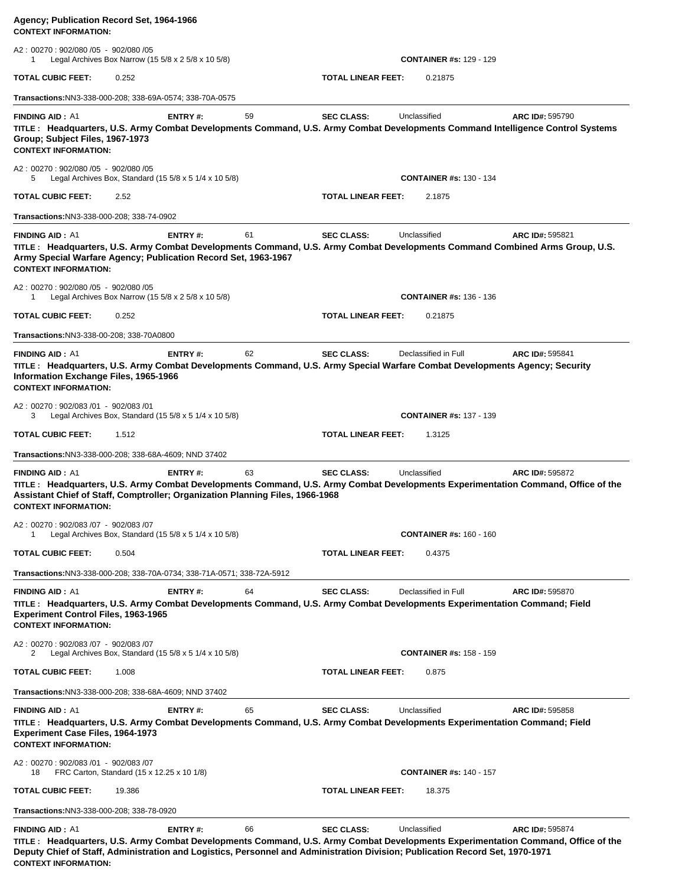**Agency; Publication Record Set, 1964-1966**
**CONTEXT INFORMATION:**

A2 : 00270 : 902/080 /05 - 902/080 /05
1 Legal Archives Box Narrow (15 5/8 x 2 5/8 x 10 5/8) **CONTAINER #s:** 129 - 129

**TOTAL CUBIC FEET:** 0.252 **TOTAL LINEAR FEET:** 0.21875

**Transactions:** NN3-338-000-208; 338-69A-0574; 338-70A-0575

---

**FINDING AID :** A1 **ENTRY #:** 59 **SEC CLASS:** Unclassified **ARC ID#:** 595790

**TITLE : Headquarters, U.S. Army Combat Developments Command, U.S. Army Combat Developments Command Intelligence Control Systems Group; Subject Files, 1967-1973**
**CONTEXT INFORMATION:**

A2 : 00270 : 902/080 /05 - 902/080 /05
5 Legal Archives Box, Standard (15 5/8 x 5 1/4 x 10 5/8) **CONTAINER #s:** 130 - 134

**TOTAL CUBIC FEET:** 2.52 **TOTAL LINEAR FEET:** 2.1875

**Transactions:** NN3-338-000-208; 338-74-0902

---

**FINDING AID :** A1 **ENTRY #:** 61 **SEC CLASS:** Unclassified **ARC ID#:** 595821

**TITLE : Headquarters, U.S. Army Combat Developments Command, U.S. Army Combat Developments Command Combined Arms Group, U.S. Army Special Warfare Agency; Publication Record Set, 1963-1967**
**CONTEXT INFORMATION:**

A2 : 00270 : 902/080 /05 - 902/080 /05
1 Legal Archives Box Narrow (15 5/8 x 2 5/8 x 10 5/8) **CONTAINER #s:** 136 - 136

**TOTAL CUBIC FEET:** 0.252 **TOTAL LINEAR FEET:** 0.21875

**Transactions:** NN3-338-00-208; 338-70A0800

---

**FINDING AID :** A1 **ENTRY #:** 62 **SEC CLASS:** Declassified in Full **ARC ID#:** 595841

**TITLE : Headquarters, U.S. Army Combat Developments Command, U.S. Army Special Warfare Combat Developments Agency; Security Information Exchange Files, 1965-1966**
**CONTEXT INFORMATION:**

A2 : 00270 : 902/083 /01 - 902/083 /01
3 Legal Archives Box, Standard (15 5/8 x 5 1/4 x 10 5/8) **CONTAINER #s:** 137 - 139

**TOTAL CUBIC FEET:** 1.512 **TOTAL LINEAR FEET:** 1.3125

**Transactions:** NN3-338-000-208; 338-68A-4609; NND 37402

---

**FINDING AID :** A1 **ENTRY #:** 63 **SEC CLASS:** Unclassified **ARC ID#:** 595872

**TITLE : Headquarters, U.S. Army Combat Developments Command, U.S. Army Combat Developments Experimentation Command, Office of the Assistant Chief of Staff, Comptroller; Organization Planning Files, 1966-1968**
**CONTEXT INFORMATION:**

A2 : 00270 : 902/083 /07 - 902/083 /07
1 Legal Archives Box, Standard (15 5/8 x 5 1/4 x 10 5/8) **CONTAINER #s:** 160 - 160

**TOTAL CUBIC FEET:** 0.504 **TOTAL LINEAR FEET:** 0.4375

**Transactions:** NN3-338-000-208; 338-70A-0734; 338-71A-0571; 338-72A-5912

---

**FINDING AID :** A1 **ENTRY #:** 64 **SEC CLASS:** Declassified in Full **ARC ID#:** 595870

**TITLE : Headquarters, U.S. Army Combat Developments Command, U.S. Army Combat Developments Experimentation Command; Field Experiment Control Files, 1963-1965**
**CONTEXT INFORMATION:**

A2 : 00270 : 902/083 /07 - 902/083 /07
2 Legal Archives Box, Standard (15 5/8 x 5 1/4 x 10 5/8) **CONTAINER #s:** 158 - 159

**TOTAL CUBIC FEET:** 1.008 **TOTAL LINEAR FEET:** 0.875

**Transactions:** NN3-338-000-208; 338-68A-4609; NND 37402

---

**FINDING AID :** A1 **ENTRY #:** 65 **SEC CLASS:** Unclassified **ARC ID#:** 595858

**TITLE : Headquarters, U.S. Army Combat Developments Command, U.S. Army Combat Developments Experimentation Command; Field Experiment Case Files, 1964-1973**
**CONTEXT INFORMATION:**

A2 : 00270 : 902/083 /01 - 902/083 /07
18 FRC Carton, Standard (15 x 12.25 x 10 1/8) **CONTAINER #s:** 140 - 157

**TOTAL CUBIC FEET:** 19.386 **TOTAL LINEAR FEET:** 18.375

**Transactions:** NN3-338-000-208; 338-78-0920

---

**FINDING AID :** A1 **ENTRY #:** 66 **SEC CLASS:** Unclassified **ARC ID#:** 595874

**TITLE : Headquarters, U.S. Army Combat Developments Command, U.S. Army Combat Developments Experimentation Command, Office of the Deputy Chief of Staff, Administration and Logistics, Personnel and Administration Division; Publication Record Set, 1970-1971**
**CONTEXT INFORMATION:**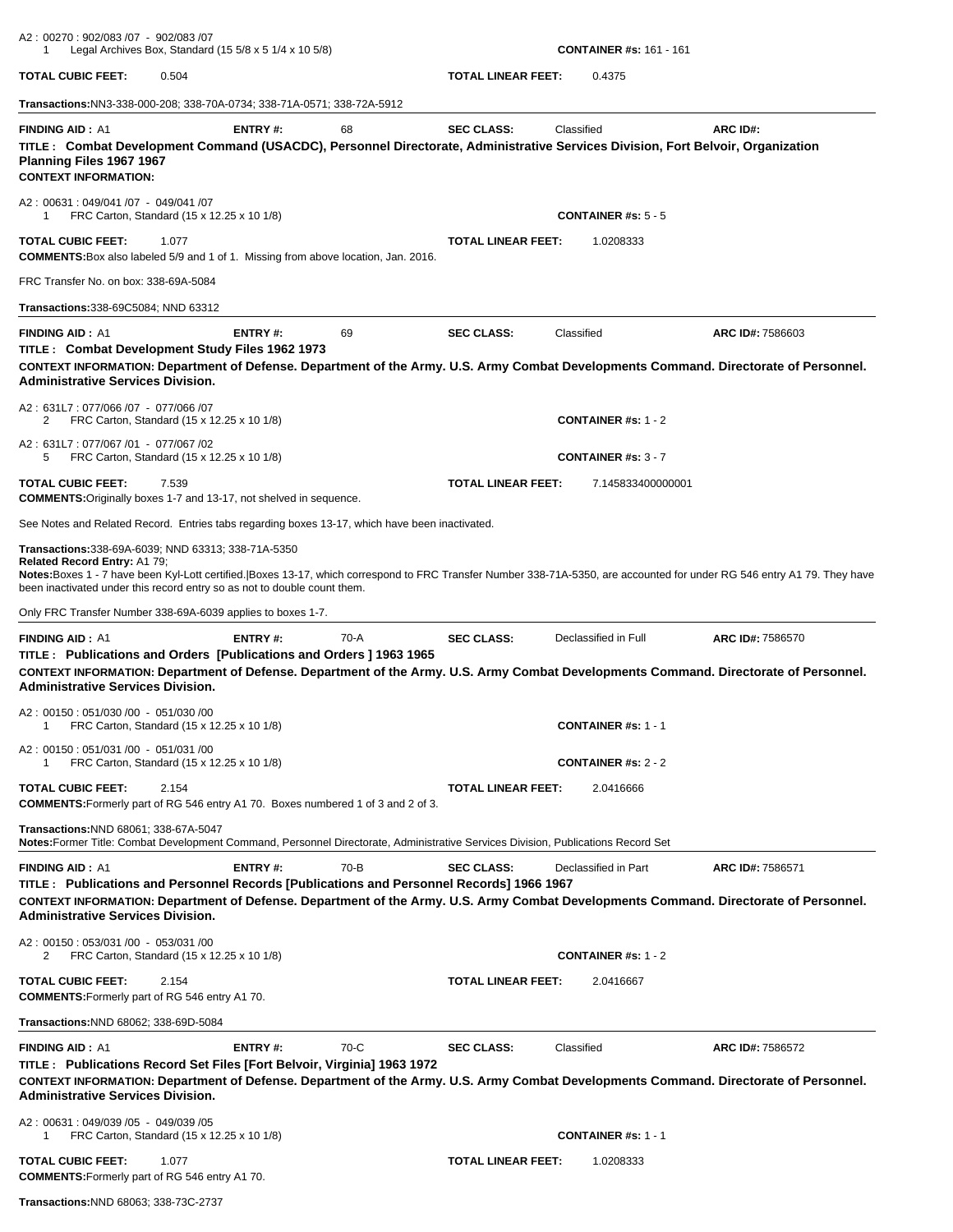A2 : 00270 : 902/083 /07 - 902/083 /07
1 Legal Archives Box, Standard (15 5/8 x 5 1/4 x 10 5/8) **CONTAINER #s:** 161 - 161

**TOTAL CUBIC FEET:** 0.504 **TOTAL LINEAR FEET:** 0.4375

**Transactions:**NN3-338-000-208; 338-70A-0734; 338-71A-0571; 338-72A-5912

---

**FINDING AID :** A1 **ENTRY #:** 68 **SEC CLASS:** Classified **ARC ID#:**

**TITLE : Combat Development Command (USACDC), Personnel Directorate, Administrative Services Division, Fort Belvoir, Organization Planning Files 1967 1967**

**CONTEXT INFORMATION:**

A2 : 00631 : 049/041 /07 - 049/041 /07
1 FRC Carton, Standard (15 x 12.25 x 10 1/8) **CONTAINER #s:** 5 - 5

**TOTAL CUBIC FEET:** 1.077 **TOTAL LINEAR FEET:** 1.0208333

**COMMENTS:**Box also labeled 5/9 and 1 of 1. Missing from above location, Jan. 2016.

FRC Transfer No. on box: 338-69A-5084

**Transactions:**338-69C5084; NND 63312

---

**FINDING AID :** A1 **ENTRY #:** 69 **SEC CLASS:** Classified **ARC ID#:** 7586603

**TITLE : Combat Development Study Files 1962 1973**

**CONTEXT INFORMATION: Department of Defense. Department of the Army. U.S. Army Combat Developments Command. Directorate of Personnel. Administrative Services Division.**

A2 : 631L7 : 077/066 /07 - 077/066 /07
2 FRC Carton, Standard (15 x 12.25 x 10 1/8) **CONTAINER #s:** 1 - 2

A2 : 631L7 : 077/067 /01 - 077/067 /02
5 FRC Carton, Standard (15 x 12.25 x 10 1/8) **CONTAINER #s:** 3 - 7

**TOTAL CUBIC FEET:** 7.539 **TOTAL LINEAR FEET:** 7.145833400000001

**COMMENTS:**Originally boxes 1-7 and 13-17, not shelved in sequence.

See Notes and Related Record. Entries tabs regarding boxes 13-17, which have been inactivated.

**Transactions:**338-69A-6039; NND 63313; 338-71A-5350

**Related Record Entry:** A1 79;

**Notes:**Boxes 1 - 7 have been Kyl-Lott certified.|Boxes 13-17, which correspond to FRC Transfer Number 338-71A-5350, are accounted for under RG 546 entry A1 79. They have been inactivated under this record entry so as not to double count them.

Only FRC Transfer Number 338-69A-6039 applies to boxes 1-7.

---

**FINDING AID :** A1 **ENTRY #:** 70-A **SEC CLASS:** Declassified in Full **ARC ID#:** 7586570

**TITLE : Publications and Orders [Publications and Orders ] 1963 1965**

**CONTEXT INFORMATION: Department of Defense. Department of the Army. U.S. Army Combat Developments Command. Directorate of Personnel. Administrative Services Division.**

A2 : 00150 : 051/030 /00 - 051/030 /00
1 FRC Carton, Standard (15 x 12.25 x 10 1/8) **CONTAINER #s:** 1 - 1

A2 : 00150 : 051/031 /00 - 051/031 /00
1 FRC Carton, Standard (15 x 12.25 x 10 1/8) **CONTAINER #s:** 2 - 2

**TOTAL CUBIC FEET:** 2.154 **TOTAL LINEAR FEET:** 2.0416666

**COMMENTS:**Formerly part of RG 546 entry A1 70. Boxes numbered 1 of 3 and 2 of 3.

**Transactions:**NND 68061; 338-67A-5047

**Notes:**Former Title: Combat Development Command, Personnel Directorate, Administrative Services Division, Publications Record Set

---

**FINDING AID :** A1 **ENTRY #:** 70-B **SEC CLASS:** Declassified in Part **ARC ID#:** 7586571

**TITLE : Publications and Personnel Records [Publications and Personnel Records] 1966 1967**

**CONTEXT INFORMATION: Department of Defense. Department of the Army. U.S. Army Combat Developments Command. Directorate of Personnel. Administrative Services Division.**

A2 : 00150 : 053/031 /00 - 053/031 /00
2 FRC Carton, Standard (15 x 12.25 x 10 1/8) **CONTAINER #s:** 1 - 2

**TOTAL CUBIC FEET:** 2.154 **TOTAL LINEAR FEET:** 2.0416667

**COMMENTS:**Formerly part of RG 546 entry A1 70.

**Transactions:**NND 68062; 338-69D-5084

---

**FINDING AID :** A1 **ENTRY #:** 70-C **SEC CLASS:** Classified **ARC ID#:** 7586572

**TITLE : Publications Record Set Files [Fort Belvoir, Virginia] 1963 1972**

**CONTEXT INFORMATION: Department of Defense. Department of the Army. U.S. Army Combat Developments Command. Directorate of Personnel. Administrative Services Division.**

A2 : 00631 : 049/039 /05 - 049/039 /05
1 FRC Carton, Standard (15 x 12.25 x 10 1/8) **CONTAINER #s:** 1 - 1

**TOTAL CUBIC FEET:** 1.077 **TOTAL LINEAR FEET:** 1.0208333

**COMMENTS:**Formerly part of RG 546 entry A1 70.

**Transactions:**NND 68063; 338-73C-2737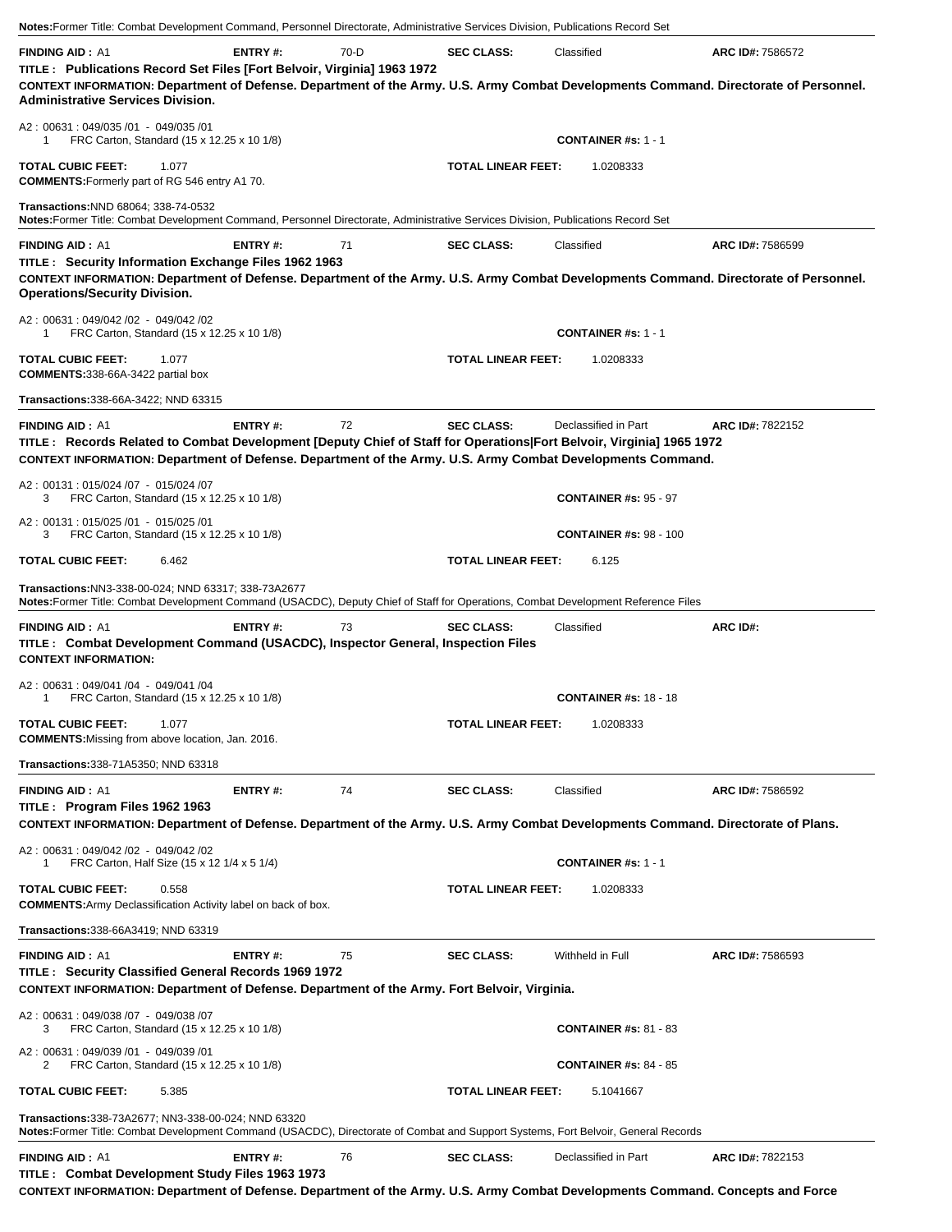**Notes:** Former Title: Combat Development Command, Personnel Directorate, Administrative Services Division, Publications Record Set

---

**FINDING AID :** A1 **ENTRY #:** 70-D **SEC CLASS:** Classified **ARC ID#:** 7586572

**TITLE : Publications Record Set Files [Fort Belvoir, Virginia] 1963 1972**

**CONTEXT INFORMATION: Department of Defense. Department of the Army. U.S. Army Combat Developments Command. Directorate of Personnel. Administrative Services Division.**

A2 : 00631 : 049/035 /01 - 049/035 /01
1 FRC Carton, Standard (15 x 12.25 x 10 1/8) **CONTAINER #s:** 1 - 1

**TOTAL CUBIC FEET:** 1.077 **TOTAL LINEAR FEET:** 1.0208333

**COMMENTS:** Formerly part of RG 546 entry A1 70.

**Transactions:** NND 68064; 338-74-0532

**Notes:** Former Title: Combat Development Command, Personnel Directorate, Administrative Services Division, Publications Record Set

---

**FINDING AID :** A1 **ENTRY #:** 71 **SEC CLASS:** Classified **ARC ID#:** 7586599

**TITLE : Security Information Exchange Files 1962 1963**

**CONTEXT INFORMATION: Department of Defense. Department of the Army. U.S. Army Combat Developments Command. Directorate of Personnel. Operations/Security Division.**

A2 : 00631 : 049/042 /02 - 049/042 /02
1 FRC Carton, Standard (15 x 12.25 x 10 1/8) **CONTAINER #s:** 1 - 1

**TOTAL CUBIC FEET:** 1.077 **TOTAL LINEAR FEET:** 1.0208333

**COMMENTS:** 338-66A-3422 partial box

**Transactions:** 338-66A-3422; NND 63315

---

**FINDING AID :** A1 **ENTRY #:** 72 **SEC CLASS:** Declassified in Part **ARC ID#:** 7822152

**TITLE : Records Related to Combat Development [Deputy Chief of Staff for Operations|Fort Belvoir, Virginia] 1965 1972**

**CONTEXT INFORMATION: Department of Defense. Department of the Army. U.S. Army Combat Developments Command.**

A2 : 00131 : 015/024 /07 - 015/024 /07
3 FRC Carton, Standard (15 x 12.25 x 10 1/8) **CONTAINER #s:** 95 - 97

A2 : 00131 : 015/025 /01 - 015/025 /01
3 FRC Carton, Standard (15 x 12.25 x 10 1/8) **CONTAINER #s:** 98 - 100

**TOTAL CUBIC FEET:** 6.462 **TOTAL LINEAR FEET:** 6.125

**Transactions:** NN3-338-00-024; NND 63317; 338-73A2677

**Notes:** Former Title: Combat Development Command (USACDC), Deputy Chief of Staff for Operations, Combat Development Reference Files

---

**FINDING AID :** A1 **ENTRY #:** 73 **SEC CLASS:** Classified **ARC ID#:**

**TITLE : Combat Development Command (USACDC), Inspector General, Inspection Files**

**CONTEXT INFORMATION:**

A2 : 00631 : 049/041 /04 - 049/041 /04
1 FRC Carton, Standard (15 x 12.25 x 10 1/8) **CONTAINER #s:** 18 - 18

**TOTAL CUBIC FEET:** 1.077 **TOTAL LINEAR FEET:** 1.0208333

**COMMENTS:** Missing from above location, Jan. 2016.

**Transactions:** 338-71A5350; NND 63318

---

**FINDING AID :** A1 **ENTRY #:** 74 **SEC CLASS:** Classified **ARC ID#:** 7586592

**TITLE : Program Files 1962 1963**

**CONTEXT INFORMATION: Department of Defense. Department of the Army. U.S. Army Combat Developments Command. Directorate of Plans.**

A2 : 00631 : 049/042 /02 - 049/042 /02
1 FRC Carton, Half Size (15 x 12 1/4 x 5 1/4) **CONTAINER #s:** 1 - 1

**TOTAL CUBIC FEET:** 0.558 **TOTAL LINEAR FEET:** 1.0208333

**COMMENTS:** Army Declassification Activity label on back of box.

**Transactions:** 338-66A3419; NND 63319

---

**FINDING AID :** A1 **ENTRY #:** 75 **SEC CLASS:** Withheld in Full **ARC ID#:** 7586593

**TITLE : Security Classified General Records 1969 1972**

**CONTEXT INFORMATION: Department of Defense. Department of the Army. Fort Belvoir, Virginia.**

A2 : 00631 : 049/038 /07 - 049/038 /07
3 FRC Carton, Standard (15 x 12.25 x 10 1/8) **CONTAINER #s:** 81 - 83

A2 : 00631 : 049/039 /01 - 049/039 /01
2 FRC Carton, Standard (15 x 12.25 x 10 1/8) **CONTAINER #s:** 84 - 85

**TOTAL CUBIC FEET:** 5.385 **TOTAL LINEAR FEET:** 5.1041667

**Transactions:** 338-73A2677; NN3-338-00-024; NND 63320

**Notes:** Former Title: Combat Development Command (USACDC), Directorate of Combat and Support Systems, Fort Belvoir, General Records

---

**FINDING AID :** A1 **ENTRY #:** 76 **SEC CLASS:** Declassified in Part **ARC ID#:** 7822153

**TITLE : Combat Development Study Files 1963 1973**

**CONTEXT INFORMATION: Department of Defense. Department of the Army. U.S. Army Combat Developments Command. Concepts and Force**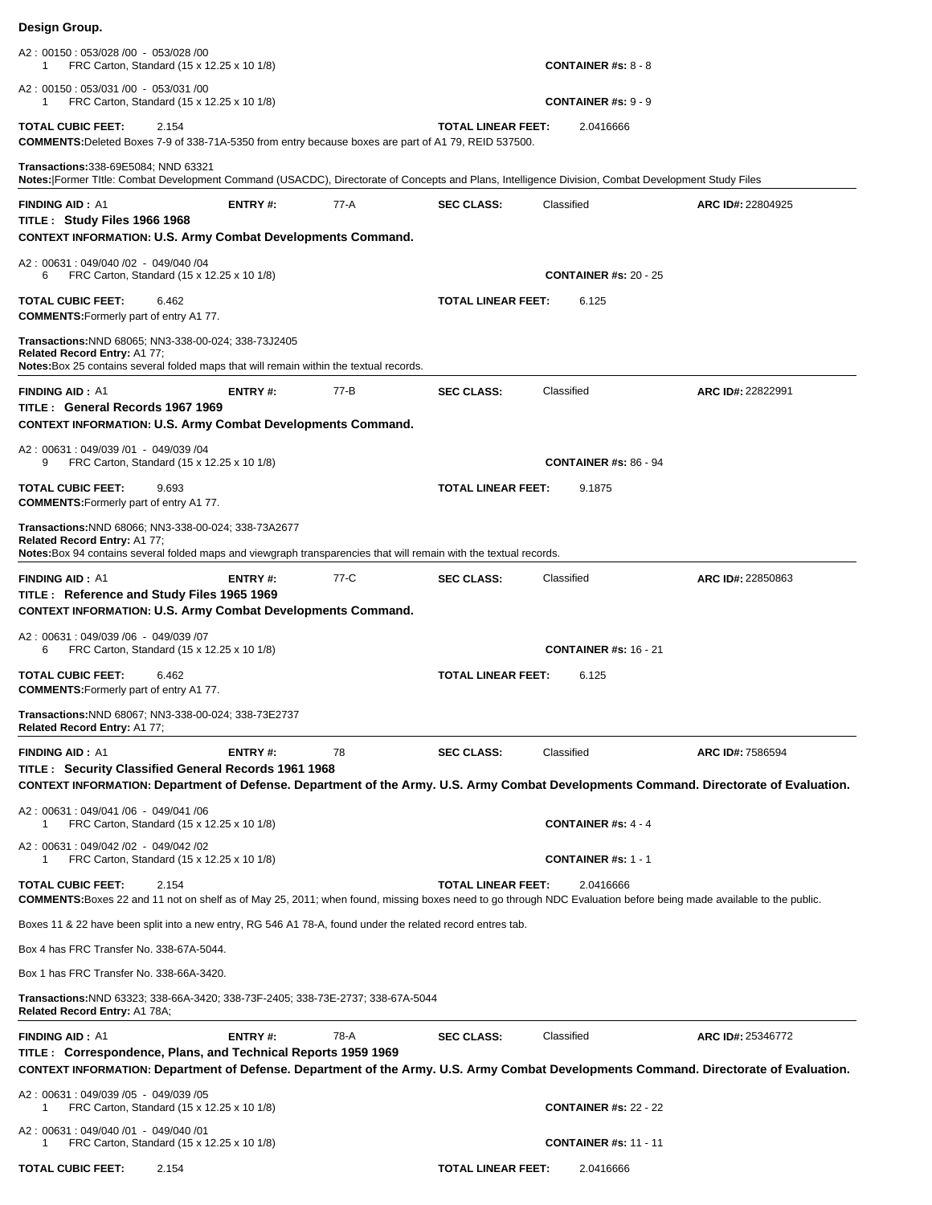**Design Group.**

A2 : 00150 : 053/028 /00 - 053/028 /00
1 FRC Carton, Standard (15 x 12.25 x 10 1/8) **CONTAINER #s:** 8 - 8

A2 : 00150 : 053/031 /00 - 053/031 /00
1 FRC Carton, Standard (15 x 12.25 x 10 1/8) **CONTAINER #s:** 9 - 9

**TOTAL CUBIC FEET:** 2.154 **TOTAL LINEAR FEET:** 2.0416666

**COMMENTS:** Deleted Boxes 7-9 of 338-71A-5350 from entry because boxes are part of A1 79, REID 537500.

**Transactions:** 338-69E5084; NND 63321

**Notes:** |Former TItle: Combat Development Command (USACDC), Directorate of Concepts and Plans, Intelligence Division, Combat Development Study Files

---

**FINDING AID :** A1 **ENTRY #:** 77-A **SEC CLASS:** Classified **ARC ID#:** 22804925

**TITLE : Study Files 1966 1968**

**CONTEXT INFORMATION: U.S. Army Combat Developments Command.**

A2 : 00631 : 049/040 /02 - 049/040 /04
6 FRC Carton, Standard (15 x 12.25 x 10 1/8) **CONTAINER #s:** 20 - 25

**TOTAL CUBIC FEET:** 6.462 **TOTAL LINEAR FEET:** 6.125

**COMMENTS:** Formerly part of entry A1 77.

**Transactions:** NND 68065; NN3-338-00-024; 338-73J2405

**Related Record Entry:** A1 77;

**Notes:** Box 25 contains several folded maps that will remain within the textual records.

---

**FINDING AID :** A1 **ENTRY #:** 77-B **SEC CLASS:** Classified **ARC ID#:** 22822991

**TITLE : General Records 1967 1969**

**CONTEXT INFORMATION: U.S. Army Combat Developments Command.**

A2 : 00631 : 049/039 /01 - 049/039 /04
9 FRC Carton, Standard (15 x 12.25 x 10 1/8) **CONTAINER #s:** 86 - 94

**TOTAL CUBIC FEET:** 9.693 **TOTAL LINEAR FEET:** 9.1875

**COMMENTS:** Formerly part of entry A1 77.

**Transactions:** NND 68066; NN3-338-00-024; 338-73A2677

**Related Record Entry:** A1 77;

**Notes:** Box 94 contains several folded maps and viewgraph transparencies that will remain with the textual records.

---

**FINDING AID :** A1 **ENTRY #:** 77-C **SEC CLASS:** Classified **ARC ID#:** 22850863

**TITLE : Reference and Study Files 1965 1969**

**CONTEXT INFORMATION: U.S. Army Combat Developments Command.**

A2 : 00631 : 049/039 /06 - 049/039 /07
6 FRC Carton, Standard (15 x 12.25 x 10 1/8) **CONTAINER #s:** 16 - 21

**TOTAL CUBIC FEET:** 6.462 **TOTAL LINEAR FEET:** 6.125

**COMMENTS:** Formerly part of entry A1 77.

**Transactions:** NND 68067; NN3-338-00-024; 338-73E2737

**Related Record Entry:** A1 77;

---

**FINDING AID :** A1 **ENTRY #:** 78 **SEC CLASS:** Classified **ARC ID#:** 7586594

**TITLE : Security Classified General Records 1961 1968**

**CONTEXT INFORMATION: Department of Defense. Department of the Army. U.S. Army Combat Developments Command. Directorate of Evaluation.**

A2 : 00631 : 049/041 /06 - 049/041 /06
1 FRC Carton, Standard (15 x 12.25 x 10 1/8) **CONTAINER #s:** 4 - 4

A2 : 00631 : 049/042 /02 - 049/042 /02
1 FRC Carton, Standard (15 x 12.25 x 10 1/8) **CONTAINER #s:** 1 - 1

**TOTAL CUBIC FEET:** 2.154 **TOTAL LINEAR FEET:** 2.0416666

**COMMENTS:** Boxes 22 and 11 not on shelf as of May 25, 2011; when found, missing boxes need to go through NDC Evaluation before being made available to the public.

Boxes 11 & 22 have been split into a new entry, RG 546 A1 78-A, found under the related record entres tab.

Box 4 has FRC Transfer No. 338-67A-5044.

Box 1 has FRC Transfer No. 338-66A-3420.

**Transactions:** NND 63323; 338-66A-3420; 338-73F-2405; 338-73E-2737; 338-67A-5044

**Related Record Entry:** A1 78A;

---

**FINDING AID :** A1 **ENTRY #:** 78-A **SEC CLASS:** Classified **ARC ID#:** 25346772

**TITLE : Correspondence, Plans, and Technical Reports 1959 1969**

**CONTEXT INFORMATION: Department of Defense. Department of the Army. U.S. Army Combat Developments Command. Directorate of Evaluation.**

A2 : 00631 : 049/039 /05 - 049/039 /05
1 FRC Carton, Standard (15 x 12.25 x 10 1/8) **CONTAINER #s:** 22 - 22

A2 : 00631 : 049/040 /01 - 049/040 /01
1 FRC Carton, Standard (15 x 12.25 x 10 1/8) **CONTAINER #s:** 11 - 11

**TOTAL CUBIC FEET:** 2.154 **TOTAL LINEAR FEET:** 2.0416666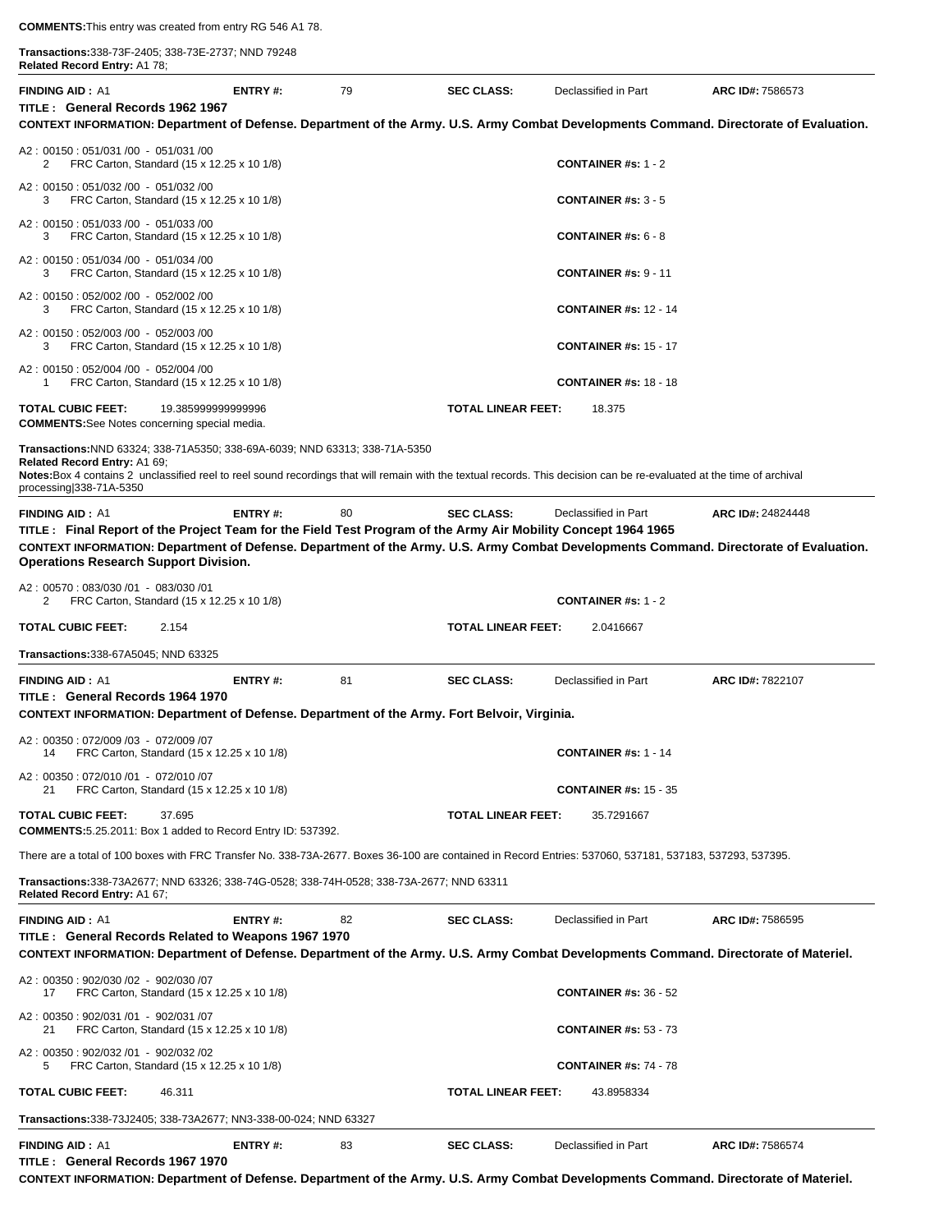**COMMENTS:** This entry was created from entry RG 546 A1 78.

**Transactions:** 338-73F-2405; 338-73E-2737; NND 79248
**Related Record Entry:** A1 78;

---

**FINDING AID :** A1 **ENTRY #:** 79 **SEC CLASS:** Declassified in Part **ARC ID#:** 7586573

**TITLE : General Records 1962 1967**

**CONTEXT INFORMATION: Department of Defense. Department of the Army. U.S. Army Combat Developments Command. Directorate of Evaluation.**

A2 : 00150 : 051/031 /00 - 051/031 /00
2 FRC Carton, Standard (15 x 12.25 x 10 1/8) **CONTAINER #s:** 1 - 2

A2 : 00150 : 051/032 /00 - 051/032 /00
3 FRC Carton, Standard (15 x 12.25 x 10 1/8) **CONTAINER #s:** 3 - 5

A2 : 00150 : 051/033 /00 - 051/033 /00
3 FRC Carton, Standard (15 x 12.25 x 10 1/8) **CONTAINER #s:** 6 - 8

A2 : 00150 : 051/034 /00 - 051/034 /00
3 FRC Carton, Standard (15 x 12.25 x 10 1/8) **CONTAINER #s:** 9 - 11

A2 : 00150 : 052/002 /00 - 052/002 /00
3 FRC Carton, Standard (15 x 12.25 x 10 1/8) **CONTAINER #s:** 12 - 14

A2 : 00150 : 052/003 /00 - 052/003 /00
3 FRC Carton, Standard (15 x 12.25 x 10 1/8) **CONTAINER #s:** 15 - 17

A2 : 00150 : 052/004 /00 - 052/004 /00
1 FRC Carton, Standard (15 x 12.25 x 10 1/8) **CONTAINER #s:** 18 - 18

**TOTAL CUBIC FEET:** 19.385999999999996 **TOTAL LINEAR FEET:** 18.375

**COMMENTS:** See Notes concerning special media.

**Transactions:** NND 63324; 338-71A5350; 338-69A-6039; NND 63313; 338-71A-5350
**Related Record Entry:** A1 69;
**Notes:** Box 4 contains 2 unclassified reel to reel sound recordings that will remain with the textual records. This decision can be re-evaluated at the time of archival processing|338-71A-5350

---

**FINDING AID :** A1 **ENTRY #:** 80 **SEC CLASS:** Declassified in Part **ARC ID#:** 24824448

**TITLE : Final Report of the Project Team for the Field Test Program of the Army Air Mobility Concept 1964 1965**

**CONTEXT INFORMATION: Department of Defense. Department of the Army. U.S. Army Combat Developments Command. Directorate of Evaluation. Operations Research Support Division.**

A2 : 00570 : 083/030 /01 - 083/030 /01
2 FRC Carton, Standard (15 x 12.25 x 10 1/8) **CONTAINER #s:** 1 - 2

**TOTAL CUBIC FEET:** 2.154 **TOTAL LINEAR FEET:** 2.0416667

**Transactions:** 338-67A5045; NND 63325

---

**FINDING AID :** A1 **ENTRY #:** 81 **SEC CLASS:** Declassified in Part **ARC ID#:** 7822107

**TITLE : General Records 1964 1970**

**CONTEXT INFORMATION: Department of Defense. Department of the Army. Fort Belvoir, Virginia.**

A2 : 00350 : 072/009 /03 - 072/009 /07
14 FRC Carton, Standard (15 x 12.25 x 10 1/8) **CONTAINER #s:** 1 - 14

A2 : 00350 : 072/010 /01 - 072/010 /07
21 FRC Carton, Standard (15 x 12.25 x 10 1/8) **CONTAINER #s:** 15 - 35

**TOTAL CUBIC FEET:** 37.695 **TOTAL LINEAR FEET:** 35.7291667

**COMMENTS:** 5.25.2011: Box 1 added to Record Entry ID: 537392.

There are a total of 100 boxes with FRC Transfer No. 338-73A-2677. Boxes 36-100 are contained in Record Entries: 537060, 537181, 537183, 537293, 537395.

**Transactions:** 338-73A2677; NND 63326; 338-74G-0528; 338-74H-0528; 338-73A-2677; NND 63311
**Related Record Entry:** A1 67;

---

**FINDING AID :** A1 **ENTRY #:** 82 **SEC CLASS:** Declassified in Part **ARC ID#:** 7586595

**TITLE : General Records Related to Weapons 1967 1970**

**CONTEXT INFORMATION: Department of Defense. Department of the Army. U.S. Army Combat Developments Command. Directorate of Materiel.**

A2 : 00350 : 902/030 /02 - 902/030 /07
17 FRC Carton, Standard (15 x 12.25 x 10 1/8) **CONTAINER #s:** 36 - 52

A2 : 00350 : 902/031 /01 - 902/031 /07
21 FRC Carton, Standard (15 x 12.25 x 10 1/8) **CONTAINER #s:** 53 - 73

A2 : 00350 : 902/032 /01 - 902/032 /02
5 FRC Carton, Standard (15 x 12.25 x 10 1/8) **CONTAINER #s:** 74 - 78

**TOTAL CUBIC FEET:** 46.311 **TOTAL LINEAR FEET:** 43.8958334

**Transactions:** 338-73J2405; 338-73A2677; NN3-338-00-024; NND 63327

---

**FINDING AID :** A1 **ENTRY #:** 83 **SEC CLASS:** Declassified in Part **ARC ID#:** 7586574

**TITLE : General Records 1967 1970**

**CONTEXT INFORMATION: Department of Defense. Department of the Army. U.S. Army Combat Developments Command. Directorate of Materiel.**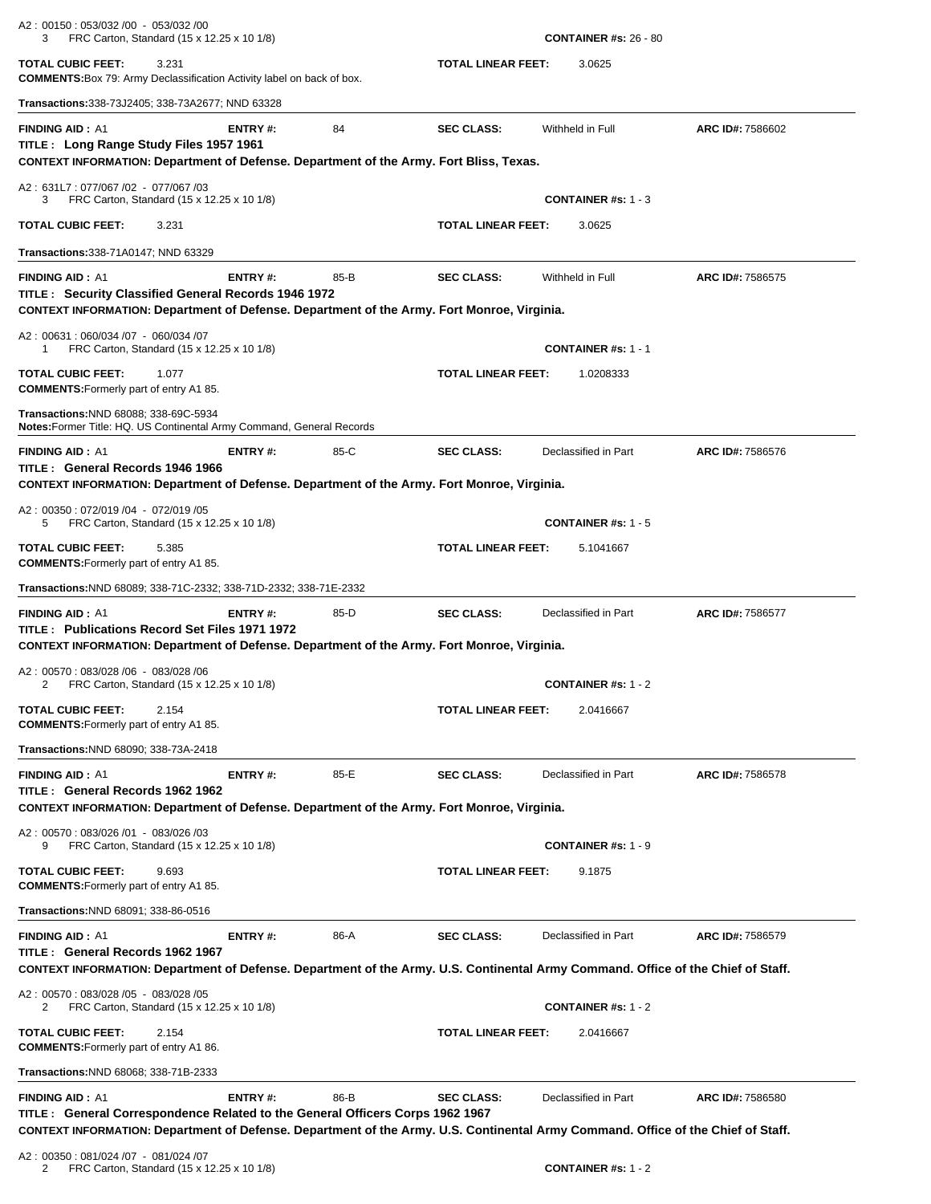A2 : 00150 : 053/032 /00 - 053/032 /00
3 FRC Carton, Standard (15 x 12.25 x 10 1/8) **CONTAINER #s:** 26 - 80

**TOTAL CUBIC FEET:** 3.231 **TOTAL LINEAR FEET:** 3.0625

**COMMENTS:** Box 79: Army Declassification Activity label on back of box.

**Transactions:** 338-73J2405; 338-73A2677; NND 63328

---

**FINDING AID :** A1 **ENTRY #:** 84 **SEC CLASS:** Withheld in Full **ARC ID#:** 7586602

**TITLE : Long Range Study Files 1957 1961**

**CONTEXT INFORMATION: Department of Defense. Department of the Army. Fort Bliss, Texas.**

A2 : 631L7 : 077/067 /02 - 077/067 /03
3 FRC Carton, Standard (15 x 12.25 x 10 1/8) **CONTAINER #s:** 1 - 3

**TOTAL CUBIC FEET:** 3.231 **TOTAL LINEAR FEET:** 3.0625

**Transactions:** 338-71A0147; NND 63329

---

**FINDING AID :** A1 **ENTRY #:** 85-B **SEC CLASS:** Withheld in Full **ARC ID#:** 7586575

**TITLE : Security Classified General Records 1946 1972**

**CONTEXT INFORMATION: Department of Defense. Department of the Army. Fort Monroe, Virginia.**

A2 : 00631 : 060/034 /07 - 060/034 /07
1 FRC Carton, Standard (15 x 12.25 x 10 1/8) **CONTAINER #s:** 1 - 1

**TOTAL CUBIC FEET:** 1.077 **TOTAL LINEAR FEET:** 1.0208333

**COMMENTS:** Formerly part of entry A1 85.

**Transactions:** NND 68088; 338-69C-5934

**Notes:** Former Title: HQ. US Continental Army Command, General Records

---

**FINDING AID :** A1 **ENTRY #:** 85-C **SEC CLASS:** Declassified in Part **ARC ID#:** 7586576

**TITLE : General Records 1946 1966**

**CONTEXT INFORMATION: Department of Defense. Department of the Army. Fort Monroe, Virginia.**

A2 : 00350 : 072/019 /04 - 072/019 /05
5 FRC Carton, Standard (15 x 12.25 x 10 1/8) **CONTAINER #s:** 1 - 5

**TOTAL CUBIC FEET:** 5.385 **TOTAL LINEAR FEET:** 5.1041667

**COMMENTS:** Formerly part of entry A1 85.

**Transactions:** NND 68089; 338-71C-2332; 338-71D-2332; 338-71E-2332

---

**FINDING AID :** A1 **ENTRY #:** 85-D **SEC CLASS:** Declassified in Part **ARC ID#:** 7586577

**TITLE : Publications Record Set Files 1971 1972**

**CONTEXT INFORMATION: Department of Defense. Department of the Army. Fort Monroe, Virginia.**

A2 : 00570 : 083/028 /06 - 083/028 /06
2 FRC Carton, Standard (15 x 12.25 x 10 1/8) **CONTAINER #s:** 1 - 2

**TOTAL CUBIC FEET:** 2.154 **TOTAL LINEAR FEET:** 2.0416667

**COMMENTS:** Formerly part of entry A1 85.

**Transactions:** NND 68090; 338-73A-2418

---

**FINDING AID :** A1 **ENTRY #:** 85-E **SEC CLASS:** Declassified in Part **ARC ID#:** 7586578

**TITLE : General Records 1962 1962**

**CONTEXT INFORMATION: Department of Defense. Department of the Army. Fort Monroe, Virginia.**

A2 : 00570 : 083/026 /01 - 083/026 /03
9 FRC Carton, Standard (15 x 12.25 x 10 1/8) **CONTAINER #s:** 1 - 9

**TOTAL CUBIC FEET:** 9.693 **TOTAL LINEAR FEET:** 9.1875

**COMMENTS:** Formerly part of entry A1 85.

**Transactions:** NND 68091; 338-86-0516

---

**FINDING AID :** A1 **ENTRY #:** 86-A **SEC CLASS:** Declassified in Part **ARC ID#:** 7586579

**TITLE : General Records 1962 1967**

**CONTEXT INFORMATION: Department of Defense. Department of the Army. U.S. Continental Army Command. Office of the Chief of Staff.**

A2 : 00570 : 083/028 /05 - 083/028 /05
2 FRC Carton, Standard (15 x 12.25 x 10 1/8) **CONTAINER #s:** 1 - 2

**TOTAL CUBIC FEET:** 2.154 **TOTAL LINEAR FEET:** 2.0416667

**COMMENTS:** Formerly part of entry A1 86.

**Transactions:** NND 68068; 338-71B-2333

---

**FINDING AID :** A1 **ENTRY #:** 86-B **SEC CLASS:** Declassified in Part **ARC ID#:** 7586580

**TITLE : General Correspondence Related to the General Officers Corps 1962 1967**

**CONTEXT INFORMATION: Department of Defense. Department of the Army. U.S. Continental Army Command. Office of the Chief of Staff.**

A2 : 00350 : 081/024 /07 - 081/024 /07
2 FRC Carton, Standard (15 x 12.25 x 10 1/8) **CONTAINER #s:** 1 - 2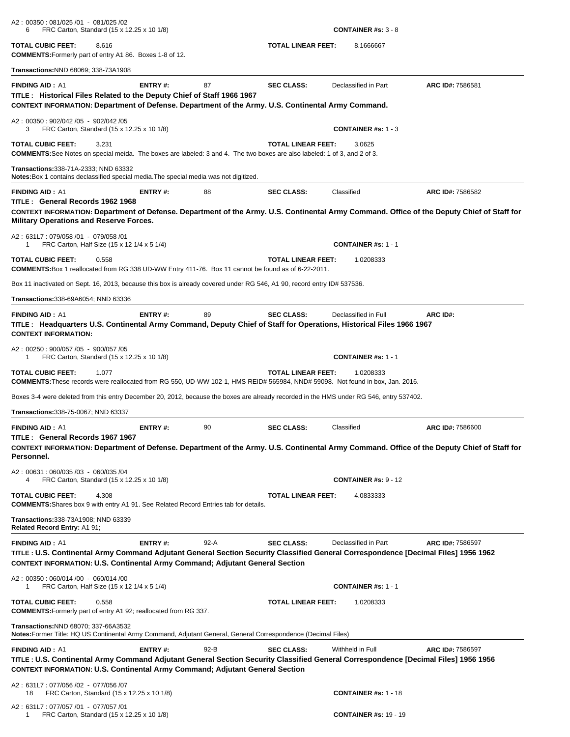A2 : 00350 : 081/025 /01 - 081/025 /02
6 FRC Carton, Standard (15 x 12.25 x 10 1/8) **CONTAINER #s:** 3 - 8

**TOTAL CUBIC FEET:** 8.616 **TOTAL LINEAR FEET:** 8.1666667

**COMMENTS:** Formerly part of entry A1 86. Boxes 1-8 of 12.

**Transactions:** NND 68069; 338-73A1908

---

**FINDING AID :** A1 **ENTRY #:** 87 **SEC CLASS:** Declassified in Part **ARC ID#:** 7586581

**TITLE : Historical Files Related to the Deputy Chief of Staff 1966 1967**

**CONTEXT INFORMATION: Department of Defense. Department of the Army. U.S. Continental Army Command.**

A2 : 00350 : 902/042 /05 - 902/042 /05
3 FRC Carton, Standard (15 x 12.25 x 10 1/8) **CONTAINER #s:** 1 - 3

**TOTAL CUBIC FEET:** 3.231 **TOTAL LINEAR FEET:** 3.0625

**COMMENTS:** See Notes on special meida. The boxes are labeled: 3 and 4. The two boxes are also labeled: 1 of 3, and 2 of 3.

**Transactions:** 338-71A-2333; NND 63332

**Notes:** Box 1 contains declassified special media.The special media was not digitized.

---

**FINDING AID :** A1 **ENTRY #:** 88 **SEC CLASS:** Classified **ARC ID#:** 7586582

**TITLE : General Records 1962 1968**

**CONTEXT INFORMATION: Department of Defense. Department of the Army. U.S. Continental Army Command. Office of the Deputy Chief of Staff for Military Operations and Reserve Forces.**

A2 : 631L7 : 079/058 /01 - 079/058 /01
1 FRC Carton, Half Size (15 x 12 1/4 x 5 1/4) **CONTAINER #s:** 1 - 1

**TOTAL CUBIC FEET:** 0.558 **TOTAL LINEAR FEET:** 1.0208333

**COMMENTS:** Box 1 reallocated from RG 338 UD-WW Entry 411-76. Box 11 cannot be found as of 6-22-2011.

Box 11 inactivated on Sept. 16, 2013, because this box is already covered under RG 546, A1 90, record entry ID# 537536.

**Transactions:** 338-69A6054; NND 63336

---

**FINDING AID :** A1 **ENTRY #:** 89 **SEC CLASS:** Declassified in Full **ARC ID#:**

**TITLE : Headquarters U.S. Continental Army Command, Deputy Chief of Staff for Operations, Historical Files 1966 1967**

**CONTEXT INFORMATION:**

A2 : 00250 : 900/057 /05 - 900/057 /05
1 FRC Carton, Standard (15 x 12.25 x 10 1/8) **CONTAINER #s:** 1 - 1

**TOTAL CUBIC FEET:** 1.077 **TOTAL LINEAR FEET:** 1.0208333

**COMMENTS:** These records were reallocated from RG 550, UD-WW 102-1, HMS REID# 565984, NND# 59098. Not found in box, Jan. 2016.

Boxes 3-4 were deleted from this entry December 20, 2012, because the boxes are already recorded in the HMS under RG 546, entry 537402.

**Transactions:** 338-75-0067; NND 63337

---

**FINDING AID :** A1 **ENTRY #:** 90 **SEC CLASS:** Classified **ARC ID#:** 7586600

**TITLE : General Records 1967 1967**

**CONTEXT INFORMATION: Department of Defense. Department of the Army. U.S. Continental Army Command. Office of the Deputy Chief of Staff for Personnel.**

A2 : 00631 : 060/035 /03 - 060/035 /04
4 FRC Carton, Standard (15 x 12.25 x 10 1/8) **CONTAINER #s:** 9 - 12

**TOTAL CUBIC FEET:** 4.308 **TOTAL LINEAR FEET:** 4.0833333

**COMMENTS:** Shares box 9 with entry A1 91. See Related Record Entries tab for details.

**Transactions:** 338-73A1908; NND 63339

**Related Record Entry:** A1 91;

---

**FINDING AID :** A1 **ENTRY #:** 92-A **SEC CLASS:** Declassified in Part **ARC ID#:** 7586597

**TITLE : U.S. Continental Army Command Adjutant General Section Security Classified General Correspondence [Decimal Files] 1956 1962**

**CONTEXT INFORMATION: U.S. Continental Army Command; Adjutant General Section**

A2 : 00350 : 060/014 /00 - 060/014 /00
1 FRC Carton, Half Size (15 x 12 1/4 x 5 1/4) **CONTAINER #s:** 1 - 1

**TOTAL CUBIC FEET:** 0.558 **TOTAL LINEAR FEET:** 1.0208333

**COMMENTS:** Formerly part of entry A1 92; reallocated from RG 337.

**Transactions:** NND 68070; 337-66A3532

**Notes:** Former Title: HQ US Continental Army Command, Adjutant General, General Correspondence (Decimal Files)

---

**FINDING AID :** A1 **ENTRY #:** 92-B **SEC CLASS:** Withheld in Full **ARC ID#:** 7586597

**TITLE : U.S. Continental Army Command Adjutant General Section Security Classified General Correspondence [Decimal Files] 1956 1956**

**CONTEXT INFORMATION: U.S. Continental Army Command; Adjutant General Section**

A2 : 631L7 : 077/056 /02 - 077/056 /07
18 FRC Carton, Standard (15 x 12.25 x 10 1/8) **CONTAINER #s:** 1 - 18

A2 : 631L7 : 077/057 /01 - 077/057 /01
1 FRC Carton, Standard (15 x 12.25 x 10 1/8) **CONTAINER #s:** 19 - 19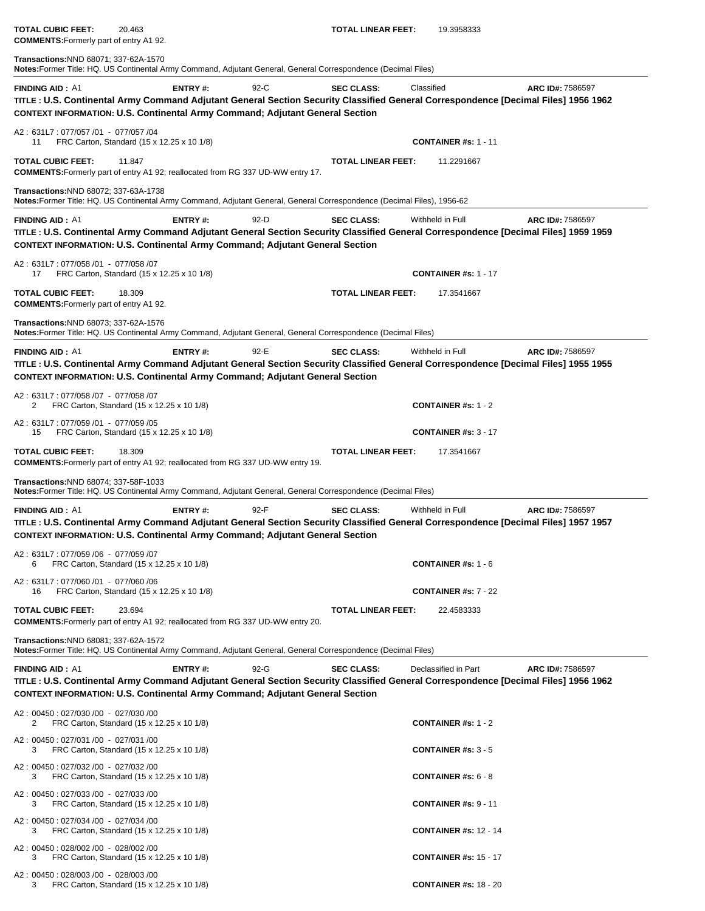**TOTAL CUBIC FEET:** 20.463 **TOTAL LINEAR FEET:** 19.3958333
**COMMENTS:** Formerly part of entry A1 92.

**Transactions:** NND 68071; 337-62A-1570
**Notes:** Former Title: HQ. US Continental Army Command, Adjutant General, General Correspondence (Decimal Files)

---

**FINDING AID :** A1 **ENTRY #:** 92-C **SEC CLASS:** Classified **ARC ID#:** 7586597
**TITLE : U.S. Continental Army Command Adjutant General Section Security Classified General Correspondence [Decimal Files] 1956 1962**
**CONTEXT INFORMATION: U.S. Continental Army Command; Adjutant General Section**

A2 : 631L7 : 077/057 /01 - 077/057 /04
11 FRC Carton, Standard (15 x 12.25 x 10 1/8) **CONTAINER #s:** 1 - 11

**TOTAL CUBIC FEET:** 11.847 **TOTAL LINEAR FEET:** 11.2291667
**COMMENTS:** Formerly part of entry A1 92; reallocated from RG 337 UD-WW entry 17.

**Transactions:** NND 68072; 337-63A-1738
**Notes:** Former Title: HQ. US Continental Army Command, Adjutant General, General Correspondence (Decimal Files), 1956-62

---

**FINDING AID :** A1 **ENTRY #:** 92-D **SEC CLASS:** Withheld in Full **ARC ID#:** 7586597
**TITLE : U.S. Continental Army Command Adjutant General Section Security Classified General Correspondence [Decimal Files] 1959 1959**
**CONTEXT INFORMATION: U.S. Continental Army Command; Adjutant General Section**

A2 : 631L7 : 077/058 /01 - 077/058 /07
17 FRC Carton, Standard (15 x 12.25 x 10 1/8) **CONTAINER #s:** 1 - 17

**TOTAL CUBIC FEET:** 18.309 **TOTAL LINEAR FEET:** 17.3541667
**COMMENTS:** Formerly part of entry A1 92.

**Transactions:** NND 68073; 337-62A-1576
**Notes:** Former Title: HQ. US Continental Army Command, Adjutant General, General Correspondence (Decimal Files)

---

**FINDING AID :** A1 **ENTRY #:** 92-E **SEC CLASS:** Withheld in Full **ARC ID#:** 7586597
**TITLE : U.S. Continental Army Command Adjutant General Section Security Classified General Correspondence [Decimal Files] 1955 1955**
**CONTEXT INFORMATION: U.S. Continental Army Command; Adjutant General Section**

A2 : 631L7 : 077/058 /07 - 077/058 /07
2 FRC Carton, Standard (15 x 12.25 x 10 1/8) **CONTAINER #s:** 1 - 2

A2 : 631L7 : 077/059 /01 - 077/059 /05
15 FRC Carton, Standard (15 x 12.25 x 10 1/8) **CONTAINER #s:** 3 - 17

**TOTAL CUBIC FEET:** 18.309 **TOTAL LINEAR FEET:** 17.3541667
**COMMENTS:** Formerly part of entry A1 92; reallocated from RG 337 UD-WW entry 19.

**Transactions:** NND 68074; 337-58F-1033
**Notes:** Former Title: HQ. US Continental Army Command, Adjutant General, General Correspondence (Decimal Files)

---

**FINDING AID :** A1 **ENTRY #:** 92-F **SEC CLASS:** Withheld in Full **ARC ID#:** 7586597
**TITLE : U.S. Continental Army Command Adjutant General Section Security Classified General Correspondence [Decimal Files] 1957 1957**
**CONTEXT INFORMATION: U.S. Continental Army Command; Adjutant General Section**

A2 : 631L7 : 077/059 /06 - 077/059 /07
6 FRC Carton, Standard (15 x 12.25 x 10 1/8) **CONTAINER #s:** 1 - 6

A2 : 631L7 : 077/060 /01 - 077/060 /06
16 FRC Carton, Standard (15 x 12.25 x 10 1/8) **CONTAINER #s:** 7 - 22

**TOTAL CUBIC FEET:** 23.694 **TOTAL LINEAR FEET:** 22.4583333
**COMMENTS:** Formerly part of entry A1 92; reallocated from RG 337 UD-WW entry 20.

**Transactions:** NND 68081; 337-62A-1572
**Notes:** Former Title: HQ. US Continental Army Command, Adjutant General, General Correspondence (Decimal Files)

---

**FINDING AID :** A1 **ENTRY #:** 92-G **SEC CLASS:** Declassified in Part **ARC ID#:** 7586597
**TITLE : U.S. Continental Army Command Adjutant General Section Security Classified General Correspondence [Decimal Files] 1956 1962**
**CONTEXT INFORMATION: U.S. Continental Army Command; Adjutant General Section**

A2 : 00450 : 027/030 /00 - 027/030 /00
2 FRC Carton, Standard (15 x 12.25 x 10 1/8) **CONTAINER #s:** 1 - 2

A2 : 00450 : 027/031 /00 - 027/031 /00
3 FRC Carton, Standard (15 x 12.25 x 10 1/8) **CONTAINER #s:** 3 - 5

A2 : 00450 : 027/032 /00 - 027/032 /00
3 FRC Carton, Standard (15 x 12.25 x 10 1/8) **CONTAINER #s:** 6 - 8

A2 : 00450 : 027/033 /00 - 027/033 /00
3 FRC Carton, Standard (15 x 12.25 x 10 1/8) **CONTAINER #s:** 9 - 11

A2 : 00450 : 027/034 /00 - 027/034 /00
3 FRC Carton, Standard (15 x 12.25 x 10 1/8) **CONTAINER #s:** 12 - 14

A2 : 00450 : 028/002 /00 - 028/002 /00
3 FRC Carton, Standard (15 x 12.25 x 10 1/8) **CONTAINER #s:** 15 - 17

A2 : 00450 : 028/003 /00 - 028/003 /00
3 FRC Carton, Standard (15 x 12.25 x 10 1/8) **CONTAINER #s:** 18 - 20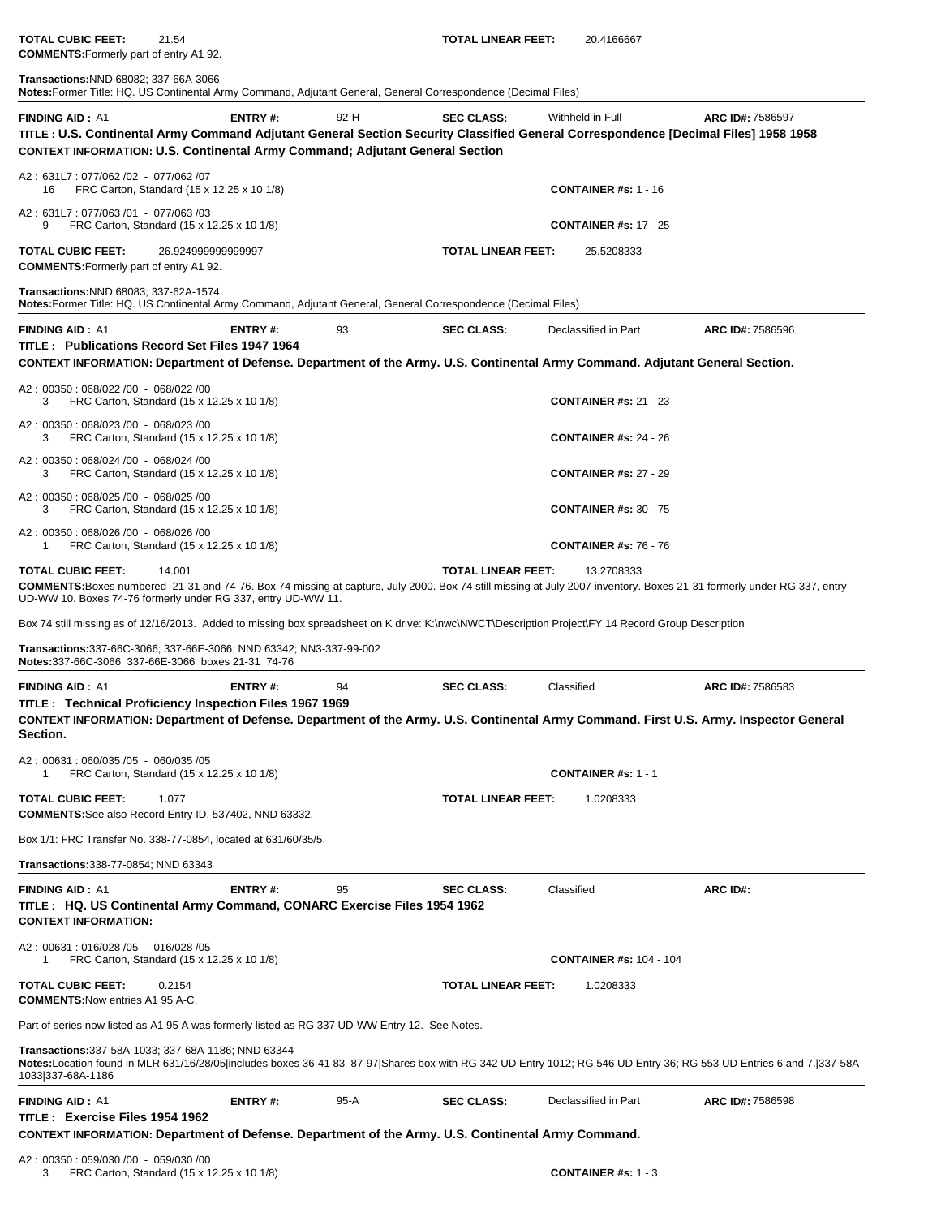**TOTAL CUBIC FEET:** 21.54 **TOTAL LINEAR FEET:** 20.4166667

**COMMENTS:** Formerly part of entry A1 92.

**Transactions:** NND 68082; 337-66A-3066

**Notes:** Former Title: HQ. US Continental Army Command, Adjutant General, General Correspondence (Decimal Files)

---

**FINDING AID :** A1 **ENTRY #:** 92-H **SEC CLASS:** Withheld in Full **ARC ID#:** 7586597

**TITLE : U.S. Continental Army Command Adjutant General Section Security Classified General Correspondence [Decimal Files] 1958 1958**

**CONTEXT INFORMATION: U.S. Continental Army Command; Adjutant General Section**

A2 : 631L7 : 077/062 /02 - 077/062 /07
16 FRC Carton, Standard (15 x 12.25 x 10 1/8) **CONTAINER #s:** 1 - 16

A2 : 631L7 : 077/063 /01 - 077/063 /03
9 FRC Carton, Standard (15 x 12.25 x 10 1/8) **CONTAINER #s:** 17 - 25

**TOTAL CUBIC FEET:** 26.924999999999997 **TOTAL LINEAR FEET:** 25.5208333

**COMMENTS:** Formerly part of entry A1 92.

**Transactions:** NND 68083; 337-62A-1574

**Notes:** Former Title: HQ. US Continental Army Command, Adjutant General, General Correspondence (Decimal Files)

---

**FINDING AID :** A1 **ENTRY #:** 93 **SEC CLASS:** Declassified in Part **ARC ID#:** 7586596

**TITLE : Publications Record Set Files 1947 1964**

**CONTEXT INFORMATION: Department of Defense. Department of the Army. U.S. Continental Army Command. Adjutant General Section.**

A2 : 00350 : 068/022 /00 - 068/022 /00
3 FRC Carton, Standard (15 x 12.25 x 10 1/8) **CONTAINER #s:** 21 - 23

A2 : 00350 : 068/023 /00 - 068/023 /00
3 FRC Carton, Standard (15 x 12.25 x 10 1/8) **CONTAINER #s:** 24 - 26

A2 : 00350 : 068/024 /00 - 068/024 /00
3 FRC Carton, Standard (15 x 12.25 x 10 1/8) **CONTAINER #s:** 27 - 29

A2 : 00350 : 068/025 /00 - 068/025 /00
3 FRC Carton, Standard (15 x 12.25 x 10 1/8) **CONTAINER #s:** 30 - 75

A2 : 00350 : 068/026 /00 - 068/026 /00
1 FRC Carton, Standard (15 x 12.25 x 10 1/8) **CONTAINER #s:** 76 - 76

**TOTAL CUBIC FEET:** 14.001 **TOTAL LINEAR FEET:** 13.2708333

**COMMENTS:** Boxes numbered 21-31 and 74-76. Box 74 missing at capture, July 2000. Box 74 still missing at July 2007 inventory. Boxes 21-31 formerly under RG 337, entry UD-WW 10. Boxes 74-76 formerly under RG 337, entry UD-WW 11.

Box 74 still missing as of 12/16/2013. Added to missing box spreadsheet on K drive: K:\nwc\NWCT\Description Project\FY 14 Record Group Description

**Transactions:** 337-66C-3066; 337-66E-3066; NND 63342; NN3-337-99-002

**Notes:** 337-66C-3066 337-66E-3066 boxes 21-31 74-76

---

**FINDING AID :** A1 **ENTRY #:** 94 **SEC CLASS:** Classified **ARC ID#:** 7586583

**TITLE : Technical Proficiency Inspection Files 1967 1969**

**CONTEXT INFORMATION: Department of Defense. Department of the Army. U.S. Continental Army Command. First U.S. Army. Inspector General Section.**

A2 : 00631 : 060/035 /05 - 060/035 /05
1 FRC Carton, Standard (15 x 12.25 x 10 1/8) **CONTAINER #s:** 1 - 1

**TOTAL CUBIC FEET:** 1.077 **TOTAL LINEAR FEET:** 1.0208333

**COMMENTS:** See also Record Entry ID. 537402, NND 63332.

Box 1/1: FRC Transfer No. 338-77-0854, located at 631/60/35/5.

**Transactions:** 338-77-0854; NND 63343

---

**FINDING AID :** A1 **ENTRY #:** 95 **SEC CLASS:** Classified **ARC ID#:**

**TITLE : HQ. US Continental Army Command, CONARC Exercise Files 1954 1962**

**CONTEXT INFORMATION:**

A2 : 00631 : 016/028 /05 - 016/028 /05
1 FRC Carton, Standard (15 x 12.25 x 10 1/8) **CONTAINER #s:** 104 - 104

**TOTAL CUBIC FEET:** 0.2154 **TOTAL LINEAR FEET:** 1.0208333

**COMMENTS:** Now entries A1 95 A-C.

Part of series now listed as A1 95 A was formerly listed as RG 337 UD-WW Entry 12. See Notes.

**Transactions:** 337-58A-1033; 337-68A-1186; NND 63344

**Notes:** Location found in MLR 631/16/28/05|includes boxes 36-41 83 87-97|Shares box with RG 342 UD Entry 1012; RG 546 UD Entry 36; RG 553 UD Entries 6 and 7.|337-58A-1033|337-68A-1186

---

**FINDING AID :** A1 **ENTRY #:** 95-A **SEC CLASS:** Declassified in Part **ARC ID#:** 7586598

**TITLE : Exercise Files 1954 1962**

**CONTEXT INFORMATION: Department of Defense. Department of the Army. U.S. Continental Army Command.**

A2 : 00350 : 059/030 /00 - 059/030 /00
3 FRC Carton, Standard (15 x 12.25 x 10 1/8) **CONTAINER #s:** 1 - 3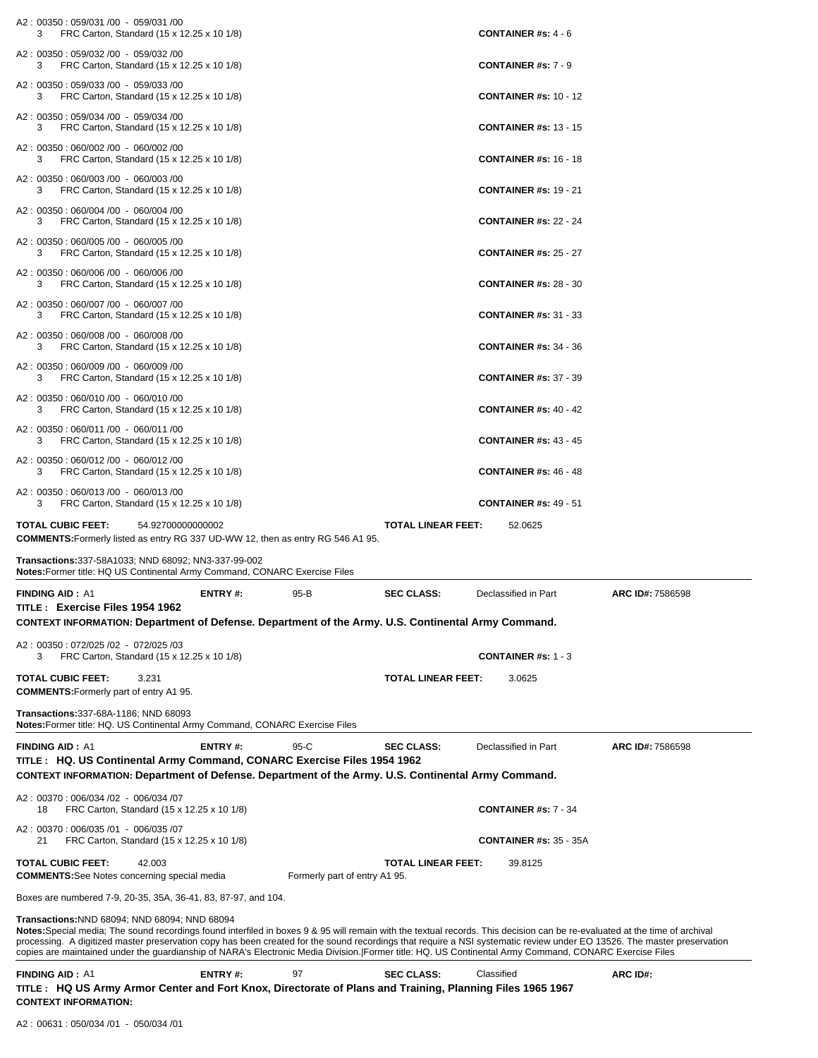A2 : 00350 : 059/031 /00 - 059/031 /00
3 FRC Carton, Standard (15 x 12.25 x 10 1/8) **CONTAINER #s:** 4 - 6

A2 : 00350 : 059/032 /00 - 059/032 /00
3 FRC Carton, Standard (15 x 12.25 x 10 1/8) **CONTAINER #s:** 7 - 9

A2 : 00350 : 059/033 /00 - 059/033 /00
3 FRC Carton, Standard (15 x 12.25 x 10 1/8) **CONTAINER #s:** 10 - 12

A2 : 00350 : 059/034 /00 - 059/034 /00
3 FRC Carton, Standard (15 x 12.25 x 10 1/8) **CONTAINER #s:** 13 - 15

A2 : 00350 : 060/002 /00 - 060/002 /00
3 FRC Carton, Standard (15 x 12.25 x 10 1/8) **CONTAINER #s:** 16 - 18

A2 : 00350 : 060/003 /00 - 060/003 /00
3 FRC Carton, Standard (15 x 12.25 x 10 1/8) **CONTAINER #s:** 19 - 21

A2 : 00350 : 060/004 /00 - 060/004 /00
3 FRC Carton, Standard (15 x 12.25 x 10 1/8) **CONTAINER #s:** 22 - 24

A2 : 00350 : 060/005 /00 - 060/005 /00
3 FRC Carton, Standard (15 x 12.25 x 10 1/8) **CONTAINER #s:** 25 - 27

A2 : 00350 : 060/006 /00 - 060/006 /00
3 FRC Carton, Standard (15 x 12.25 x 10 1/8) **CONTAINER #s:** 28 - 30

A2 : 00350 : 060/007 /00 - 060/007 /00
3 FRC Carton, Standard (15 x 12.25 x 10 1/8) **CONTAINER #s:** 31 - 33

A2 : 00350 : 060/008 /00 - 060/008 /00
3 FRC Carton, Standard (15 x 12.25 x 10 1/8) **CONTAINER #s:** 34 - 36

A2 : 00350 : 060/009 /00 - 060/009 /00
3 FRC Carton, Standard (15 x 12.25 x 10 1/8) **CONTAINER #s:** 37 - 39

A2 : 00350 : 060/010 /00 - 060/010 /00
3 FRC Carton, Standard (15 x 12.25 x 10 1/8) **CONTAINER #s:** 40 - 42

A2 : 00350 : 060/011 /00 - 060/011 /00
3 FRC Carton, Standard (15 x 12.25 x 10 1/8) **CONTAINER #s:** 43 - 45

A2 : 00350 : 060/012 /00 - 060/012 /00
3 FRC Carton, Standard (15 x 12.25 x 10 1/8) **CONTAINER #s:** 46 - 48

A2 : 00350 : 060/013 /00 - 060/013 /00
3 FRC Carton, Standard (15 x 12.25 x 10 1/8) **CONTAINER #s:** 49 - 51

**TOTAL CUBIC FEET:** 54.92700000000002 **TOTAL LINEAR FEET:** 52.0625

**COMMENTS:** Formerly listed as entry RG 337 UD-WW 12, then as entry RG 546 A1 95.

**Transactions:** 337-58A1033; NND 68092; NN3-337-99-002
**Notes:** Former title: HQ US Continental Army Command, CONARC Exercise Files

---

**FINDING AID :** A1 **ENTRY #:** 95-B **SEC CLASS:** Declassified in Part **ARC ID#:** 7586598

**TITLE : Exercise Files 1954 1962**

**CONTEXT INFORMATION: Department of Defense. Department of the Army. U.S. Continental Army Command.**

A2 : 00350 : 072/025 /02 - 072/025 /03
3 FRC Carton, Standard (15 x 12.25 x 10 1/8) **CONTAINER #s:** 1 - 3

**TOTAL CUBIC FEET:** 3.231 **TOTAL LINEAR FEET:** 3.0625

**COMMENTS:** Formerly part of entry A1 95.

**Transactions:** 337-68A-1186; NND 68093
**Notes:** Former title: HQ. US Continental Army Command, CONARC Exercise Files

---

**FINDING AID :** A1 **ENTRY #:** 95-C **SEC CLASS:** Declassified in Part **ARC ID#:** 7586598

**TITLE : HQ. US Continental Army Command, CONARC Exercise Files 1954 1962**

**CONTEXT INFORMATION: Department of Defense. Department of the Army. U.S. Continental Army Command.**

A2 : 00370 : 006/034 /02 - 006/034 /07
18 FRC Carton, Standard (15 x 12.25 x 10 1/8) **CONTAINER #s:** 7 - 34

A2 : 00370 : 006/035 /01 - 006/035 /07
21 FRC Carton, Standard (15 x 12.25 x 10 1/8) **CONTAINER #s:** 35 - 35A

**TOTAL CUBIC FEET:** 42.003 **TOTAL LINEAR FEET:** 39.8125

**COMMENTS:** See Notes concerning special media Formerly part of entry A1 95.

Boxes are numbered 7-9, 20-35, 35A, 36-41, 83, 87-97, and 104.

**Transactions:** NND 68094; NND 68094; NND 68094
**Notes:** Special media; The sound recordings found interfiled in boxes 9 & 95 will remain with the textual records. This decision can be re-evaluated at the time of archival processing. A digitized master preservation copy has been created for the sound recordings that require a NSI systematic review under EO 13526. The master preservation copies are maintained under the guardianship of NARA's Electronic Media Division.|Former title: HQ. US Continental Army Command, CONARC Exercise Files

---

**FINDING AID :** A1 **ENTRY #:** 97 **SEC CLASS:** Classified **ARC ID#:**

**TITLE : HQ US Army Armor Center and Fort Knox, Directorate of Plans and Training, Planning Files 1965 1967**

**CONTEXT INFORMATION:**

A2 : 00631 : 050/034 /01 - 050/034 /01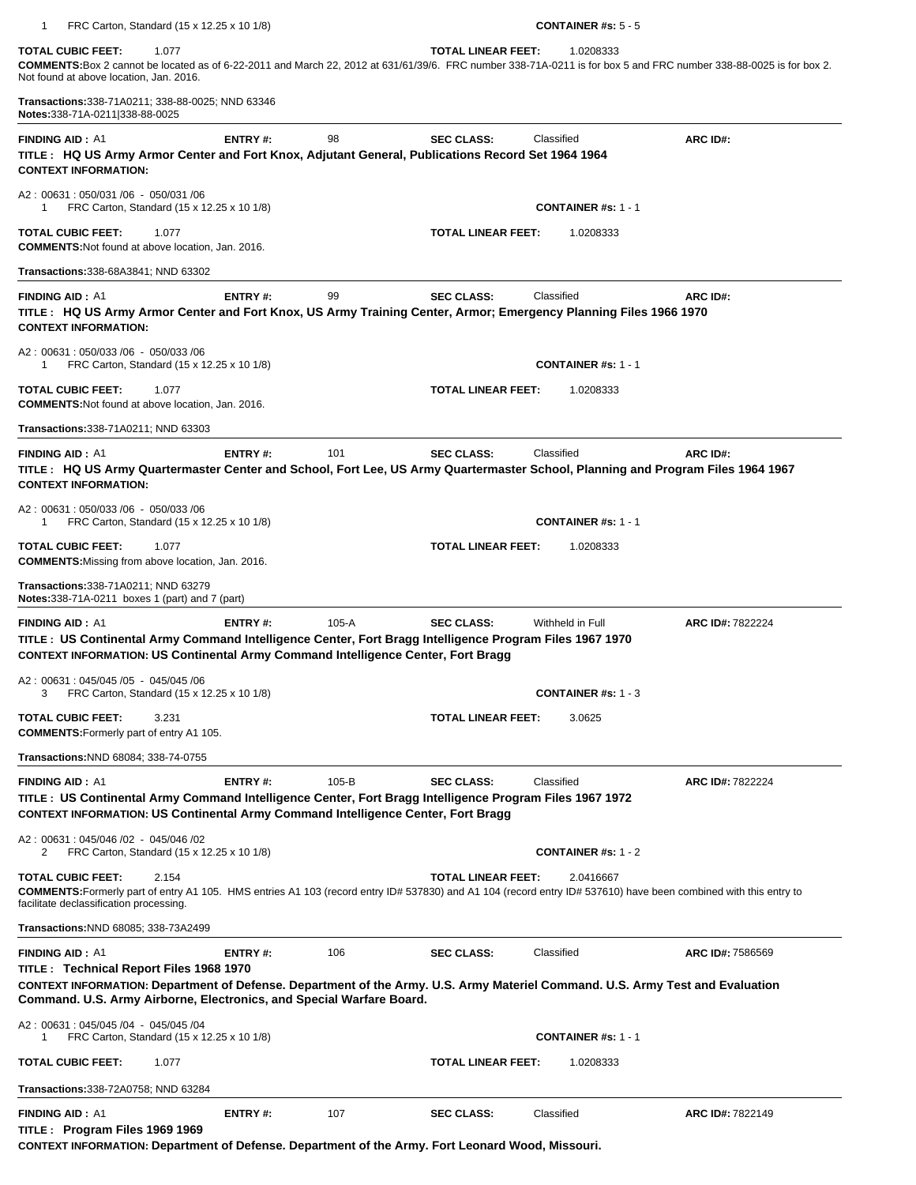1 FRC Carton, Standard (15 x 12.25 x 10 1/8) **CONTAINER #s:** 5 - 5

**TOTAL CUBIC FEET:** 1.077 **TOTAL LINEAR FEET:** 1.0208333

**COMMENTS:**Box 2 cannot be located as of 6-22-2011 and March 22, 2012 at 631/61/39/6. FRC number 338-71A-0211 is for box 5 and FRC number 338-88-0025 is for box 2. Not found at above location, Jan. 2016.

**Transactions:**338-71A0211; 338-88-0025; NND 63346

**Notes:**338-71A-0211|338-88-0025

---

**FINDING AID :** A1 **ENTRY #:** 98 **SEC CLASS:** Classified **ARC ID#:**

**TITLE : HQ US Army Armor Center and Fort Knox, Adjutant General, Publications Record Set 1964 1964**

**CONTEXT INFORMATION:**

A2 : 00631 : 050/031 /06 - 050/031 /06

1 FRC Carton, Standard (15 x 12.25 x 10 1/8) **CONTAINER #s:** 1 - 1

**TOTAL CUBIC FEET:** 1.077 **TOTAL LINEAR FEET:** 1.0208333

**COMMENTS:**Not found at above location, Jan. 2016.

**Transactions:**338-68A3841; NND 63302

---

**FINDING AID :** A1 **ENTRY #:** 99 **SEC CLASS:** Classified **ARC ID#:**

**TITLE : HQ US Army Armor Center and Fort Knox, US Army Training Center, Armor; Emergency Planning Files 1966 1970**

**CONTEXT INFORMATION:**

A2 : 00631 : 050/033 /06 - 050/033 /06

1 FRC Carton, Standard (15 x 12.25 x 10 1/8) **CONTAINER #s:** 1 - 1

**TOTAL CUBIC FEET:** 1.077 **TOTAL LINEAR FEET:** 1.0208333

**COMMENTS:**Not found at above location, Jan. 2016.

**Transactions:**338-71A0211; NND 63303

---

**FINDING AID :** A1 **ENTRY #:** 101 **SEC CLASS:** Classified **ARC ID#:**

**TITLE : HQ US Army Quartermaster Center and School, Fort Lee, US Army Quartermaster School, Planning and Program Files 1964 1967**

**CONTEXT INFORMATION:**

A2 : 00631 : 050/033 /06 - 050/033 /06

1 FRC Carton, Standard (15 x 12.25 x 10 1/8) **CONTAINER #s:** 1 - 1

**TOTAL CUBIC FEET:** 1.077 **TOTAL LINEAR FEET:** 1.0208333

**COMMENTS:**Missing from above location, Jan. 2016.

**Transactions:**338-71A0211; NND 63279

**Notes:**338-71A-0211 boxes 1 (part) and 7 (part)

---

**FINDING AID :** A1 **ENTRY #:** 105-A **SEC CLASS:** Withheld in Full **ARC ID#:** 7822224

**TITLE : US Continental Army Command Intelligence Center, Fort Bragg Intelligence Program Files 1967 1970**

**CONTEXT INFORMATION: US Continental Army Command Intelligence Center, Fort Bragg**

A2 : 00631 : 045/045 /05 - 045/045 /06

3 FRC Carton, Standard (15 x 12.25 x 10 1/8) **CONTAINER #s:** 1 - 3

**TOTAL CUBIC FEET:** 3.231 **TOTAL LINEAR FEET:** 3.0625

**COMMENTS:**Formerly part of entry A1 105.

**Transactions:**NND 68084; 338-74-0755

---

**FINDING AID :** A1 **ENTRY #:** 105-B **SEC CLASS:** Classified **ARC ID#:** 7822224

**TITLE : US Continental Army Command Intelligence Center, Fort Bragg Intelligence Program Files 1967 1972**

**CONTEXT INFORMATION: US Continental Army Command Intelligence Center, Fort Bragg**

A2 : 00631 : 045/046 /02 - 045/046 /02

2 FRC Carton, Standard (15 x 12.25 x 10 1/8) **CONTAINER #s:** 1 - 2

**TOTAL CUBIC FEET:** 2.154 **TOTAL LINEAR FEET:** 2.0416667

**COMMENTS:**Formerly part of entry A1 105. HMS entries A1 103 (record entry ID# 537830) and A1 104 (record entry ID# 537610) have been combined with this entry to facilitate declassification processing.

**Transactions:**NND 68085; 338-73A2499

---

**FINDING AID :** A1 **ENTRY #:** 106 **SEC CLASS:** Classified **ARC ID#:** 7586569

**TITLE : Technical Report Files 1968 1970**

**CONTEXT INFORMATION: Department of Defense. Department of the Army. U.S. Army Materiel Command. U.S. Army Test and Evaluation Command. U.S. Army Airborne, Electronics, and Special Warfare Board.**

A2 : 00631 : 045/045 /04 - 045/045 /04

1 FRC Carton, Standard (15 x 12.25 x 10 1/8) **CONTAINER #s:** 1 - 1

**TOTAL CUBIC FEET:** 1.077 **TOTAL LINEAR FEET:** 1.0208333

**Transactions:**338-72A0758; NND 63284

---

**FINDING AID :** A1 **ENTRY #:** 107 **SEC CLASS:** Classified **ARC ID#:** 7822149

**TITLE : Program Files 1969 1969**

**CONTEXT INFORMATION: Department of Defense. Department of the Army. Fort Leonard Wood, Missouri.**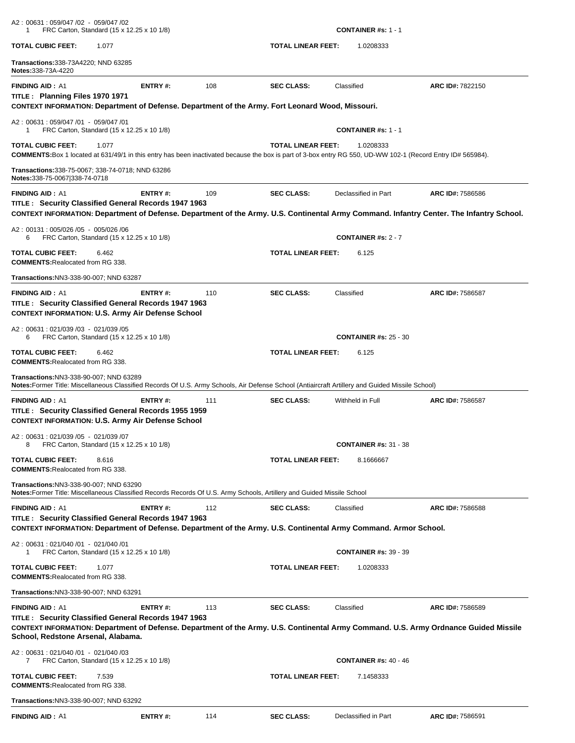A2 : 00631 : 059/047 /02 - 059/047 /02
1 FRC Carton, Standard (15 x 12.25 x 10 1/8) **CONTAINER #s:** 1 - 1

**TOTAL CUBIC FEET:** 1.077 **TOTAL LINEAR FEET:** 1.0208333

**Transactions:**338-73A4220; NND 63285
**Notes:**338-73A-4220

---

**FINDING AID :** A1 **ENTRY #:** 108 **SEC CLASS:** Classified **ARC ID#:** 7822150
**TITLE : Planning Files 1970 1971**
**CONTEXT INFORMATION: Department of Defense. Department of the Army. Fort Leonard Wood, Missouri.**

A2 : 00631 : 059/047 /01 - 059/047 /01
1 FRC Carton, Standard (15 x 12.25 x 10 1/8) **CONTAINER #s:** 1 - 1

**TOTAL CUBIC FEET:** 1.077 **TOTAL LINEAR FEET:** 1.0208333
**COMMENTS:**Box 1 located at 631/49/1 in this entry has been inactivated because the box is part of 3-box entry RG 550, UD-WW 102-1 (Record Entry ID# 565984).

**Transactions:**338-75-0067; 338-74-0718; NND 63286
**Notes:**338-75-0067|338-74-0718

---

**FINDING AID :** A1 **ENTRY #:** 109 **SEC CLASS:** Declassified in Part **ARC ID#:** 7586586
**TITLE : Security Classified General Records 1947 1963**
**CONTEXT INFORMATION: Department of Defense. Department of the Army. U.S. Continental Army Command. Infantry Center. The Infantry School.**

A2 : 00131 : 005/026 /05 - 005/026 /06
6 FRC Carton, Standard (15 x 12.25 x 10 1/8) **CONTAINER #s:** 2 - 7

**TOTAL CUBIC FEET:** 6.462 **TOTAL LINEAR FEET:** 6.125
**COMMENTS:**Realocated from RG 338.

**Transactions:**NN3-338-90-007; NND 63287

---

**FINDING AID :** A1 **ENTRY #:** 110 **SEC CLASS:** Classified **ARC ID#:** 7586587
**TITLE : Security Classified General Records 1947 1963**
**CONTEXT INFORMATION: U.S. Army Air Defense School**

A2 : 00631 : 021/039 /03 - 021/039 /05
6 FRC Carton, Standard (15 x 12.25 x 10 1/8) **CONTAINER #s:** 25 - 30

**TOTAL CUBIC FEET:** 6.462 **TOTAL LINEAR FEET:** 6.125
**COMMENTS:**Realocated from RG 338.

**Transactions:**NN3-338-90-007; NND 63289
**Notes:**Former Title: Miscellaneous Classified Records Of U.S. Army Schools, Air Defense School (Antiaircraft Artillery and Guided Missile School)

---

**FINDING AID :** A1 **ENTRY #:** 111 **SEC CLASS:** Withheld in Full **ARC ID#:** 7586587
**TITLE : Security Classified General Records 1955 1959**
**CONTEXT INFORMATION: U.S. Army Air Defense School**

A2 : 00631 : 021/039 /05 - 021/039 /07
8 FRC Carton, Standard (15 x 12.25 x 10 1/8) **CONTAINER #s:** 31 - 38

**TOTAL CUBIC FEET:** 8.616 **TOTAL LINEAR FEET:** 8.1666667
**COMMENTS:**Realocated from RG 338.

**Transactions:**NN3-338-90-007; NND 63290
**Notes:**Former Title: Miscellaneous Classified Records Records Of U.S. Army Schools, Artillery and Guided Missile School

---

**FINDING AID :** A1 **ENTRY #:** 112 **SEC CLASS:** Classified **ARC ID#:** 7586588
**TITLE : Security Classified General Records 1947 1963**
**CONTEXT INFORMATION: Department of Defense. Department of the Army. U.S. Continental Army Command. Armor School.**

A2 : 00631 : 021/040 /01 - 021/040 /01
1 FRC Carton, Standard (15 x 12.25 x 10 1/8) **CONTAINER #s:** 39 - 39

**TOTAL CUBIC FEET:** 1.077 **TOTAL LINEAR FEET:** 1.0208333
**COMMENTS:**Realocated from RG 338.

**Transactions:**NN3-338-90-007; NND 63291

---

**FINDING AID :** A1 **ENTRY #:** 113 **SEC CLASS:** Classified **ARC ID#:** 7586589
**TITLE : Security Classified General Records 1947 1963**
**CONTEXT INFORMATION: Department of Defense. Department of the Army. U.S. Continental Army Command. U.S. Army Ordnance Guided Missile School, Redstone Arsenal, Alabama.**

A2 : 00631 : 021/040 /01 - 021/040 /03
7 FRC Carton, Standard (15 x 12.25 x 10 1/8) **CONTAINER #s:** 40 - 46

**TOTAL CUBIC FEET:** 7.539 **TOTAL LINEAR FEET:** 7.1458333
**COMMENTS:**Realocated from RG 338.

**Transactions:**NN3-338-90-007; NND 63292

---

**FINDING AID :** A1 **ENTRY #:** 114 **SEC CLASS:** Declassified in Part **ARC ID#:** 7586591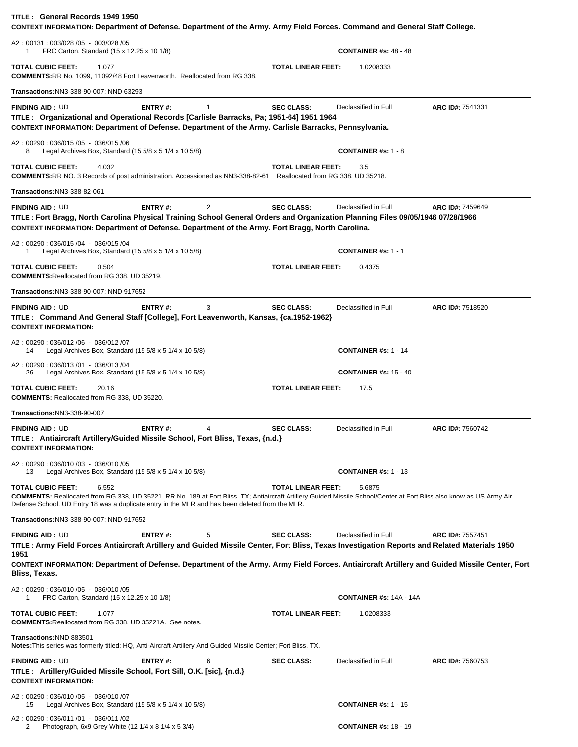**TITLE : General Records 1949 1950**
**CONTEXT INFORMATION: Department of Defense. Department of the Army. Army Field Forces. Command and General Staff College.**

A2 : 00131 : 003/028 /05 - 003/028 /05
1 FRC Carton, Standard (15 x 12.25 x 10 1/8) **CONTAINER #s:** 48 - 48

**TOTAL CUBIC FEET:** 1.077 **TOTAL LINEAR FEET:** 1.0208333
**COMMENTS:**RR No. 1099, 11092/48 Fort Leavenworth. Reallocated from RG 338.

**Transactions:**NN3-338-90-007; NND 63293

---

**FINDING AID :** UD **ENTRY #:** 1 **SEC CLASS:** Declassified in Full **ARC ID#:** 7541331
**TITLE : Organizational and Operational Records [Carlisle Barracks, Pa; 1951-64] 1951 1964**
**CONTEXT INFORMATION: Department of Defense. Department of the Army. Carlisle Barracks, Pennsylvania.**

A2 : 00290 : 036/015 /05 - 036/015 /06
8 Legal Archives Box, Standard (15 5/8 x 5 1/4 x 10 5/8) **CONTAINER #s:** 1 - 8

**TOTAL CUBIC FEET:** 4.032 **TOTAL LINEAR FEET:** 3.5
**COMMENTS:**RR NO. 3 Records of post administration. Accessioned as NN3-338-82-61 Reallocated from RG 338, UD 35218.

**Transactions:**NN3-338-82-061

---

**FINDING AID :** UD **ENTRY #:** 2 **SEC CLASS:** Declassified in Full **ARC ID#:** 7459649
**TITLE : Fort Bragg, North Carolina Physical Training School General Orders and Organization Planning Files 09/05/1946 07/28/1966**
**CONTEXT INFORMATION: Department of Defense. Department of the Army. Fort Bragg, North Carolina.**

A2 : 00290 : 036/015 /04 - 036/015 /04
1 Legal Archives Box, Standard (15 5/8 x 5 1/4 x 10 5/8) **CONTAINER #s:** 1 - 1

**TOTAL CUBIC FEET:** 0.504 **TOTAL LINEAR FEET:** 0.4375
**COMMENTS:**Reallocated from RG 338, UD 35219.

**Transactions:**NN3-338-90-007; NND 917652

---

**FINDING AID :** UD **ENTRY #:** 3 **SEC CLASS:** Declassified in Full **ARC ID#:** 7518520
**TITLE : Command And General Staff [College], Fort Leavenworth, Kansas, {ca.1952-1962}**
**CONTEXT INFORMATION:**

A2 : 00290 : 036/012 /06 - 036/012 /07
14 Legal Archives Box, Standard (15 5/8 x 5 1/4 x 10 5/8) **CONTAINER #s:** 1 - 14

A2 : 00290 : 036/013 /01 - 036/013 /04
26 Legal Archives Box, Standard (15 5/8 x 5 1/4 x 10 5/8) **CONTAINER #s:** 15 - 40

**TOTAL CUBIC FEET:** 20.16 **TOTAL LINEAR FEET:** 17.5
**COMMENTS:** Reallocated from RG 338, UD 35220.

**Transactions:**NN3-338-90-007

---

**FINDING AID :** UD **ENTRY #:** 4 **SEC CLASS:** Declassified in Full **ARC ID#:** 7560742
**TITLE : Antiaircraft Artillery/Guided Missile School, Fort Bliss, Texas, {n.d.}**
**CONTEXT INFORMATION:**

A2 : 00290 : 036/010 /03 - 036/010 /05
13 Legal Archives Box, Standard (15 5/8 x 5 1/4 x 10 5/8) **CONTAINER #s:** 1 - 13

**TOTAL CUBIC FEET:** 6.552 **TOTAL LINEAR FEET:** 5.6875
**COMMENTS:** Reallocated from RG 338, UD 35221. RR No. 189 at Fort Bliss, TX; Antiaircraft Artillery Guided Missile School/Center at Fort Bliss also know as US Army Air Defense School. UD Entry 18 was a duplicate entry in the MLR and has been deleted from the MLR.

**Transactions:**NN3-338-90-007; NND 917652

---

**FINDING AID :** UD **ENTRY #:** 5 **SEC CLASS:** Declassified in Full **ARC ID#:** 7557451
**TITLE : Army Field Forces Antiaircraft Artillery and Guided Missile Center, Fort Bliss, Texas Investigation Reports and Related Materials 1950 1951**
**CONTEXT INFORMATION: Department of Defense. Department of the Army. Army Field Forces. Antiaircraft Artillery and Guided Missile Center, Fort Bliss, Texas.**

A2 : 00290 : 036/010 /05 - 036/010 /05
1 FRC Carton, Standard (15 x 12.25 x 10 1/8) **CONTAINER #s:** 14A - 14A

**TOTAL CUBIC FEET:** 1.077 **TOTAL LINEAR FEET:** 1.0208333
**COMMENTS:**Reallocated from RG 338, UD 35221A. See notes.

**Transactions:**NND 883501
**Notes:**This series was formerly titled: HQ, Anti-Aircraft Artillery And Guided Missile Center; Fort Bliss, TX.

---

**FINDING AID :** UD **ENTRY #:** 6 **SEC CLASS:** Declassified in Full **ARC ID#:** 7560753
**TITLE : Artillery/Guided Missile School, Fort Sill, O.K. [sic], {n.d.}**
**CONTEXT INFORMATION:**

A2 : 00290 : 036/010 /05 - 036/010 /07
15 Legal Archives Box, Standard (15 5/8 x 5 1/4 x 10 5/8) **CONTAINER #s:** 1 - 15

A2 : 00290 : 036/011 /01 - 036/011 /02
2 Photograph, 6x9 Grey White (12 1/4 x 8 1/4 x 5 3/4) **CONTAINER #s:** 18 - 19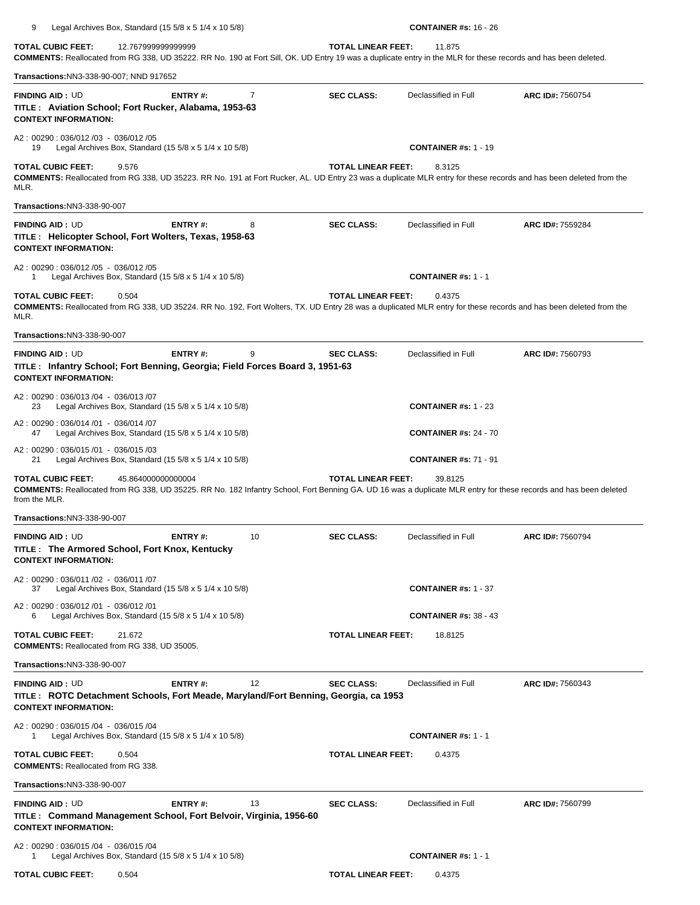9 Legal Archives Box, Standard (15 5/8 x 5 1/4 x 10 5/8) **CONTAINER #s:** 16 - 26

**TOTAL CUBIC FEET:** 12.767999999999999 **TOTAL LINEAR FEET:** 11.875

**COMMENTS:** Reallocated from RG 338, UD 35222. RR No. 190 at Fort Sill, OK. UD Entry 19 was a duplicate entry in the MLR for these records and has been deleted.

**Transactions:**NN3-338-90-007; NND 917652

---

**FINDING AID :** UD **ENTRY #:** 7 **SEC CLASS:** Declassified in Full **ARC ID#:** 7560754

**TITLE : Aviation School; Fort Rucker, Alabama, 1953-63**

**CONTEXT INFORMATION:**

A2 : 00290 : 036/012 /03 - 036/012 /05
19 Legal Archives Box, Standard (15 5/8 x 5 1/4 x 10 5/8) **CONTAINER #s:** 1 - 19

**TOTAL CUBIC FEET:** 9.576 **TOTAL LINEAR FEET:** 8.3125

**COMMENTS:** Reallocated from RG 338, UD 35223. RR No. 191 at Fort Rucker, AL. UD Entry 23 was a duplicate MLR entry for these records and has been deleted from the MLR.

**Transactions:**NN3-338-90-007

---

**FINDING AID :** UD **ENTRY #:** 8 **SEC CLASS:** Declassified in Full **ARC ID#:** 7559284

**TITLE : Helicopter School, Fort Wolters, Texas, 1958-63**

**CONTEXT INFORMATION:**

A2 : 00290 : 036/012 /05 - 036/012 /05
1 Legal Archives Box, Standard (15 5/8 x 5 1/4 x 10 5/8) **CONTAINER #s:** 1 - 1

**TOTAL CUBIC FEET:** 0.504 **TOTAL LINEAR FEET:** 0.4375

**COMMENTS:** Reallocated from RG 338, UD 35224. RR No. 192, Fort Wolters, TX. UD Entry 28 was a duplicated MLR entry for these records and has been deleted from the MLR.

**Transactions:**NN3-338-90-007

---

**FINDING AID :** UD **ENTRY #:** 9 **SEC CLASS:** Declassified in Full **ARC ID#:** 7560793

**TITLE : Infantry School; Fort Benning, Georgia; Field Forces Board 3, 1951-63**

**CONTEXT INFORMATION:**

A2 : 00290 : 036/013 /04 - 036/013 /07
23 Legal Archives Box, Standard (15 5/8 x 5 1/4 x 10 5/8) **CONTAINER #s:** 1 - 23

A2 : 00290 : 036/014 /01 - 036/014 /07
47 Legal Archives Box, Standard (15 5/8 x 5 1/4 x 10 5/8) **CONTAINER #s:** 24 - 70

A2 : 00290 : 036/015 /01 - 036/015 /03
21 Legal Archives Box, Standard (15 5/8 x 5 1/4 x 10 5/8) **CONTAINER #s:** 71 - 91

**TOTAL CUBIC FEET:** 45.864000000000004 **TOTAL LINEAR FEET:** 39.8125

**COMMENTS:** Reallocated from RG 338, UD 35225. RR No. 182 Infantry School, Fort Benning GA. UD 16 was a duplicate MLR entry for these records and has been deleted from the MLR.

**Transactions:**NN3-338-90-007

---

**FINDING AID :** UD **ENTRY #:** 10 **SEC CLASS:** Declassified in Full **ARC ID#:** 7560794

**TITLE : The Armored School, Fort Knox, Kentucky**

**CONTEXT INFORMATION:**

A2 : 00290 : 036/011 /02 - 036/011 /07
37 Legal Archives Box, Standard (15 5/8 x 5 1/4 x 10 5/8) **CONTAINER #s:** 1 - 37

A2 : 00290 : 036/012 /01 - 036/012 /01
6 Legal Archives Box, Standard (15 5/8 x 5 1/4 x 10 5/8) **CONTAINER #s:** 38 - 43

**TOTAL CUBIC FEET:** 21.672 **TOTAL LINEAR FEET:** 18.8125

**COMMENTS:** Reallocated from RG 338, UD 35005.

**Transactions:**NN3-338-90-007

---

**FINDING AID :** UD **ENTRY #:** 12 **SEC CLASS:** Declassified in Full **ARC ID#:** 7560343

**TITLE : ROTC Detachment Schools, Fort Meade, Maryland/Fort Benning, Georgia, ca 1953**

**CONTEXT INFORMATION:**

A2 : 00290 : 036/015 /04 - 036/015 /04
1 Legal Archives Box, Standard (15 5/8 x 5 1/4 x 10 5/8) **CONTAINER #s:** 1 - 1

**TOTAL CUBIC FEET:** 0.504 **TOTAL LINEAR FEET:** 0.4375

**COMMENTS:** Reallocated from RG 338.

**Transactions:**NN3-338-90-007

---

**FINDING AID :** UD **ENTRY #:** 13 **SEC CLASS:** Declassified in Full **ARC ID#:** 7560799

**TITLE : Command Management School, Fort Belvoir, Virginia, 1956-60**

**CONTEXT INFORMATION:**

A2 : 00290 : 036/015 /04 - 036/015 /04
1 Legal Archives Box, Standard (15 5/8 x 5 1/4 x 10 5/8) **CONTAINER #s:** 1 - 1

**TOTAL CUBIC FEET:** 0.504 **TOTAL LINEAR FEET:** 0.4375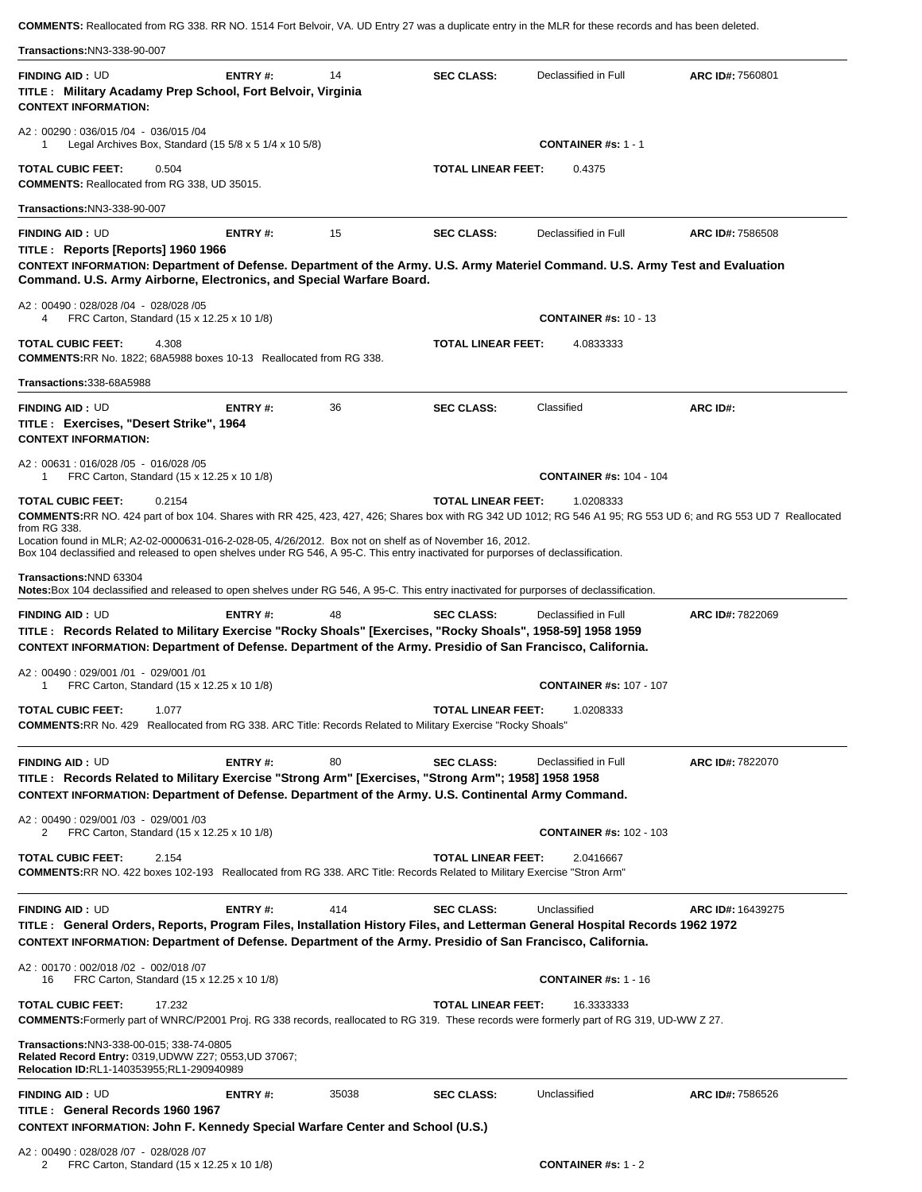**COMMENTS:** Reallocated from RG 338. RR NO. 1514 Fort Belvoir, VA. UD Entry 27 was a duplicate entry in the MLR for these records and has been deleted.

**Transactions:** NN3-338-90-007

---

**FINDING AID :** UD **ENTRY #:** 14 **SEC CLASS:** Declassified in Full **ARC ID#:** 7560801

**TITLE : Military Acadamy Prep School, Fort Belvoir, Virginia**

**CONTEXT INFORMATION:**

A2 : 00290 : 036/015 /04 - 036/015 /04
1 Legal Archives Box, Standard (15 5/8 x 5 1/4 x 10 5/8) **CONTAINER #s:** 1 - 1

**TOTAL CUBIC FEET:** 0.504 **TOTAL LINEAR FEET:** 0.4375

**COMMENTS:** Reallocated from RG 338, UD 35015.

**Transactions:** NN3-338-90-007

---

**FINDING AID :** UD **ENTRY #:** 15 **SEC CLASS:** Declassified in Full **ARC ID#:** 7586508

**TITLE : Reports [Reports] 1960 1966**

**CONTEXT INFORMATION: Department of Defense. Department of the Army. U.S. Army Materiel Command. U.S. Army Test and Evaluation Command. U.S. Army Airborne, Electronics, and Special Warfare Board.**

A2 : 00490 : 028/028 /04 - 028/028 /05
4 FRC Carton, Standard (15 x 12.25 x 10 1/8) **CONTAINER #s:** 10 - 13

**TOTAL CUBIC FEET:** 4.308 **TOTAL LINEAR FEET:** 4.0833333

**COMMENTS:** RR No. 1822; 68A5988 boxes 10-13 Reallocated from RG 338.

**Transactions:** 338-68A5988

---

**FINDING AID :** UD **ENTRY #:** 36 **SEC CLASS:** Classified **ARC ID#:**

**TITLE : Exercises, "Desert Strike", 1964**

**CONTEXT INFORMATION:**

A2 : 00631 : 016/028 /05 - 016/028 /05
1 FRC Carton, Standard (15 x 12.25 x 10 1/8) **CONTAINER #s:** 104 - 104

**TOTAL CUBIC FEET:** 0.2154 **TOTAL LINEAR FEET:** 1.0208333

**COMMENTS:** RR NO. 424 part of box 104. Shares with RR 425, 423, 427, 426; Shares box with RG 342 UD 1012; RG 546 A1 95; RG 553 UD 6; and RG 553 UD 7 Reallocated from RG 338.
Location found in MLR; A2-02-0000631-016-2-028-05, 4/26/2012. Box not on shelf as of November 16, 2012.
Box 104 declassified and released to open shelves under RG 546, A 95-C. This entry inactivated for purposes of declassification.

**Transactions:** NND 63304

**Notes:** Box 104 declassified and released to open shelves under RG 546, A 95-C. This entry inactivated for purposes of declassification.

---

**FINDING AID :** UD **ENTRY #:** 48 **SEC CLASS:** Declassified in Full **ARC ID#:** 7822069

**TITLE : Records Related to Military Exercise "Rocky Shoals" [Exercises, "Rocky Shoals", 1958-59] 1958 1959**

**CONTEXT INFORMATION: Department of Defense. Department of the Army. Presidio of San Francisco, California.**

A2 : 00490 : 029/001 /01 - 029/001 /01
1 FRC Carton, Standard (15 x 12.25 x 10 1/8) **CONTAINER #s:** 107 - 107

**TOTAL CUBIC FEET:** 1.077 **TOTAL LINEAR FEET:** 1.0208333

**COMMENTS:** RR No. 429 Reallocated from RG 338. ARC Title: Records Related to Military Exercise "Rocky Shoals"

---

**FINDING AID :** UD **ENTRY #:** 80 **SEC CLASS:** Declassified in Full **ARC ID#:** 7822070

**TITLE : Records Related to Military Exercise "Strong Arm" [Exercises, "Strong Arm"; 1958] 1958 1958**

**CONTEXT INFORMATION: Department of Defense. Department of the Army. U.S. Continental Army Command.**

A2 : 00490 : 029/001 /03 - 029/001 /03
2 FRC Carton, Standard (15 x 12.25 x 10 1/8) **CONTAINER #s:** 102 - 103

**TOTAL CUBIC FEET:** 2.154 **TOTAL LINEAR FEET:** 2.0416667

**COMMENTS:** RR NO. 422 boxes 102-193 Reallocated from RG 338. ARC Title: Records Related to Military Exercise "Stron Arm"

---

**FINDING AID :** UD **ENTRY #:** 414 **SEC CLASS:** Unclassified **ARC ID#:** 16439275

**TITLE : General Orders, Reports, Program Files, Installation History Files, and Letterman General Hospital Records 1962 1972**

**CONTEXT INFORMATION: Department of Defense. Department of the Army. Presidio of San Francisco, California.**

A2 : 00170 : 002/018 /02 - 002/018 /07
16 FRC Carton, Standard (15 x 12.25 x 10 1/8) **CONTAINER #s:** 1 - 16

**TOTAL CUBIC FEET:** 17.232 **TOTAL LINEAR FEET:** 16.3333333

**COMMENTS:** Formerly part of WNRC/P2001 Proj. RG 338 records, reallocated to RG 319. These records were formerly part of RG 319, UD-WW Z 27.

**Transactions:** NN3-338-00-015; 338-74-0805
**Related Record Entry:** 0319,UDWW Z27; 0553,UD 37067;
**Relocation ID:** RL1-140353955;RL1-290940989

---

**FINDING AID :** UD **ENTRY #:** 35038 **SEC CLASS:** Unclassified **ARC ID#:** 7586526

**TITLE : General Records 1960 1967**

**CONTEXT INFORMATION: John F. Kennedy Special Warfare Center and School (U.S.)**

A2 : 00490 : 028/028 /07 - 028/028 /07
2 FRC Carton, Standard (15 x 12.25 x 10 1/8) **CONTAINER #s:** 1 - 2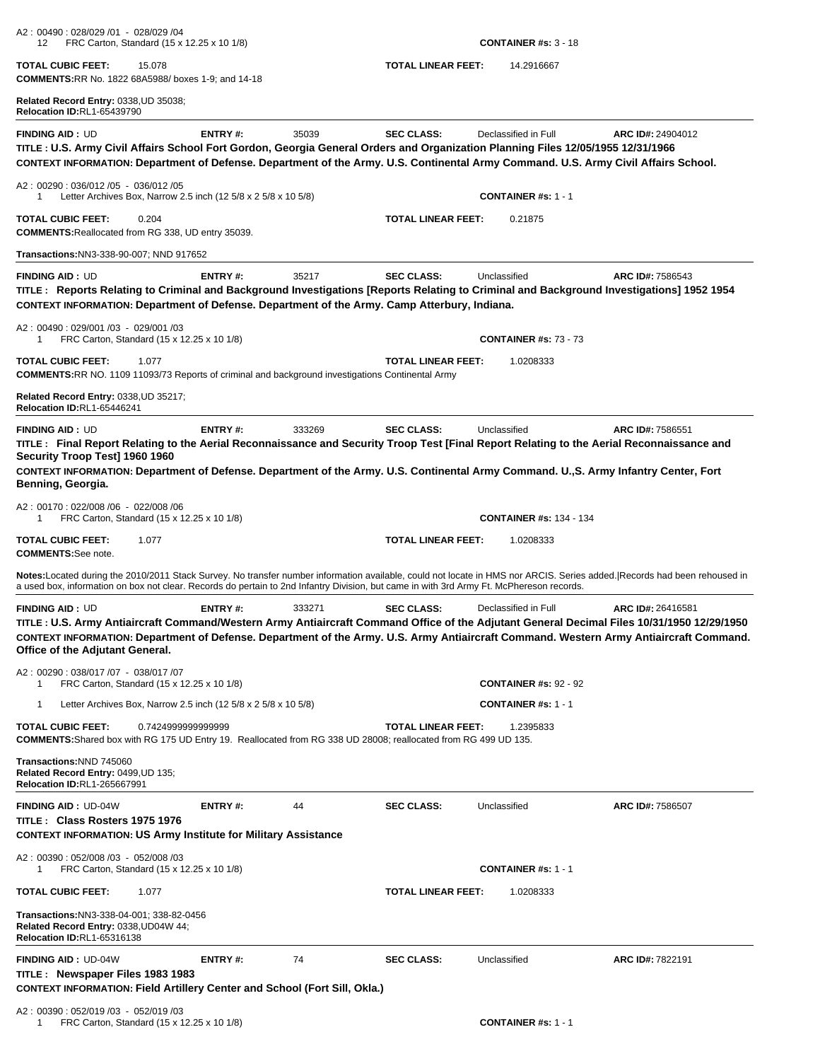A2 : 00490 : 028/029 /01 - 028/029 /04
12 FRC Carton, Standard (15 x 12.25 x 10 1/8) **CONTAINER #s:** 3 - 18

**TOTAL CUBIC FEET:** 15.078 **TOTAL LINEAR FEET:** 14.2916667

**COMMENTS:** RR No. 1822 68A5988/ boxes 1-9; and 14-18

**Related Record Entry:** 0338,UD 35038;
**Relocation ID:** RL1-65439790

---

**FINDING AID :** UD **ENTRY #:** 35039 **SEC CLASS:** Declassified in Full **ARC ID#:** 24904012

**TITLE : U.S. Army Civil Affairs School Fort Gordon, Georgia General Orders and Organization Planning Files 12/05/1955 12/31/1966**

**CONTEXT INFORMATION: Department of Defense. Department of the Army. U.S. Continental Army Command. U.S. Army Civil Affairs School.**

A2 : 00290 : 036/012 /05 - 036/012 /05
1 Letter Archives Box, Narrow 2.5 inch (12 5/8 x 2 5/8 x 10 5/8) **CONTAINER #s:** 1 - 1

**TOTAL CUBIC FEET:** 0.204 **TOTAL LINEAR FEET:** 0.21875

**COMMENTS:** Reallocated from RG 338, UD entry 35039.

**Transactions:** NN3-338-90-007; NND 917652

---

**FINDING AID :** UD **ENTRY #:** 35217 **SEC CLASS:** Unclassified **ARC ID#:** 7586543

**TITLE : Reports Relating to Criminal and Background Investigations [Reports Relating to Criminal and Background Investigations] 1952 1954**

**CONTEXT INFORMATION: Department of Defense. Department of the Army. Camp Atterbury, Indiana.**

A2 : 00490 : 029/001 /03 - 029/001 /03
1 FRC Carton, Standard (15 x 12.25 x 10 1/8) **CONTAINER #s:** 73 - 73

**TOTAL CUBIC FEET:** 1.077 **TOTAL LINEAR FEET:** 1.0208333

**COMMENTS:** RR NO. 1109 11093/73 Reports of criminal and background investigations Continental Army

**Related Record Entry:** 0338,UD 35217;
**Relocation ID:** RL1-65446241

---

**FINDING AID :** UD **ENTRY #:** 333269 **SEC CLASS:** Unclassified **ARC ID#:** 7586551

**TITLE : Final Report Relating to the Aerial Reconnaissance and Security Troop Test [Final Report Relating to the Aerial Reconnaissance and Security Troop Test] 1960 1960**

**CONTEXT INFORMATION: Department of Defense. Department of the Army. U.S. Continental Army Command. U.,S. Army Infantry Center, Fort Benning, Georgia.**

A2 : 00170 : 022/008 /06 - 022/008 /06
1 FRC Carton, Standard (15 x 12.25 x 10 1/8) **CONTAINER #s:** 134 - 134

**TOTAL CUBIC FEET:** 1.077 **TOTAL LINEAR FEET:** 1.0208333

**COMMENTS:** See note.

**Notes:** Located during the 2010/2011 Stack Survey. No transfer number information available, could not locate in HMS nor ARCIS. Series added.|Records had been rehoused in a used box, information on box not clear. Records do pertain to 2nd Infantry Division, but came in with 3rd Army Ft. McPhereson records.

---

**FINDING AID :** UD **ENTRY #:** 333271 **SEC CLASS:** Declassified in Full **ARC ID#:** 26416581

**TITLE : U.S. Army Antiaircraft Command/Western Army Antiaircraft Command Office of the Adjutant General Decimal Files 10/31/1950 12/29/1950**

**CONTEXT INFORMATION: Department of Defense. Department of the Army. U.S. Army Antiaircraft Command. Western Army Antiaircraft Command. Office of the Adjutant General.**

A2 : 00290 : 038/017 /07 - 038/017 /07
1 FRC Carton, Standard (15 x 12.25 x 10 1/8) **CONTAINER #s:** 92 - 92
1 Letter Archives Box, Narrow 2.5 inch (12 5/8 x 2 5/8 x 10 5/8) **CONTAINER #s:** 1 - 1

**TOTAL CUBIC FEET:** 0.7424999999999999 **TOTAL LINEAR FEET:** 1.2395833

**COMMENTS:** Shared box with RG 175 UD Entry 19. Reallocated from RG 338 UD 28008; reallocated from RG 499 UD 135.

**Transactions:** NND 745060
**Related Record Entry:** 0499,UD 135;
**Relocation ID:** RL1-265667991

---

**FINDING AID :** UD-04W **ENTRY #:** 44 **SEC CLASS:** Unclassified **ARC ID#:** 7586507

**TITLE : Class Rosters 1975 1976**

**CONTEXT INFORMATION: US Army Institute for Military Assistance**

A2 : 00390 : 052/008 /03 - 052/008 /03
1 FRC Carton, Standard (15 x 12.25 x 10 1/8) **CONTAINER #s:** 1 - 1

**TOTAL CUBIC FEET:** 1.077 **TOTAL LINEAR FEET:** 1.0208333

**Transactions:** NN3-338-04-001; 338-82-0456
**Related Record Entry:** 0338,UD04W 44;
**Relocation ID:** RL1-65316138

---

**FINDING AID :** UD-04W **ENTRY #:** 74 **SEC CLASS:** Unclassified **ARC ID#:** 7822191

**TITLE : Newspaper Files 1983 1983**

**CONTEXT INFORMATION: Field Artillery Center and School (Fort Sill, Okla.)**

A2 : 00390 : 052/019 /03 - 052/019 /03
1 FRC Carton, Standard (15 x 12.25 x 10 1/8) **CONTAINER #s:** 1 - 1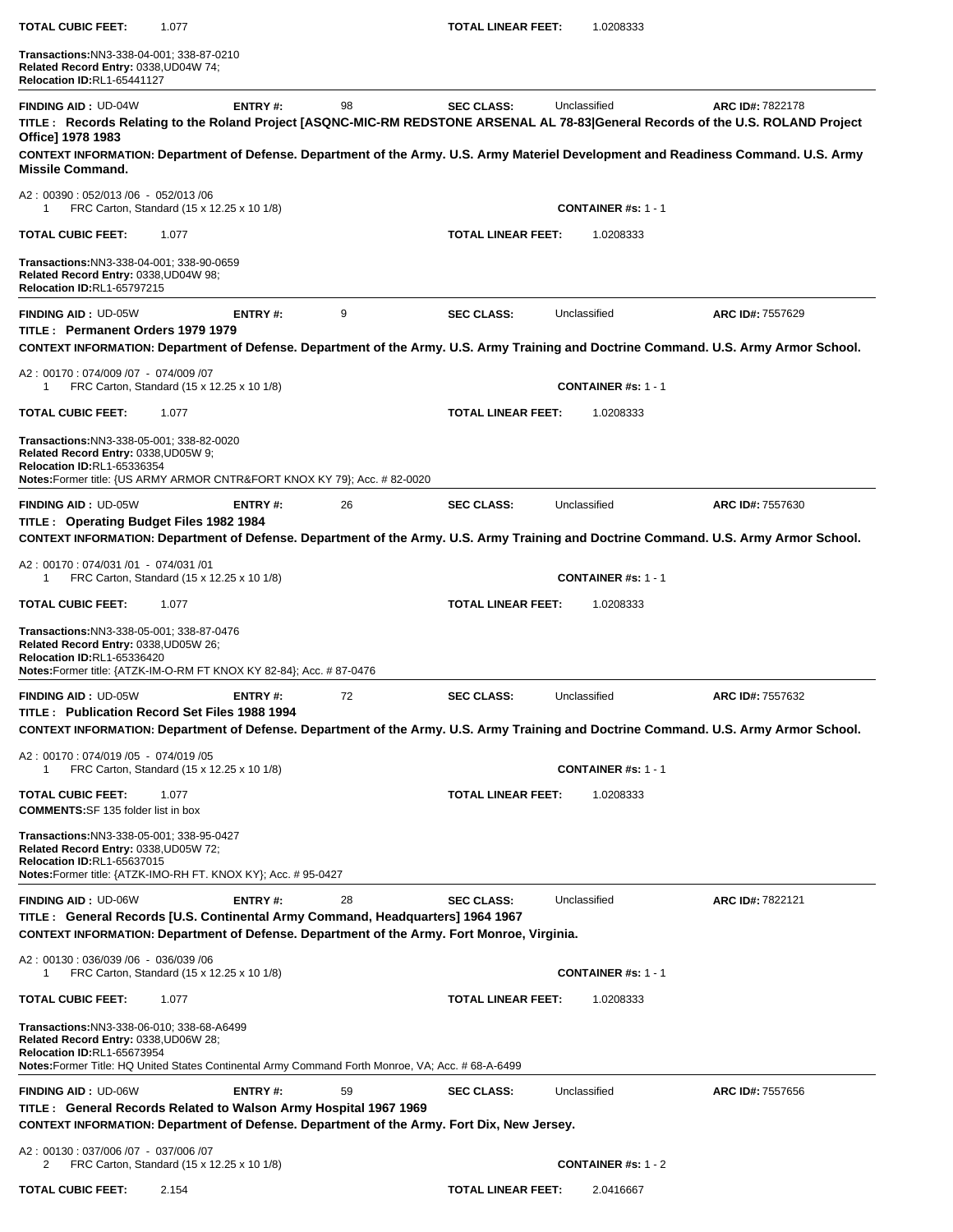**TOTAL CUBIC FEET:** 1.077 **TOTAL LINEAR FEET:** 1.0208333

**Transactions:** NN3-338-04-001; 338-87-0210
**Related Record Entry:** 0338,UD04W 74;
**Relocation ID:** RL1-65441127

---

**FINDING AID :** UD-04W **ENTRY #:** 98 **SEC CLASS:** Unclassified **ARC ID#:** 7822178

**TITLE : Records Relating to the Roland Project [ASQNC-MIC-RM REDSTONE ARSENAL AL 78-83|General Records of the U.S. ROLAND Project Office] 1978 1983**

**CONTEXT INFORMATION: Department of Defense. Department of the Army. U.S. Army Materiel Development and Readiness Command. U.S. Army Missile Command.**

A2 : 00390 : 052/013 /06 - 052/013 /06
1 FRC Carton, Standard (15 x 12.25 x 10 1/8) **CONTAINER #s:** 1 - 1

**TOTAL CUBIC FEET:** 1.077 **TOTAL LINEAR FEET:** 1.0208333

**Transactions:** NN3-338-04-001; 338-90-0659
**Related Record Entry:** 0338,UD04W 98;
**Relocation ID:** RL1-65797215

---

**FINDING AID :** UD-05W **ENTRY #:** 9 **SEC CLASS:** Unclassified **ARC ID#:** 7557629

**TITLE : Permanent Orders 1979 1979**

**CONTEXT INFORMATION: Department of Defense. Department of the Army. U.S. Army Training and Doctrine Command. U.S. Army Armor School.**

A2 : 00170 : 074/009 /07 - 074/009 /07
1 FRC Carton, Standard (15 x 12.25 x 10 1/8) **CONTAINER #s:** 1 - 1

**TOTAL CUBIC FEET:** 1.077 **TOTAL LINEAR FEET:** 1.0208333

**Transactions:** NN3-338-05-001; 338-82-0020
**Related Record Entry:** 0338,UD05W 9;
**Relocation ID:** RL1-65336354
**Notes:** Former title: {US ARMY ARMOR CNTR&FORT KNOX KY 79}; Acc. # 82-0020

---

**FINDING AID :** UD-05W **ENTRY #:** 26 **SEC CLASS:** Unclassified **ARC ID#:** 7557630

**TITLE : Operating Budget Files 1982 1984**

**CONTEXT INFORMATION: Department of Defense. Department of the Army. U.S. Army Training and Doctrine Command. U.S. Army Armor School.**

A2 : 00170 : 074/031 /01 - 074/031 /01
1 FRC Carton, Standard (15 x 12.25 x 10 1/8) **CONTAINER #s:** 1 - 1

**TOTAL CUBIC FEET:** 1.077 **TOTAL LINEAR FEET:** 1.0208333

**Transactions:** NN3-338-05-001; 338-87-0476
**Related Record Entry:** 0338,UD05W 26;
**Relocation ID:** RL1-65336420
**Notes:** Former title: {ATZK-IM-O-RM FT KNOX KY 82-84}; Acc. # 87-0476

---

**FINDING AID :** UD-05W **ENTRY #:** 72 **SEC CLASS:** Unclassified **ARC ID#:** 7557632

**TITLE : Publication Record Set Files 1988 1994**

**CONTEXT INFORMATION: Department of Defense. Department of the Army. U.S. Army Training and Doctrine Command. U.S. Army Armor School.**

A2 : 00170 : 074/019 /05 - 074/019 /05
1 FRC Carton, Standard (15 x 12.25 x 10 1/8) **CONTAINER #s:** 1 - 1

**TOTAL CUBIC FEET:** 1.077 **TOTAL LINEAR FEET:** 1.0208333
**COMMENTS:** SF 135 folder list in box

**Transactions:** NN3-338-05-001; 338-95-0427
**Related Record Entry:** 0338,UD05W 72;
**Relocation ID:** RL1-65637015
**Notes:** Former title: {ATZK-IMO-RH FT. KNOX KY}; Acc. # 95-0427

---

**FINDING AID :** UD-06W **ENTRY #:** 28 **SEC CLASS:** Unclassified **ARC ID#:** 7822121

**TITLE : General Records [U.S. Continental Army Command, Headquarters] 1964 1967**

**CONTEXT INFORMATION: Department of Defense. Department of the Army. Fort Monroe, Virginia.**

A2 : 00130 : 036/039 /06 - 036/039 /06
1 FRC Carton, Standard (15 x 12.25 x 10 1/8) **CONTAINER #s:** 1 - 1

**TOTAL CUBIC FEET:** 1.077 **TOTAL LINEAR FEET:** 1.0208333

**Transactions:** NN3-338-06-010; 338-68-A6499
**Related Record Entry:** 0338,UD06W 28;
**Relocation ID:** RL1-65673954
**Notes:** Former Title: HQ United States Continental Army Command Forth Monroe, VA; Acc. # 68-A-6499

---

**FINDING AID :** UD-06W **ENTRY #:** 59 **SEC CLASS:** Unclassified **ARC ID#:** 7557656

**TITLE : General Records Related to Walson Army Hospital 1967 1969**

**CONTEXT INFORMATION: Department of Defense. Department of the Army. Fort Dix, New Jersey.**

A2 : 00130 : 037/006 /07 - 037/006 /07
2 FRC Carton, Standard (15 x 12.25 x 10 1/8) **CONTAINER #s:** 1 - 2

**TOTAL CUBIC FEET:** 2.154 **TOTAL LINEAR FEET:** 2.0416667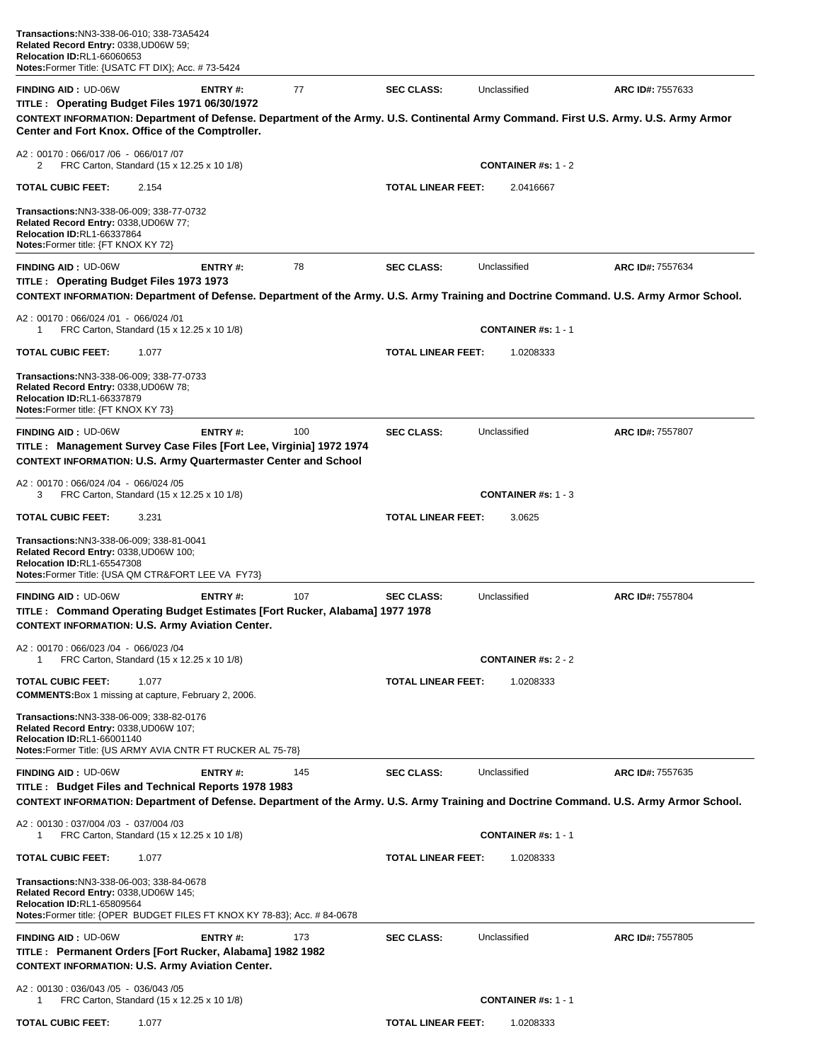**Transactions:** NN3-338-06-010; 338-73A5424
**Related Record Entry:** 0338,UD06W 59;
**Relocation ID:** RL1-66060653
**Notes:** Former Title: {USATC FT DIX}; Acc. # 73-5424

---

**FINDING AID :** UD-06W **ENTRY #:** 77 **SEC CLASS:** Unclassified **ARC ID#:** 7557633

**TITLE : Operating Budget Files 1971 06/30/1972**

**CONTEXT INFORMATION: Department of Defense. Department of the Army. U.S. Continental Army Command. First U.S. Army. U.S. Army Armor Center and Fort Knox. Office of the Comptroller.**

A2 : 00170 : 066/017 /06 - 066/017 /07
2 FRC Carton, Standard (15 x 12.25 x 10 1/8) **CONTAINER #s:** 1 - 2

**TOTAL CUBIC FEET:** 2.154 **TOTAL LINEAR FEET:** 2.0416667

**Transactions:** NN3-338-06-009; 338-77-0732
**Related Record Entry:** 0338,UD06W 77;
**Relocation ID:** RL1-66337864
**Notes:** Former title: {FT KNOX KY 72}

---

**FINDING AID :** UD-06W **ENTRY #:** 78 **SEC CLASS:** Unclassified **ARC ID#:** 7557634

**TITLE : Operating Budget Files 1973 1973**

**CONTEXT INFORMATION: Department of Defense. Department of the Army. U.S. Army Training and Doctrine Command. U.S. Army Armor School.**

A2 : 00170 : 066/024 /01 - 066/024 /01
1 FRC Carton, Standard (15 x 12.25 x 10 1/8) **CONTAINER #s:** 1 - 1

**TOTAL CUBIC FEET:** 1.077 **TOTAL LINEAR FEET:** 1.0208333

**Transactions:** NN3-338-06-009; 338-77-0733
**Related Record Entry:** 0338,UD06W 78;
**Relocation ID:** RL1-66337879
**Notes:** Former title: {FT KNOX KY 73}

---

**FINDING AID :** UD-06W **ENTRY #:** 100 **SEC CLASS:** Unclassified **ARC ID#:** 7557807

**TITLE : Management Survey Case Files [Fort Lee, Virginia] 1972 1974**

**CONTEXT INFORMATION: U.S. Army Quartermaster Center and School**

A2 : 00170 : 066/024 /04 - 066/024 /05
3 FRC Carton, Standard (15 x 12.25 x 10 1/8) **CONTAINER #s:** 1 - 3

**TOTAL CUBIC FEET:** 3.231 **TOTAL LINEAR FEET:** 3.0625

**Transactions:** NN3-338-06-009; 338-81-0041
**Related Record Entry:** 0338,UD06W 100;
**Relocation ID:** RL1-65547308
**Notes:** Former Title: {USA QM CTR&FORT LEE VA FY73}

---

**FINDING AID :** UD-06W **ENTRY #:** 107 **SEC CLASS:** Unclassified **ARC ID#:** 7557804

**TITLE : Command Operating Budget Estimates [Fort Rucker, Alabama] 1977 1978**

**CONTEXT INFORMATION: U.S. Army Aviation Center.**

A2 : 00170 : 066/023 /04 - 066/023 /04
1 FRC Carton, Standard (15 x 12.25 x 10 1/8) **CONTAINER #s:** 2 - 2

**TOTAL CUBIC FEET:** 1.077 **TOTAL LINEAR FEET:** 1.0208333

**COMMENTS:** Box 1 missing at capture, February 2, 2006.

**Transactions:** NN3-338-06-009; 338-82-0176
**Related Record Entry:** 0338,UD06W 107;
**Relocation ID:** RL1-66001140
**Notes:** Former Title: {US ARMY AVIA CNTR FT RUCKER AL 75-78}

---

**FINDING AID :** UD-06W **ENTRY #:** 145 **SEC CLASS:** Unclassified **ARC ID#:** 7557635

**TITLE : Budget Files and Technical Reports 1978 1983**

**CONTEXT INFORMATION: Department of Defense. Department of the Army. U.S. Army Training and Doctrine Command. U.S. Army Armor School.**

A2 : 00130 : 037/004 /03 - 037/004 /03
1 FRC Carton, Standard (15 x 12.25 x 10 1/8) **CONTAINER #s:** 1 - 1

**TOTAL CUBIC FEET:** 1.077 **TOTAL LINEAR FEET:** 1.0208333

**Transactions:** NN3-338-06-003; 338-84-0678
**Related Record Entry:** 0338,UD06W 145;
**Relocation ID:** RL1-65809564
**Notes:** Former title: {OPER BUDGET FILES FT KNOX KY 78-83}; Acc. # 84-0678

---

**FINDING AID :** UD-06W **ENTRY #:** 173 **SEC CLASS:** Unclassified **ARC ID#:** 7557805

**TITLE : Permanent Orders [Fort Rucker, Alabama] 1982 1982**

**CONTEXT INFORMATION: U.S. Army Aviation Center.**

A2 : 00130 : 036/043 /05 - 036/043 /05
1 FRC Carton, Standard (15 x 12.25 x 10 1/8) **CONTAINER #s:** 1 - 1

**TOTAL CUBIC FEET:** 1.077 **TOTAL LINEAR FEET:** 1.0208333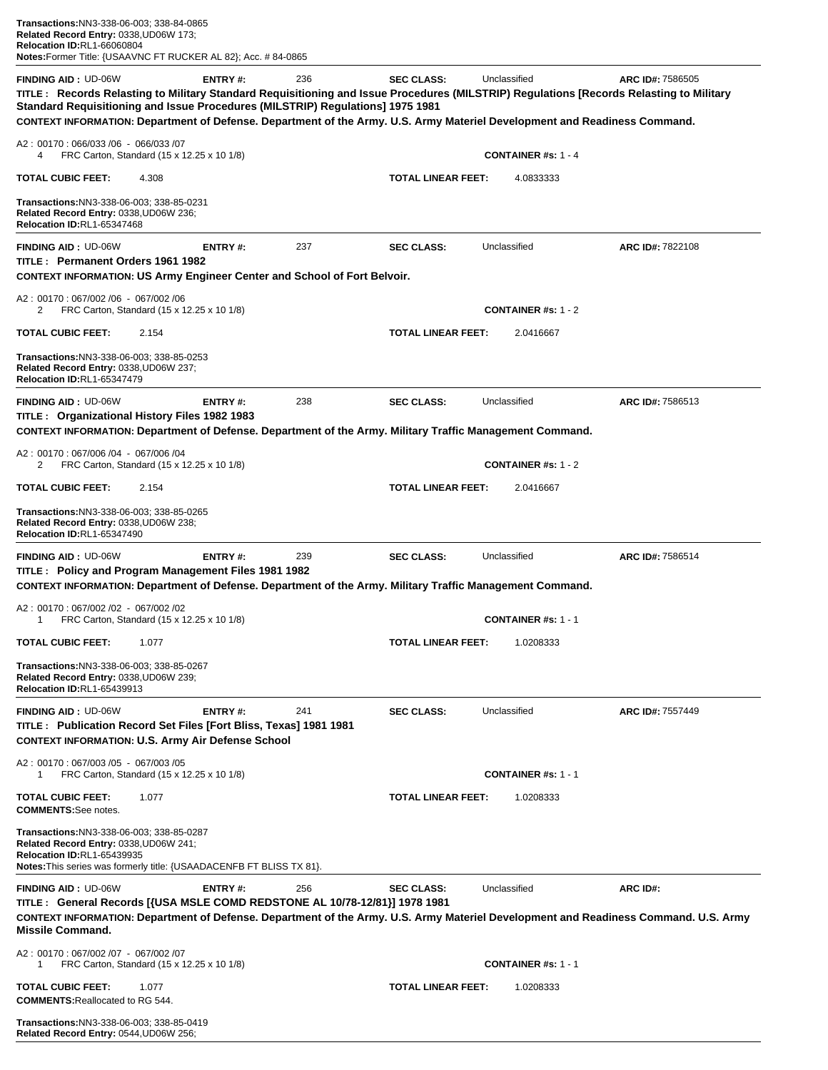**Transactions:**NN3-338-06-003; 338-84-0865
**Related Record Entry:** 0338,UD06W 173;
**Relocation ID:**RL1-66060804
**Notes:**Former Title: {USAAVNC FT RUCKER AL 82}; Acc. # 84-0865

---

**FINDING AID :** UD-06W **ENTRY #:** 236 **SEC CLASS:** Unclassified **ARC ID#:** 7586505

**TITLE : Records Relasting to Military Standard Requisitioning and Issue Procedures (MILSTRIP) Regulations [Records Relasting to Military Standard Requisitioning and Issue Procedures (MILSTRIP) Regulations] 1975 1981**

**CONTEXT INFORMATION: Department of Defense. Department of the Army. U.S. Army Materiel Development and Readiness Command.**

A2 : 00170 : 066/033 /06 - 066/033 /07
4 FRC Carton, Standard (15 x 12.25 x 10 1/8) **CONTAINER #s:** 1 - 4

**TOTAL CUBIC FEET:** 4.308 **TOTAL LINEAR FEET:** 4.0833333

**Transactions:**NN3-338-06-003; 338-85-0231
**Related Record Entry:** 0338,UD06W 236;
**Relocation ID:**RL1-65347468

---

**FINDING AID :** UD-06W **ENTRY #:** 237 **SEC CLASS:** Unclassified **ARC ID#:** 7822108

**TITLE : Permanent Orders 1961 1982**

**CONTEXT INFORMATION: US Army Engineer Center and School of Fort Belvoir.**

A2 : 00170 : 067/002 /06 - 067/002 /06
2 FRC Carton, Standard (15 x 12.25 x 10 1/8) **CONTAINER #s:** 1 - 2

**TOTAL CUBIC FEET:** 2.154 **TOTAL LINEAR FEET:** 2.0416667

**Transactions:**NN3-338-06-003; 338-85-0253
**Related Record Entry:** 0338,UD06W 237;
**Relocation ID:**RL1-65347479

---

**FINDING AID :** UD-06W **ENTRY #:** 238 **SEC CLASS:** Unclassified **ARC ID#:** 7586513

**TITLE : Organizational History Files 1982 1983**

**CONTEXT INFORMATION: Department of Defense. Department of the Army. Military Traffic Management Command.**

A2 : 00170 : 067/006 /04 - 067/006 /04
2 FRC Carton, Standard (15 x 12.25 x 10 1/8) **CONTAINER #s:** 1 - 2

**TOTAL CUBIC FEET:** 2.154 **TOTAL LINEAR FEET:** 2.0416667

**Transactions:**NN3-338-06-003; 338-85-0265
**Related Record Entry:** 0338,UD06W 238;
**Relocation ID:**RL1-65347490

---

**FINDING AID :** UD-06W **ENTRY #:** 239 **SEC CLASS:** Unclassified **ARC ID#:** 7586514

**TITLE : Policy and Program Management Files 1981 1982**

**CONTEXT INFORMATION: Department of Defense. Department of the Army. Military Traffic Management Command.**

A2 : 00170 : 067/002 /02 - 067/002 /02
1 FRC Carton, Standard (15 x 12.25 x 10 1/8) **CONTAINER #s:** 1 - 1

**TOTAL CUBIC FEET:** 1.077 **TOTAL LINEAR FEET:** 1.0208333

**Transactions:**NN3-338-06-003; 338-85-0267
**Related Record Entry:** 0338,UD06W 239;
**Relocation ID:**RL1-65439913

---

**FINDING AID :** UD-06W **ENTRY #:** 241 **SEC CLASS:** Unclassified **ARC ID#:** 7557449

**TITLE : Publication Record Set Files [Fort Bliss, Texas] 1981 1981**

**CONTEXT INFORMATION: U.S. Army Air Defense School**

A2 : 00170 : 067/003 /05 - 067/003 /05
1 FRC Carton, Standard (15 x 12.25 x 10 1/8) **CONTAINER #s:** 1 - 1

**TOTAL CUBIC FEET:** 1.077 **TOTAL LINEAR FEET:** 1.0208333
**COMMENTS:**See notes.

**Transactions:**NN3-338-06-003; 338-85-0287
**Related Record Entry:** 0338,UD06W 241;
**Relocation ID:**RL1-65439935
**Notes:**This series was formerly title: {USAADACENFB FT BLISS TX 81}.

---

**FINDING AID :** UD-06W **ENTRY #:** 256 **SEC CLASS:** Unclassified **ARC ID#:**

**TITLE : General Records [{USA MSLE COMD REDSTONE AL 10/78-12/81}] 1978 1981**

**CONTEXT INFORMATION: Department of Defense. Department of the Army. U.S. Army Materiel Development and Readiness Command. U.S. Army Missile Command.**

A2 : 00170 : 067/002 /07 - 067/002 /07
1 FRC Carton, Standard (15 x 12.25 x 10 1/8) **CONTAINER #s:** 1 - 1

**TOTAL CUBIC FEET:** 1.077 **TOTAL LINEAR FEET:** 1.0208333
**COMMENTS:**Reallocated to RG 544.

**Transactions:**NN3-338-06-003; 338-85-0419
**Related Record Entry:** 0544,UD06W 256;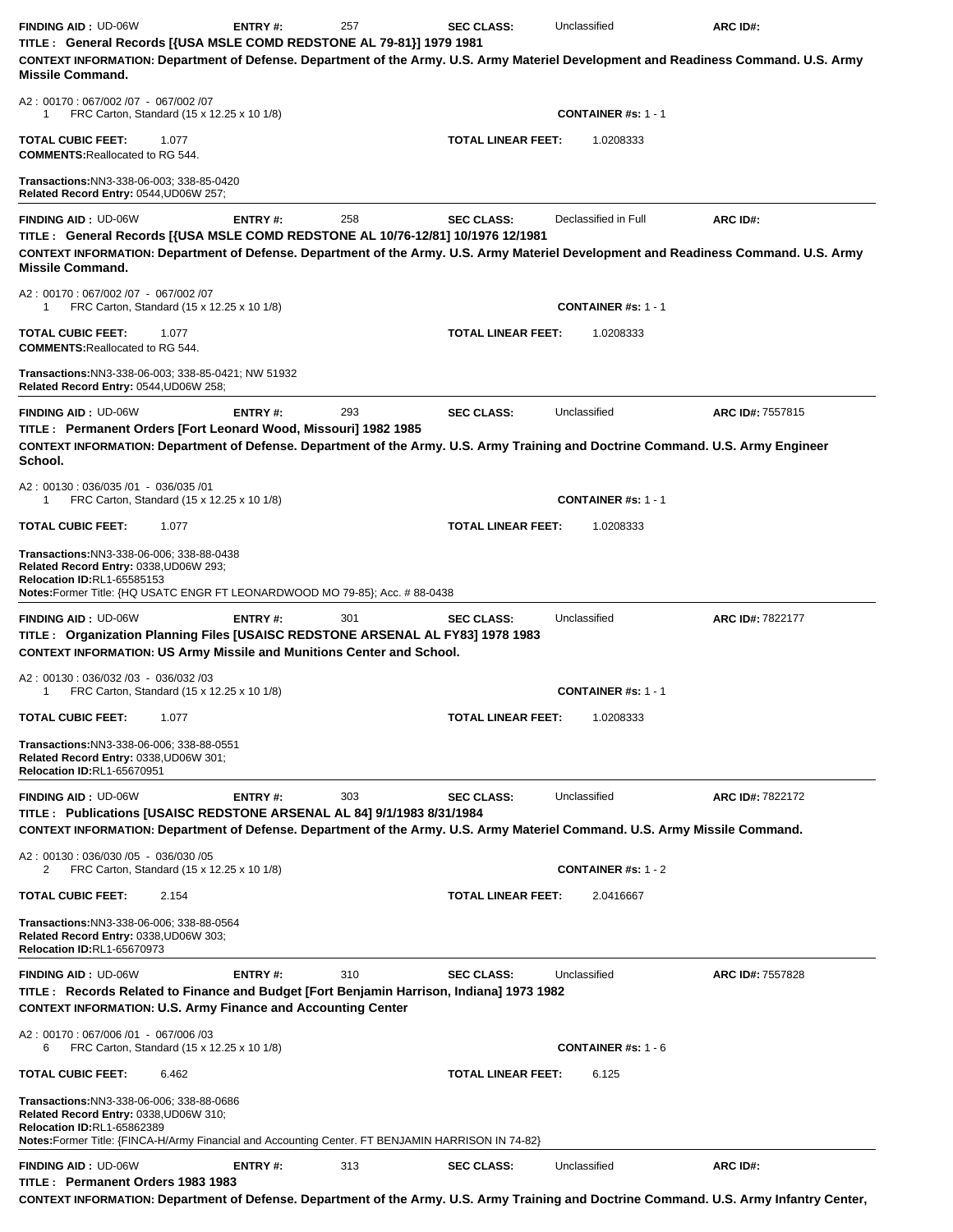**FINDING AID :** UD-06W **ENTRY #:** 257 **SEC CLASS:** Unclassified **ARC ID#:**

**TITLE : General Records [{USA MSLE COMD REDSTONE AL 79-81}] 1979 1981**

**CONTEXT INFORMATION: Department of Defense. Department of the Army. U.S. Army Materiel Development and Readiness Command. U.S. Army Missile Command.**

A2 : 00170 : 067/002 /07 - 067/002 /07
1 FRC Carton, Standard (15 x 12.25 x 10 1/8) **CONTAINER #s:** 1 - 1

**TOTAL CUBIC FEET:** 1.077 **TOTAL LINEAR FEET:** 1.0208333

**COMMENTS:** Reallocated to RG 544.

**Transactions:** NN3-338-06-003; 338-85-0420
**Related Record Entry:** 0544,UD06W 257;

---

**FINDING AID :** UD-06W **ENTRY #:** 258 **SEC CLASS:** Declassified in Full **ARC ID#:**

**TITLE : General Records [{USA MSLE COMD REDSTONE AL 10/76-12/81] 10/1976 12/1981**

**CONTEXT INFORMATION: Department of Defense. Department of the Army. U.S. Army Materiel Development and Readiness Command. U.S. Army Missile Command.**

A2 : 00170 : 067/002 /07 - 067/002 /07
1 FRC Carton, Standard (15 x 12.25 x 10 1/8) **CONTAINER #s:** 1 - 1

**TOTAL CUBIC FEET:** 1.077 **TOTAL LINEAR FEET:** 1.0208333

**COMMENTS:** Reallocated to RG 544.

**Transactions:** NN3-338-06-003; 338-85-0421; NW 51932
**Related Record Entry:** 0544,UD06W 258;

---

**FINDING AID :** UD-06W **ENTRY #:** 293 **SEC CLASS:** Unclassified **ARC ID#:** 7557815

**TITLE : Permanent Orders [Fort Leonard Wood, Missouri] 1982 1985**

**CONTEXT INFORMATION: Department of Defense. Department of the Army. U.S. Army Training and Doctrine Command. U.S. Army Engineer School.**

A2 : 00130 : 036/035 /01 - 036/035 /01
1 FRC Carton, Standard (15 x 12.25 x 10 1/8) **CONTAINER #s:** 1 - 1

**TOTAL CUBIC FEET:** 1.077 **TOTAL LINEAR FEET:** 1.0208333

**Transactions:** NN3-338-06-006; 338-88-0438
**Related Record Entry:** 0338,UD06W 293;
**Relocation ID:** RL1-65585153
**Notes:** Former Title: {HQ USATC ENGR FT LEONARDWOOD MO 79-85}; Acc. # 88-0438

---

**FINDING AID :** UD-06W **ENTRY #:** 301 **SEC CLASS:** Unclassified **ARC ID#:** 7822177

**TITLE : Organization Planning Files [USAISC REDSTONE ARSENAL AL FY83] 1978 1983**

**CONTEXT INFORMATION: US Army Missile and Munitions Center and School.**

A2 : 00130 : 036/032 /03 - 036/032 /03
1 FRC Carton, Standard (15 x 12.25 x 10 1/8) **CONTAINER #s:** 1 - 1

**TOTAL CUBIC FEET:** 1.077 **TOTAL LINEAR FEET:** 1.0208333

**Transactions:** NN3-338-06-006; 338-88-0551
**Related Record Entry:** 0338,UD06W 301;
**Relocation ID:** RL1-65670951

---

**FINDING AID :** UD-06W **ENTRY #:** 303 **SEC CLASS:** Unclassified **ARC ID#:** 7822172

**TITLE : Publications [USAISC REDSTONE ARSENAL AL 84] 9/1/1983 8/31/1984**

**CONTEXT INFORMATION: Department of Defense. Department of the Army. U.S. Army Materiel Command. U.S. Army Missile Command.**

A2 : 00130 : 036/030 /05 - 036/030 /05
2 FRC Carton, Standard (15 x 12.25 x 10 1/8) **CONTAINER #s:** 1 - 2

**TOTAL CUBIC FEET:** 2.154 **TOTAL LINEAR FEET:** 2.0416667

**Transactions:** NN3-338-06-006; 338-88-0564
**Related Record Entry:** 0338,UD06W 303;
**Relocation ID:** RL1-65670973

---

**FINDING AID :** UD-06W **ENTRY #:** 310 **SEC CLASS:** Unclassified **ARC ID#:** 7557828

**TITLE : Records Related to Finance and Budget [Fort Benjamin Harrison, Indiana] 1973 1982**

**CONTEXT INFORMATION: U.S. Army Finance and Accounting Center**

A2 : 00170 : 067/006 /01 - 067/006 /03
6 FRC Carton, Standard (15 x 12.25 x 10 1/8) **CONTAINER #s:** 1 - 6

**TOTAL CUBIC FEET:** 6.462 **TOTAL LINEAR FEET:** 6.125

**Transactions:** NN3-338-06-006; 338-88-0686
**Related Record Entry:** 0338,UD06W 310;
**Relocation ID:** RL1-65862389
**Notes:** Former Title: {FINCA-H/Army Financial and Accounting Center. FT BENJAMIN HARRISON IN 74-82}

---

**FINDING AID :** UD-06W **ENTRY #:** 313 **SEC CLASS:** Unclassified **ARC ID#:**

**TITLE : Permanent Orders 1983 1983**

**CONTEXT INFORMATION: Department of Defense. Department of the Army. U.S. Army Training and Doctrine Command. U.S. Army Infantry Center,**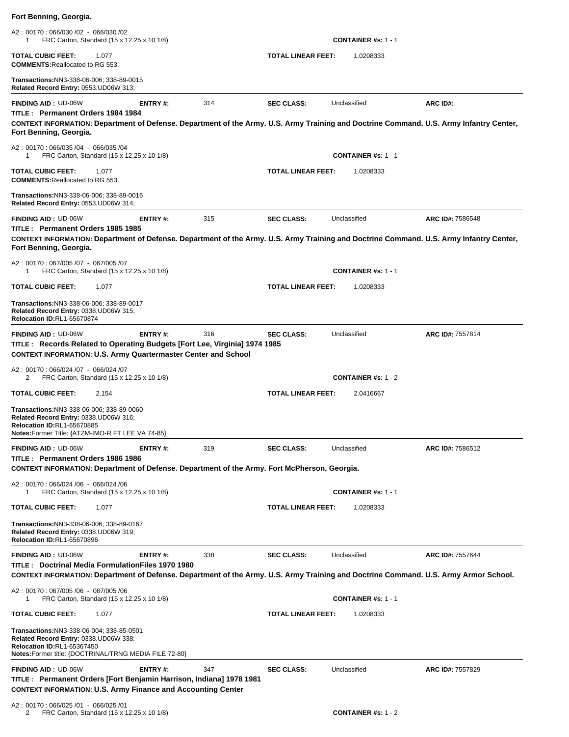**Fort Benning, Georgia.**

A2 : 00170 : 066/030 /02 - 066/030 /02
1 FRC Carton, Standard (15 x 12.25 x 10 1/8) **CONTAINER #s:** 1 - 1

**TOTAL CUBIC FEET:** 1.077 **TOTAL LINEAR FEET:** 1.0208333
**COMMENTS:** Reallocated to RG 553.

**Transactions:** NN3-338-06-006; 338-89-0015
**Related Record Entry:** 0553,UD06W 313;

---

**FINDING AID :** UD-06W **ENTRY #:** 314 **SEC CLASS:** Unclassified **ARC ID#:**
**TITLE : Permanent Orders 1984 1984**
**CONTEXT INFORMATION: Department of Defense. Department of the Army. U.S. Army Training and Doctrine Command. U.S. Army Infantry Center, Fort Benning, Georgia.**

A2 : 00170 : 066/035 /04 - 066/035 /04
1 FRC Carton, Standard (15 x 12.25 x 10 1/8) **CONTAINER #s:** 1 - 1

**TOTAL CUBIC FEET:** 1.077 **TOTAL LINEAR FEET:** 1.0208333
**COMMENTS:** Reallocated to RG 553.

**Transactions:** NN3-338-06-006; 338-89-0016
**Related Record Entry:** 0553,UD06W 314;

---

**FINDING AID :** UD-06W **ENTRY #:** 315 **SEC CLASS:** Unclassified **ARC ID#:** 7586548
**TITLE : Permanent Orders 1985 1985**
**CONTEXT INFORMATION: Department of Defense. Department of the Army. U.S. Army Training and Doctrine Command. U.S. Army Infantry Center, Fort Benning, Georgia.**

A2 : 00170 : 067/005 /07 - 067/005 /07
1 FRC Carton, Standard (15 x 12.25 x 10 1/8) **CONTAINER #s:** 1 - 1

**TOTAL CUBIC FEET:** 1.077 **TOTAL LINEAR FEET:** 1.0208333

**Transactions:** NN3-338-06-006; 338-89-0017
**Related Record Entry:** 0338,UD06W 315;
**Relocation ID:** RL1-65670874

---

**FINDING AID :** UD-06W **ENTRY #:** 316 **SEC CLASS:** Unclassified **ARC ID#:** 7557814
**TITLE : Records Related to Operating Budgets [Fort Lee, Virginia] 1974 1985**
**CONTEXT INFORMATION: U.S. Army Quartermaster Center and School**

A2 : 00170 : 066/024 /07 - 066/024 /07
2 FRC Carton, Standard (15 x 12.25 x 10 1/8) **CONTAINER #s:** 1 - 2

**TOTAL CUBIC FEET:** 2.154 **TOTAL LINEAR FEET:** 2.0416667

**Transactions:** NN3-338-06-006; 338-89-0060
**Related Record Entry:** 0338,UD06W 316;
**Relocation ID:** RL1-65670885
**Notes:** Former Title: {ATZM-IMO-R FT LEE VA 74-85}

---

**FINDING AID :** UD-06W **ENTRY #:** 319 **SEC CLASS:** Unclassified **ARC ID#:** 7586512
**TITLE : Permanent Orders 1986 1986**
**CONTEXT INFORMATION: Department of Defense. Department of the Army. Fort McPherson, Georgia.**

A2 : 00170 : 066/024 /06 - 066/024 /06
1 FRC Carton, Standard (15 x 12.25 x 10 1/8) **CONTAINER #s:** 1 - 1

**TOTAL CUBIC FEET:** 1.077 **TOTAL LINEAR FEET:** 1.0208333

**Transactions:** NN3-338-06-006; 338-89-0167
**Related Record Entry:** 0338,UD06W 319;
**Relocation ID:** RL1-65670896

---

**FINDING AID :** UD-06W **ENTRY #:** 338 **SEC CLASS:** Unclassified **ARC ID#:** 7557644
**TITLE : Doctrinal Media FormulationFiles 1970 1980**
**CONTEXT INFORMATION: Department of Defense. Department of the Army. U.S. Army Training and Doctrine Command. U.S. Army Armor School.**

A2 : 00170 : 067/005 /06 - 067/005 /06
1 FRC Carton, Standard (15 x 12.25 x 10 1/8) **CONTAINER #s:** 1 - 1

**TOTAL CUBIC FEET:** 1.077 **TOTAL LINEAR FEET:** 1.0208333

**Transactions:** NN3-338-06-004; 338-85-0501
**Related Record Entry:** 0338,UD06W 338;
**Relocation ID:** RL1-65367450
**Notes:** Former title: {DOCTRINAL/TRNG MEDIA FILE 72-80}

---

**FINDING AID :** UD-06W **ENTRY #:** 347 **SEC CLASS:** Unclassified **ARC ID#:** 7557829
**TITLE : Permanent Orders [Fort Benjamin Harrison, Indiana] 1978 1981**
**CONTEXT INFORMATION: U.S. Army Finance and Accounting Center**

A2 : 00170 : 066/025 /01 - 066/025 /01
2 FRC Carton, Standard (15 x 12.25 x 10 1/8) **CONTAINER #s:** 1 - 2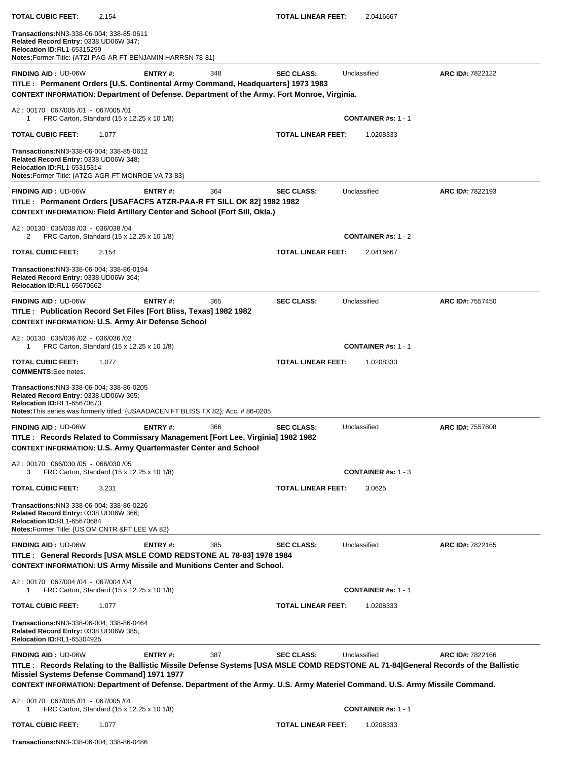**TOTAL CUBIC FEET:** 2.154 **TOTAL LINEAR FEET:** 2.0416667

**Transactions:** NN3-338-06-004; 338-85-0611
**Related Record Entry:** 0338,UD06W 347;
**Relocation ID:** RL1-65315299
**Notes:** Former Title: {ATZI-PAG-AR FT BENJAMIN HARRSN 78-81}

---

**FINDING AID :** UD-06W **ENTRY #:** 348 **SEC CLASS:** Unclassified **ARC ID#:** 7822122

**TITLE : Permanent Orders [U.S. Continental Army Command, Headquarters] 1973 1983**

**CONTEXT INFORMATION: Department of Defense. Department of the Army. Fort Monroe, Virginia.**

A2 : 00170 : 067/005 /01 - 067/005 /01
1 FRC Carton, Standard (15 x 12.25 x 10 1/8) **CONTAINER #s:** 1 - 1

**TOTAL CUBIC FEET:** 1.077 **TOTAL LINEAR FEET:** 1.0208333

**Transactions:** NN3-338-06-004; 338-85-0612
**Related Record Entry:** 0338,UD06W 348;
**Relocation ID:** RL1-65315314
**Notes:** Former Title: {ATZG-AGR-FT MONROE VA 73-83}

---

**FINDING AID :** UD-06W **ENTRY #:** 364 **SEC CLASS:** Unclassified **ARC ID#:** 7822193

**TITLE : Permanent Orders [USAFACFS ATZR-PAA-R FT SILL OK 82] 1982 1982**

**CONTEXT INFORMATION: Field Artillery Center and School (Fort Sill, Okla.)**

A2 : 00130 : 036/038 /03 - 036/038 /04
2 FRC Carton, Standard (15 x 12.25 x 10 1/8) **CONTAINER #s:** 1 - 2

**TOTAL CUBIC FEET:** 2.154 **TOTAL LINEAR FEET:** 2.0416667

**Transactions:** NN3-338-06-004; 338-86-0194
**Related Record Entry:** 0338,UD06W 364;
**Relocation ID:** RL1-65670662

---

**FINDING AID :** UD-06W **ENTRY #:** 365 **SEC CLASS:** Unclassified **ARC ID#:** 7557450

**TITLE : Publication Record Set Files [Fort Bliss, Texas] 1982 1982**

**CONTEXT INFORMATION: U.S. Army Air Defense School**

A2 : 00130 : 036/036 /02 - 036/036 /02
1 FRC Carton, Standard (15 x 12.25 x 10 1/8) **CONTAINER #s:** 1 - 1

**TOTAL CUBIC FEET:** 1.077 **TOTAL LINEAR FEET:** 1.0208333
**COMMENTS:** See notes.

**Transactions:** NN3-338-06-004; 338-86-0205
**Related Record Entry:** 0338,UD06W 365;
**Relocation ID:** RL1-65670673
**Notes:** This series was formerly titled: {USAADACEN FT BLISS TX 82}; Acc. # 86-0205.

---

**FINDING AID :** UD-06W **ENTRY #:** 366 **SEC CLASS:** Unclassified **ARC ID#:** 7557808

**TITLE : Records Related to Commissary Management [Fort Lee, Virginia] 1982 1982**

**CONTEXT INFORMATION: U.S. Army Quartermaster Center and School**

A2 : 00170 : 066/030 /05 - 066/030 /05
3 FRC Carton, Standard (15 x 12.25 x 10 1/8) **CONTAINER #s:** 1 - 3

**TOTAL CUBIC FEET:** 3.231 **TOTAL LINEAR FEET:** 3.0625

**Transactions:** NN3-338-06-004; 338-86-0226
**Related Record Entry:** 0338,UD06W 366;
**Relocation ID:** RL1-65670684
**Notes:** Former Title: {US OM CNTR &FT LEE VA 82}

---

**FINDING AID :** UD-06W **ENTRY #:** 385 **SEC CLASS:** Unclassified **ARC ID#:** 7822165

**TITLE : General Records [USA MSLE COMD REDSTONE AL 78-83] 1978 1984**

**CONTEXT INFORMATION: US Army Missile and Munitions Center and School.**

A2 : 00170 : 067/004 /04 - 067/004 /04
1 FRC Carton, Standard (15 x 12.25 x 10 1/8) **CONTAINER #s:** 1 - 1

**TOTAL CUBIC FEET:** 1.077 **TOTAL LINEAR FEET:** 1.0208333

**Transactions:** NN3-338-06-004; 338-86-0464
**Related Record Entry:** 0338,UD06W 385;
**Relocation ID:** RL1-65304925

---

**FINDING AID :** UD-06W **ENTRY #:** 387 **SEC CLASS:** Unclassified **ARC ID#:** 7822166

**TITLE : Records Relating to the Ballistic Missile Defense Systems [USA MSLE COMD REDSTONE AL 71-84|General Records of the Ballistic Missiel Systems Defense Command] 1971 1977**

**CONTEXT INFORMATION: Department of Defense. Department of the Army. U.S. Army Materiel Command. U.S. Army Missile Command.**

A2 : 00170 : 067/005 /01 - 067/005 /01
1 FRC Carton, Standard (15 x 12.25 x 10 1/8) **CONTAINER #s:** 1 - 1

**TOTAL CUBIC FEET:** 1.077 **TOTAL LINEAR FEET:** 1.0208333

**Transactions:** NN3-338-06-004; 338-86-0486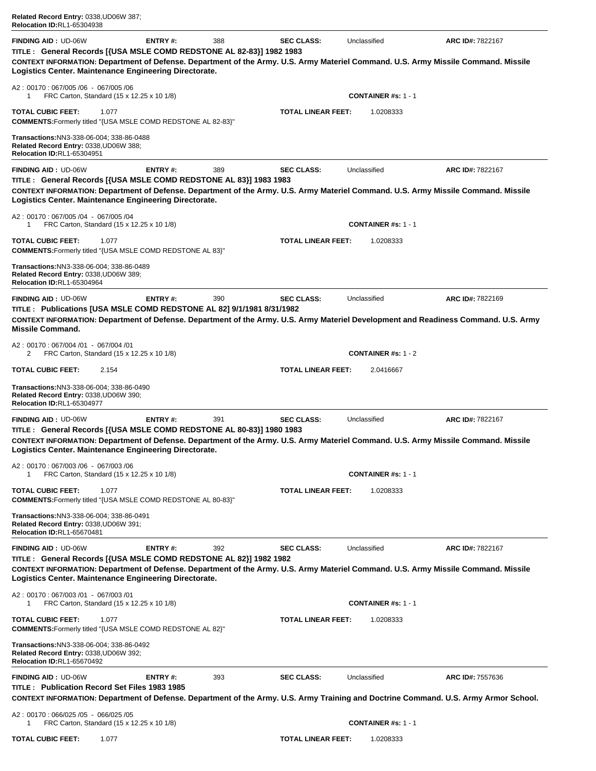**Related Record Entry:** 0338,UD06W 387;
**Relocation ID:** RL1-65304938

---

**FINDING AID :** UD-06W **ENTRY #:** 388 **SEC CLASS:** Unclassified **ARC ID#:** 7822167

**TITLE : General Records [{USA MSLE COMD REDSTONE AL 82-83}] 1982 1983**

**CONTEXT INFORMATION: Department of Defense. Department of the Army. U.S. Army Materiel Command. U.S. Army Missile Command. Missile Logistics Center. Maintenance Engineering Directorate.**

A2 : 00170 : 067/005 /06 - 067/005 /06
1 FRC Carton, Standard (15 x 12.25 x 10 1/8) **CONTAINER #s:** 1 - 1

**TOTAL CUBIC FEET:** 1.077 **TOTAL LINEAR FEET:** 1.0208333

**COMMENTS:** Formerly titled "{USA MSLE COMD REDSTONE AL 82-83}"

**Transactions:** NN3-338-06-004; 338-86-0488
**Related Record Entry:** 0338,UD06W 388;
**Relocation ID:** RL1-65304951

---

**FINDING AID :** UD-06W **ENTRY #:** 389 **SEC CLASS:** Unclassified **ARC ID#:** 7822167

**TITLE : General Records [{USA MSLE COMD REDSTONE AL 83}] 1983 1983**

**CONTEXT INFORMATION: Department of Defense. Department of the Army. U.S. Army Materiel Command. U.S. Army Missile Command. Missile Logistics Center. Maintenance Engineering Directorate.**

A2 : 00170 : 067/005 /04 - 067/005 /04
1 FRC Carton, Standard (15 x 12.25 x 10 1/8) **CONTAINER #s:** 1 - 1

**TOTAL CUBIC FEET:** 1.077 **TOTAL LINEAR FEET:** 1.0208333

**COMMENTS:** Formerly titled "{USA MSLE COMD REDSTONE AL 83}"

**Transactions:** NN3-338-06-004; 338-86-0489
**Related Record Entry:** 0338,UD06W 389;
**Relocation ID:** RL1-65304964

---

**FINDING AID :** UD-06W **ENTRY #:** 390 **SEC CLASS:** Unclassified **ARC ID#:** 7822169

**TITLE : Publications [USA MSLE COMD REDSTONE AL 82] 9/1/1981 8/31/1982**

**CONTEXT INFORMATION: Department of Defense. Department of the Army. U.S. Army Materiel Development and Readiness Command. U.S. Army Missile Command.**

A2 : 00170 : 067/004 /01 - 067/004 /01
2 FRC Carton, Standard (15 x 12.25 x 10 1/8) **CONTAINER #s:** 1 - 2

**TOTAL CUBIC FEET:** 2.154 **TOTAL LINEAR FEET:** 2.0416667

**Transactions:** NN3-338-06-004; 338-86-0490
**Related Record Entry:** 0338,UD06W 390;
**Relocation ID:** RL1-65304977

---

**FINDING AID :** UD-06W **ENTRY #:** 391 **SEC CLASS:** Unclassified **ARC ID#:** 7822167

**TITLE : General Records [{USA MSLE COMD REDSTONE AL 80-83}] 1980 1983**

**CONTEXT INFORMATION: Department of Defense. Department of the Army. U.S. Army Materiel Command. U.S. Army Missile Command. Missile Logistics Center. Maintenance Engineering Directorate.**

A2 : 00170 : 067/003 /06 - 067/003 /06
1 FRC Carton, Standard (15 x 12.25 x 10 1/8) **CONTAINER #s:** 1 - 1

**TOTAL CUBIC FEET:** 1.077 **TOTAL LINEAR FEET:** 1.0208333

**COMMENTS:** Formerly titled "{USA MSLE COMD REDSTONE AL 80-83}"

**Transactions:** NN3-338-06-004; 338-86-0491
**Related Record Entry:** 0338,UD06W 391;
**Relocation ID:** RL1-65670481

---

**FINDING AID :** UD-06W **ENTRY #:** 392 **SEC CLASS:** Unclassified **ARC ID#:** 7822167

**TITLE : General Records [{USA MSLE COMD REDSTONE AL 82}] 1982 1982**

**CONTEXT INFORMATION: Department of Defense. Department of the Army. U.S. Army Materiel Command. U.S. Army Missile Command. Missile Logistics Center. Maintenance Engineering Directorate.**

A2 : 00170 : 067/003 /01 - 067/003 /01
1 FRC Carton, Standard (15 x 12.25 x 10 1/8) **CONTAINER #s:** 1 - 1

**TOTAL CUBIC FEET:** 1.077 **TOTAL LINEAR FEET:** 1.0208333

**COMMENTS:** Formerly titled "{USA MSLE COMD REDSTONE AL 82}"

**Transactions:** NN3-338-06-004; 338-86-0492
**Related Record Entry:** 0338,UD06W 392;
**Relocation ID:** RL1-65670492

---

**FINDING AID :** UD-06W **ENTRY #:** 393 **SEC CLASS:** Unclassified **ARC ID#:** 7557636

**TITLE : Publication Record Set Files 1983 1985**

**CONTEXT INFORMATION: Department of Defense. Department of the Army. U.S. Army Training and Doctrine Command. U.S. Army Armor School.**

A2 : 00170 : 066/025 /05 - 066/025 /05
1 FRC Carton, Standard (15 x 12.25 x 10 1/8) **CONTAINER #s:** 1 - 1

**TOTAL CUBIC FEET:** 1.077 **TOTAL LINEAR FEET:** 1.0208333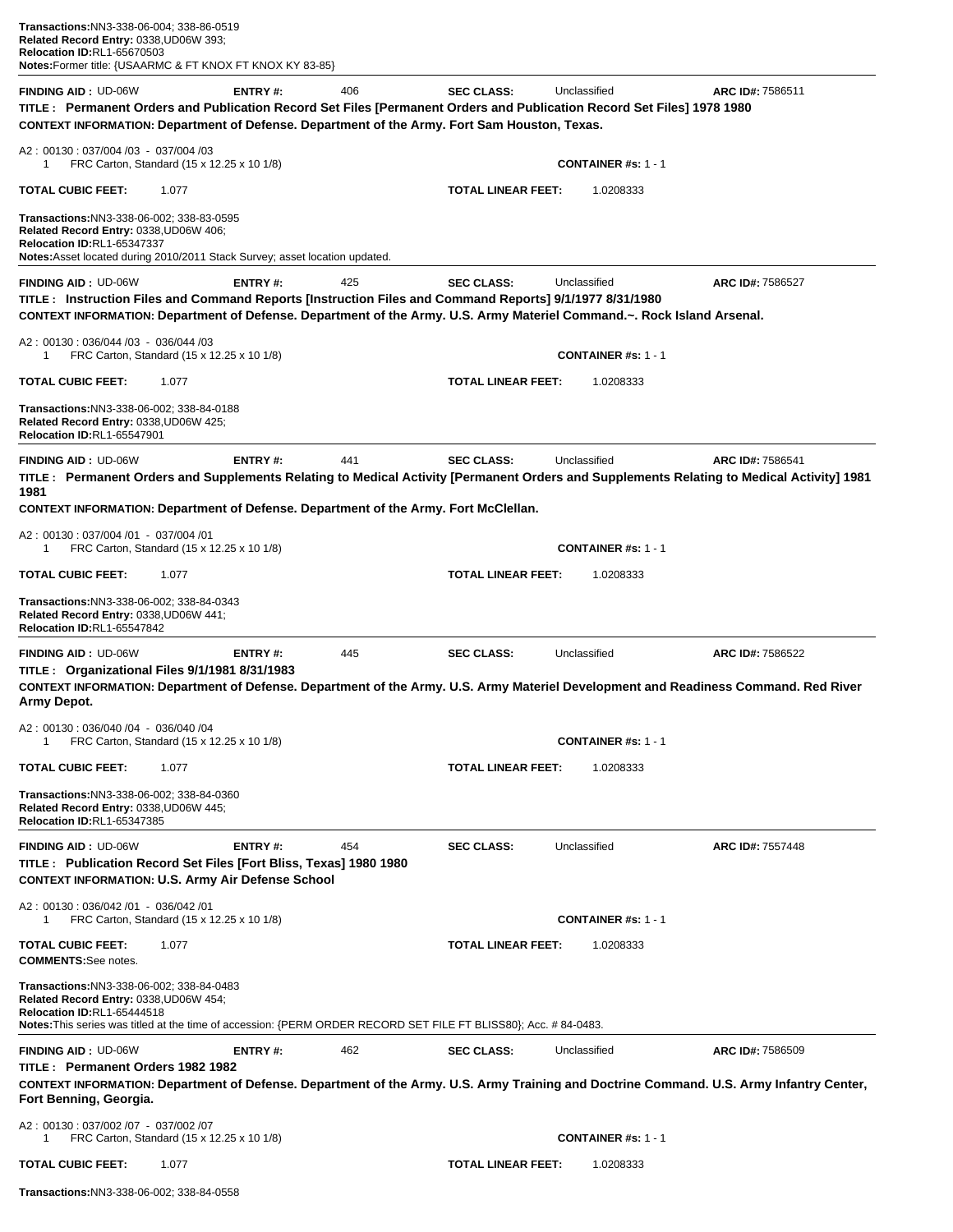**Transactions:**NN3-338-06-004; 338-86-0519
**Related Record Entry:** 0338,UD06W 393;
**Relocation ID:**RL1-65670503
**Notes:**Former title: {USAARMC & FT KNOX FT KNOX KY 83-85}

---

**FINDING AID :** UD-06W **ENTRY #:** 406 **SEC CLASS:** Unclassified **ARC ID#:** 7586511

**TITLE : Permanent Orders and Publication Record Set Files [Permanent Orders and Publication Record Set Files] 1978 1980**

**CONTEXT INFORMATION: Department of Defense. Department of the Army. Fort Sam Houston, Texas.**

A2 : 00130 : 037/004 /03 - 037/004 /03
1 FRC Carton, Standard (15 x 12.25 x 10 1/8) **CONTAINER #s:** 1 - 1

**TOTAL CUBIC FEET:** 1.077 **TOTAL LINEAR FEET:** 1.0208333

**Transactions:**NN3-338-06-002; 338-83-0595
**Related Record Entry:** 0338,UD06W 406;
**Relocation ID:**RL1-65347337
**Notes:**Asset located during 2010/2011 Stack Survey; asset location updated.

---

**FINDING AID :** UD-06W **ENTRY #:** 425 **SEC CLASS:** Unclassified **ARC ID#:** 7586527

**TITLE : Instruction Files and Command Reports [Instruction Files and Command Reports] 9/1/1977 8/31/1980**

**CONTEXT INFORMATION: Department of Defense. Department of the Army. U.S. Army Materiel Command.~. Rock Island Arsenal.**

A2 : 00130 : 036/044 /03 - 036/044 /03
1 FRC Carton, Standard (15 x 12.25 x 10 1/8) **CONTAINER #s:** 1 - 1

**TOTAL CUBIC FEET:** 1.077 **TOTAL LINEAR FEET:** 1.0208333

**Transactions:**NN3-338-06-002; 338-84-0188
**Related Record Entry:** 0338,UD06W 425;
**Relocation ID:**RL1-65547901

---

**FINDING AID :** UD-06W **ENTRY #:** 441 **SEC CLASS:** Unclassified **ARC ID#:** 7586541

**TITLE : Permanent Orders and Supplements Relating to Medical Activity [Permanent Orders and Supplements Relating to Medical Activity] 1981 1981**

**CONTEXT INFORMATION: Department of Defense. Department of the Army. Fort McClellan.**

A2 : 00130 : 037/004 /01 - 037/004 /01
1 FRC Carton, Standard (15 x 12.25 x 10 1/8) **CONTAINER #s:** 1 - 1

**TOTAL CUBIC FEET:** 1.077 **TOTAL LINEAR FEET:** 1.0208333

**Transactions:**NN3-338-06-002; 338-84-0343
**Related Record Entry:** 0338,UD06W 441;
**Relocation ID:**RL1-65547842

---

**FINDING AID :** UD-06W **ENTRY #:** 445 **SEC CLASS:** Unclassified **ARC ID#:** 7586522

**TITLE : Organizational Files 9/1/1981 8/31/1983**

**CONTEXT INFORMATION: Department of Defense. Department of the Army. U.S. Army Materiel Development and Readiness Command. Red River Army Depot.**

A2 : 00130 : 036/040 /04 - 036/040 /04
1 FRC Carton, Standard (15 x 12.25 x 10 1/8) **CONTAINER #s:** 1 - 1

**TOTAL CUBIC FEET:** 1.077 **TOTAL LINEAR FEET:** 1.0208333

**Transactions:**NN3-338-06-002; 338-84-0360
**Related Record Entry:** 0338,UD06W 445;
**Relocation ID:**RL1-65347385

---

**FINDING AID :** UD-06W **ENTRY #:** 454 **SEC CLASS:** Unclassified **ARC ID#:** 7557448

**TITLE : Publication Record Set Files [Fort Bliss, Texas] 1980 1980**

**CONTEXT INFORMATION: U.S. Army Air Defense School**

A2 : 00130 : 036/042 /01 - 036/042 /01
1 FRC Carton, Standard (15 x 12.25 x 10 1/8) **CONTAINER #s:** 1 - 1

**TOTAL CUBIC FEET:** 1.077 **TOTAL LINEAR FEET:** 1.0208333
**COMMENTS:**See notes.

**Transactions:**NN3-338-06-002; 338-84-0483
**Related Record Entry:** 0338,UD06W 454;
**Relocation ID:**RL1-65444518
**Notes:**This series was titled at the time of accession: {PERM ORDER RECORD SET FILE FT BLISS80}; Acc. # 84-0483.

---

**FINDING AID :** UD-06W **ENTRY #:** 462 **SEC CLASS:** Unclassified **ARC ID#:** 7586509

**TITLE : Permanent Orders 1982 1982**

**CONTEXT INFORMATION: Department of Defense. Department of the Army. U.S. Army Training and Doctrine Command. U.S. Army Infantry Center, Fort Benning, Georgia.**

A2 : 00130 : 037/002 /07 - 037/002 /07
1 FRC Carton, Standard (15 x 12.25 x 10 1/8) **CONTAINER #s:** 1 - 1

**TOTAL CUBIC FEET:** 1.077 **TOTAL LINEAR FEET:** 1.0208333

**Transactions:**NN3-338-06-002; 338-84-0558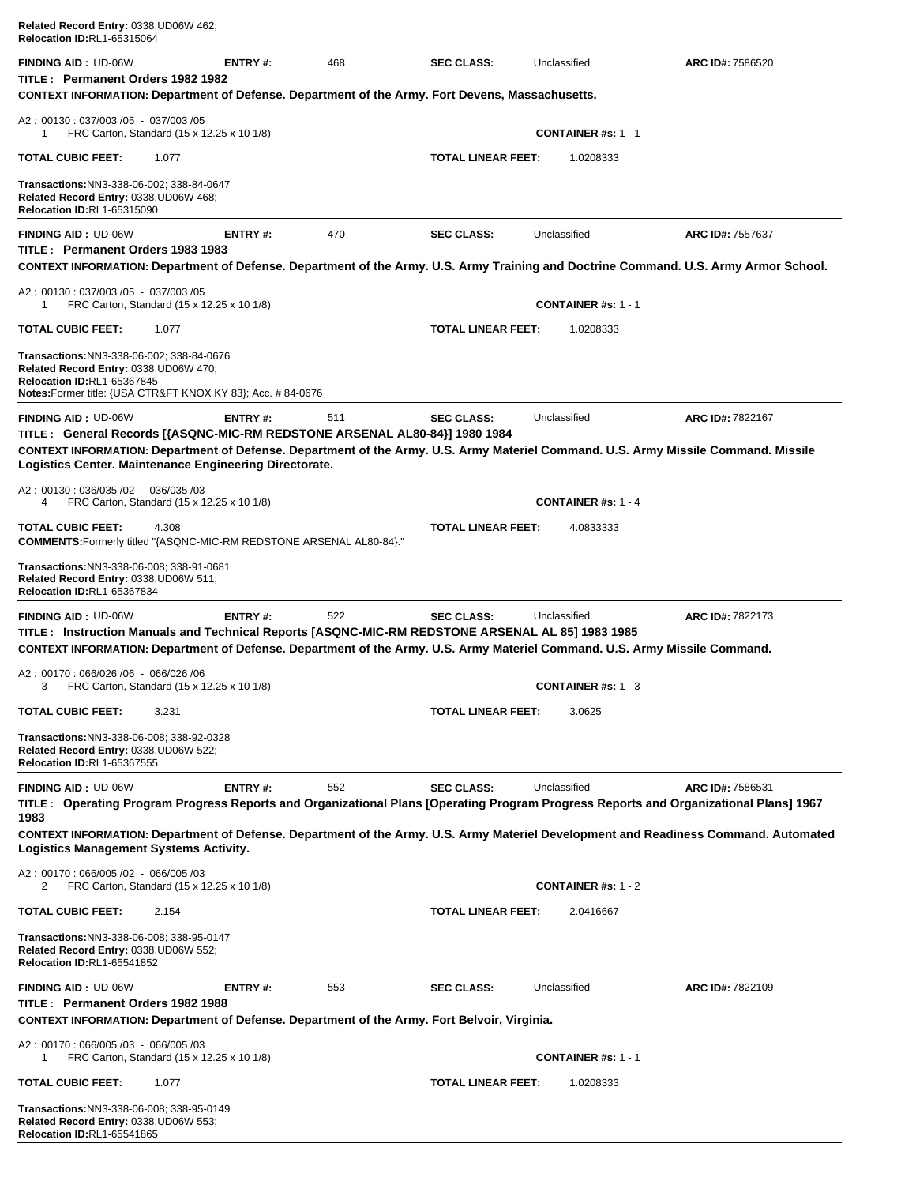**Related Record Entry:** 0338,UD06W 462;
**Relocation ID:**RL1-65315064

---

**FINDING AID :** UD-06W **ENTRY #:** 468 **SEC CLASS:** Unclassified **ARC ID#:** 7586520

**TITLE : Permanent Orders 1982 1982**

**CONTEXT INFORMATION: Department of Defense. Department of the Army. Fort Devens, Massachusetts.**

A2 : 00130 : 037/003 /05 - 037/003 /05
1 FRC Carton, Standard (15 x 12.25 x 10 1/8) **CONTAINER #s:** 1 - 1

**TOTAL CUBIC FEET:** 1.077 **TOTAL LINEAR FEET:** 1.0208333

**Transactions:**NN3-338-06-002; 338-84-0647
**Related Record Entry:** 0338,UD06W 468;
**Relocation ID:**RL1-65315090

---

**FINDING AID :** UD-06W **ENTRY #:** 470 **SEC CLASS:** Unclassified **ARC ID#:** 7557637

**TITLE : Permanent Orders 1983 1983**

**CONTEXT INFORMATION: Department of Defense. Department of the Army. U.S. Army Training and Doctrine Command. U.S. Army Armor School.**

A2 : 00130 : 037/003 /05 - 037/003 /05
1 FRC Carton, Standard (15 x 12.25 x 10 1/8) **CONTAINER #s:** 1 - 1

**TOTAL CUBIC FEET:** 1.077 **TOTAL LINEAR FEET:** 1.0208333

**Transactions:**NN3-338-06-002; 338-84-0676
**Related Record Entry:** 0338,UD06W 470;
**Relocation ID:**RL1-65367845
**Notes:**Former title: {USA CTR&FT KNOX KY 83}; Acc. # 84-0676

---

**FINDING AID :** UD-06W **ENTRY #:** 511 **SEC CLASS:** Unclassified **ARC ID#:** 7822167

**TITLE : General Records [{ASQNC-MIC-RM REDSTONE ARSENAL AL80-84}] 1980 1984**

**CONTEXT INFORMATION: Department of Defense. Department of the Army. U.S. Army Materiel Command. U.S. Army Missile Command. Missile Logistics Center. Maintenance Engineering Directorate.**

A2 : 00130 : 036/035 /02 - 036/035 /03
4 FRC Carton, Standard (15 x 12.25 x 10 1/8) **CONTAINER #s:** 1 - 4

**TOTAL CUBIC FEET:** 4.308 **TOTAL LINEAR FEET:** 4.0833333
**COMMENTS:**Formerly titled "{ASQNC-MIC-RM REDSTONE ARSENAL AL80-84}."

**Transactions:**NN3-338-06-008; 338-91-0681
**Related Record Entry:** 0338,UD06W 511;
**Relocation ID:**RL1-65367834

---

**FINDING AID :** UD-06W **ENTRY #:** 522 **SEC CLASS:** Unclassified **ARC ID#:** 7822173

**TITLE : Instruction Manuals and Technical Reports [ASQNC-MIC-RM REDSTONE ARSENAL AL 85] 1983 1985**

**CONTEXT INFORMATION: Department of Defense. Department of the Army. U.S. Army Materiel Command. U.S. Army Missile Command.**

A2 : 00170 : 066/026 /06 - 066/026 /06
3 FRC Carton, Standard (15 x 12.25 x 10 1/8) **CONTAINER #s:** 1 - 3

**TOTAL CUBIC FEET:** 3.231 **TOTAL LINEAR FEET:** 3.0625

**Transactions:**NN3-338-06-008; 338-92-0328
**Related Record Entry:** 0338,UD06W 522;
**Relocation ID:**RL1-65367555

---

**FINDING AID :** UD-06W **ENTRY #:** 552 **SEC CLASS:** Unclassified **ARC ID#:** 7586531

**TITLE : Operating Program Progress Reports and Organizational Plans [Operating Program Progress Reports and Organizational Plans] 1967 1983**

**CONTEXT INFORMATION: Department of Defense. Department of the Army. U.S. Army Materiel Development and Readiness Command. Automated Logistics Management Systems Activity.**

A2 : 00170 : 066/005 /02 - 066/005 /03
2 FRC Carton, Standard (15 x 12.25 x 10 1/8) **CONTAINER #s:** 1 - 2

**TOTAL CUBIC FEET:** 2.154 **TOTAL LINEAR FEET:** 2.0416667

**Transactions:**NN3-338-06-008; 338-95-0147
**Related Record Entry:** 0338,UD06W 552;
**Relocation ID:**RL1-65541852

---

**FINDING AID :** UD-06W **ENTRY #:** 553 **SEC CLASS:** Unclassified **ARC ID#:** 7822109

**TITLE : Permanent Orders 1982 1988**

**CONTEXT INFORMATION: Department of Defense. Department of the Army. Fort Belvoir, Virginia.**

A2 : 00170 : 066/005 /03 - 066/005 /03
1 FRC Carton, Standard (15 x 12.25 x 10 1/8) **CONTAINER #s:** 1 - 1

**TOTAL CUBIC FEET:** 1.077 **TOTAL LINEAR FEET:** 1.0208333

**Transactions:**NN3-338-06-008; 338-95-0149
**Related Record Entry:** 0338,UD06W 553;
**Relocation ID:**RL1-65541865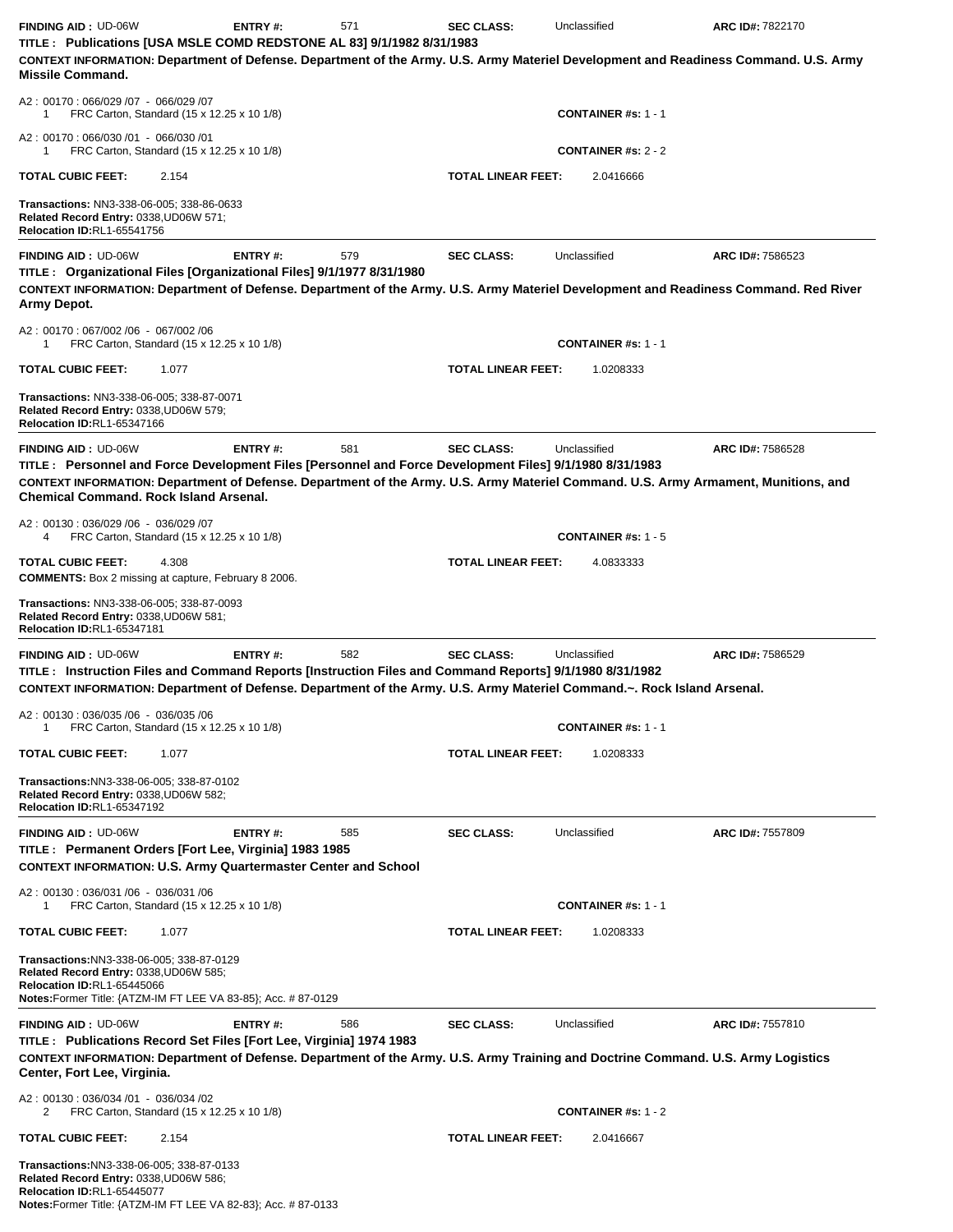**FINDING AID :** UD-06W **ENTRY #:** 571 **SEC CLASS:** Unclassified **ARC ID#:** 7822170

**TITLE : Publications [USA MSLE COMD REDSTONE AL 83] 9/1/1982 8/31/1983**

**CONTEXT INFORMATION: Department of Defense. Department of the Army. U.S. Army Materiel Development and Readiness Command. U.S. Army Missile Command.**

A2 : 00170 : 066/029 /07 - 066/029 /07
1 FRC Carton, Standard (15 x 12.25 x 10 1/8) **CONTAINER #s:** 1 - 1

A2 : 00170 : 066/030 /01 - 066/030 /01
1 FRC Carton, Standard (15 x 12.25 x 10 1/8) **CONTAINER #s:** 2 - 2

**TOTAL CUBIC FEET:** 2.154 **TOTAL LINEAR FEET:** 2.0416666

**Transactions:** NN3-338-06-005; 338-86-0633
**Related Record Entry:** 0338,UD06W 571;
**Relocation ID:**RL1-65541756

---

**FINDING AID :** UD-06W **ENTRY #:** 579 **SEC CLASS:** Unclassified **ARC ID#:** 7586523

**TITLE : Organizational Files [Organizational Files] 9/1/1977 8/31/1980**

**CONTEXT INFORMATION: Department of Defense. Department of the Army. U.S. Army Materiel Development and Readiness Command. Red River Army Depot.**

A2 : 00170 : 067/002 /06 - 067/002 /06
1 FRC Carton, Standard (15 x 12.25 x 10 1/8) **CONTAINER #s:** 1 - 1

**TOTAL CUBIC FEET:** 1.077 **TOTAL LINEAR FEET:** 1.0208333

**Transactions:** NN3-338-06-005; 338-87-0071
**Related Record Entry:** 0338,UD06W 579;
**Relocation ID:**RL1-65347166

---

**FINDING AID :** UD-06W **ENTRY #:** 581 **SEC CLASS:** Unclassified **ARC ID#:** 7586528

**TITLE : Personnel and Force Development Files [Personnel and Force Development Files] 9/1/1980 8/31/1983**

**CONTEXT INFORMATION: Department of Defense. Department of the Army. U.S. Army Materiel Command. U.S. Army Armament, Munitions, and Chemical Command. Rock Island Arsenal.**

A2 : 00130 : 036/029 /06 - 036/029 /07
4 FRC Carton, Standard (15 x 12.25 x 10 1/8) **CONTAINER #s:** 1 - 5

**TOTAL CUBIC FEET:** 4.308 **TOTAL LINEAR FEET:** 4.0833333
**COMMENTS:** Box 2 missing at capture, February 8 2006.

**Transactions:** NN3-338-06-005; 338-87-0093
**Related Record Entry:** 0338,UD06W 581;
**Relocation ID:**RL1-65347181

---

**FINDING AID :** UD-06W **ENTRY #:** 582 **SEC CLASS:** Unclassified **ARC ID#:** 7586529

**TITLE : Instruction Files and Command Reports [Instruction Files and Command Reports] 9/1/1980 8/31/1982**

**CONTEXT INFORMATION: Department of Defense. Department of the Army. U.S. Army Materiel Command.~. Rock Island Arsenal.**

A2 : 00130 : 036/035 /06 - 036/035 /06
1 FRC Carton, Standard (15 x 12.25 x 10 1/8) **CONTAINER #s:** 1 - 1

**TOTAL CUBIC FEET:** 1.077 **TOTAL LINEAR FEET:** 1.0208333

**Transactions:**NN3-338-06-005; 338-87-0102
**Related Record Entry:** 0338,UD06W 582;
**Relocation ID:**RL1-65347192

---

**FINDING AID :** UD-06W **ENTRY #:** 585 **SEC CLASS:** Unclassified **ARC ID#:** 7557809

**TITLE : Permanent Orders [Fort Lee, Virginia] 1983 1985**

**CONTEXT INFORMATION: U.S. Army Quartermaster Center and School**

A2 : 00130 : 036/031 /06 - 036/031 /06
1 FRC Carton, Standard (15 x 12.25 x 10 1/8) **CONTAINER #s:** 1 - 1

**TOTAL CUBIC FEET:** 1.077 **TOTAL LINEAR FEET:** 1.0208333

**Transactions:**NN3-338-06-005; 338-87-0129
**Related Record Entry:** 0338,UD06W 585;
**Relocation ID:**RL1-65445066
**Notes:**Former Title: {ATZM-IM FT LEE VA 83-85}; Acc. # 87-0129

---

**FINDING AID :** UD-06W **ENTRY #:** 586 **SEC CLASS:** Unclassified **ARC ID#:** 7557810

**TITLE : Publications Record Set Files [Fort Lee, Virginia] 1974 1983**

**CONTEXT INFORMATION: Department of Defense. Department of the Army. U.S. Army Training and Doctrine Command. U.S. Army Logistics Center, Fort Lee, Virginia.**

A2 : 00130 : 036/034 /01 - 036/034 /02
2 FRC Carton, Standard (15 x 12.25 x 10 1/8) **CONTAINER #s:** 1 - 2

**TOTAL CUBIC FEET:** 2.154 **TOTAL LINEAR FEET:** 2.0416667

**Transactions:**NN3-338-06-005; 338-87-0133
**Related Record Entry:** 0338,UD06W 586;
**Relocation ID:**RL1-65445077
**Notes:**Former Title: {ATZM-IM FT LEE VA 82-83}; Acc. # 87-0133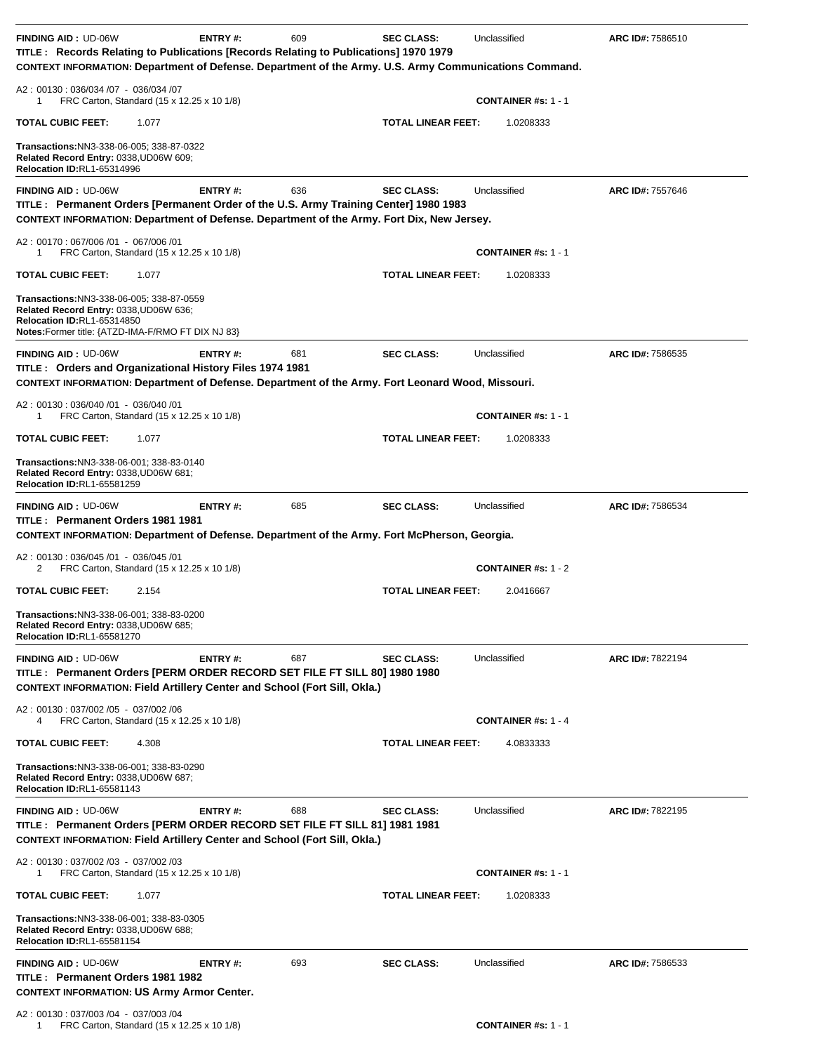**FINDING AID :** UD-06W **ENTRY #:** 609 **SEC CLASS:** Unclassified **ARC ID#:** 7586510

**TITLE : Records Relating to Publications [Records Relating to Publications] 1970 1979**

**CONTEXT INFORMATION: Department of Defense. Department of the Army. U.S. Army Communications Command.**

A2 : 00130 : 036/034 /07 - 036/034 /07

1 FRC Carton, Standard (15 x 12.25 x 10 1/8) **CONTAINER #s:** 1 - 1

**TOTAL CUBIC FEET:** 1.077 **TOTAL LINEAR FEET:** 1.0208333

**Transactions:**NN3-338-06-005; 338-87-0322
**Related Record Entry:** 0338,UD06W 609;
**Relocation ID:**RL1-65314996

---

**FINDING AID :** UD-06W **ENTRY #:** 636 **SEC CLASS:** Unclassified **ARC ID#:** 7557646

**TITLE : Permanent Orders [Permanent Order of the U.S. Army Training Center] 1980 1983**

**CONTEXT INFORMATION: Department of Defense. Department of the Army. Fort Dix, New Jersey.**

A2 : 00170 : 067/006 /01 - 067/006 /01

1 FRC Carton, Standard (15 x 12.25 x 10 1/8) **CONTAINER #s:** 1 - 1

**TOTAL CUBIC FEET:** 1.077 **TOTAL LINEAR FEET:** 1.0208333

**Transactions:**NN3-338-06-005; 338-87-0559
**Related Record Entry:** 0338,UD06W 636;
**Relocation ID:**RL1-65314850
**Notes:**Former title: {ATZD-IMA-F/RMO FT DIX NJ 83}

---

**FINDING AID :** UD-06W **ENTRY #:** 681 **SEC CLASS:** Unclassified **ARC ID#:** 7586535

**TITLE : Orders and Organizational History Files 1974 1981**

**CONTEXT INFORMATION: Department of Defense. Department of the Army. Fort Leonard Wood, Missouri.**

A2 : 00130 : 036/040 /01 - 036/040 /01

1 FRC Carton, Standard (15 x 12.25 x 10 1/8) **CONTAINER #s:** 1 - 1

**TOTAL CUBIC FEET:** 1.077 **TOTAL LINEAR FEET:** 1.0208333

**Transactions:**NN3-338-06-001; 338-83-0140
**Related Record Entry:** 0338,UD06W 681;
**Relocation ID:**RL1-65581259

---

**FINDING AID :** UD-06W **ENTRY #:** 685 **SEC CLASS:** Unclassified **ARC ID#:** 7586534

**TITLE : Permanent Orders 1981 1981**

**CONTEXT INFORMATION: Department of Defense. Department of the Army. Fort McPherson, Georgia.**

A2 : 00130 : 036/045 /01 - 036/045 /01

2 FRC Carton, Standard (15 x 12.25 x 10 1/8) **CONTAINER #s:** 1 - 2

**TOTAL CUBIC FEET:** 2.154 **TOTAL LINEAR FEET:** 2.0416667

**Transactions:**NN3-338-06-001; 338-83-0200
**Related Record Entry:** 0338,UD06W 685;
**Relocation ID:**RL1-65581270

---

**FINDING AID :** UD-06W **ENTRY #:** 687 **SEC CLASS:** Unclassified **ARC ID#:** 7822194

**TITLE : Permanent Orders [PERM ORDER RECORD SET FILE FT SILL 80] 1980 1980**

**CONTEXT INFORMATION: Field Artillery Center and School (Fort Sill, Okla.)**

A2 : 00130 : 037/002 /05 - 037/002 /06

4 FRC Carton, Standard (15 x 12.25 x 10 1/8) **CONTAINER #s:** 1 - 4

**TOTAL CUBIC FEET:** 4.308 **TOTAL LINEAR FEET:** 4.0833333

**Transactions:**NN3-338-06-001; 338-83-0290
**Related Record Entry:** 0338,UD06W 687;
**Relocation ID:**RL1-65581143

---

**FINDING AID :** UD-06W **ENTRY #:** 688 **SEC CLASS:** Unclassified **ARC ID#:** 7822195

**TITLE : Permanent Orders [PERM ORDER RECORD SET FILE FT SILL 81] 1981 1981**

**CONTEXT INFORMATION: Field Artillery Center and School (Fort Sill, Okla.)**

A2 : 00130 : 037/002 /03 - 037/002 /03

1 FRC Carton, Standard (15 x 12.25 x 10 1/8) **CONTAINER #s:** 1 - 1

**TOTAL CUBIC FEET:** 1.077 **TOTAL LINEAR FEET:** 1.0208333

**Transactions:**NN3-338-06-001; 338-83-0305
**Related Record Entry:** 0338,UD06W 688;
**Relocation ID:**RL1-65581154

---

**FINDING AID :** UD-06W **ENTRY #:** 693 **SEC CLASS:** Unclassified **ARC ID#:** 7586533

**TITLE : Permanent Orders 1981 1982**

**CONTEXT INFORMATION: US Army Armor Center.**

A2 : 00130 : 037/003 /04 - 037/003 /04

1 FRC Carton, Standard (15 x 12.25 x 10 1/8) **CONTAINER #s:** 1 - 1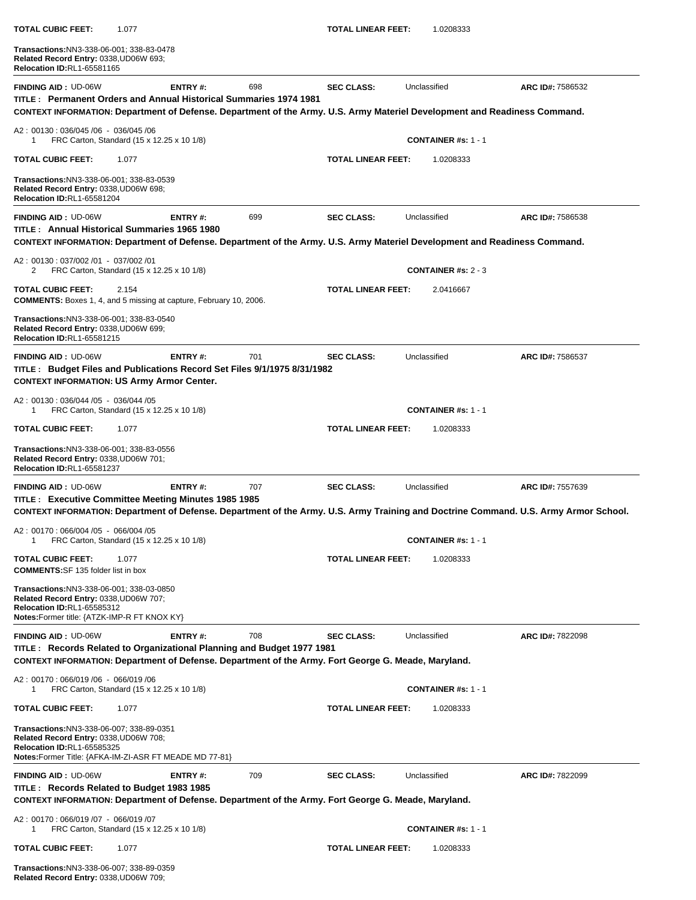**TOTAL CUBIC FEET:** 1.077 **TOTAL LINEAR FEET:** 1.0208333

**Transactions:** NN3-338-06-001; 338-83-0478
**Related Record Entry:** 0338,UD06W 693;
**Relocation ID:** RL1-65581165

---

**FINDING AID :** UD-06W **ENTRY #:** 698 **SEC CLASS:** Unclassified **ARC ID#:** 7586532

**TITLE : Permanent Orders and Annual Historical Summaries 1974 1981**

**CONTEXT INFORMATION: Department of Defense. Department of the Army. U.S. Army Materiel Development and Readiness Command.**

A2 : 00130 : 036/045 /06 - 036/045 /06
1 FRC Carton, Standard (15 x 12.25 x 10 1/8) **CONTAINER #s:** 1 - 1

**TOTAL CUBIC FEET:** 1.077 **TOTAL LINEAR FEET:** 1.0208333

**Transactions:** NN3-338-06-001; 338-83-0539
**Related Record Entry:** 0338,UD06W 698;
**Relocation ID:** RL1-65581204

---

**FINDING AID :** UD-06W **ENTRY #:** 699 **SEC CLASS:** Unclassified **ARC ID#:** 7586538

**TITLE : Annual Historical Summaries 1965 1980**

**CONTEXT INFORMATION: Department of Defense. Department of the Army. U.S. Army Materiel Development and Readiness Command.**

A2 : 00130 : 037/002 /01 - 037/002 /01
2 FRC Carton, Standard (15 x 12.25 x 10 1/8) **CONTAINER #s:** 2 - 3

**TOTAL CUBIC FEET:** 2.154 **TOTAL LINEAR FEET:** 2.0416667
**COMMENTS:** Boxes 1, 4, and 5 missing at capture, February 10, 2006.

**Transactions:** NN3-338-06-001; 338-83-0540
**Related Record Entry:** 0338,UD06W 699;
**Relocation ID:** RL1-65581215

---

**FINDING AID :** UD-06W **ENTRY #:** 701 **SEC CLASS:** Unclassified **ARC ID#:** 7586537

**TITLE : Budget Files and Publications Record Set Files 9/1/1975 8/31/1982**

**CONTEXT INFORMATION: US Army Armor Center.**

A2 : 00130 : 036/044 /05 - 036/044 /05
1 FRC Carton, Standard (15 x 12.25 x 10 1/8) **CONTAINER #s:** 1 - 1

**TOTAL CUBIC FEET:** 1.077 **TOTAL LINEAR FEET:** 1.0208333

**Transactions:** NN3-338-06-001; 338-83-0556
**Related Record Entry:** 0338,UD06W 701;
**Relocation ID:** RL1-65581237

---

**FINDING AID :** UD-06W **ENTRY #:** 707 **SEC CLASS:** Unclassified **ARC ID#:** 7557639

**TITLE : Executive Committee Meeting Minutes 1985 1985**

**CONTEXT INFORMATION: Department of Defense. Department of the Army. U.S. Army Training and Doctrine Command. U.S. Army Armor School.**

A2 : 00170 : 066/004 /05 - 066/004 /05
1 FRC Carton, Standard (15 x 12.25 x 10 1/8) **CONTAINER #s:** 1 - 1

**TOTAL CUBIC FEET:** 1.077 **TOTAL LINEAR FEET:** 1.0208333
**COMMENTS:** SF 135 folder list in box

**Transactions:** NN3-338-06-001; 338-03-0850
**Related Record Entry:** 0338,UD06W 707;
**Relocation ID:** RL1-65585312
**Notes:** Former title: {ATZK-IMP-R FT KNOX KY}

---

**FINDING AID :** UD-06W **ENTRY #:** 708 **SEC CLASS:** Unclassified **ARC ID#:** 7822098

**TITLE : Records Related to Organizational Planning and Budget 1977 1981**

**CONTEXT INFORMATION: Department of Defense. Department of the Army. Fort George G. Meade, Maryland.**

A2 : 00170 : 066/019 /06 - 066/019 /06
1 FRC Carton, Standard (15 x 12.25 x 10 1/8) **CONTAINER #s:** 1 - 1

**TOTAL CUBIC FEET:** 1.077 **TOTAL LINEAR FEET:** 1.0208333

**Transactions:** NN3-338-06-007; 338-89-0351
**Related Record Entry:** 0338,UD06W 708;
**Relocation ID:** RL1-65585325
**Notes:** Former Title: {AFKA-IM-ZI-ASR FT MEADE MD 77-81}

---

**FINDING AID :** UD-06W **ENTRY #:** 709 **SEC CLASS:** Unclassified **ARC ID#:** 7822099

**TITLE : Records Related to Budget 1983 1985**

**CONTEXT INFORMATION: Department of Defense. Department of the Army. Fort George G. Meade, Maryland.**

A2 : 00170 : 066/019 /07 - 066/019 /07
1 FRC Carton, Standard (15 x 12.25 x 10 1/8) **CONTAINER #s:** 1 - 1

**TOTAL CUBIC FEET:** 1.077 **TOTAL LINEAR FEET:** 1.0208333

**Transactions:** NN3-338-06-007; 338-89-0359
**Related Record Entry:** 0338,UD06W 709;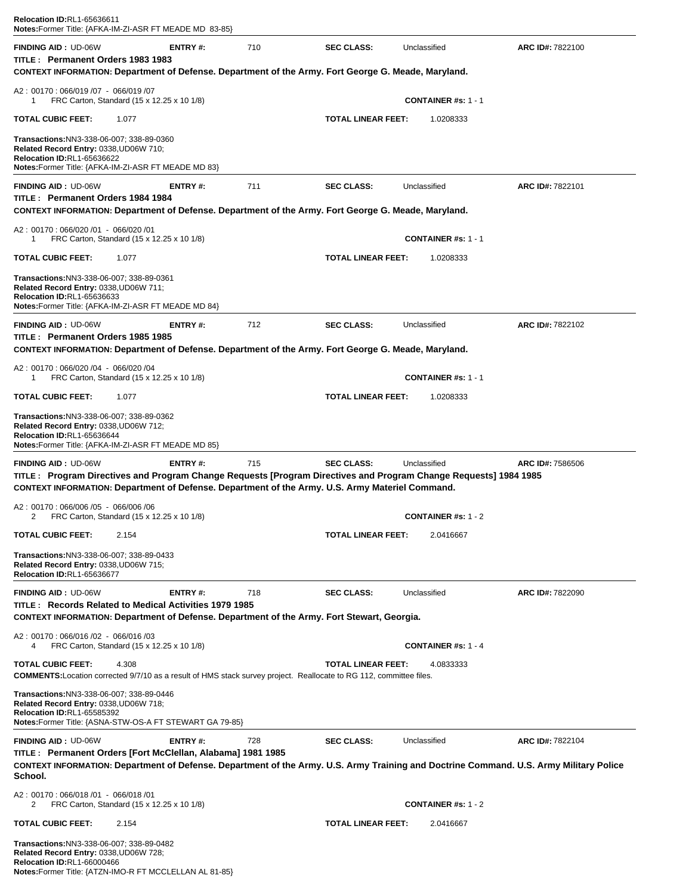**Relocation ID:**RL1-65636611
**Notes:**Former Title: {AFKA-IM-ZI-ASR FT MEADE MD 83-85}

---

**FINDING AID :** UD-06W **ENTRY #:** 710 **SEC CLASS:** Unclassified **ARC ID#:** 7822100

**TITLE : Permanent Orders 1983 1983**

**CONTEXT INFORMATION: Department of Defense. Department of the Army. Fort George G. Meade, Maryland.**

A2 : 00170 : 066/019 /07 - 066/019 /07
1 FRC Carton, Standard (15 x 12.25 x 10 1/8) **CONTAINER #s:** 1 - 1

**TOTAL CUBIC FEET:** 1.077 **TOTAL LINEAR FEET:** 1.0208333

**Transactions:**NN3-338-06-007; 338-89-0360
**Related Record Entry:** 0338,UD06W 710;
**Relocation ID:**RL1-65636622
**Notes:**Former Title: {AFKA-IM-ZI-ASR FT MEADE MD 83}

---

**FINDING AID :** UD-06W **ENTRY #:** 711 **SEC CLASS:** Unclassified **ARC ID#:** 7822101

**TITLE : Permanent Orders 1984 1984**

**CONTEXT INFORMATION: Department of Defense. Department of the Army. Fort George G. Meade, Maryland.**

A2 : 00170 : 066/020 /01 - 066/020 /01
1 FRC Carton, Standard (15 x 12.25 x 10 1/8) **CONTAINER #s:** 1 - 1

**TOTAL CUBIC FEET:** 1.077 **TOTAL LINEAR FEET:** 1.0208333

**Transactions:**NN3-338-06-007; 338-89-0361
**Related Record Entry:** 0338,UD06W 711;
**Relocation ID:**RL1-65636633
**Notes:**Former Title: {AFKA-IM-ZI-ASR FT MEADE MD 84}

---

**FINDING AID :** UD-06W **ENTRY #:** 712 **SEC CLASS:** Unclassified **ARC ID#:** 7822102

**TITLE : Permanent Orders 1985 1985**

**CONTEXT INFORMATION: Department of Defense. Department of the Army. Fort George G. Meade, Maryland.**

A2 : 00170 : 066/020 /04 - 066/020 /04
1 FRC Carton, Standard (15 x 12.25 x 10 1/8) **CONTAINER #s:** 1 - 1

**TOTAL CUBIC FEET:** 1.077 **TOTAL LINEAR FEET:** 1.0208333

**Transactions:**NN3-338-06-007; 338-89-0362
**Related Record Entry:** 0338,UD06W 712;
**Relocation ID:**RL1-65636644
**Notes:**Former Title: {AFKA-IM-ZI-ASR FT MEADE MD 85}

---

**FINDING AID :** UD-06W **ENTRY #:** 715 **SEC CLASS:** Unclassified **ARC ID#:** 7586506

**TITLE : Program Directives and Program Change Requests [Program Directives and Program Change Requests] 1984 1985**

**CONTEXT INFORMATION: Department of Defense. Department of the Army. U.S. Army Materiel Command.**

A2 : 00170 : 066/006 /05 - 066/006 /06
2 FRC Carton, Standard (15 x 12.25 x 10 1/8) **CONTAINER #s:** 1 - 2

**TOTAL CUBIC FEET:** 2.154 **TOTAL LINEAR FEET:** 2.0416667

**Transactions:**NN3-338-06-007; 338-89-0433
**Related Record Entry:** 0338,UD06W 715;
**Relocation ID:**RL1-65636677

---

**FINDING AID :** UD-06W **ENTRY #:** 718 **SEC CLASS:** Unclassified **ARC ID#:** 7822090

**TITLE : Records Related to Medical Activities 1979 1985**

**CONTEXT INFORMATION: Department of Defense. Department of the Army. Fort Stewart, Georgia.**

A2 : 00170 : 066/016 /02 - 066/016 /03
4 FRC Carton, Standard (15 x 12.25 x 10 1/8) **CONTAINER #s:** 1 - 4

**TOTAL CUBIC FEET:** 4.308 **TOTAL LINEAR FEET:** 4.0833333

**COMMENTS:**Location corrected 9/7/10 as a result of HMS stack survey project. Reallocate to RG 112, committee files.

**Transactions:**NN3-338-06-007; 338-89-0446
**Related Record Entry:** 0338,UD06W 718;
**Relocation ID:**RL1-65585392
**Notes:**Former Title: {ASNA-STW-OS-A FT STEWART GA 79-85}

---

**FINDING AID :** UD-06W **ENTRY #:** 728 **SEC CLASS:** Unclassified **ARC ID#:** 7822104

**TITLE : Permanent Orders [Fort McClellan, Alabama] 1981 1985**

**CONTEXT INFORMATION: Department of Defense. Department of the Army. U.S. Army Training and Doctrine Command. U.S. Army Military Police School.**

A2 : 00170 : 066/018 /01 - 066/018 /01
2 FRC Carton, Standard (15 x 12.25 x 10 1/8) **CONTAINER #s:** 1 - 2

**TOTAL CUBIC FEET:** 2.154 **TOTAL LINEAR FEET:** 2.0416667

**Transactions:**NN3-338-06-007; 338-89-0482
**Related Record Entry:** 0338,UD06W 728;
**Relocation ID:**RL1-66000466
**Notes:**Former Title: {ATZN-IMO-R FT MCCLELLAN AL 81-85}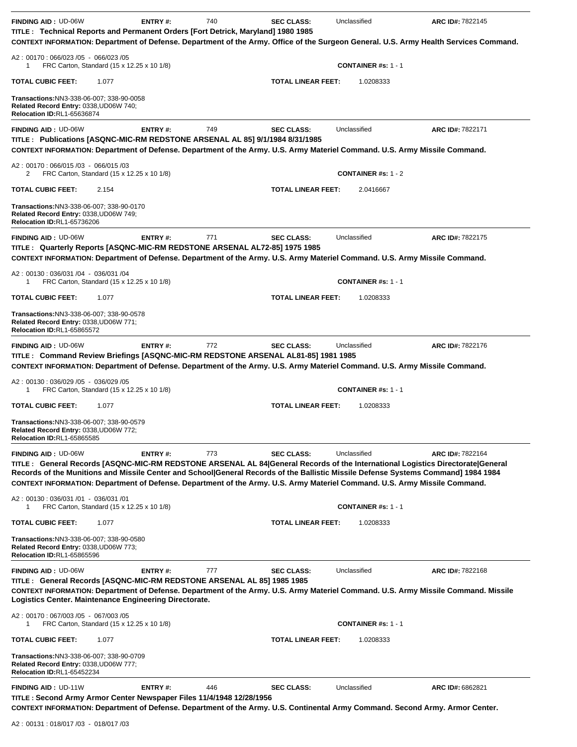**FINDING AID :** UD-06W **ENTRY #:** 740 **SEC CLASS:** Unclassified **ARC ID#:** 7822145

**TITLE : Technical Reports and Permanent Orders [Fort Detrick, Maryland] 1980 1985**

**CONTEXT INFORMATION: Department of Defense. Department of the Army. Office of the Surgeon General. U.S. Army Health Services Command.**

A2 : 00170 : 066/023 /05 - 066/023 /05
1 FRC Carton, Standard (15 x 12.25 x 10 1/8) **CONTAINER #s:** 1 - 1

**TOTAL CUBIC FEET:** 1.077 **TOTAL LINEAR FEET:** 1.0208333

**Transactions:**NN3-338-06-007; 338-90-0058
**Related Record Entry:** 0338,UD06W 740;
**Relocation ID:**RL1-65636874

---

**FINDING AID :** UD-06W **ENTRY #:** 749 **SEC CLASS:** Unclassified **ARC ID#:** 7822171

**TITLE : Publications [ASQNC-MIC-RM REDSTONE ARSENAL AL 85] 9/1/1984 8/31/1985**

**CONTEXT INFORMATION: Department of Defense. Department of the Army. U.S. Army Materiel Command. U.S. Army Missile Command.**

A2 : 00170 : 066/015 /03 - 066/015 /03
2 FRC Carton, Standard (15 x 12.25 x 10 1/8) **CONTAINER #s:** 1 - 2

**TOTAL CUBIC FEET:** 2.154 **TOTAL LINEAR FEET:** 2.0416667

**Transactions:**NN3-338-06-007; 338-90-0170
**Related Record Entry:** 0338,UD06W 749;
**Relocation ID:**RL1-65736206

---

**FINDING AID :** UD-06W **ENTRY #:** 771 **SEC CLASS:** Unclassified **ARC ID#:** 7822175

**TITLE : Quarterly Reports [ASQNC-MIC-RM REDSTONE ARSENAL AL72-85] 1975 1985**

**CONTEXT INFORMATION: Department of Defense. Department of the Army. U.S. Army Materiel Command. U.S. Army Missile Command.**

A2 : 00130 : 036/031 /04 - 036/031 /04
1 FRC Carton, Standard (15 x 12.25 x 10 1/8) **CONTAINER #s:** 1 - 1

**TOTAL CUBIC FEET:** 1.077 **TOTAL LINEAR FEET:** 1.0208333

**Transactions:**NN3-338-06-007; 338-90-0578
**Related Record Entry:** 0338,UD06W 771;
**Relocation ID:**RL1-65865572

---

**FINDING AID :** UD-06W **ENTRY #:** 772 **SEC CLASS:** Unclassified **ARC ID#:** 7822176

**TITLE : Command Review Briefings [ASQNC-MIC-RM REDSTONE ARSENAL AL81-85] 1981 1985**

**CONTEXT INFORMATION: Department of Defense. Department of the Army. U.S. Army Materiel Command. U.S. Army Missile Command.**

A2 : 00130 : 036/029 /05 - 036/029 /05
1 FRC Carton, Standard (15 x 12.25 x 10 1/8) **CONTAINER #s:** 1 - 1

**TOTAL CUBIC FEET:** 1.077 **TOTAL LINEAR FEET:** 1.0208333

**Transactions:**NN3-338-06-007; 338-90-0579
**Related Record Entry:** 0338,UD06W 772;
**Relocation ID:**RL1-65865585

---

**FINDING AID :** UD-06W **ENTRY #:** 773 **SEC CLASS:** Unclassified **ARC ID#:** 7822164

**TITLE : General Records [ASQNC-MIC-RM REDSTONE ARSENAL AL 84|General Records of the International Logistics Directorate|General Records of the Munitions and Missile Center and School|General Records of the Ballistic Missile Defense Systems Command] 1984 1984**

**CONTEXT INFORMATION: Department of Defense. Department of the Army. U.S. Army Materiel Command. U.S. Army Missile Command.**

A2 : 00130 : 036/031 /01 - 036/031 /01
1 FRC Carton, Standard (15 x 12.25 x 10 1/8) **CONTAINER #s:** 1 - 1

**TOTAL CUBIC FEET:** 1.077 **TOTAL LINEAR FEET:** 1.0208333

**Transactions:**NN3-338-06-007; 338-90-0580
**Related Record Entry:** 0338,UD06W 773;
**Relocation ID:**RL1-65865596

---

**FINDING AID :** UD-06W **ENTRY #:** 777 **SEC CLASS:** Unclassified **ARC ID#:** 7822168

**TITLE : General Records [ASQNC-MIC-RM REDSTONE ARSENAL AL 85] 1985 1985**

**CONTEXT INFORMATION: Department of Defense. Department of the Army. U.S. Army Materiel Command. U.S. Army Missile Command. Missile Logistics Center. Maintenance Engineering Directorate.**

A2 : 00170 : 067/003 /05 - 067/003 /05
1 FRC Carton, Standard (15 x 12.25 x 10 1/8) **CONTAINER #s:** 1 - 1

**TOTAL CUBIC FEET:** 1.077 **TOTAL LINEAR FEET:** 1.0208333

**Transactions:**NN3-338-06-007; 338-90-0709
**Related Record Entry:** 0338,UD06W 777;
**Relocation ID:**RL1-65452234

---

**FINDING AID :** UD-11W **ENTRY #:** 446 **SEC CLASS:** Unclassified **ARC ID#:** 6862821

**TITLE : Second Army Armor Center Newspaper Files 11/4/1948 12/28/1956**

**CONTEXT INFORMATION: Department of Defense. Department of the Army. U.S. Continental Army Command. Second Army. Armor Center.**

A2 : 00131 : 018/017 /03 - 018/017 /03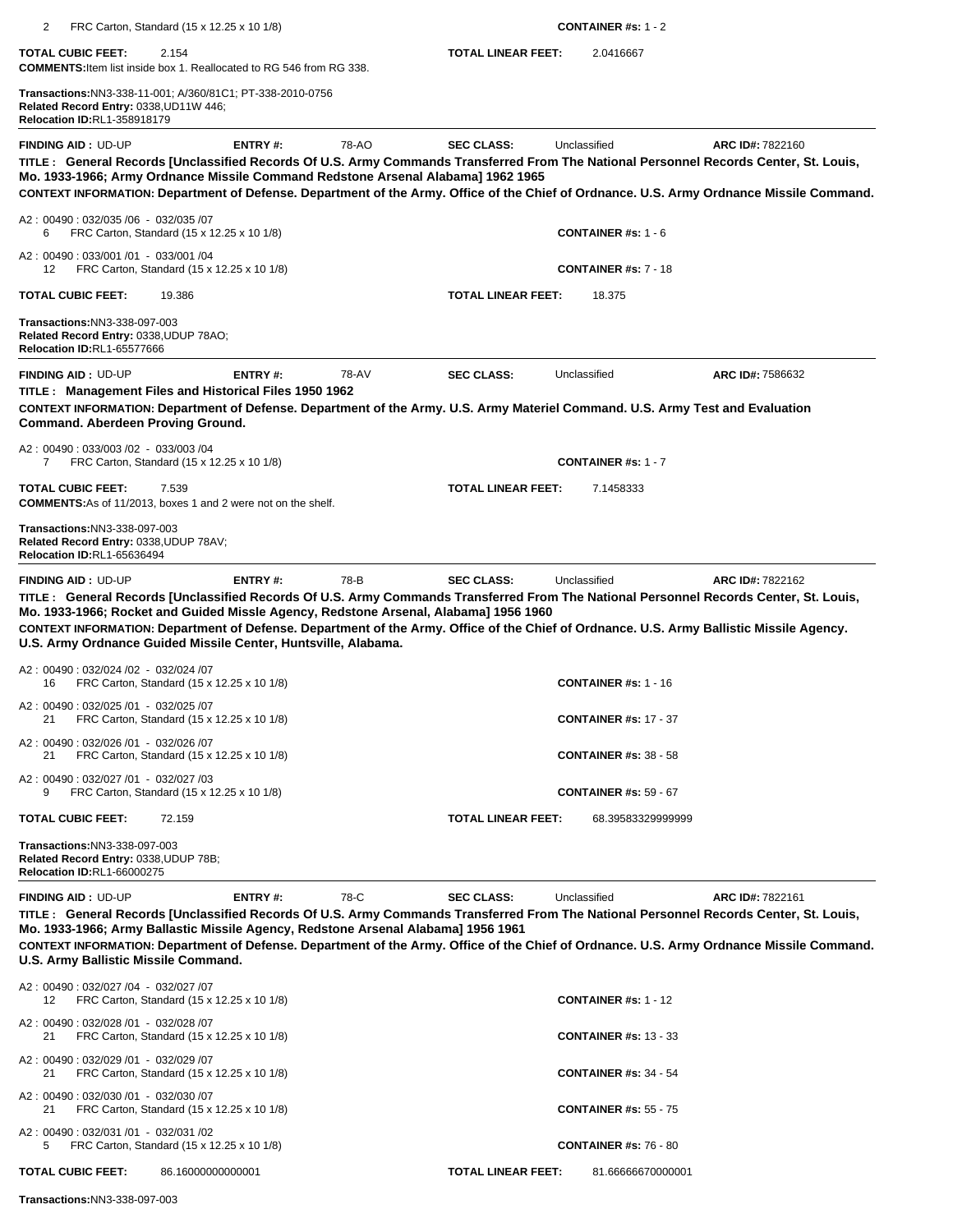2 FRC Carton, Standard (15 x 12.25 x 10 1/8) **CONTAINER #s:** 1 - 2

**TOTAL CUBIC FEET:** 2.154 **TOTAL LINEAR FEET:** 2.0416667

**COMMENTS:** Item list inside box 1. Reallocated to RG 546 from RG 338.

**Transactions:** NN3-338-11-001; A/360/81C1; PT-338-2010-0756
**Related Record Entry:** 0338,UD11W 446;
**Relocation ID:** RL1-358918179

---

**FINDING AID :** UD-UP **ENTRY #:** 78-AO **SEC CLASS:** Unclassified **ARC ID#:** 7822160

**TITLE : General Records [Unclassified Records Of U.S. Army Commands Transferred From The National Personnel Records Center, St. Louis, Mo. 1933-1966; Army Ordnance Missile Command Redstone Arsenal Alabama] 1962 1965**

**CONTEXT INFORMATION: Department of Defense. Department of the Army. Office of the Chief of Ordnance. U.S. Army Ordnance Missile Command.**

A2 : 00490 : 032/035 /06 - 032/035 /07
6 FRC Carton, Standard (15 x 12.25 x 10 1/8) **CONTAINER #s:** 1 - 6

A2 : 00490 : 033/001 /01 - 033/001 /04
12 FRC Carton, Standard (15 x 12.25 x 10 1/8) **CONTAINER #s:** 7 - 18

**TOTAL CUBIC FEET:** 19.386 **TOTAL LINEAR FEET:** 18.375

**Transactions:** NN3-338-097-003
**Related Record Entry:** 0338,UDUP 78AO;
**Relocation ID:** RL1-65577666

---

**FINDING AID :** UD-UP **ENTRY #:** 78-AV **SEC CLASS:** Unclassified **ARC ID#:** 7586632

**TITLE : Management Files and Historical Files 1950 1962**

**CONTEXT INFORMATION: Department of Defense. Department of the Army. U.S. Army Materiel Command. U.S. Army Test and Evaluation Command. Aberdeen Proving Ground.**

A2 : 00490 : 033/003 /02 - 033/003 /04
7 FRC Carton, Standard (15 x 12.25 x 10 1/8) **CONTAINER #s:** 1 - 7

**TOTAL CUBIC FEET:** 7.539 **TOTAL LINEAR FEET:** 7.1458333

**COMMENTS:** As of 11/2013, boxes 1 and 2 were not on the shelf.

**Transactions:** NN3-338-097-003
**Related Record Entry:** 0338,UDUP 78AV;
**Relocation ID:** RL1-65636494

---

**FINDING AID :** UD-UP **ENTRY #:** 78-B **SEC CLASS:** Unclassified **ARC ID#:** 7822162

**TITLE : General Records [Unclassified Records Of U.S. Army Commands Transferred From The National Personnel Records Center, St. Louis, Mo. 1933-1966; Rocket and Guided Missle Agency, Redstone Arsenal, Alabama] 1956 1960**

**CONTEXT INFORMATION: Department of Defense. Department of the Army. Office of the Chief of Ordnance. U.S. Army Ballistic Missile Agency. U.S. Army Ordnance Guided Missile Center, Huntsville, Alabama.**

A2 : 00490 : 032/024 /02 - 032/024 /07
16 FRC Carton, Standard (15 x 12.25 x 10 1/8) **CONTAINER #s:** 1 - 16

A2 : 00490 : 032/025 /01 - 032/025 /07
21 FRC Carton, Standard (15 x 12.25 x 10 1/8) **CONTAINER #s:** 17 - 37

A2 : 00490 : 032/026 /01 - 032/026 /07
21 FRC Carton, Standard (15 x 12.25 x 10 1/8) **CONTAINER #s:** 38 - 58

A2 : 00490 : 032/027 /01 - 032/027 /03
9 FRC Carton, Standard (15 x 12.25 x 10 1/8) **CONTAINER #s:** 59 - 67

**TOTAL CUBIC FEET:** 72.159 **TOTAL LINEAR FEET:** 68.39583329999999

**Transactions:** NN3-338-097-003
**Related Record Entry:** 0338,UDUP 78B;
**Relocation ID:** RL1-66000275

---

**FINDING AID :** UD-UP **ENTRY #:** 78-C **SEC CLASS:** Unclassified **ARC ID#:** 7822161

**TITLE : General Records [Unclassified Records Of U.S. Army Commands Transferred From The National Personnel Records Center, St. Louis, Mo. 1933-1966; Army Ballastic Missile Agency, Redstone Arsenal Alabama] 1956 1961**

**CONTEXT INFORMATION: Department of Defense. Department of the Army. Office of the Chief of Ordnance. U.S. Army Ordnance Missile Command. U.S. Army Ballistic Missile Command.**

A2 : 00490 : 032/027 /04 - 032/027 /07
12 FRC Carton, Standard (15 x 12.25 x 10 1/8) **CONTAINER #s:** 1 - 12

A2 : 00490 : 032/028 /01 - 032/028 /07
21 FRC Carton, Standard (15 x 12.25 x 10 1/8) **CONTAINER #s:** 13 - 33

A2 : 00490 : 032/029 /01 - 032/029 /07
21 FRC Carton, Standard (15 x 12.25 x 10 1/8) **CONTAINER #s:** 34 - 54

A2 : 00490 : 032/030 /01 - 032/030 /07
21 FRC Carton, Standard (15 x 12.25 x 10 1/8) **CONTAINER #s:** 55 - 75

A2 : 00490 : 032/031 /01 - 032/031 /02
5 FRC Carton, Standard (15 x 12.25 x 10 1/8) **CONTAINER #s:** 76 - 80

**TOTAL CUBIC FEET:** 86.16000000000001 **TOTAL LINEAR FEET:** 81.66666670000001

**Transactions:** NN3-338-097-003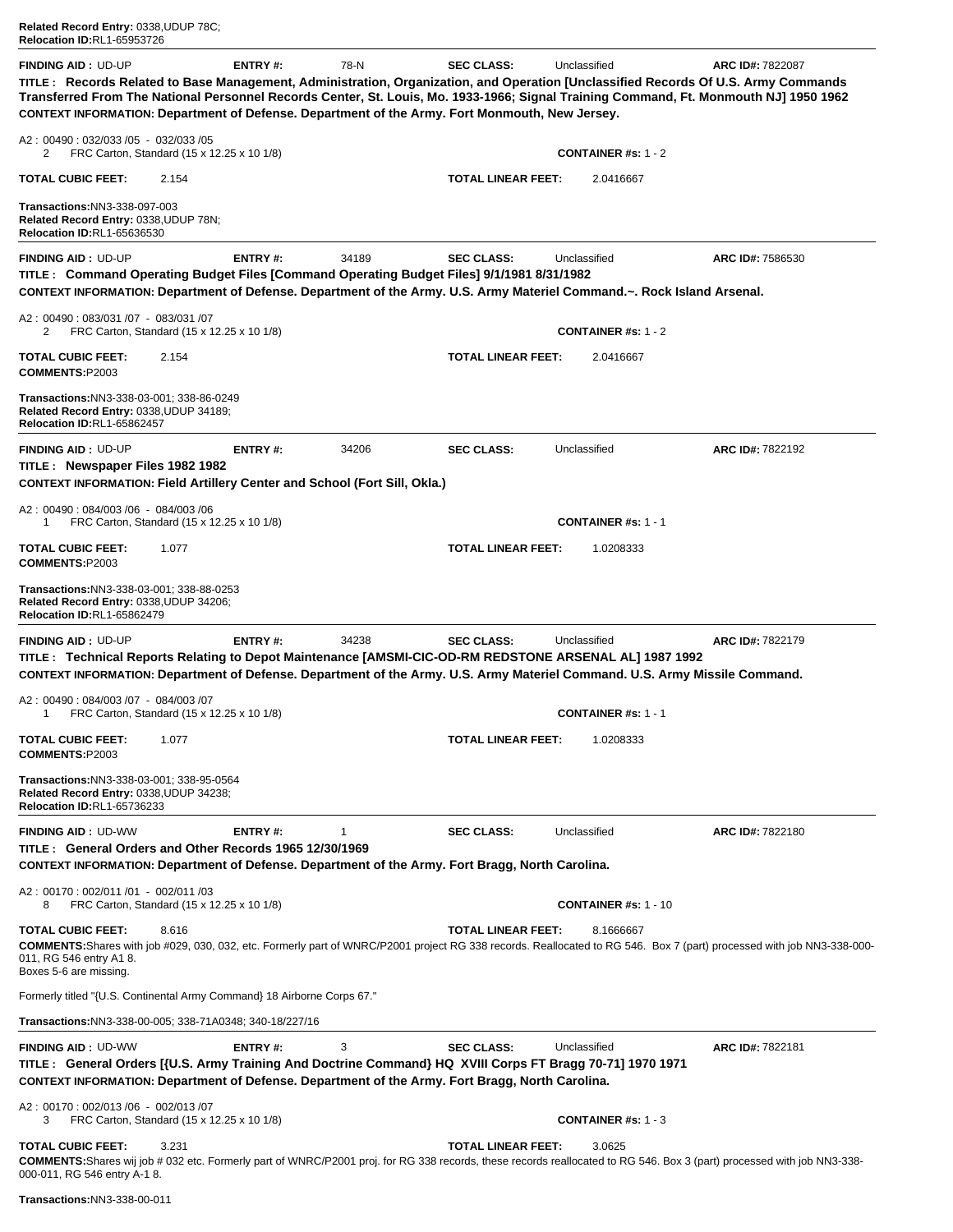**Related Record Entry:** 0338,UDUP 78C;
**Relocation ID:**RL1-65953726

---

**FINDING AID :** UD-UP **ENTRY #:** 78-N **SEC CLASS:** Unclassified **ARC ID#:** 7822087

**TITLE : Records Related to Base Management, Administration, Organization, and Operation [Unclassified Records Of U.S. Army Commands Transferred From The National Personnel Records Center, St. Louis, Mo. 1933-1966; Signal Training Command, Ft. Monmouth NJ] 1950 1962**

**CONTEXT INFORMATION: Department of Defense. Department of the Army. Fort Monmouth, New Jersey.**

A2 : 00490 : 032/033 /05 - 032/033 /05
2 FRC Carton, Standard (15 x 12.25 x 10 1/8) **CONTAINER #s:** 1 - 2

**TOTAL CUBIC FEET:** 2.154 **TOTAL LINEAR FEET:** 2.0416667

**Transactions:**NN3-338-097-003
**Related Record Entry:** 0338,UDUP 78N;
**Relocation ID:**RL1-65636530

---

**FINDING AID :** UD-UP **ENTRY #:** 34189 **SEC CLASS:** Unclassified **ARC ID#:** 7586530

**TITLE : Command Operating Budget Files [Command Operating Budget Files] 9/1/1981 8/31/1982**

**CONTEXT INFORMATION: Department of Defense. Department of the Army. U.S. Army Materiel Command.~. Rock Island Arsenal.**

A2 : 00490 : 083/031 /07 - 083/031 /07
2 FRC Carton, Standard (15 x 12.25 x 10 1/8) **CONTAINER #s:** 1 - 2

**TOTAL CUBIC FEET:** 2.154 **TOTAL LINEAR FEET:** 2.0416667
**COMMENTS:**P2003

**Transactions:**NN3-338-03-001; 338-86-0249
**Related Record Entry:** 0338,UDUP 34189;
**Relocation ID:**RL1-65862457

---

**FINDING AID :** UD-UP **ENTRY #:** 34206 **SEC CLASS:** Unclassified **ARC ID#:** 7822192

**TITLE : Newspaper Files 1982 1982**

**CONTEXT INFORMATION: Field Artillery Center and School (Fort Sill, Okla.)**

A2 : 00490 : 084/003 /06 - 084/003 /06
1 FRC Carton, Standard (15 x 12.25 x 10 1/8) **CONTAINER #s:** 1 - 1

**TOTAL CUBIC FEET:** 1.077 **TOTAL LINEAR FEET:** 1.0208333
**COMMENTS:**P2003

**Transactions:**NN3-338-03-001; 338-88-0253
**Related Record Entry:** 0338,UDUP 34206;
**Relocation ID:**RL1-65862479

---

**FINDING AID :** UD-UP **ENTRY #:** 34238 **SEC CLASS:** Unclassified **ARC ID#:** 7822179

**TITLE : Technical Reports Relating to Depot Maintenance [AMSMI-CIC-OD-RM REDSTONE ARSENAL AL] 1987 1992**

**CONTEXT INFORMATION: Department of Defense. Department of the Army. U.S. Army Materiel Command. U.S. Army Missile Command.**

A2 : 00490 : 084/003 /07 - 084/003 /07
1 FRC Carton, Standard (15 x 12.25 x 10 1/8) **CONTAINER #s:** 1 - 1

**TOTAL CUBIC FEET:** 1.077 **TOTAL LINEAR FEET:** 1.0208333
**COMMENTS:**P2003

**Transactions:**NN3-338-03-001; 338-95-0564
**Related Record Entry:** 0338,UDUP 34238;
**Relocation ID:**RL1-65736233

---

**FINDING AID :** UD-WW **ENTRY #:** 1 **SEC CLASS:** Unclassified **ARC ID#:** 7822180

**TITLE : General Orders and Other Records 1965 12/30/1969**

**CONTEXT INFORMATION: Department of Defense. Department of the Army. Fort Bragg, North Carolina.**

A2 : 00170 : 002/011 /01 - 002/011 /03
8 FRC Carton, Standard (15 x 12.25 x 10 1/8) **CONTAINER #s:** 1 - 10

**TOTAL CUBIC FEET:** 8.616 **TOTAL LINEAR FEET:** 8.1666667
**COMMENTS:**Shares with job #029, 030, 032, etc. Formerly part of WNRC/P2001 project RG 338 records. Reallocated to RG 546. Box 7 (part) processed with job NN3-338-000-011, RG 546 entry A1 8.
Boxes 5-6 are missing.

Formerly titled "{U.S. Continental Army Command} 18 Airborne Corps 67."

**Transactions:**NN3-338-00-005; 338-71A0348; 340-18/227/16

---

**FINDING AID :** UD-WW **ENTRY #:** 3 **SEC CLASS:** Unclassified **ARC ID#:** 7822181

**TITLE : General Orders [{U.S. Army Training And Doctrine Command} HQ XVIII Corps FT Bragg 70-71] 1970 1971**

**CONTEXT INFORMATION: Department of Defense. Department of the Army. Fort Bragg, North Carolina.**

A2 : 00170 : 002/013 /06 - 002/013 /07
3 FRC Carton, Standard (15 x 12.25 x 10 1/8) **CONTAINER #s:** 1 - 3

**TOTAL CUBIC FEET:** 3.231 **TOTAL LINEAR FEET:** 3.0625
**COMMENTS:**Shares wij job # 032 etc. Formerly part of WNRC/P2001 proj. for RG 338 records, these records reallocated to RG 546. Box 3 (part) processed with job NN3-338-000-011, RG 546 entry A-1 8.

**Transactions:**NN3-338-00-011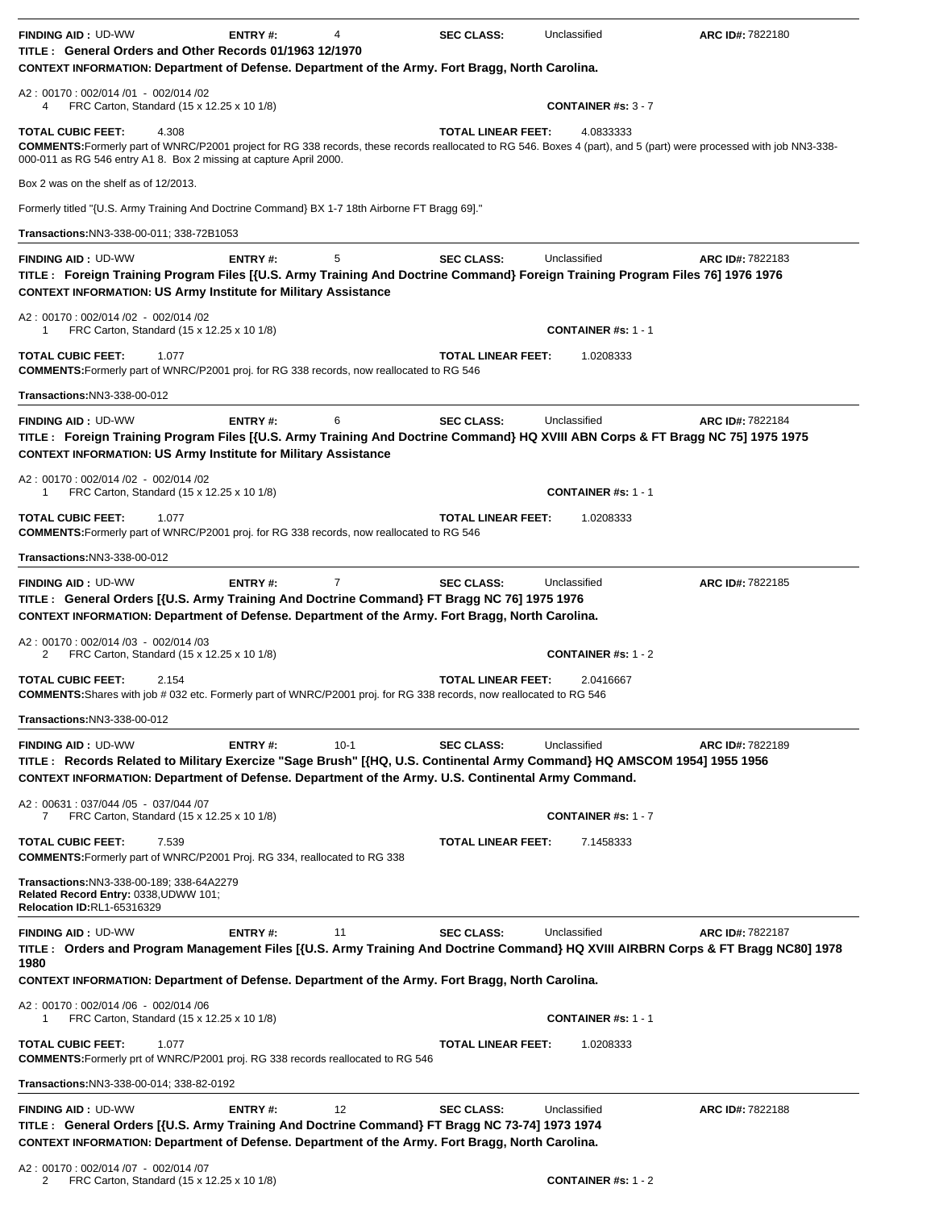**FINDING AID :** UD-WW **ENTRY #:** 4 **SEC CLASS:** Unclassified **ARC ID#:** 7822180

**TITLE : General Orders and Other Records 01/1963 12/1970**

**CONTEXT INFORMATION: Department of Defense. Department of the Army. Fort Bragg, North Carolina.**

A2 : 00170 : 002/014 /01 - 002/014 /02
4 FRC Carton, Standard (15 x 12.25 x 10 1/8) **CONTAINER #s:** 3 - 7

**TOTAL CUBIC FEET:** 4.308 **TOTAL LINEAR FEET:** 4.0833333

**COMMENTS:**Formerly part of WNRC/P2001 project for RG 338 records, these records reallocated to RG 546. Boxes 4 (part), and 5 (part) were processed with job NN3-338-000-011 as RG 546 entry A1 8. Box 2 missing at capture April 2000.

Box 2 was on the shelf as of 12/2013.

Formerly titled "{U.S. Army Training And Doctrine Command} BX 1-7 18th Airborne FT Bragg 69]."

**Transactions:**NN3-338-00-011; 338-72B1053

---

**FINDING AID :** UD-WW **ENTRY #:** 5 **SEC CLASS:** Unclassified **ARC ID#:** 7822183

**TITLE : Foreign Training Program Files [{U.S. Army Training And Doctrine Command} Foreign Training Program Files 76] 1976 1976**

**CONTEXT INFORMATION: US Army Institute for Military Assistance**

A2 : 00170 : 002/014 /02 - 002/014 /02
1 FRC Carton, Standard (15 x 12.25 x 10 1/8) **CONTAINER #s:** 1 - 1

**TOTAL CUBIC FEET:** 1.077 **TOTAL LINEAR FEET:** 1.0208333

**COMMENTS:**Formerly part of WNRC/P2001 proj. for RG 338 records, now reallocated to RG 546

**Transactions:**NN3-338-00-012

---

**FINDING AID :** UD-WW **ENTRY #:** 6 **SEC CLASS:** Unclassified **ARC ID#:** 7822184

**TITLE : Foreign Training Program Files [{U.S. Army Training And Doctrine Command} HQ XVIII ABN Corps & FT Bragg NC 75] 1975 1975**

**CONTEXT INFORMATION: US Army Institute for Military Assistance**

A2 : 00170 : 002/014 /02 - 002/014 /02
1 FRC Carton, Standard (15 x 12.25 x 10 1/8) **CONTAINER #s:** 1 - 1

**TOTAL CUBIC FEET:** 1.077 **TOTAL LINEAR FEET:** 1.0208333

**COMMENTS:**Formerly part of WNRC/P2001 proj. for RG 338 records, now reallocated to RG 546

**Transactions:**NN3-338-00-012

---

**FINDING AID :** UD-WW **ENTRY #:** 7 **SEC CLASS:** Unclassified **ARC ID#:** 7822185

**TITLE : General Orders [{U.S. Army Training And Doctrine Command} FT Bragg NC 76] 1975 1976**

**CONTEXT INFORMATION: Department of Defense. Department of the Army. Fort Bragg, North Carolina.**

A2 : 00170 : 002/014 /03 - 002/014 /03
2 FRC Carton, Standard (15 x 12.25 x 10 1/8) **CONTAINER #s:** 1 - 2

**TOTAL CUBIC FEET:** 2.154 **TOTAL LINEAR FEET:** 2.0416667

**COMMENTS:**Shares with job # 032 etc. Formerly part of WNRC/P2001 proj. for RG 338 records, now reallocated to RG 546

**Transactions:**NN3-338-00-012

---

**FINDING AID :** UD-WW **ENTRY #:** 10-1 **SEC CLASS:** Unclassified **ARC ID#:** 7822189

**TITLE : Records Related to Military Exercize "Sage Brush" [{HQ, U.S. Continental Army Command} HQ AMSCOM 1954] 1955 1956**

**CONTEXT INFORMATION: Department of Defense. Department of the Army. U.S. Continental Army Command.**

A2 : 00631 : 037/044 /05 - 037/044 /07
7 FRC Carton, Standard (15 x 12.25 x 10 1/8) **CONTAINER #s:** 1 - 7

**TOTAL CUBIC FEET:** 7.539 **TOTAL LINEAR FEET:** 7.1458333

**COMMENTS:**Formerly part of WNRC/P2001 Proj. RG 334, reallocated to RG 338

**Transactions:**NN3-338-00-189; 338-64A2279
**Related Record Entry:** 0338,UDWW 101;
**Relocation ID:**RL1-65316329

---

**FINDING AID :** UD-WW **ENTRY #:** 11 **SEC CLASS:** Unclassified **ARC ID#:** 7822187

**TITLE : Orders and Program Management Files [{U.S. Army Training And Doctrine Command} HQ XVIII AIRBRN Corps & FT Bragg NC80] 1978 1980**

**CONTEXT INFORMATION: Department of Defense. Department of the Army. Fort Bragg, North Carolina.**

A2 : 00170 : 002/014 /06 - 002/014 /06
1 FRC Carton, Standard (15 x 12.25 x 10 1/8) **CONTAINER #s:** 1 - 1

**TOTAL CUBIC FEET:** 1.077 **TOTAL LINEAR FEET:** 1.0208333

**COMMENTS:**Formerly prt of WNRC/P2001 proj. RG 338 records reallocated to RG 546

**Transactions:**NN3-338-00-014; 338-82-0192

---

**FINDING AID :** UD-WW **ENTRY #:** 12 **SEC CLASS:** Unclassified **ARC ID#:** 7822188

**TITLE : General Orders [{U.S. Army Training And Doctrine Command} FT Bragg NC 73-74] 1973 1974**

**CONTEXT INFORMATION: Department of Defense. Department of the Army. Fort Bragg, North Carolina.**

A2 : 00170 : 002/014 /07 - 002/014 /07
2 FRC Carton, Standard (15 x 12.25 x 10 1/8) **CONTAINER #s:** 1 - 2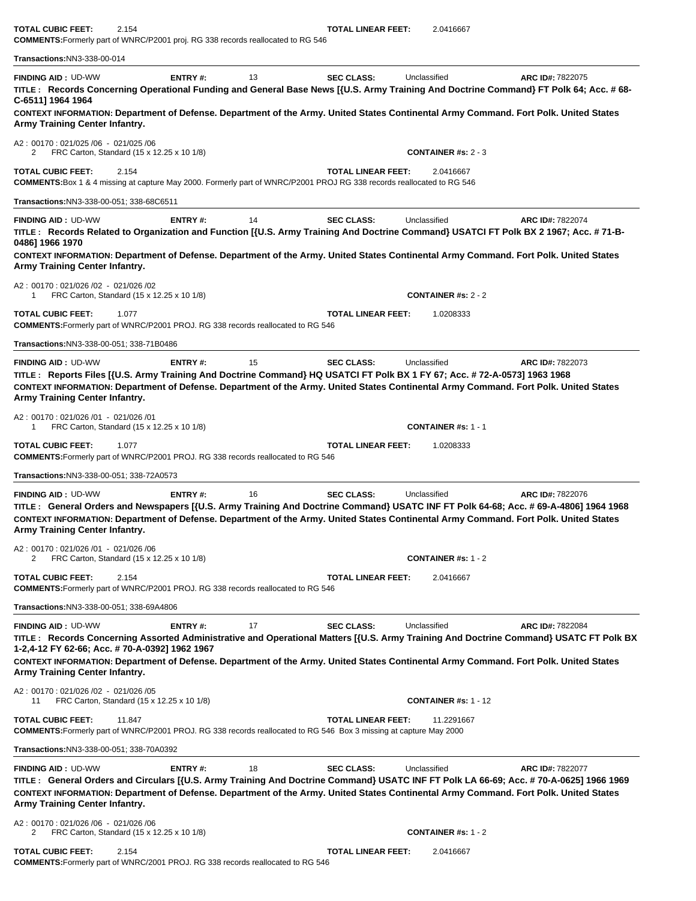**TOTAL CUBIC FEET:** 2.154 **TOTAL LINEAR FEET:** 2.0416667

**COMMENTS:** Formerly part of WNRC/P2001 proj. RG 338 records reallocated to RG 546

**Transactions:** NN3-338-00-014

---

**FINDING AID :** UD-WW **ENTRY #:** 13 **SEC CLASS:** Unclassified **ARC ID#:** 7822075

**TITLE : Records Concerning Operational Funding and General Base News [{U.S. Army Training And Doctrine Command} FT Polk 64; Acc. # 68-C-6511] 1964 1964**

**CONTEXT INFORMATION: Department of Defense. Department of the Army. United States Continental Army Command. Fort Polk. United States Army Training Center Infantry.**

A2 : 00170 : 021/025 /06 - 021/025 /06
2 FRC Carton, Standard (15 x 12.25 x 10 1/8) **CONTAINER #s:** 2 - 3

**TOTAL CUBIC FEET:** 2.154 **TOTAL LINEAR FEET:** 2.0416667

**COMMENTS:** Box 1 & 4 missing at capture May 2000. Formerly part of WNRC/P2001 PROJ RG 338 records reallocated to RG 546

**Transactions:** NN3-338-00-051; 338-68C6511

---

**FINDING AID :** UD-WW **ENTRY #:** 14 **SEC CLASS:** Unclassified **ARC ID#:** 7822074

**TITLE : Records Related to Organization and Function [{U.S. Army Training And Doctrine Command} USATCI FT Polk BX 2 1967; Acc. # 71-B-0486] 1966 1970**

**CONTEXT INFORMATION: Department of Defense. Department of the Army. United States Continental Army Command. Fort Polk. United States Army Training Center Infantry.**

A2 : 00170 : 021/026 /02 - 021/026 /02
1 FRC Carton, Standard (15 x 12.25 x 10 1/8) **CONTAINER #s:** 2 - 2

**TOTAL CUBIC FEET:** 1.077 **TOTAL LINEAR FEET:** 1.0208333

**COMMENTS:** Formerly part of WNRC/P2001 PROJ. RG 338 records reallocated to RG 546

**Transactions:** NN3-338-00-051; 338-71B0486

---

**FINDING AID :** UD-WW **ENTRY #:** 15 **SEC CLASS:** Unclassified **ARC ID#:** 7822073

**TITLE : Reports Files [{U.S. Army Training And Doctrine Command} HQ USATCI FT Polk BX 1 FY 67; Acc. # 72-A-0573] 1963 1968**

**CONTEXT INFORMATION: Department of Defense. Department of the Army. United States Continental Army Command. Fort Polk. United States Army Training Center Infantry.**

A2 : 00170 : 021/026 /01 - 021/026 /01
1 FRC Carton, Standard (15 x 12.25 x 10 1/8) **CONTAINER #s:** 1 - 1

**TOTAL CUBIC FEET:** 1.077 **TOTAL LINEAR FEET:** 1.0208333

**COMMENTS:** Formerly part of WNRC/P2001 PROJ. RG 338 records reallocated to RG 546

**Transactions:** NN3-338-00-051; 338-72A0573

---

**FINDING AID :** UD-WW **ENTRY #:** 16 **SEC CLASS:** Unclassified **ARC ID#:** 7822076

**TITLE : General Orders and Newspapers [{U.S. Army Training And Doctrine Command} USATC INF FT Polk 64-68; Acc. # 69-A-4806] 1964 1968**

**CONTEXT INFORMATION: Department of Defense. Department of the Army. United States Continental Army Command. Fort Polk. United States Army Training Center Infantry.**

A2 : 00170 : 021/026 /01 - 021/026 /06
2 FRC Carton, Standard (15 x 12.25 x 10 1/8) **CONTAINER #s:** 1 - 2

**TOTAL CUBIC FEET:** 2.154 **TOTAL LINEAR FEET:** 2.0416667

**COMMENTS:** Formerly part of WNRC/P2001 PROJ. RG 338 records reallocated to RG 546

**Transactions:** NN3-338-00-051; 338-69A4806

---

**FINDING AID :** UD-WW **ENTRY #:** 17 **SEC CLASS:** Unclassified **ARC ID#:** 7822084

**TITLE : Records Concerning Assorted Administrative and Operational Matters [{U.S. Army Training And Doctrine Command} USATC FT Polk BX 1-2,4-12 FY 62-66; Acc. # 70-A-0392] 1962 1967**

**CONTEXT INFORMATION: Department of Defense. Department of the Army. United States Continental Army Command. Fort Polk. United States Army Training Center Infantry.**

A2 : 00170 : 021/026 /02 - 021/026 /05
11 FRC Carton, Standard (15 x 12.25 x 10 1/8) **CONTAINER #s:** 1 - 12

**TOTAL CUBIC FEET:** 11.847 **TOTAL LINEAR FEET:** 11.2291667

**COMMENTS:** Formerly part of WNRC/P2001 PROJ. RG 338 records reallocated to RG 546 Box 3 missing at capture May 2000

**Transactions:** NN3-338-00-051; 338-70A0392

---

**FINDING AID :** UD-WW **ENTRY #:** 18 **SEC CLASS:** Unclassified **ARC ID#:** 7822077

**TITLE : General Orders and Circulars [{U.S. Army Training And Doctrine Command} USATC INF FT Polk LA 66-69; Acc. # 70-A-0625] 1966 1969**

**CONTEXT INFORMATION: Department of Defense. Department of the Army. United States Continental Army Command. Fort Polk. United States Army Training Center Infantry.**

A2 : 00170 : 021/026 /06 - 021/026 /06
2 FRC Carton, Standard (15 x 12.25 x 10 1/8) **CONTAINER #s:** 1 - 2

**TOTAL CUBIC FEET:** 2.154 **TOTAL LINEAR FEET:** 2.0416667

**COMMENTS:** Formerly part of WNRC/2001 PROJ. RG 338 records reallocated to RG 546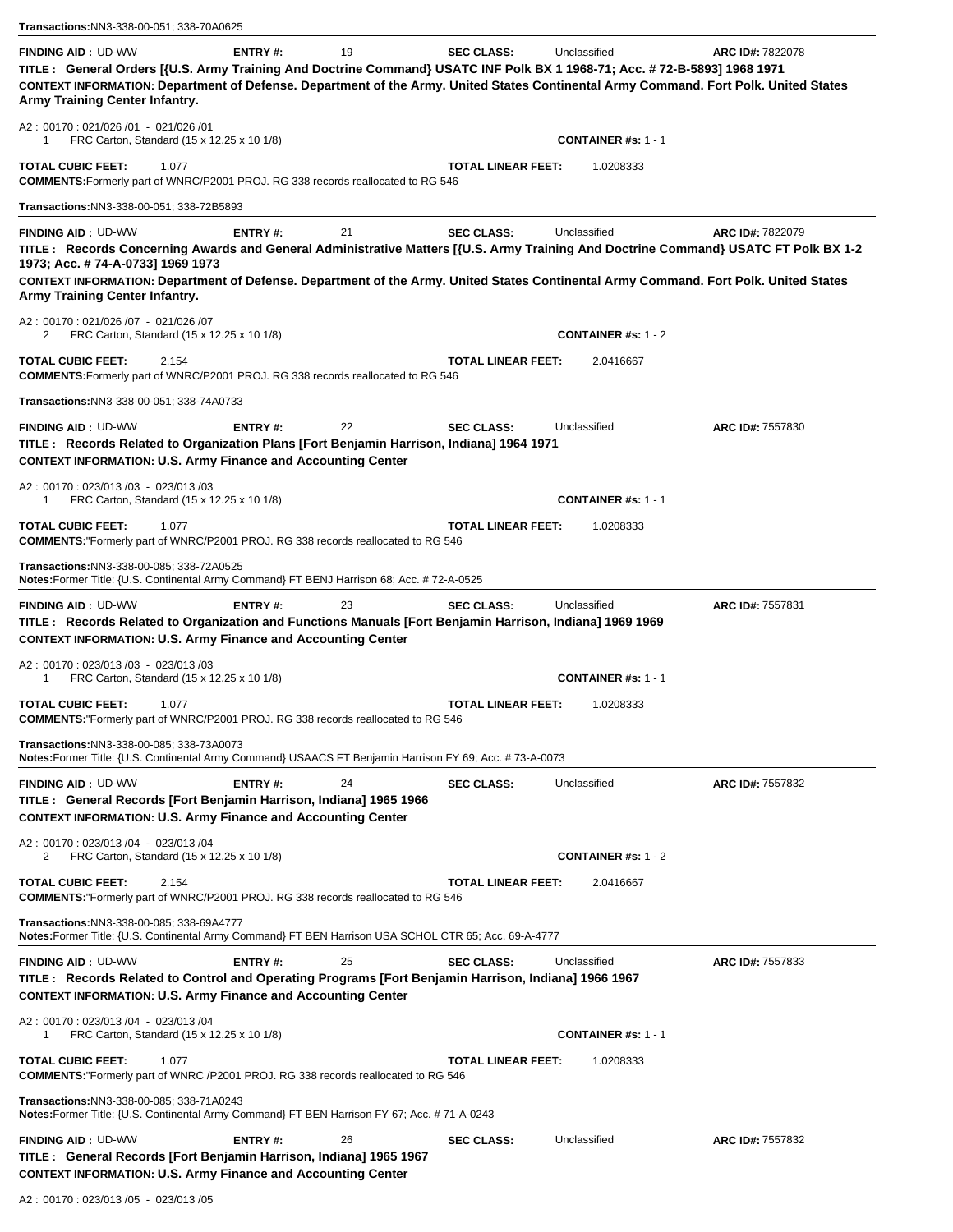**Transactions:**NN3-338-00-051; 338-70A0625

---

**FINDING AID :** UD-WW **ENTRY #:** 19 **SEC CLASS:** Unclassified **ARC ID#:** 7822078

**TITLE : General Orders [{U.S. Army Training And Doctrine Command} USATC INF Polk BX 1 1968-71; Acc. # 72-B-5893] 1968 1971**

**CONTEXT INFORMATION: Department of Defense. Department of the Army. United States Continental Army Command. Fort Polk. United States Army Training Center Infantry.**

A2 : 00170 : 021/026 /01 - 021/026 /01
1 FRC Carton, Standard (15 x 12.25 x 10 1/8) **CONTAINER #s:** 1 - 1

**TOTAL CUBIC FEET:** 1.077 **TOTAL LINEAR FEET:** 1.0208333

**COMMENTS:**Formerly part of WNRC/P2001 PROJ. RG 338 records reallocated to RG 546

**Transactions:**NN3-338-00-051; 338-72B5893

---

**FINDING AID :** UD-WW **ENTRY #:** 21 **SEC CLASS:** Unclassified **ARC ID#:** 7822079

**TITLE : Records Concerning Awards and General Administrative Matters [{U.S. Army Training And Doctrine Command} USATC FT Polk BX 1-2 1973; Acc. # 74-A-0733] 1969 1973**

**CONTEXT INFORMATION: Department of Defense. Department of the Army. United States Continental Army Command. Fort Polk. United States Army Training Center Infantry.**

A2 : 00170 : 021/026 /07 - 021/026 /07
2 FRC Carton, Standard (15 x 12.25 x 10 1/8) **CONTAINER #s:** 1 - 2

**TOTAL CUBIC FEET:** 2.154 **TOTAL LINEAR FEET:** 2.0416667

**COMMENTS:**Formerly part of WNRC/P2001 PROJ. RG 338 records reallocated to RG 546

**Transactions:**NN3-338-00-051; 338-74A0733

---

**FINDING AID :** UD-WW **ENTRY #:** 22 **SEC CLASS:** Unclassified **ARC ID#:** 7557830

**TITLE : Records Related to Organization Plans [Fort Benjamin Harrison, Indiana] 1964 1971**

**CONTEXT INFORMATION: U.S. Army Finance and Accounting Center**

A2 : 00170 : 023/013 /03 - 023/013 /03
1 FRC Carton, Standard (15 x 12.25 x 10 1/8) **CONTAINER #s:** 1 - 1

**TOTAL CUBIC FEET:** 1.077 **TOTAL LINEAR FEET:** 1.0208333

**COMMENTS:**"Formerly part of WNRC/P2001 PROJ. RG 338 records reallocated to RG 546

**Transactions:**NN3-338-00-085; 338-72A0525

**Notes:**Former Title: {U.S. Continental Army Command} FT BENJ Harrison 68; Acc. # 72-A-0525

---

**FINDING AID :** UD-WW **ENTRY #:** 23 **SEC CLASS:** Unclassified **ARC ID#:** 7557831

**TITLE : Records Related to Organization and Functions Manuals [Fort Benjamin Harrison, Indiana] 1969 1969**

**CONTEXT INFORMATION: U.S. Army Finance and Accounting Center**

A2 : 00170 : 023/013 /03 - 023/013 /03
1 FRC Carton, Standard (15 x 12.25 x 10 1/8) **CONTAINER #s:** 1 - 1

**TOTAL CUBIC FEET:** 1.077 **TOTAL LINEAR FEET:** 1.0208333

**COMMENTS:**"Formerly part of WNRC/P2001 PROJ. RG 338 records reallocated to RG 546

**Transactions:**NN3-338-00-085; 338-73A0073

**Notes:**Former Title: {U.S. Continental Army Command} USAACS FT Benjamin Harrison FY 69; Acc. # 73-A-0073

---

**FINDING AID :** UD-WW **ENTRY #:** 24 **SEC CLASS:** Unclassified **ARC ID#:** 7557832

**TITLE : General Records [Fort Benjamin Harrison, Indiana] 1965 1966**

**CONTEXT INFORMATION: U.S. Army Finance and Accounting Center**

A2 : 00170 : 023/013 /04 - 023/013 /04
2 FRC Carton, Standard (15 x 12.25 x 10 1/8) **CONTAINER #s:** 1 - 2

**TOTAL CUBIC FEET:** 2.154 **TOTAL LINEAR FEET:** 2.0416667

**COMMENTS:**"Formerly part of WNRC/P2001 PROJ. RG 338 records reallocated to RG 546

**Transactions:**NN3-338-00-085; 338-69A4777

**Notes:**Former Title: {U.S. Continental Army Command} FT BEN Harrison USA SCHOL CTR 65; Acc. 69-A-4777

---

**FINDING AID :** UD-WW **ENTRY #:** 25 **SEC CLASS:** Unclassified **ARC ID#:** 7557833

**TITLE : Records Related to Control and Operating Programs [Fort Benjamin Harrison, Indiana] 1966 1967**

**CONTEXT INFORMATION: U.S. Army Finance and Accounting Center**

A2 : 00170 : 023/013 /04 - 023/013 /04
1 FRC Carton, Standard (15 x 12.25 x 10 1/8) **CONTAINER #s:** 1 - 1

**TOTAL CUBIC FEET:** 1.077 **TOTAL LINEAR FEET:** 1.0208333

**COMMENTS:**"Formerly part of WNRC /P2001 PROJ. RG 338 records reallocated to RG 546

**Transactions:**NN3-338-00-085; 338-71A0243

**Notes:**Former Title: {U.S. Continental Army Command} FT BEN Harrison FY 67; Acc. # 71-A-0243

---

**FINDING AID :** UD-WW **ENTRY #:** 26 **SEC CLASS:** Unclassified **ARC ID#:** 7557832

**TITLE : General Records [Fort Benjamin Harrison, Indiana] 1965 1967**

**CONTEXT INFORMATION: U.S. Army Finance and Accounting Center**

A2 : 00170 : 023/013 /05 - 023/013 /05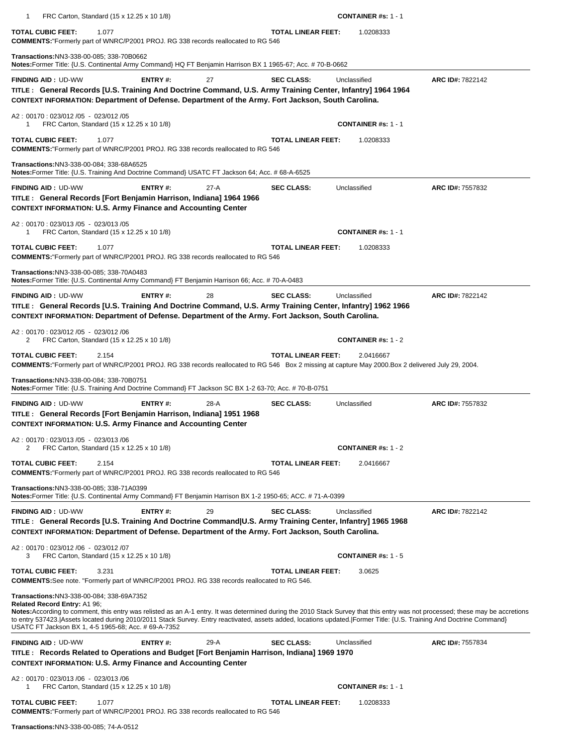1 FRC Carton, Standard (15 x 12.25 x 10 1/8) **CONTAINER #s:** 1 - 1

**TOTAL CUBIC FEET:** 1.077 **TOTAL LINEAR FEET:** 1.0208333
**COMMENTS:**"Formerly part of WNRC/P2001 PROJ. RG 338 records reallocated to RG 546

**Transactions:**NN3-338-00-085; 338-70B0662
**Notes:**Former Title: {U.S. Continental Army Command} HQ FT Benjamin Harrison BX 1 1965-67; Acc. # 70-B-0662

---

**FINDING AID :** UD-WW **ENTRY #:** 27 **SEC CLASS:** Unclassified **ARC ID#:** 7822142
**TITLE : General Records [U.S. Training And Doctrine Command, U.S. Army Training Center, Infantry] 1964 1964**
**CONTEXT INFORMATION: Department of Defense. Department of the Army. Fort Jackson, South Carolina.**

A2 : 00170 : 023/012 /05 - 023/012 /05
1 FRC Carton, Standard (15 x 12.25 x 10 1/8) **CONTAINER #s:** 1 - 1

**TOTAL CUBIC FEET:** 1.077 **TOTAL LINEAR FEET:** 1.0208333
**COMMENTS:**"Formerly part of WNRC/P2001 PROJ. RG 338 records reallocated to RG 546

**Transactions:**NN3-338-00-084; 338-68A6525
**Notes:**Former Title: {U.S. Training And Doctrine Command} USATC FT Jackson 64; Acc. # 68-A-6525

---

**FINDING AID :** UD-WW **ENTRY #:** 27-A **SEC CLASS:** Unclassified **ARC ID#:** 7557832
**TITLE : General Records [Fort Benjamin Harrison, Indiana] 1964 1966**
**CONTEXT INFORMATION: U.S. Army Finance and Accounting Center**

A2 : 00170 : 023/013 /05 - 023/013 /05
1 FRC Carton, Standard (15 x 12.25 x 10 1/8) **CONTAINER #s:** 1 - 1

**TOTAL CUBIC FEET:** 1.077 **TOTAL LINEAR FEET:** 1.0208333
**COMMENTS:**"Formerly part of WNRC/P2001 PROJ. RG 338 records reallocated to RG 546

**Transactions:**NN3-338-00-085; 338-70A0483
**Notes:**Former Title: {U.S. Continental Army Command} FT Benjamin Harrison 66; Acc. # 70-A-0483

---

**FINDING AID :** UD-WW **ENTRY #:** 28 **SEC CLASS:** Unclassified **ARC ID#:** 7822142
**TITLE : General Records [U.S. Training And Doctrine Command, U.S. Army Training Center, Infantry] 1962 1966**
**CONTEXT INFORMATION: Department of Defense. Department of the Army. Fort Jackson, South Carolina.**

A2 : 00170 : 023/012 /05 - 023/012 /06
2 FRC Carton, Standard (15 x 12.25 x 10 1/8) **CONTAINER #s:** 1 - 2

**TOTAL CUBIC FEET:** 2.154 **TOTAL LINEAR FEET:** 2.0416667
**COMMENTS:**"Formerly part of WNRC/P2001 PROJ. RG 338 records reallocated to RG 546 Box 2 missing at capture May 2000.Box 2 delivered July 29, 2004.

**Transactions:**NN3-338-00-084; 338-70B0751
**Notes:**Former Title: {U.S. Training And Doctrine Command} FT Jackson SC BX 1-2 63-70; Acc. # 70-B-0751

---

**FINDING AID :** UD-WW **ENTRY #:** 28-A **SEC CLASS:** Unclassified **ARC ID#:** 7557832
**TITLE : General Records [Fort Benjamin Harrison, Indiana] 1951 1968**
**CONTEXT INFORMATION: U.S. Army Finance and Accounting Center**

A2 : 00170 : 023/013 /05 - 023/013 /06
2 FRC Carton, Standard (15 x 12.25 x 10 1/8) **CONTAINER #s:** 1 - 2

**TOTAL CUBIC FEET:** 2.154 **TOTAL LINEAR FEET:** 2.0416667
**COMMENTS:**"Formerly part of WNRC/P2001 PROJ. RG 338 records reallocated to RG 546

**Transactions:**NN3-338-00-085; 338-71A0399
**Notes:**Former Title: {U.S. Continental Army Command} FT Benjamin Harrison BX 1-2 1950-65; ACC. # 71-A-0399

---

**FINDING AID :** UD-WW **ENTRY #:** 29 **SEC CLASS:** Unclassified **ARC ID#:** 7822142
**TITLE : General Records [U.S. Training And Doctrine Command|U.S. Army Training Center, Infantry] 1965 1968**
**CONTEXT INFORMATION: Department of Defense. Department of the Army. Fort Jackson, South Carolina.**

A2 : 00170 : 023/012 /06 - 023/012 /07
3 FRC Carton, Standard (15 x 12.25 x 10 1/8) **CONTAINER #s:** 1 - 5

**TOTAL CUBIC FEET:** 3.231 **TOTAL LINEAR FEET:** 3.0625
**COMMENTS:**See note. "Formerly part of WNRC/P2001 PROJ. RG 338 records reallocated to RG 546.

**Transactions:**NN3-338-00-084; 338-69A7352
**Related Record Entry:** A1 96;
**Notes:**According to comment, this entry was relisted as an A-1 entry. It was determined during the 2010 Stack Survey that this entry was not processed; these may be accretions to entry 537423.|Assets located during 2010/2011 Stack Survey. Entry reactivated, assets added, locations updated.|Former Title: {U.S. Training And Doctrine Command} USATC FT Jackson BX 1, 4-5 1965-68; Acc. # 69-A-7352

---

**FINDING AID :** UD-WW **ENTRY #:** 29-A **SEC CLASS:** Unclassified **ARC ID#:** 7557834
**TITLE : Records Related to Operations and Budget [Fort Benjamin Harrison, Indiana] 1969 1970**
**CONTEXT INFORMATION: U.S. Army Finance and Accounting Center**

A2 : 00170 : 023/013 /06 - 023/013 /06
1 FRC Carton, Standard (15 x 12.25 x 10 1/8) **CONTAINER #s:** 1 - 1

**TOTAL CUBIC FEET:** 1.077 **TOTAL LINEAR FEET:** 1.0208333
**COMMENTS:**"Formerly part of WNRC/P2001 PROJ. RG 338 records reallocated to RG 546

**Transactions:**NN3-338-00-085; 74-A-0512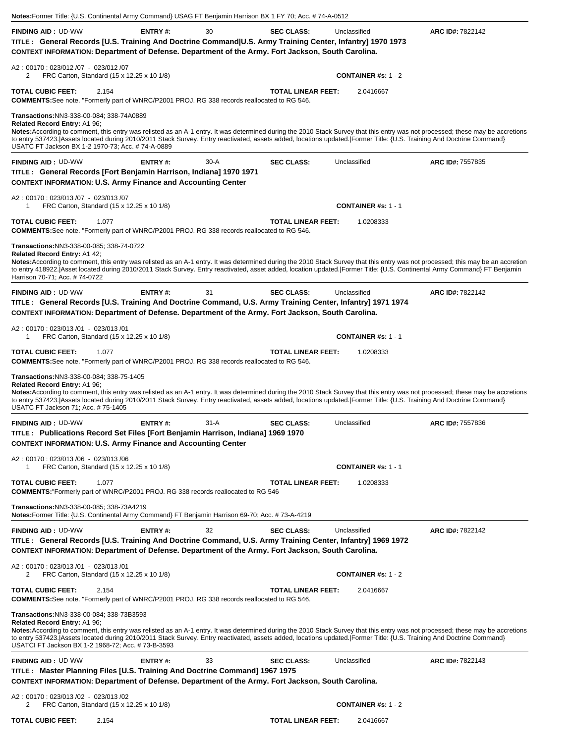**Notes:** Former Title: {U.S. Continental Army Command} USAG FT Benjamin Harrison BX 1 FY 70; Acc. # 74-A-0512

---

**FINDING AID :** UD-WW **ENTRY #:** 30 **SEC CLASS:** Unclassified **ARC ID#:** 7822142

**TITLE : General Records [U.S. Training And Doctrine Command|U.S. Army Training Center, Infantry] 1970 1973**

**CONTEXT INFORMATION: Department of Defense. Department of the Army. Fort Jackson, South Carolina.**

A2 : 00170 : 023/012 /07 - 023/012 /07
2 FRC Carton, Standard (15 x 12.25 x 10 1/8) **CONTAINER #s:** 1 - 2

**TOTAL CUBIC FEET:** 2.154 **TOTAL LINEAR FEET:** 2.0416667

**COMMENTS:** See note. "Formerly part of WNRC/P2001 PROJ. RG 338 records reallocated to RG 546.

**Transactions:** NN3-338-00-084; 338-74A0889
**Related Record Entry:** A1 96;
**Notes:** According to comment, this entry was relisted as an A-1 entry. It was determined during the 2010 Stack Survey that this entry was not processed; these may be accretions to entry 537423.|Assets located during 2010/2011 Stack Survey. Entry reactivated, assets added, locations updated.|Former Title: {U.S. Training And Doctrine Command} USATC FT Jackson BX 1-2 1970-73; Acc. # 74-A-0889

---

**FINDING AID :** UD-WW **ENTRY #:** 30-A **SEC CLASS:** Unclassified **ARC ID#:** 7557835

**TITLE : General Records [Fort Benjamin Harrison, Indiana] 1970 1971**

**CONTEXT INFORMATION: U.S. Army Finance and Accounting Center**

A2 : 00170 : 023/013 /07 - 023/013 /07
1 FRC Carton, Standard (15 x 12.25 x 10 1/8) **CONTAINER #s:** 1 - 1

**TOTAL CUBIC FEET:** 1.077 **TOTAL LINEAR FEET:** 1.0208333

**COMMENTS:** See note. "Formerly part of WNRC/P2001 PROJ. RG 338 records reallocated to RG 546.

**Transactions:** NN3-338-00-085; 338-74-0722
**Related Record Entry:** A1 42;
**Notes:** According to comment, this entry was relisted as an A-1 entry. It was determined during the 2010 Stack Survey that this entry was not processed; this may be an accretion to entry 418922.|Asset located during 2010/2011 Stack Survey. Entry reactivated, asset added, location updated.|Former Title: {U.S. Continental Army Command} FT Benjamin Harrison 70-71; Acc. # 74-0722

---

**FINDING AID :** UD-WW **ENTRY #:** 31 **SEC CLASS:** Unclassified **ARC ID#:** 7822142

**TITLE : General Records [U.S. Training And Doctrine Command, U.S. Army Training Center, Infantry] 1971 1974**

**CONTEXT INFORMATION: Department of Defense. Department of the Army. Fort Jackson, South Carolina.**

A2 : 00170 : 023/013 /01 - 023/013 /01
1 FRC Carton, Standard (15 x 12.25 x 10 1/8) **CONTAINER #s:** 1 - 1

**TOTAL CUBIC FEET:** 1.077 **TOTAL LINEAR FEET:** 1.0208333

**COMMENTS:** See note. "Formerly part of WNRC/P2001 PROJ. RG 338 records reallocated to RG 546.

**Transactions:** NN3-338-00-084; 338-75-1405
**Related Record Entry:** A1 96;
**Notes:** According to comment, this entry was relisted as an A-1 entry. It was determined during the 2010 Stack Survey that this entry was not processed; these may be accretions to entry 537423.|Assets located during 2010/2011 Stack Survey. Entry reactivated, assets added, locations updated.|Former Title: {U.S. Training And Doctrine Command} USATC FT Jackson 71; Acc. # 75-1405

---

**FINDING AID :** UD-WW **ENTRY #:** 31-A **SEC CLASS:** Unclassified **ARC ID#:** 7557836

**TITLE : Publications Record Set Files [Fort Benjamin Harrison, Indiana] 1969 1970**

**CONTEXT INFORMATION: U.S. Army Finance and Accounting Center**

A2 : 00170 : 023/013 /06 - 023/013 /06
1 FRC Carton, Standard (15 x 12.25 x 10 1/8) **CONTAINER #s:** 1 - 1

**TOTAL CUBIC FEET:** 1.077 **TOTAL LINEAR FEET:** 1.0208333

**COMMENTS:** "Formerly part of WNRC/P2001 PROJ. RG 338 records reallocated to RG 546

**Transactions:** NN3-338-00-085; 338-73A4219
**Notes:** Former Title: {U.S. Continental Army Command} FT Benjamin Harrison 69-70; Acc. # 73-A-4219

---

**FINDING AID :** UD-WW **ENTRY #:** 32 **SEC CLASS:** Unclassified **ARC ID#:** 7822142

**TITLE : General Records [U.S. Training And Doctrine Command, U.S. Army Training Center, Infantry] 1969 1972**

**CONTEXT INFORMATION: Department of Defense. Department of the Army. Fort Jackson, South Carolina.**

A2 : 00170 : 023/013 /01 - 023/013 /01
2 FRC Carton, Standard (15 x 12.25 x 10 1/8) **CONTAINER #s:** 1 - 2

**TOTAL CUBIC FEET:** 2.154 **TOTAL LINEAR FEET:** 2.0416667

**COMMENTS:** See note. "Formerly part of WNRC/P2001 PROJ. RG 338 records reallocated to RG 546.

**Transactions:** NN3-338-00-084; 338-73B3593
**Related Record Entry:** A1 96;
**Notes:** According to comment, this entry was relisted as an A-1 entry. It was determined during the 2010 Stack Survey that this entry was not processed; these may be accretions to entry 537423.|Assets located during 2010/2011 Stack Survey. Entry reactivated, assets added, locations updated.|Former Title: {U.S. Training And Doctrine Command} USATCI FT Jackson BX 1-2 1968-72; Acc. # 73-B-3593

---

**FINDING AID :** UD-WW **ENTRY #:** 33 **SEC CLASS:** Unclassified **ARC ID#:** 7822143

**TITLE : Master Planning Files [U.S. Training And Doctrine Command] 1967 1975**

**CONTEXT INFORMATION: Department of Defense. Department of the Army. Fort Jackson, South Carolina.**

A2 : 00170 : 023/013 /02 - 023/013 /02
2 FRC Carton, Standard (15 x 12.25 x 10 1/8) **CONTAINER #s:** 1 - 2

**TOTAL CUBIC FEET:** 2.154 **TOTAL LINEAR FEET:** 2.0416667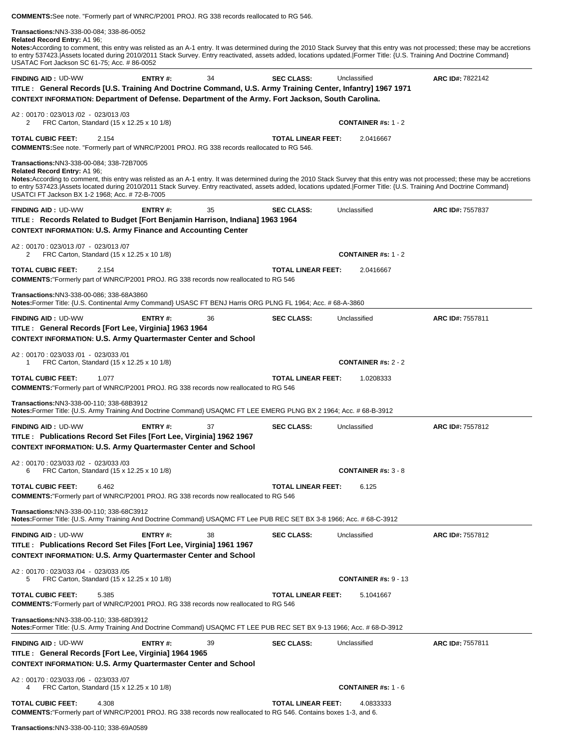**COMMENTS:** See note. "Formerly part of WNRC/P2001 PROJ. RG 338 records reallocated to RG 546.

**Transactions:** NN3-338-00-084; 338-86-0052
**Related Record Entry:** A1 96;
**Notes:** According to comment, this entry was relisted as an A-1 entry. It was determined during the 2010 Stack Survey that this entry was not processed; these may be accretions to entry 537423.|Assets located during 2010/2011 Stack Survey. Entry reactivated, assets added, locations updated.|Former Title: {U.S. Training And Doctrine Command} USATAC Fort Jackson SC 61-75; Acc. # 86-0052

---

**FINDING AID :** UD-WW **ENTRY #:** 34 **SEC CLASS:** Unclassified **ARC ID#:** 7822142
**TITLE : General Records [U.S. Training And Doctrine Command, U.S. Army Training Center, Infantry] 1967 1971**
**CONTEXT INFORMATION: Department of Defense. Department of the Army. Fort Jackson, South Carolina.**

A2 : 00170 : 023/013 /02 - 023/013 /03
2 FRC Carton, Standard (15 x 12.25 x 10 1/8) **CONTAINER #s:** 1 - 2

**TOTAL CUBIC FEET:** 2.154 **TOTAL LINEAR FEET:** 2.0416667
**COMMENTS:** See note. "Formerly part of WNRC/P2001 PROJ. RG 338 records reallocated to RG 546.

**Transactions:** NN3-338-00-084; 338-72B7005
**Related Record Entry:** A1 96;
**Notes:** According to comment, this entry was relisted as an A-1 entry. It was determined during the 2010 Stack Survey that this entry was not processed; these may be accretions to entry 537423.|Assets located during 2010/2011 Stack Survey. Entry reactivated, assets added, locations updated.|Former Title: {U.S. Training And Doctrine Command} USATCI FT Jackson BX 1-2 1968; Acc. # 72-B-7005

---

**FINDING AID :** UD-WW **ENTRY #:** 35 **SEC CLASS:** Unclassified **ARC ID#:** 7557837
**TITLE : Records Related to Budget [Fort Benjamin Harrison, Indiana] 1963 1964**
**CONTEXT INFORMATION: U.S. Army Finance and Accounting Center**

A2 : 00170 : 023/013 /07 - 023/013 /07
2 FRC Carton, Standard (15 x 12.25 x 10 1/8) **CONTAINER #s:** 1 - 2

**TOTAL CUBIC FEET:** 2.154 **TOTAL LINEAR FEET:** 2.0416667
**COMMENTS:** "Formerly part of WNRC/P2001 PROJ. RG 338 records now reallocated to RG 546

**Transactions:** NN3-338-00-086; 338-68A3860
**Notes:** Former Title: {U.S. Continental Army Command} USASC FT BENJ Harris ORG PLNG FL 1964; Acc. # 68-A-3860

---

**FINDING AID :** UD-WW **ENTRY #:** 36 **SEC CLASS:** Unclassified **ARC ID#:** 7557811
**TITLE : General Records [Fort Lee, Virginia] 1963 1964**
**CONTEXT INFORMATION: U.S. Army Quartermaster Center and School**

A2 : 00170 : 023/033 /01 - 023/033 /01
1 FRC Carton, Standard (15 x 12.25 x 10 1/8) **CONTAINER #s:** 2 - 2

**TOTAL CUBIC FEET:** 1.077 **TOTAL LINEAR FEET:** 1.0208333
**COMMENTS:** "Formerly part of WNRC/P2001 PROJ. RG 338 records now reallocated to RG 546

**Transactions:** NN3-338-00-110; 338-68B3912
**Notes:** Former Title: {U.S. Army Training And Doctrine Command} USAQMC FT LEE EMERG PLNG BX 2 1964; Acc. # 68-B-3912

---

**FINDING AID :** UD-WW **ENTRY #:** 37 **SEC CLASS:** Unclassified **ARC ID#:** 7557812
**TITLE : Publications Record Set Files [Fort Lee, Virginia] 1962 1967**
**CONTEXT INFORMATION: U.S. Army Quartermaster Center and School**

A2 : 00170 : 023/033 /02 - 023/033 /03
6 FRC Carton, Standard (15 x 12.25 x 10 1/8) **CONTAINER #s:** 3 - 8

**TOTAL CUBIC FEET:** 6.462 **TOTAL LINEAR FEET:** 6.125
**COMMENTS:** "Formerly part of WNRC/P2001 PROJ. RG 338 records now reallocated to RG 546

**Transactions:** NN3-338-00-110; 338-68C3912
**Notes:** Former Title: {U.S. Army Training And Doctrine Command} USAQMC FT Lee PUB REC SET BX 3-8 1966; Acc. # 68-C-3912

---

**FINDING AID :** UD-WW **ENTRY #:** 38 **SEC CLASS:** Unclassified **ARC ID#:** 7557812
**TITLE : Publications Record Set Files [Fort Lee, Virginia] 1961 1967**
**CONTEXT INFORMATION: U.S. Army Quartermaster Center and School**

A2 : 00170 : 023/033 /04 - 023/033 /05
5 FRC Carton, Standard (15 x 12.25 x 10 1/8) **CONTAINER #s:** 9 - 13

**TOTAL CUBIC FEET:** 5.385 **TOTAL LINEAR FEET:** 5.1041667
**COMMENTS:** "Formerly part of WNRC/P2001 PROJ. RG 338 records now reallocated to RG 546

**Transactions:** NN3-338-00-110; 338-68D3912
**Notes:** Former Title: {U.S. Army Training And Doctrine Command} USAQMC FT LEE PUB REC SET BX 9-13 1966; Acc. # 68-D-3912

---

**FINDING AID :** UD-WW **ENTRY #:** 39 **SEC CLASS:** Unclassified **ARC ID#:** 7557811
**TITLE : General Records [Fort Lee, Virginia] 1964 1965**
**CONTEXT INFORMATION: U.S. Army Quartermaster Center and School**

A2 : 00170 : 023/033 /06 - 023/033 /07
4 FRC Carton, Standard (15 x 12.25 x 10 1/8) **CONTAINER #s:** 1 - 6

**TOTAL CUBIC FEET:** 4.308 **TOTAL LINEAR FEET:** 4.0833333
**COMMENTS:** "Formerly part of WNRC/P2001 PROJ. RG 338 records now reallocated to RG 546. Contains boxes 1-3, and 6.

**Transactions:** NN3-338-00-110; 338-69A0589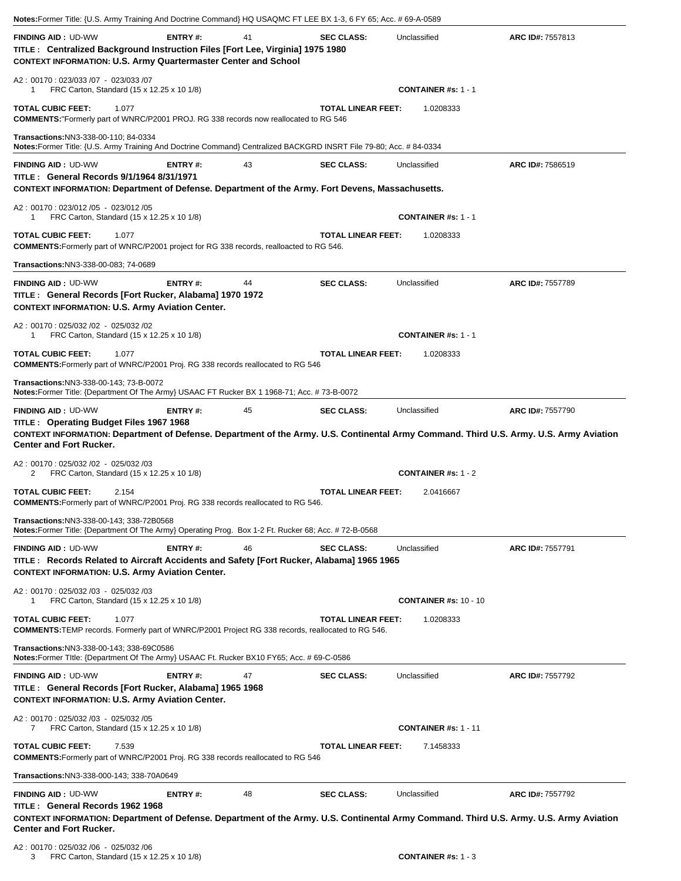**Notes:** Former Title: {U.S. Army Training And Doctrine Command} HQ USAQMC FT LEE BX 1-3, 6 FY 65; Acc. # 69-A-0589

---

**FINDING AID :** UD-WW **ENTRY #:** 41 **SEC CLASS:** Unclassified **ARC ID#:** 7557813

**TITLE : Centralized Background Instruction Files [Fort Lee, Virginia] 1975 1980**

**CONTEXT INFORMATION: U.S. Army Quartermaster Center and School**

A2 : 00170 : 023/033 /07 - 023/033 /07
1 FRC Carton, Standard (15 x 12.25 x 10 1/8) **CONTAINER #s:** 1 - 1

**TOTAL CUBIC FEET:** 1.077 **TOTAL LINEAR FEET:** 1.0208333

**COMMENTS:** "Formerly part of WNRC/P2001 PROJ. RG 338 records now reallocated to RG 546

**Transactions:** NN3-338-00-110; 84-0334

**Notes:** Former Title: {U.S. Army Training And Doctrine Command} Centralized BACKGRD INSRT File 79-80; Acc. # 84-0334

---

**FINDING AID :** UD-WW **ENTRY #:** 43 **SEC CLASS:** Unclassified **ARC ID#:** 7586519

**TITLE : General Records 9/1/1964 8/31/1971**

**CONTEXT INFORMATION: Department of Defense. Department of the Army. Fort Devens, Massachusetts.**

A2 : 00170 : 023/012 /05 - 023/012 /05
1 FRC Carton, Standard (15 x 12.25 x 10 1/8) **CONTAINER #s:** 1 - 1

**TOTAL CUBIC FEET:** 1.077 **TOTAL LINEAR FEET:** 1.0208333

**COMMENTS:** Formerly part of WNRC/P2001 project for RG 338 records, realloacted to RG 546.

**Transactions:** NN3-338-00-083; 74-0689

---

**FINDING AID :** UD-WW **ENTRY #:** 44 **SEC CLASS:** Unclassified **ARC ID#:** 7557789

**TITLE : General Records [Fort Rucker, Alabama] 1970 1972**

**CONTEXT INFORMATION: U.S. Army Aviation Center.**

A2 : 00170 : 025/032 /02 - 025/032 /02
1 FRC Carton, Standard (15 x 12.25 x 10 1/8) **CONTAINER #s:** 1 - 1

**TOTAL CUBIC FEET:** 1.077 **TOTAL LINEAR FEET:** 1.0208333

**COMMENTS:** Formerly part of WNRC/P2001 Proj. RG 338 records reallocated to RG 546

**Transactions:** NN3-338-00-143; 73-B-0072

**Notes:** Former Title: {Department Of The Army} USAAC FT Rucker BX 1 1968-71; Acc. # 73-B-0072

---

**FINDING AID :** UD-WW **ENTRY #:** 45 **SEC CLASS:** Unclassified **ARC ID#:** 7557790

**TITLE : Operating Budget Files 1967 1968**

**CONTEXT INFORMATION: Department of Defense. Department of the Army. U.S. Continental Army Command. Third U.S. Army. U.S. Army Aviation Center and Fort Rucker.**

A2 : 00170 : 025/032 /02 - 025/032 /03
2 FRC Carton, Standard (15 x 12.25 x 10 1/8) **CONTAINER #s:** 1 - 2

**TOTAL CUBIC FEET:** 2.154 **TOTAL LINEAR FEET:** 2.0416667

**COMMENTS:** Formerly part of WNRC/P2001 Proj. RG 338 records reallocated to RG 546.

**Transactions:** NN3-338-00-143; 338-72B0568

**Notes:** Former Title: {Department Of The Army} Operating Prog. Box 1-2 Ft. Rucker 68; Acc. # 72-B-0568

---

**FINDING AID :** UD-WW **ENTRY #:** 46 **SEC CLASS:** Unclassified **ARC ID#:** 7557791

**TITLE : Records Related to Aircraft Accidents and Safety [Fort Rucker, Alabama] 1965 1965**

**CONTEXT INFORMATION: U.S. Army Aviation Center.**

A2 : 00170 : 025/032 /03 - 025/032 /03
1 FRC Carton, Standard (15 x 12.25 x 10 1/8) **CONTAINER #s:** 10 - 10

**TOTAL CUBIC FEET:** 1.077 **TOTAL LINEAR FEET:** 1.0208333

**COMMENTS:** TEMP records. Formerly part of WNRC/P2001 Project RG 338 records, reallocated to RG 546.

**Transactions:** NN3-338-00-143; 338-69C0586

**Notes:** Former TItle: {Department Of The Army} USAAC Ft. Rucker BX10 FY65; Acc. # 69-C-0586

---

**FINDING AID :** UD-WW **ENTRY #:** 47 **SEC CLASS:** Unclassified **ARC ID#:** 7557792

**TITLE : General Records [Fort Rucker, Alabama] 1965 1968**

**CONTEXT INFORMATION: U.S. Army Aviation Center.**

A2 : 00170 : 025/032 /03 - 025/032 /05
7 FRC Carton, Standard (15 x 12.25 x 10 1/8) **CONTAINER #s:** 1 - 11

**TOTAL CUBIC FEET:** 7.539 **TOTAL LINEAR FEET:** 7.1458333

**COMMENTS:** Formerly part of WNRC/P2001 Proj. RG 338 records reallocated to RG 546

**Transactions:** NN3-338-000-143; 338-70A0649

---

**FINDING AID :** UD-WW **ENTRY #:** 48 **SEC CLASS:** Unclassified **ARC ID#:** 7557792

**TITLE : General Records 1962 1968**

**CONTEXT INFORMATION: Department of Defense. Department of the Army. U.S. Continental Army Command. Third U.S. Army. U.S. Army Aviation Center and Fort Rucker.**

A2 : 00170 : 025/032 /06 - 025/032 /06
3 FRC Carton, Standard (15 x 12.25 x 10 1/8) **CONTAINER #s:** 1 - 3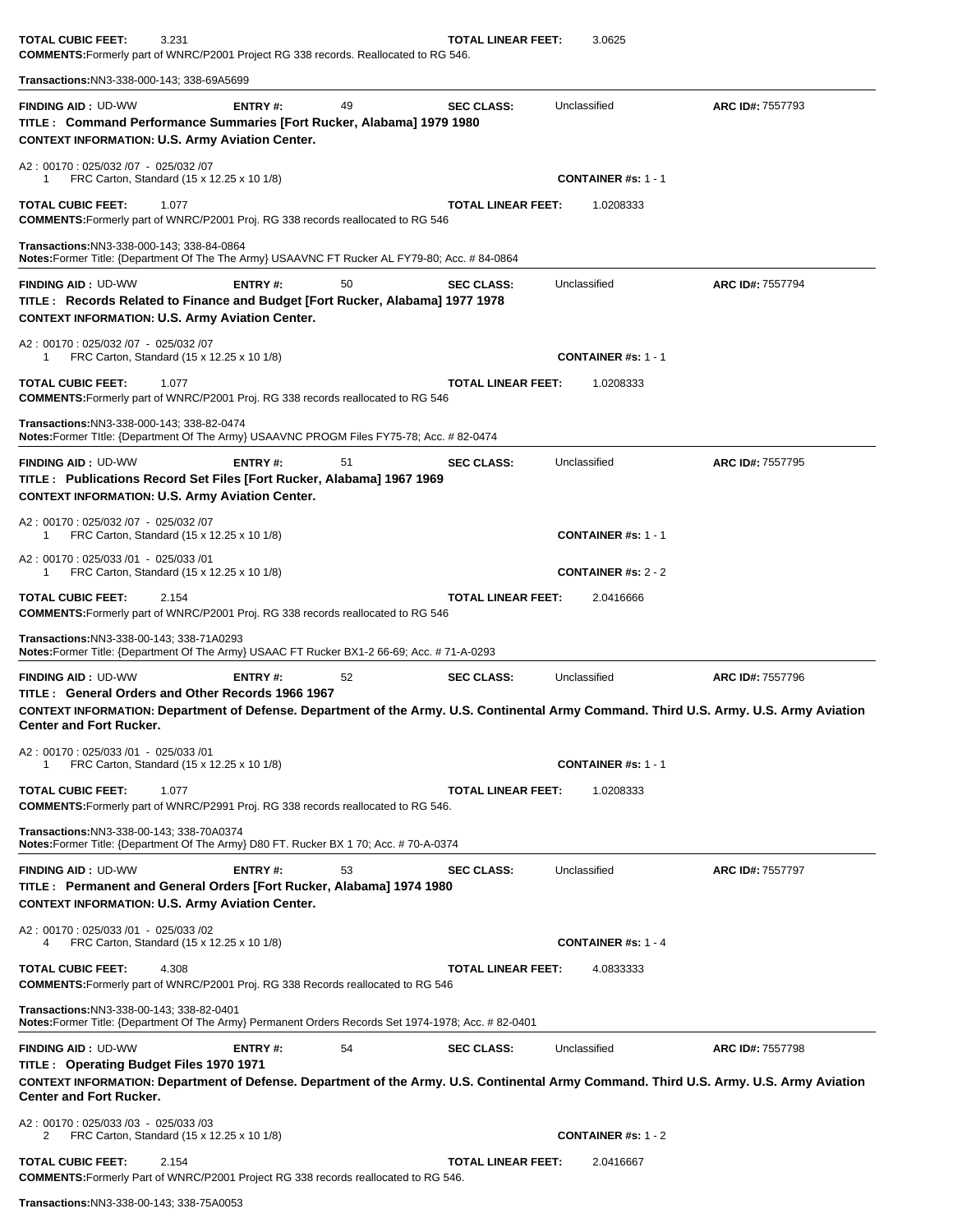**TOTAL CUBIC FEET:** 3.231 **TOTAL LINEAR FEET:** 3.0625

**COMMENTS:** Formerly part of WNRC/P2001 Project RG 338 records. Reallocated to RG 546.

**Transactions:** NN3-338-000-143; 338-69A5699

---

**FINDING AID :** UD-WW **ENTRY #:** 49 **SEC CLASS:** Unclassified **ARC ID#:** 7557793

**TITLE : Command Performance Summaries [Fort Rucker, Alabama] 1979 1980**

**CONTEXT INFORMATION: U.S. Army Aviation Center.**

A2 : 00170 : 025/032 /07 - 025/032 /07
1 FRC Carton, Standard (15 x 12.25 x 10 1/8) **CONTAINER #s:** 1 - 1

**TOTAL CUBIC FEET:** 1.077 **TOTAL LINEAR FEET:** 1.0208333

**COMMENTS:** Formerly part of WNRC/P2001 Proj. RG 338 records reallocated to RG 546

**Transactions:** NN3-338-000-143; 338-84-0864

**Notes:** Former Title: {Department Of The The Army} USAAVNC FT Rucker AL FY79-80; Acc. # 84-0864

---

**FINDING AID :** UD-WW **ENTRY #:** 50 **SEC CLASS:** Unclassified **ARC ID#:** 7557794

**TITLE : Records Related to Finance and Budget [Fort Rucker, Alabama] 1977 1978**

**CONTEXT INFORMATION: U.S. Army Aviation Center.**

A2 : 00170 : 025/032 /07 - 025/032 /07
1 FRC Carton, Standard (15 x 12.25 x 10 1/8) **CONTAINER #s:** 1 - 1

**TOTAL CUBIC FEET:** 1.077 **TOTAL LINEAR FEET:** 1.0208333

**COMMENTS:** Formerly part of WNRC/P2001 Proj. RG 338 records reallocated to RG 546

**Transactions:** NN3-338-000-143; 338-82-0474

**Notes:** Former TItle: {Department Of The Army} USAAVNC PROGM Files FY75-78; Acc. # 82-0474

---

**FINDING AID :** UD-WW **ENTRY #:** 51 **SEC CLASS:** Unclassified **ARC ID#:** 7557795

**TITLE : Publications Record Set Files [Fort Rucker, Alabama] 1967 1969**

**CONTEXT INFORMATION: U.S. Army Aviation Center.**

A2 : 00170 : 025/032 /07 - 025/032 /07
1 FRC Carton, Standard (15 x 12.25 x 10 1/8) **CONTAINER #s:** 1 - 1

A2 : 00170 : 025/033 /01 - 025/033 /01
1 FRC Carton, Standard (15 x 12.25 x 10 1/8) **CONTAINER #s:** 2 - 2

**TOTAL CUBIC FEET:** 2.154 **TOTAL LINEAR FEET:** 2.0416666

**COMMENTS:** Formerly part of WNRC/P2001 Proj. RG 338 records reallocated to RG 546

**Transactions:** NN3-338-00-143; 338-71A0293

**Notes:** Former Title: {Department Of The Army} USAAC FT Rucker BX1-2 66-69; Acc. # 71-A-0293

---

**FINDING AID :** UD-WW **ENTRY #:** 52 **SEC CLASS:** Unclassified **ARC ID#:** 7557796

**TITLE : General Orders and Other Records 1966 1967**

**CONTEXT INFORMATION: Department of Defense. Department of the Army. U.S. Continental Army Command. Third U.S. Army. U.S. Army Aviation Center and Fort Rucker.**

A2 : 00170 : 025/033 /01 - 025/033 /01
1 FRC Carton, Standard (15 x 12.25 x 10 1/8) **CONTAINER #s:** 1 - 1

**TOTAL CUBIC FEET:** 1.077 **TOTAL LINEAR FEET:** 1.0208333

**COMMENTS:** Formerly part of WNRC/P2991 Proj. RG 338 records reallocated to RG 546.

**Transactions:** NN3-338-00-143; 338-70A0374

**Notes:** Former Title: {Department Of The Army} D80 FT. Rucker BX 1 70; Acc. # 70-A-0374

---

**FINDING AID :** UD-WW **ENTRY #:** 53 **SEC CLASS:** Unclassified **ARC ID#:** 7557797

**TITLE : Permanent and General Orders [Fort Rucker, Alabama] 1974 1980**

**CONTEXT INFORMATION: U.S. Army Aviation Center.**

A2 : 00170 : 025/033 /01 - 025/033 /02
4 FRC Carton, Standard (15 x 12.25 x 10 1/8) **CONTAINER #s:** 1 - 4

**TOTAL CUBIC FEET:** 4.308 **TOTAL LINEAR FEET:** 4.0833333

**COMMENTS:** Formerly part of WNRC/P2001 Proj. RG 338 Records reallocated to RG 546

**Transactions:** NN3-338-00-143; 338-82-0401

**Notes:** Former Title: {Department Of The Army} Permanent Orders Records Set 1974-1978; Acc. # 82-0401

---

**FINDING AID :** UD-WW **ENTRY #:** 54 **SEC CLASS:** Unclassified **ARC ID#:** 7557798

**TITLE : Operating Budget Files 1970 1971**

**CONTEXT INFORMATION: Department of Defense. Department of the Army. U.S. Continental Army Command. Third U.S. Army. U.S. Army Aviation Center and Fort Rucker.**

A2 : 00170 : 025/033 /03 - 025/033 /03
2 FRC Carton, Standard (15 x 12.25 x 10 1/8) **CONTAINER #s:** 1 - 2

**TOTAL CUBIC FEET:** 2.154 **TOTAL LINEAR FEET:** 2.0416667

**COMMENTS:** Formerly Part of WNRC/P2001 Project RG 338 records reallocated to RG 546.

**Transactions:** NN3-338-00-143; 338-75A0053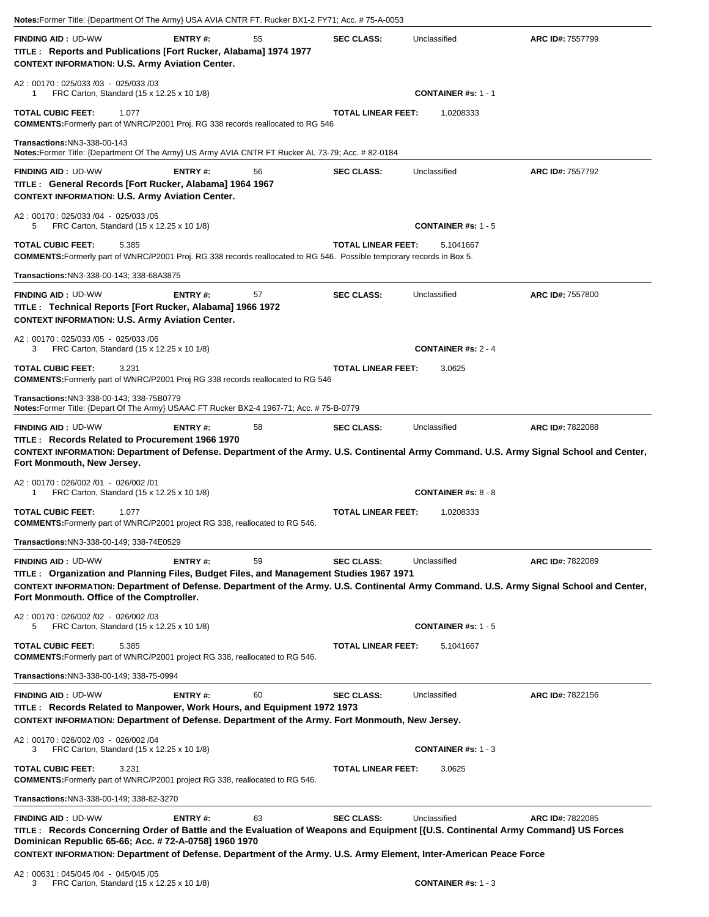**Notes:** Former Title: {Department Of The Army} USA AVIA CNTR FT. Rucker BX1-2 FY71; Acc. # 75-A-0053

---

**FINDING AID :** UD-WW **ENTRY #:** 55 **SEC CLASS:** Unclassified **ARC ID#:** 7557799

**TITLE : Reports and Publications [Fort Rucker, Alabama] 1974 1977**

**CONTEXT INFORMATION: U.S. Army Aviation Center.**

A2 : 00170 : 025/033 /03 - 025/033 /03

1 FRC Carton, Standard (15 x 12.25 x 10 1/8) **CONTAINER #s:** 1 - 1

**TOTAL CUBIC FEET:** 1.077 **TOTAL LINEAR FEET:** 1.0208333

**COMMENTS:** Formerly part of WNRC/P2001 Proj. RG 338 records reallocated to RG 546

**Transactions:** NN3-338-00-143

**Notes:** Former Title: {Department Of The Army} US Army AVIA CNTR FT Rucker AL 73-79; Acc. # 82-0184

---

**FINDING AID :** UD-WW **ENTRY #:** 56 **SEC CLASS:** Unclassified **ARC ID#:** 7557792

**TITLE : General Records [Fort Rucker, Alabama] 1964 1967**

**CONTEXT INFORMATION: U.S. Army Aviation Center.**

A2 : 00170 : 025/033 /04 - 025/033 /05

5 FRC Carton, Standard (15 x 12.25 x 10 1/8) **CONTAINER #s:** 1 - 5

**TOTAL CUBIC FEET:** 5.385 **TOTAL LINEAR FEET:** 5.1041667

**COMMENTS:** Formerly part of WNRC/P2001 Proj. RG 338 records reallocated to RG 546. Possible temporary records in Box 5.

**Transactions:** NN3-338-00-143; 338-68A3875

---

**FINDING AID :** UD-WW **ENTRY #:** 57 **SEC CLASS:** Unclassified **ARC ID#:** 7557800

**TITLE : Technical Reports [Fort Rucker, Alabama] 1966 1972**

**CONTEXT INFORMATION: U.S. Army Aviation Center.**

A2 : 00170 : 025/033 /05 - 025/033 /06

3 FRC Carton, Standard (15 x 12.25 x 10 1/8) **CONTAINER #s:** 2 - 4

**TOTAL CUBIC FEET:** 3.231 **TOTAL LINEAR FEET:** 3.0625

**COMMENTS:** Formerly part of WNRC/P2001 Proj RG 338 records reallocated to RG 546

**Transactions:** NN3-338-00-143; 338-75B0779

**Notes:** Former Title: {Depart Of The Army} USAAC FT Rucker BX2-4 1967-71; Acc. # 75-B-0779

---

**FINDING AID :** UD-WW **ENTRY #:** 58 **SEC CLASS:** Unclassified **ARC ID#:** 7822088

**TITLE : Records Related to Procurement 1966 1970**

**CONTEXT INFORMATION: Department of Defense. Department of the Army. U.S. Continental Army Command. U.S. Army Signal School and Center, Fort Monmouth, New Jersey.**

A2 : 00170 : 026/002 /01 - 026/002 /01

1 FRC Carton, Standard (15 x 12.25 x 10 1/8) **CONTAINER #s:** 8 - 8

**TOTAL CUBIC FEET:** 1.077 **TOTAL LINEAR FEET:** 1.0208333

**COMMENTS:** Formerly part of WNRC/P2001 project RG 338, reallocated to RG 546.

**Transactions:** NN3-338-00-149; 338-74E0529

---

**FINDING AID :** UD-WW **ENTRY #:** 59 **SEC CLASS:** Unclassified **ARC ID#:** 7822089

**TITLE : Organization and Planning Files, Budget Files, and Management Studies 1967 1971**

**CONTEXT INFORMATION: Department of Defense. Department of the Army. U.S. Continental Army Command. U.S. Army Signal School and Center, Fort Monmouth. Office of the Comptroller.**

A2 : 00170 : 026/002 /02 - 026/002 /03

5 FRC Carton, Standard (15 x 12.25 x 10 1/8) **CONTAINER #s:** 1 - 5

**TOTAL CUBIC FEET:** 5.385 **TOTAL LINEAR FEET:** 5.1041667

**COMMENTS:** Formerly part of WNRC/P2001 project RG 338, reallocated to RG 546.

**Transactions:** NN3-338-00-149; 338-75-0994

---

**FINDING AID :** UD-WW **ENTRY #:** 60 **SEC CLASS:** Unclassified **ARC ID#:** 7822156

**TITLE : Records Related to Manpower, Work Hours, and Equipment 1972 1973**

**CONTEXT INFORMATION: Department of Defense. Department of the Army. Fort Monmouth, New Jersey.**

A2 : 00170 : 026/002 /03 - 026/002 /04

3 FRC Carton, Standard (15 x 12.25 x 10 1/8) **CONTAINER #s:** 1 - 3

**TOTAL CUBIC FEET:** 3.231 **TOTAL LINEAR FEET:** 3.0625

**COMMENTS:** Formerly part of WNRC/P2001 project RG 338, reallocated to RG 546.

**Transactions:** NN3-338-00-149; 338-82-3270

---

**FINDING AID :** UD-WW **ENTRY #:** 63 **SEC CLASS:** Unclassified **ARC ID#:** 7822085

**TITLE : Records Concerning Order of Battle and the Evaluation of Weapons and Equipment [{U.S. Continental Army Command} US Forces Dominican Republic 65-66; Acc. # 72-A-0758] 1960 1970**

**CONTEXT INFORMATION: Department of Defense. Department of the Army. U.S. Army Element, Inter-American Peace Force**

A2 : 00631 : 045/045 /04 - 045/045 /05

3 FRC Carton, Standard (15 x 12.25 x 10 1/8) **CONTAINER #s:** 1 - 3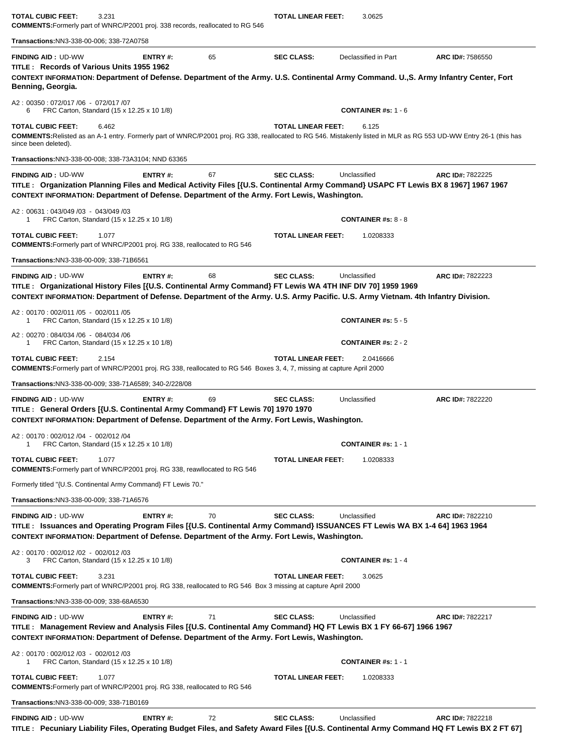**TOTAL CUBIC FEET:** 3.231 **TOTAL LINEAR FEET:** 3.0625

**COMMENTS:** Formerly part of WNRC/P2001 proj. 338 records, reallocated to RG 546

**Transactions:** NN3-338-00-006; 338-72A0758

---

**FINDING AID :** UD-WW **ENTRY #:** 65 **SEC CLASS:** Declassified in Part **ARC ID#:** 7586550

**TITLE : Records of Various Units 1955 1962**

**CONTEXT INFORMATION: Department of Defense. Department of the Army. U.S. Continental Army Command. U.,S. Army Infantry Center, Fort Benning, Georgia.**

A2 : 00350 : 072/017 /06 - 072/017 /07
6 FRC Carton, Standard (15 x 12.25 x 10 1/8) **CONTAINER #s:** 1 - 6

**TOTAL CUBIC FEET:** 6.462 **TOTAL LINEAR FEET:** 6.125

**COMMENTS:** Relisted as an A-1 entry. Formerly part of WNRC/P2001 proj. RG 338, reallocated to RG 546. Mistakenly listed in MLR as RG 553 UD-WW Entry 26-1 (this has since been deleted).

**Transactions:** NN3-338-00-008; 338-73A3104; NND 63365

---

**FINDING AID :** UD-WW **ENTRY #:** 67 **SEC CLASS:** Unclassified **ARC ID#:** 7822225

**TITLE : Organization Planning Files and Medical Activity Files [{U.S. Continental Army Command} USAPC FT Lewis BX 8 1967] 1967 1967**

**CONTEXT INFORMATION: Department of Defense. Department of the Army. Fort Lewis, Washington.**

A2 : 00631 : 043/049 /03 - 043/049 /03
1 FRC Carton, Standard (15 x 12.25 x 10 1/8) **CONTAINER #s:** 8 - 8

**TOTAL CUBIC FEET:** 1.077 **TOTAL LINEAR FEET:** 1.0208333

**COMMENTS:** Formerly part of WNRC/P2001 proj. RG 338, reallocated to RG 546

**Transactions:** NN3-338-00-009; 338-71B6561

---

**FINDING AID :** UD-WW **ENTRY #:** 68 **SEC CLASS:** Unclassified **ARC ID#:** 7822223

**TITLE : Organizational History Files [{U.S. Continental Army Command} FT Lewis WA 4TH INF DIV 70] 1959 1969**

**CONTEXT INFORMATION: Department of Defense. Department of the Army. U.S. Army Pacific. U.S. Army Vietnam. 4th Infantry Division.**

A2 : 00170 : 002/011 /05 - 002/011 /05
1 FRC Carton, Standard (15 x 12.25 x 10 1/8) **CONTAINER #s:** 5 - 5

A2 : 00270 : 084/034 /06 - 084/034 /06
1 FRC Carton, Standard (15 x 12.25 x 10 1/8) **CONTAINER #s:** 2 - 2

**TOTAL CUBIC FEET:** 2.154 **TOTAL LINEAR FEET:** 2.0416666

**COMMENTS:** Formerly part of WNRC/P2001 proj. RG 338, reallocated to RG 546 Boxes 3, 4, 7, missing at capture April 2000

**Transactions:** NN3-338-00-009; 338-71A6589; 340-2/228/08

---

**FINDING AID :** UD-WW **ENTRY #:** 69 **SEC CLASS:** Unclassified **ARC ID#:** 7822220

**TITLE : General Orders [{U.S. Continental Army Command} FT Lewis 70] 1970 1970**

**CONTEXT INFORMATION: Department of Defense. Department of the Army. Fort Lewis, Washington.**

A2 : 00170 : 002/012 /04 - 002/012 /04
1 FRC Carton, Standard (15 x 12.25 x 10 1/8) **CONTAINER #s:** 1 - 1

**TOTAL CUBIC FEET:** 1.077 **TOTAL LINEAR FEET:** 1.0208333

**COMMENTS:** Formerly part of WNRC/P2001 proj. RG 338, reawllocated to RG 546

Formerly titled "{U.S. Continental Army Command} FT Lewis 70."

**Transactions:** NN3-338-00-009; 338-71A6576

---

**FINDING AID :** UD-WW **ENTRY #:** 70 **SEC CLASS:** Unclassified **ARC ID#:** 7822210

**TITLE : Issuances and Operating Program Files [{U.S. Continental Army Command} ISSUANCES FT Lewis WA BX 1-4 64] 1963 1964**

**CONTEXT INFORMATION: Department of Defense. Department of the Army. Fort Lewis, Washington.**

A2 : 00170 : 002/012 /02 - 002/012 /03
3 FRC Carton, Standard (15 x 12.25 x 10 1/8) **CONTAINER #s:** 1 - 4

**TOTAL CUBIC FEET:** 3.231 **TOTAL LINEAR FEET:** 3.0625

**COMMENTS:** Formerly part of WNRC/P2001 proj. RG 338, reallocated to RG 546 Box 3 missing at capture April 2000

**Transactions:** NN3-338-00-009; 338-68A6530

---

**FINDING AID :** UD-WW **ENTRY #:** 71 **SEC CLASS:** Unclassified **ARC ID#:** 7822217

**TITLE : Management Review and Analysis Files [{U.S. Continental Amy Command} HQ FT Lewis BX 1 FY 66-67] 1966 1967**

**CONTEXT INFORMATION: Department of Defense. Department of the Army. Fort Lewis, Washington.**

A2 : 00170 : 002/012 /03 - 002/012 /03
1 FRC Carton, Standard (15 x 12.25 x 10 1/8) **CONTAINER #s:** 1 - 1

**TOTAL CUBIC FEET:** 1.077 **TOTAL LINEAR FEET:** 1.0208333

**COMMENTS:** Formerly part of WNRC/P2001 proj. RG 338, reallocated to RG 546

**Transactions:** NN3-338-00-009; 338-71B0169

---

**FINDING AID :** UD-WW **ENTRY #:** 72 **SEC CLASS:** Unclassified **ARC ID#:** 7822218

**TITLE : Pecuniary Liability Files, Operating Budget Files, and Safety Award Files [{U.S. Continental Army Command HQ FT Lewis BX 2 FT 67]**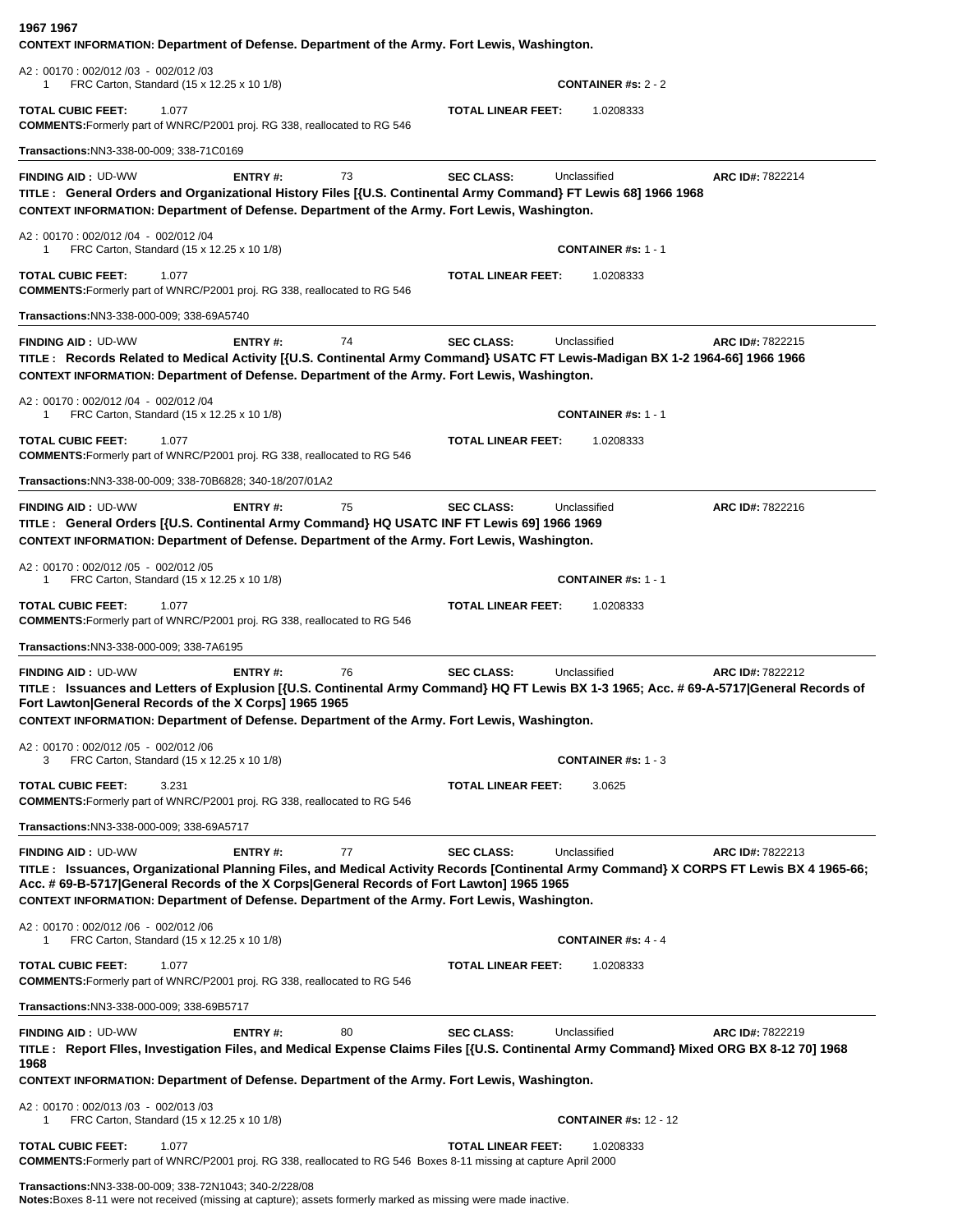**1967 1967**
**CONTEXT INFORMATION: Department of Defense. Department of the Army. Fort Lewis, Washington.**

A2 : 00170 : 002/012 /03 - 002/012 /03
1 FRC Carton, Standard (15 x 12.25 x 10 1/8) **CONTAINER #s:** 2 - 2

**TOTAL CUBIC FEET:** 1.077 **TOTAL LINEAR FEET:** 1.0208333
**COMMENTS:** Formerly part of WNRC/P2001 proj. RG 338, reallocated to RG 546

**Transactions:** NN3-338-00-009; 338-71C0169

---

**FINDING AID :** UD-WW **ENTRY #:** 73 **SEC CLASS:** Unclassified **ARC ID#:** 7822214
**TITLE : General Orders and Organizational History Files [{U.S. Continental Army Command} FT Lewis 68] 1966 1968**
**CONTEXT INFORMATION: Department of Defense. Department of the Army. Fort Lewis, Washington.**

A2 : 00170 : 002/012 /04 - 002/012 /04
1 FRC Carton, Standard (15 x 12.25 x 10 1/8) **CONTAINER #s:** 1 - 1

**TOTAL CUBIC FEET:** 1.077 **TOTAL LINEAR FEET:** 1.0208333
**COMMENTS:** Formerly part of WNRC/P2001 proj. RG 338, reallocated to RG 546

**Transactions:** NN3-338-000-009; 338-69A5740

---

**FINDING AID :** UD-WW **ENTRY #:** 74 **SEC CLASS:** Unclassified **ARC ID#:** 7822215
**TITLE : Records Related to Medical Activity [{U.S. Continental Army Command} USATC FT Lewis-Madigan BX 1-2 1964-66] 1966 1966**
**CONTEXT INFORMATION: Department of Defense. Department of the Army. Fort Lewis, Washington.**

A2 : 00170 : 002/012 /04 - 002/012 /04
1 FRC Carton, Standard (15 x 12.25 x 10 1/8) **CONTAINER #s:** 1 - 1

**TOTAL CUBIC FEET:** 1.077 **TOTAL LINEAR FEET:** 1.0208333
**COMMENTS:** Formerly part of WNRC/P2001 proj. RG 338, reallocated to RG 546

**Transactions:** NN3-338-00-009; 338-70B6828; 340-18/207/01A2

---

**FINDING AID :** UD-WW **ENTRY #:** 75 **SEC CLASS:** Unclassified **ARC ID#:** 7822216
**TITLE : General Orders [{U.S. Continental Army Command} HQ USATC INF FT Lewis 69] 1966 1969**
**CONTEXT INFORMATION: Department of Defense. Department of the Army. Fort Lewis, Washington.**

A2 : 00170 : 002/012 /05 - 002/012 /05
1 FRC Carton, Standard (15 x 12.25 x 10 1/8) **CONTAINER #s:** 1 - 1

**TOTAL CUBIC FEET:** 1.077 **TOTAL LINEAR FEET:** 1.0208333
**COMMENTS:** Formerly part of WNRC/P2001 proj. RG 338, reallocated to RG 546

**Transactions:** NN3-338-000-009; 338-7A6195

---

**FINDING AID :** UD-WW **ENTRY #:** 76 **SEC CLASS:** Unclassified **ARC ID#:** 7822212
**TITLE : Issuances and Letters of Explusion [{U.S. Continental Army Command} HQ FT Lewis BX 1-3 1965; Acc. # 69-A-5717|General Records of Fort Lawton|General Records of the X Corps] 1965 1965**
**CONTEXT INFORMATION: Department of Defense. Department of the Army. Fort Lewis, Washington.**

A2 : 00170 : 002/012 /05 - 002/012 /06
3 FRC Carton, Standard (15 x 12.25 x 10 1/8) **CONTAINER #s:** 1 - 3

**TOTAL CUBIC FEET:** 3.231 **TOTAL LINEAR FEET:** 3.0625
**COMMENTS:** Formerly part of WNRC/P2001 proj. RG 338, reallocated to RG 546

**Transactions:** NN3-338-000-009; 338-69A5717

---

**FINDING AID :** UD-WW **ENTRY #:** 77 **SEC CLASS:** Unclassified **ARC ID#:** 7822213
**TITLE : Issuances, Organizational Planning Files, and Medical Activity Records [Continental Army Command} X CORPS FT Lewis BX 4 1965-66; Acc. # 69-B-5717|General Records of the X Corps|General Records of Fort Lawton] 1965 1965**
**CONTEXT INFORMATION: Department of Defense. Department of the Army. Fort Lewis, Washington.**

A2 : 00170 : 002/012 /06 - 002/012 /06
1 FRC Carton, Standard (15 x 12.25 x 10 1/8) **CONTAINER #s:** 4 - 4

**TOTAL CUBIC FEET:** 1.077 **TOTAL LINEAR FEET:** 1.0208333
**COMMENTS:** Formerly part of WNRC/P2001 proj. RG 338, reallocated to RG 546

**Transactions:** NN3-338-000-009; 338-69B5717

---

**FINDING AID :** UD-WW **ENTRY #:** 80 **SEC CLASS:** Unclassified **ARC ID#:** 7822219
**TITLE : Report FIles, Investigation Files, and Medical Expense Claims Files [{U.S. Continental Army Command} Mixed ORG BX 8-12 70] 1968 1968**
**CONTEXT INFORMATION: Department of Defense. Department of the Army. Fort Lewis, Washington.**

A2 : 00170 : 002/013 /03 - 002/013 /03
1 FRC Carton, Standard (15 x 12.25 x 10 1/8) **CONTAINER #s:** 12 - 12

**TOTAL CUBIC FEET:** 1.077 **TOTAL LINEAR FEET:** 1.0208333
**COMMENTS:** Formerly part of WNRC/P2001 proj. RG 338, reallocated to RG 546 Boxes 8-11 missing at capture April 2000

**Transactions:** NN3-338-00-009; 338-72N1043; 340-2/228/08
**Notes:** Boxes 8-11 were not received (missing at capture); assets formerly marked as missing were made inactive.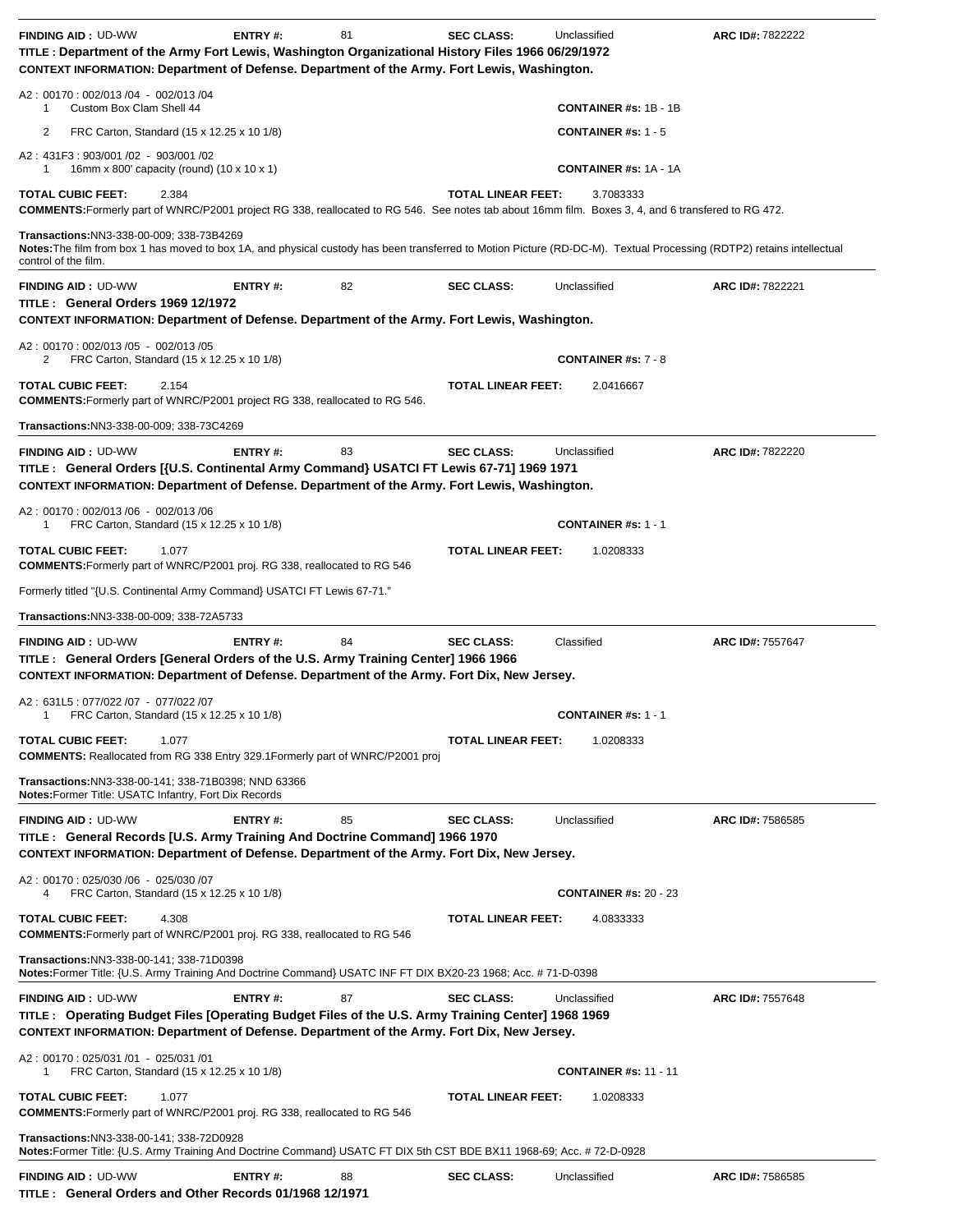**FINDING AID :** UD-WW **ENTRY #:** 81 **SEC CLASS:** Unclassified **ARC ID#:** 7822222

**TITLE : Department of the Army Fort Lewis, Washington Organizational History Files 1966 06/29/1972**

**CONTEXT INFORMATION: Department of Defense. Department of the Army. Fort Lewis, Washington.**

A2 : 00170 : 002/013 /04 - 002/013 /04

1 Custom Box Clam Shell 44 **CONTAINER #s:** 1B - 1B

2 FRC Carton, Standard (15 x 12.25 x 10 1/8) **CONTAINER #s:** 1 - 5

A2 : 431F3 : 903/001 /02 - 903/001 /02

1 16mm x 800' capacity (round) (10 x 10 x 1) **CONTAINER #s:** 1A - 1A

**TOTAL CUBIC FEET:** 2.384 **TOTAL LINEAR FEET:** 3.7083333

**COMMENTS:**Formerly part of WNRC/P2001 project RG 338, reallocated to RG 546. See notes tab about 16mm film. Boxes 3, 4, and 6 transfered to RG 472.

**Transactions:**NN3-338-00-009; 338-73B4269

**Notes:**The film from box 1 has moved to box 1A, and physical custody has been transferred to Motion Picture (RD-DC-M). Textual Processing (RDTP2) retains intellectual control of the film.

---

**FINDING AID :** UD-WW **ENTRY #:** 82 **SEC CLASS:** Unclassified **ARC ID#:** 7822221

**TITLE : General Orders 1969 12/1972**

**CONTEXT INFORMATION: Department of Defense. Department of the Army. Fort Lewis, Washington.**

A2 : 00170 : 002/013 /05 - 002/013 /05

2 FRC Carton, Standard (15 x 12.25 x 10 1/8) **CONTAINER #s:** 7 - 8

**TOTAL CUBIC FEET:** 2.154 **TOTAL LINEAR FEET:** 2.0416667

**COMMENTS:**Formerly part of WNRC/P2001 project RG 338, reallocated to RG 546.

**Transactions:**NN3-338-00-009; 338-73C4269

---

**FINDING AID :** UD-WW **ENTRY #:** 83 **SEC CLASS:** Unclassified **ARC ID#:** 7822220

**TITLE : General Orders [{U.S. Continental Army Command} USATCI FT Lewis 67-71] 1969 1971**

**CONTEXT INFORMATION: Department of Defense. Department of the Army. Fort Lewis, Washington.**

A2 : 00170 : 002/013 /06 - 002/013 /06

1 FRC Carton, Standard (15 x 12.25 x 10 1/8) **CONTAINER #s:** 1 - 1

**TOTAL CUBIC FEET:** 1.077 **TOTAL LINEAR FEET:** 1.0208333

**COMMENTS:**Formerly part of WNRC/P2001 proj. RG 338, reallocated to RG 546

Formerly titled "{U.S. Continental Army Command} USATCI FT Lewis 67-71."

**Transactions:**NN3-338-00-009; 338-72A5733

---

**FINDING AID :** UD-WW **ENTRY #:** 84 **SEC CLASS:** Classified **ARC ID#:** 7557647

**TITLE : General Orders [General Orders of the U.S. Army Training Center] 1966 1966**

**CONTEXT INFORMATION: Department of Defense. Department of the Army. Fort Dix, New Jersey.**

A2 : 631L5 : 077/022 /07 - 077/022 /07

1 FRC Carton, Standard (15 x 12.25 x 10 1/8) **CONTAINER #s:** 1 - 1

**TOTAL CUBIC FEET:** 1.077 **TOTAL LINEAR FEET:** 1.0208333

**COMMENTS:** Reallocated from RG 338 Entry 329.1Formerly part of WNRC/P2001 proj

**Transactions:**NN3-338-00-141; 338-71B0398; NND 63366

**Notes:**Former Title: USATC Infantry, Fort Dix Records

---

**FINDING AID :** UD-WW **ENTRY #:** 85 **SEC CLASS:** Unclassified **ARC ID#:** 7586585

**TITLE : General Records [U.S. Army Training And Doctrine Command] 1966 1970**

**CONTEXT INFORMATION: Department of Defense. Department of the Army. Fort Dix, New Jersey.**

A2 : 00170 : 025/030 /06 - 025/030 /07

4 FRC Carton, Standard (15 x 12.25 x 10 1/8) **CONTAINER #s:** 20 - 23

**TOTAL CUBIC FEET:** 4.308 **TOTAL LINEAR FEET:** 4.0833333

**COMMENTS:**Formerly part of WNRC/P2001 proj. RG 338, reallocated to RG 546

**Transactions:**NN3-338-00-141; 338-71D0398

**Notes:**Former Title: {U.S. Army Training And Doctrine Command} USATC INF FT DIX BX20-23 1968; Acc. # 71-D-0398

---

**FINDING AID :** UD-WW **ENTRY #:** 87 **SEC CLASS:** Unclassified **ARC ID#:** 7557648

**TITLE : Operating Budget Files [Operating Budget Files of the U.S. Army Training Center] 1968 1969**

**CONTEXT INFORMATION: Department of Defense. Department of the Army. Fort Dix, New Jersey.**

A2 : 00170 : 025/031 /01 - 025/031 /01

1 FRC Carton, Standard (15 x 12.25 x 10 1/8) **CONTAINER #s:** 11 - 11

**TOTAL CUBIC FEET:** 1.077 **TOTAL LINEAR FEET:** 1.0208333

**COMMENTS:**Formerly part of WNRC/P2001 proj. RG 338, reallocated to RG 546

**Transactions:**NN3-338-00-141; 338-72D0928

**Notes:**Former Title: {U.S. Army Training And Doctrine Command} USATC FT DIX 5th CST BDE BX11 1968-69; Acc. # 72-D-0928

---

**FINDING AID :** UD-WW **ENTRY #:** 88 **SEC CLASS:** Unclassified **ARC ID#:** 7586585

**TITLE : General Orders and Other Records 01/1968 12/1971**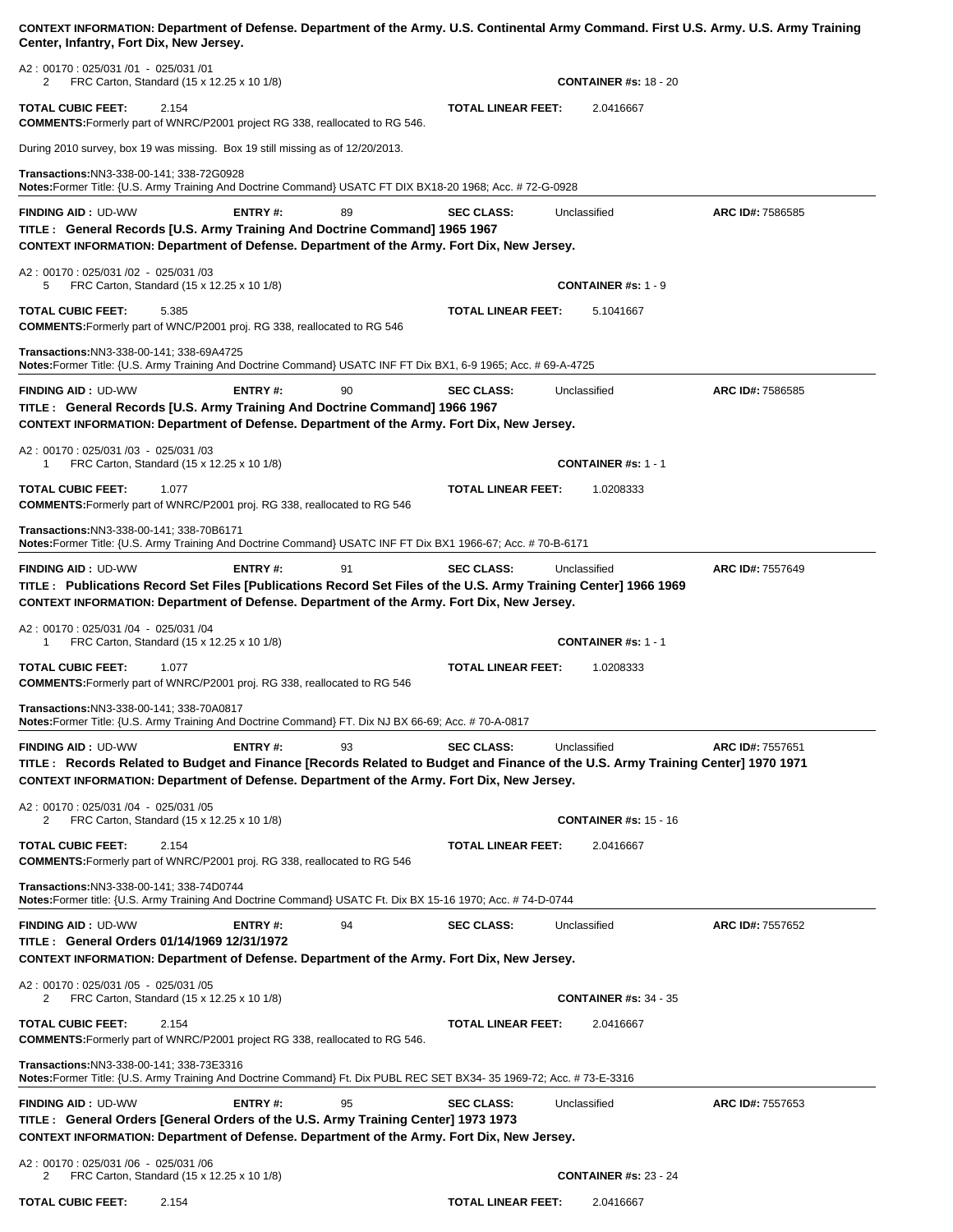**CONTEXT INFORMATION: Department of Defense. Department of the Army. U.S. Continental Army Command. First U.S. Army. U.S. Army Training Center, Infantry, Fort Dix, New Jersey.**

A2 : 00170 : 025/031 /01 - 025/031 /01
2 FRC Carton, Standard (15 x 12.25 x 10 1/8) **CONTAINER #s:** 18 - 20

**TOTAL CUBIC FEET:** 2.154 **TOTAL LINEAR FEET:** 2.0416667

**COMMENTS:** Formerly part of WNRC/P2001 project RG 338, reallocated to RG 546.

During 2010 survey, box 19 was missing. Box 19 still missing as of 12/20/2013.

**Transactions:** NN3-338-00-141; 338-72G0928
**Notes:** Former Title: {U.S. Army Training And Doctrine Command} USATC FT DIX BX18-20 1968; Acc. # 72-G-0928

---

**FINDING AID :** UD-WW **ENTRY #:** 89 **SEC CLASS:** Unclassified **ARC ID#:** 7586585

**TITLE : General Records [U.S. Army Training And Doctrine Command] 1965 1967**

**CONTEXT INFORMATION: Department of Defense. Department of the Army. Fort Dix, New Jersey.**

A2 : 00170 : 025/031 /02 - 025/031 /03
5 FRC Carton, Standard (15 x 12.25 x 10 1/8) **CONTAINER #s:** 1 - 9

**TOTAL CUBIC FEET:** 5.385 **TOTAL LINEAR FEET:** 5.1041667

**COMMENTS:** Formerly part of WNC/P2001 proj. RG 338, reallocated to RG 546

**Transactions:** NN3-338-00-141; 338-69A4725
**Notes:** Former Title: {U.S. Army Training And Doctrine Command} USATC INF FT Dix BX1, 6-9 1965; Acc. # 69-A-4725

---

**FINDING AID :** UD-WW **ENTRY #:** 90 **SEC CLASS:** Unclassified **ARC ID#:** 7586585

**TITLE : General Records [U.S. Army Training And Doctrine Command] 1966 1967**

**CONTEXT INFORMATION: Department of Defense. Department of the Army. Fort Dix, New Jersey.**

A2 : 00170 : 025/031 /03 - 025/031 /03
1 FRC Carton, Standard (15 x 12.25 x 10 1/8) **CONTAINER #s:** 1 - 1

**TOTAL CUBIC FEET:** 1.077 **TOTAL LINEAR FEET:** 1.0208333

**COMMENTS:** Formerly part of WNRC/P2001 proj. RG 338, reallocated to RG 546

**Transactions:** NN3-338-00-141; 338-70B6171
**Notes:** Former Title: {U.S. Army Training And Doctrine Command} USATC INF FT Dix BX1 1966-67; Acc. # 70-B-6171

---

**FINDING AID :** UD-WW **ENTRY #:** 91 **SEC CLASS:** Unclassified **ARC ID#:** 7557649

**TITLE : Publications Record Set Files [Publications Record Set Files of the U.S. Army Training Center] 1966 1969**

**CONTEXT INFORMATION: Department of Defense. Department of the Army. Fort Dix, New Jersey.**

A2 : 00170 : 025/031 /04 - 025/031 /04
1 FRC Carton, Standard (15 x 12.25 x 10 1/8) **CONTAINER #s:** 1 - 1

**TOTAL CUBIC FEET:** 1.077 **TOTAL LINEAR FEET:** 1.0208333

**COMMENTS:** Formerly part of WNRC/P2001 proj. RG 338, reallocated to RG 546

**Transactions:** NN3-338-00-141; 338-70A0817
**Notes:** Former Title: {U.S. Army Training And Doctrine Command} FT. Dix NJ BX 66-69; Acc. # 70-A-0817

---

**FINDING AID :** UD-WW **ENTRY #:** 93 **SEC CLASS:** Unclassified **ARC ID#:** 7557651

**TITLE : Records Related to Budget and Finance [Records Related to Budget and Finance of the U.S. Army Training Center] 1970 1971**

**CONTEXT INFORMATION: Department of Defense. Department of the Army. Fort Dix, New Jersey.**

A2 : 00170 : 025/031 /04 - 025/031 /05
2 FRC Carton, Standard (15 x 12.25 x 10 1/8) **CONTAINER #s:** 15 - 16

**TOTAL CUBIC FEET:** 2.154 **TOTAL LINEAR FEET:** 2.0416667

**COMMENTS:** Formerly part of WNRC/P2001 proj. RG 338, reallocated to RG 546

**Transactions:** NN3-338-00-141; 338-74D0744
**Notes:** Former title: {U.S. Army Training And Doctrine Command} USATC Ft. Dix BX 15-16 1970; Acc. # 74-D-0744

---

**FINDING AID :** UD-WW **ENTRY #:** 94 **SEC CLASS:** Unclassified **ARC ID#:** 7557652

**TITLE : General Orders 01/14/1969 12/31/1972**

**CONTEXT INFORMATION: Department of Defense. Department of the Army. Fort Dix, New Jersey.**

A2 : 00170 : 025/031 /05 - 025/031 /05
2 FRC Carton, Standard (15 x 12.25 x 10 1/8) **CONTAINER #s:** 34 - 35

**TOTAL CUBIC FEET:** 2.154 **TOTAL LINEAR FEET:** 2.0416667

**COMMENTS:** Formerly part of WNRC/P2001 project RG 338, reallocated to RG 546.

**Transactions:** NN3-338-00-141; 338-73E3316
**Notes:** Former Title: {U.S. Army Training And Doctrine Command} Ft. Dix PUBL REC SET BX34- 35 1969-72; Acc. # 73-E-3316

---

**FINDING AID :** UD-WW **ENTRY #:** 95 **SEC CLASS:** Unclassified **ARC ID#:** 7557653

**TITLE : General Orders [General Orders of the U.S. Army Training Center] 1973 1973**

**CONTEXT INFORMATION: Department of Defense. Department of the Army. Fort Dix, New Jersey.**

A2 : 00170 : 025/031 /06 - 025/031 /06
2 FRC Carton, Standard (15 x 12.25 x 10 1/8) **CONTAINER #s:** 23 - 24

**TOTAL CUBIC FEET:** 2.154 **TOTAL LINEAR FEET:** 2.0416667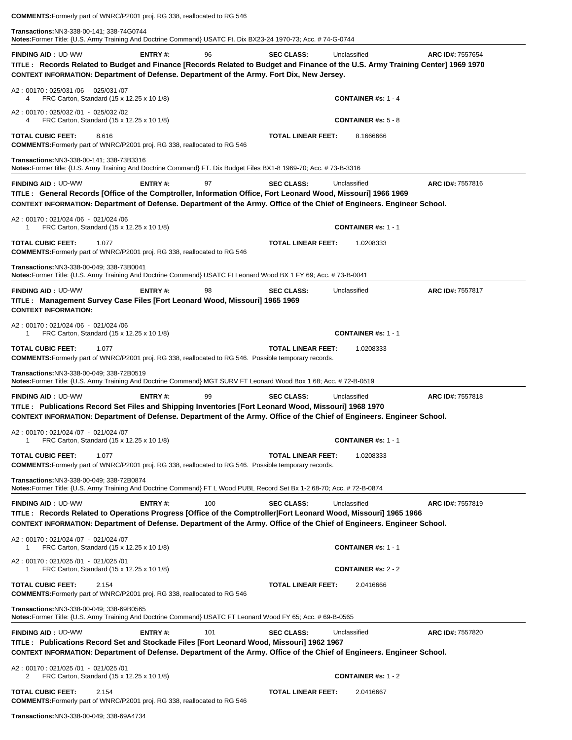**COMMENTS:** Formerly part of WNRC/P2001 proj. RG 338, reallocated to RG 546

**Transactions:** NN3-338-00-141; 338-74G0744
**Notes:** Former Title: {U.S. Army Training And Doctrine Command} USATC Ft. Dix BX23-24 1970-73; Acc. # 74-G-0744

---

**FINDING AID :** UD-WW **ENTRY #:** 96 **SEC CLASS:** Unclassified **ARC ID#:** 7557654
**TITLE : Records Related to Budget and Finance [Records Related to Budget and Finance of the U.S. Army Training Center] 1969 1970**
**CONTEXT INFORMATION: Department of Defense. Department of the Army. Fort Dix, New Jersey.**

A2 : 00170 : 025/031 /06 - 025/031 /07
4 FRC Carton, Standard (15 x 12.25 x 10 1/8) **CONTAINER #s:** 1 - 4

A2 : 00170 : 025/032 /01 - 025/032 /02
4 FRC Carton, Standard (15 x 12.25 x 10 1/8) **CONTAINER #s:** 5 - 8

**TOTAL CUBIC FEET:** 8.616 **TOTAL LINEAR FEET:** 8.1666666
**COMMENTS:** Formerly part of WNRC/P2001 proj. RG 338, reallocated to RG 546

**Transactions:** NN3-338-00-141; 338-73B3316
**Notes:** Former title: {U.S. Army Training And Doctrine Command} FT. Dix Budget Files BX1-8 1969-70; Acc. # 73-B-3316

---

**FINDING AID :** UD-WW **ENTRY #:** 97 **SEC CLASS:** Unclassified **ARC ID#:** 7557816
**TITLE : General Records [Office of the Comptroller, Information Office, Fort Leonard Wood, Missouri] 1966 1969**
**CONTEXT INFORMATION: Department of Defense. Department of the Army. Office of the Chief of Engineers. Engineer School.**

A2 : 00170 : 021/024 /06 - 021/024 /06
1 FRC Carton, Standard (15 x 12.25 x 10 1/8) **CONTAINER #s:** 1 - 1

**TOTAL CUBIC FEET:** 1.077 **TOTAL LINEAR FEET:** 1.0208333
**COMMENTS:** Formerly part of WNRC/P2001 proj. RG 338, reallocated to RG 546

**Transactions:** NN3-338-00-049; 338-73B0041
**Notes:** Former Title: {U.S. Army Training And Doctrine Command} USATC Ft Leonard Wood BX 1 FY 69; Acc. # 73-B-0041

---

**FINDING AID :** UD-WW **ENTRY #:** 98 **SEC CLASS:** Unclassified **ARC ID#:** 7557817
**TITLE : Management Survey Case Files [Fort Leonard Wood, Missouri] 1965 1969**
**CONTEXT INFORMATION:**

A2 : 00170 : 021/024 /06 - 021/024 /06
1 FRC Carton, Standard (15 x 12.25 x 10 1/8) **CONTAINER #s:** 1 - 1

**TOTAL CUBIC FEET:** 1.077 **TOTAL LINEAR FEET:** 1.0208333
**COMMENTS:** Formerly part of WNRC/P2001 proj. RG 338, reallocated to RG 546. Possible temporary records.

**Transactions:** NN3-338-00-049; 338-72B0519
**Notes:** Former Title: {U.S. Army Training And Doctrine Command} MGT SURV FT Leonard Wood Box 1 68; Acc. # 72-B-0519

---

**FINDING AID :** UD-WW **ENTRY #:** 99 **SEC CLASS:** Unclassified **ARC ID#:** 7557818
**TITLE : Publications Record Set Files and Shipping Inventories [Fort Leonard Wood, Missouri] 1968 1970**
**CONTEXT INFORMATION: Department of Defense. Department of the Army. Office of the Chief of Engineers. Engineer School.**

A2 : 00170 : 021/024 /07 - 021/024 /07
1 FRC Carton, Standard (15 x 12.25 x 10 1/8) **CONTAINER #s:** 1 - 1

**TOTAL CUBIC FEET:** 1.077 **TOTAL LINEAR FEET:** 1.0208333
**COMMENTS:** Formerly part of WNRC/P2001 proj. RG 338, reallocated to RG 546. Possible temporary records.

**Transactions:** NN3-338-00-049; 338-72B0874
**Notes:** Former Title: {U.S. Army Training And Doctrine Command} FT L Wood PUBL Record Set Bx 1-2 68-70; Acc. # 72-B-0874

---

**FINDING AID :** UD-WW **ENTRY #:** 100 **SEC CLASS:** Unclassified **ARC ID#:** 7557819
**TITLE : Records Related to Operations Progress [Office of the Comptroller|Fort Leonard Wood, Missouri] 1965 1966**
**CONTEXT INFORMATION: Department of Defense. Department of the Army. Office of the Chief of Engineers. Engineer School.**

A2 : 00170 : 021/024 /07 - 021/024 /07
1 FRC Carton, Standard (15 x 12.25 x 10 1/8) **CONTAINER #s:** 1 - 1

A2 : 00170 : 021/025 /01 - 021/025 /01
1 FRC Carton, Standard (15 x 12.25 x 10 1/8) **CONTAINER #s:** 2 - 2

**TOTAL CUBIC FEET:** 2.154 **TOTAL LINEAR FEET:** 2.0416666
**COMMENTS:** Formerly part of WNRC/P2001 proj. RG 338, reallocated to RG 546

**Transactions:** NN3-338-00-049; 338-69B0565
**Notes:** Former Title: {U.S. Army Training And Doctrine Command} USATC FT Leonard Wood FY 65; Acc. # 69-B-0565

---

**FINDING AID :** UD-WW **ENTRY #:** 101 **SEC CLASS:** Unclassified **ARC ID#:** 7557820
**TITLE : Publications Record Set and Stockade Files [Fort Leonard Wood, Missouri] 1962 1967**
**CONTEXT INFORMATION: Department of Defense. Department of the Army. Office of the Chief of Engineers. Engineer School.**

A2 : 00170 : 021/025 /01 - 021/025 /01
2 FRC Carton, Standard (15 x 12.25 x 10 1/8) **CONTAINER #s:** 1 - 2

**TOTAL CUBIC FEET:** 2.154 **TOTAL LINEAR FEET:** 2.0416667
**COMMENTS:** Formerly part of WNRC/P2001 proj. RG 338, reallocated to RG 546

**Transactions:** NN3-338-00-049; 338-69A4734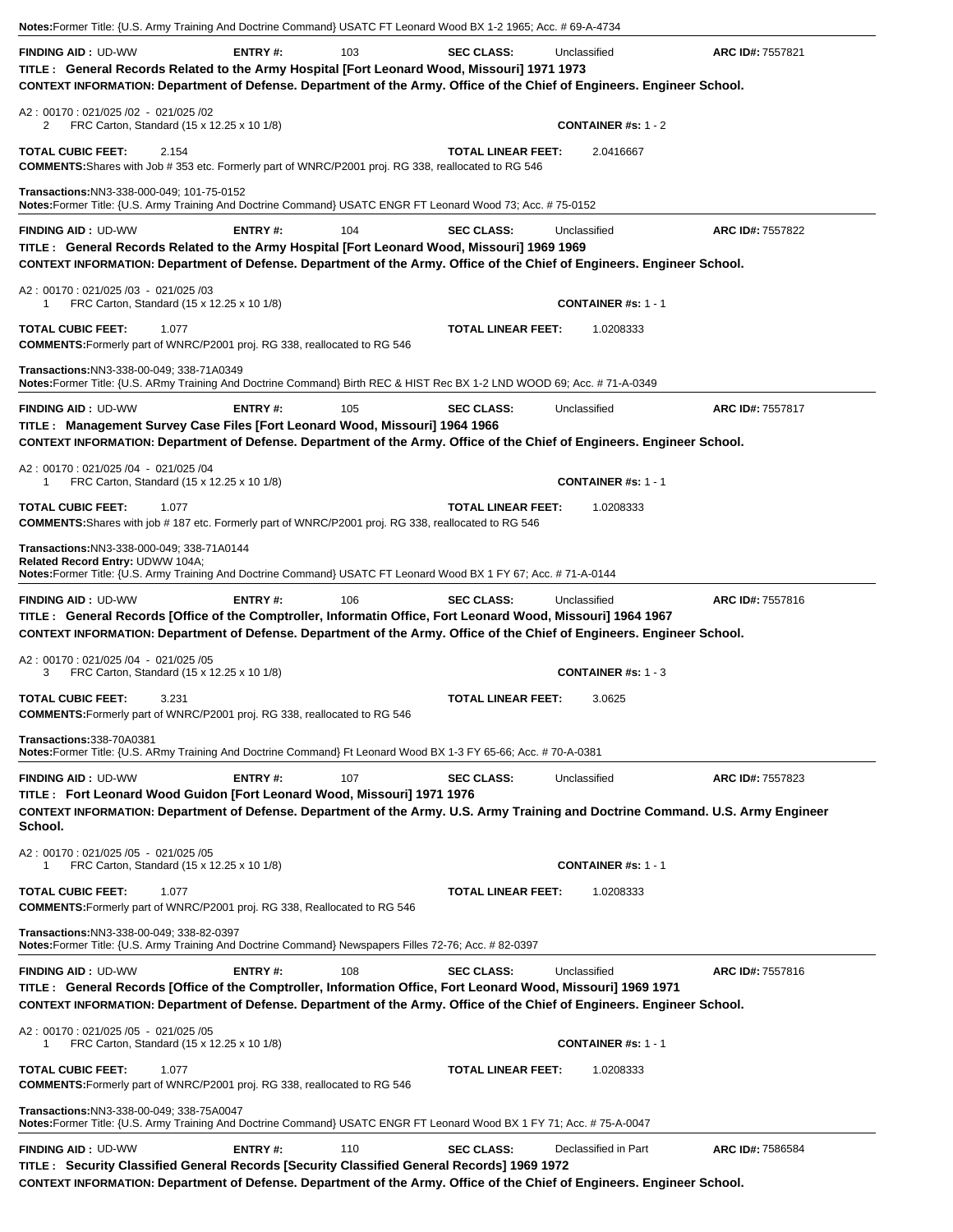**Notes:** Former Title: {U.S. Army Training And Doctrine Command} USATC FT Leonard Wood BX 1-2 1965; Acc. # 69-A-4734

---

**FINDING AID :** UD-WW **ENTRY #:** 103 **SEC CLASS:** Unclassified **ARC ID#:** 7557821

**TITLE : General Records Related to the Army Hospital [Fort Leonard Wood, Missouri] 1971 1973**

**CONTEXT INFORMATION: Department of Defense. Department of the Army. Office of the Chief of Engineers. Engineer School.**

A2 : 00170 : 021/025 /02 - 021/025 /02
2 FRC Carton, Standard (15 x 12.25 x 10 1/8) **CONTAINER #s:** 1 - 2

**TOTAL CUBIC FEET:** 2.154 **TOTAL LINEAR FEET:** 2.0416667

**COMMENTS:** Shares with Job # 353 etc. Formerly part of WNRC/P2001 proj. RG 338, reallocated to RG 546

**Transactions:** NN3-338-000-049; 101-75-0152

**Notes:** Former Title: {U.S. Army Training And Doctrine Command} USATC ENGR FT Leonard Wood 73; Acc. # 75-0152

---

**FINDING AID :** UD-WW **ENTRY #:** 104 **SEC CLASS:** Unclassified **ARC ID#:** 7557822

**TITLE : General Records Related to the Army Hospital [Fort Leonard Wood, Missouri] 1969 1969**

**CONTEXT INFORMATION: Department of Defense. Department of the Army. Office of the Chief of Engineers. Engineer School.**

A2 : 00170 : 021/025 /03 - 021/025 /03
1 FRC Carton, Standard (15 x 12.25 x 10 1/8) **CONTAINER #s:** 1 - 1

**TOTAL CUBIC FEET:** 1.077 **TOTAL LINEAR FEET:** 1.0208333

**COMMENTS:** Formerly part of WNRC/P2001 proj. RG 338, reallocated to RG 546

**Transactions:** NN3-338-00-049; 338-71A0349

**Notes:** Former Title: {U.S. ARmy Training And Doctrine Command} Birth REC & HIST Rec BX 1-2 LND WOOD 69; Acc. # 71-A-0349

---

**FINDING AID :** UD-WW **ENTRY #:** 105 **SEC CLASS:** Unclassified **ARC ID#:** 7557817

**TITLE : Management Survey Case Files [Fort Leonard Wood, Missouri] 1964 1966**

**CONTEXT INFORMATION: Department of Defense. Department of the Army. Office of the Chief of Engineers. Engineer School.**

A2 : 00170 : 021/025 /04 - 021/025 /04
1 FRC Carton, Standard (15 x 12.25 x 10 1/8) **CONTAINER #s:** 1 - 1

**TOTAL CUBIC FEET:** 1.077 **TOTAL LINEAR FEET:** 1.0208333

**COMMENTS:** Shares with job # 187 etc. Formerly part of WNRC/P2001 proj. RG 338, reallocated to RG 546

**Transactions:** NN3-338-000-049; 338-71A0144

**Related Record Entry:** UDWW 104A;

**Notes:** Former Title: {U.S. Army Training And Doctrine Command} USATC FT Leonard Wood BX 1 FY 67; Acc. # 71-A-0144

---

**FINDING AID :** UD-WW **ENTRY #:** 106 **SEC CLASS:** Unclassified **ARC ID#:** 7557816

**TITLE : General Records [Office of the Comptroller, Informatin Office, Fort Leonard Wood, Missouri] 1964 1967**

**CONTEXT INFORMATION: Department of Defense. Department of the Army. Office of the Chief of Engineers. Engineer School.**

A2 : 00170 : 021/025 /04 - 021/025 /05
3 FRC Carton, Standard (15 x 12.25 x 10 1/8) **CONTAINER #s:** 1 - 3

**TOTAL CUBIC FEET:** 3.231 **TOTAL LINEAR FEET:** 3.0625

**COMMENTS:** Formerly part of WNRC/P2001 proj. RG 338, reallocated to RG 546

**Transactions:** 338-70A0381

**Notes:** Former Title: {U.S. ARmy Training And Doctrine Command} Ft Leonard Wood BX 1-3 FY 65-66; Acc. # 70-A-0381

---

**FINDING AID :** UD-WW **ENTRY #:** 107 **SEC CLASS:** Unclassified **ARC ID#:** 7557823

**TITLE : Fort Leonard Wood Guidon [Fort Leonard Wood, Missouri] 1971 1976**

**CONTEXT INFORMATION: Department of Defense. Department of the Army. U.S. Army Training and Doctrine Command. U.S. Army Engineer School.**

A2 : 00170 : 021/025 /05 - 021/025 /05
1 FRC Carton, Standard (15 x 12.25 x 10 1/8) **CONTAINER #s:** 1 - 1

**TOTAL CUBIC FEET:** 1.077 **TOTAL LINEAR FEET:** 1.0208333

**COMMENTS:** Formerly part of WNRC/P2001 proj. RG 338, Reallocated to RG 546

**Transactions:** NN3-338-00-049; 338-82-0397

**Notes:** Former Title: {U.S. Army Training And Doctrine Command} Newspapers Filles 72-76; Acc. # 82-0397

---

**FINDING AID :** UD-WW **ENTRY #:** 108 **SEC CLASS:** Unclassified **ARC ID#:** 7557816

**TITLE : General Records [Office of the Comptroller, Information Office, Fort Leonard Wood, Missouri] 1969 1971**

**CONTEXT INFORMATION: Department of Defense. Department of the Army. Office of the Chief of Engineers. Engineer School.**

A2 : 00170 : 021/025 /05 - 021/025 /05
1 FRC Carton, Standard (15 x 12.25 x 10 1/8) **CONTAINER #s:** 1 - 1

**TOTAL CUBIC FEET:** 1.077 **TOTAL LINEAR FEET:** 1.0208333

**COMMENTS:** Formerly part of WNRC/P2001 proj. RG 338, reallocated to RG 546

**Transactions:** NN3-338-00-049; 338-75A0047

**Notes:** Former Title: {U.S. Army Training And Doctrine Command} USATC ENGR FT Leonard Wood BX 1 FY 71; Acc. # 75-A-0047

---

**FINDING AID :** UD-WW **ENTRY #:** 110 **SEC CLASS:** Declassified in Part **ARC ID#:** 7586584

**TITLE : Security Classified General Records [Security Classified General Records] 1969 1972**

**CONTEXT INFORMATION: Department of Defense. Department of the Army. Office of the Chief of Engineers. Engineer School.**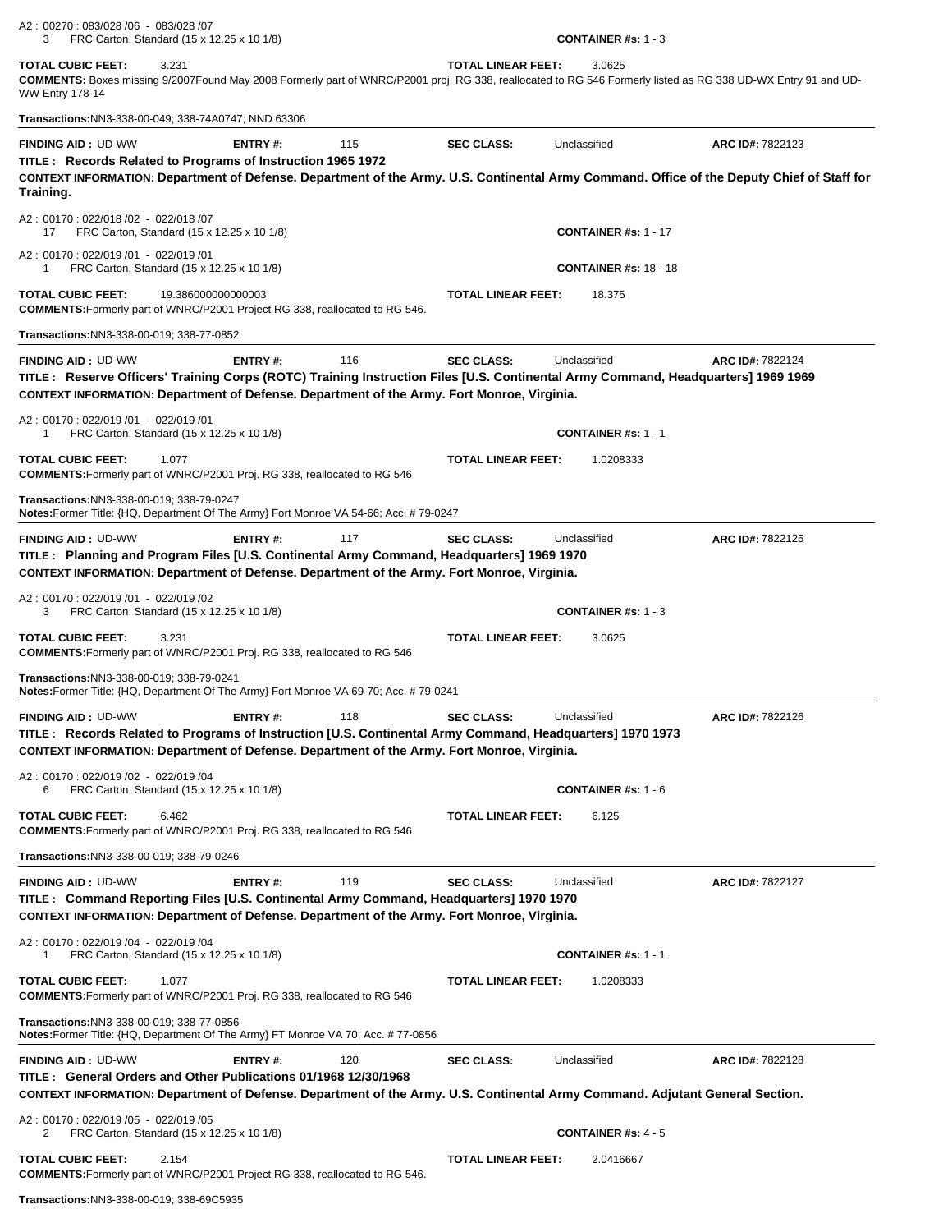A2 : 00270 : 083/028 /06 - 083/028 /07
3 FRC Carton, Standard (15 x 12.25 x 10 1/8) **CONTAINER #s:** 1 - 3

**TOTAL CUBIC FEET:** 3.231 **TOTAL LINEAR FEET:** 3.0625

**COMMENTS:** Boxes missing 9/2007Found May 2008 Formerly part of WNRC/P2001 proj. RG 338, reallocated to RG 546 Formerly listed as RG 338 UD-WX Entry 91 and UD-WW Entry 178-14

**Transactions:** NN3-338-00-049; 338-74A0747; NND 63306

---

**FINDING AID :** UD-WW **ENTRY #:** 115 **SEC CLASS:** Unclassified **ARC ID#:** 7822123

**TITLE : Records Related to Programs of Instruction 1965 1972**

**CONTEXT INFORMATION: Department of Defense. Department of the Army. U.S. Continental Army Command. Office of the Deputy Chief of Staff for Training.**

A2 : 00170 : 022/018 /02 - 022/018 /07
17 FRC Carton, Standard (15 x 12.25 x 10 1/8) **CONTAINER #s:** 1 - 17

A2 : 00170 : 022/019 /01 - 022/019 /01
1 FRC Carton, Standard (15 x 12.25 x 10 1/8) **CONTAINER #s:** 18 - 18

**TOTAL CUBIC FEET:** 19.386000000000003 **TOTAL LINEAR FEET:** 18.375

**COMMENTS:** Formerly part of WNRC/P2001 Project RG 338, reallocated to RG 546.

**Transactions:** NN3-338-00-019; 338-77-0852

---

**FINDING AID :** UD-WW **ENTRY #:** 116 **SEC CLASS:** Unclassified **ARC ID#:** 7822124

**TITLE : Reserve Officers' Training Corps (ROTC) Training Instruction Files [U.S. Continental Army Command, Headquarters] 1969 1969**

**CONTEXT INFORMATION: Department of Defense. Department of the Army. Fort Monroe, Virginia.**

A2 : 00170 : 022/019 /01 - 022/019 /01
1 FRC Carton, Standard (15 x 12.25 x 10 1/8) **CONTAINER #s:** 1 - 1

**TOTAL CUBIC FEET:** 1.077 **TOTAL LINEAR FEET:** 1.0208333

**COMMENTS:** Formerly part of WNRC/P2001 Proj. RG 338, reallocated to RG 546

**Transactions:** NN3-338-00-019; 338-79-0247

**Notes:** Former Title: {HQ, Department Of The Army} Fort Monroe VA 54-66; Acc. # 79-0247

---

**FINDING AID :** UD-WW **ENTRY #:** 117 **SEC CLASS:** Unclassified **ARC ID#:** 7822125

**TITLE : Planning and Program Files [U.S. Continental Army Command, Headquarters] 1969 1970**

**CONTEXT INFORMATION: Department of Defense. Department of the Army. Fort Monroe, Virginia.**

A2 : 00170 : 022/019 /01 - 022/019 /02
3 FRC Carton, Standard (15 x 12.25 x 10 1/8) **CONTAINER #s:** 1 - 3

**TOTAL CUBIC FEET:** 3.231 **TOTAL LINEAR FEET:** 3.0625

**COMMENTS:** Formerly part of WNRC/P2001 Proj. RG 338, reallocated to RG 546

**Transactions:** NN3-338-00-019; 338-79-0241

**Notes:** Former Title: {HQ, Department Of The Army} Fort Monroe VA 69-70; Acc. # 79-0241

---

**FINDING AID :** UD-WW **ENTRY #:** 118 **SEC CLASS:** Unclassified **ARC ID#:** 7822126

**TITLE : Records Related to Programs of Instruction [U.S. Continental Army Command, Headquarters] 1970 1973**

**CONTEXT INFORMATION: Department of Defense. Department of the Army. Fort Monroe, Virginia.**

A2 : 00170 : 022/019 /02 - 022/019 /04
6 FRC Carton, Standard (15 x 12.25 x 10 1/8) **CONTAINER #s:** 1 - 6

**TOTAL CUBIC FEET:** 6.462 **TOTAL LINEAR FEET:** 6.125

**COMMENTS:** Formerly part of WNRC/P2001 Proj. RG 338, reallocated to RG 546

**Transactions:** NN3-338-00-019; 338-79-0246

---

**FINDING AID :** UD-WW **ENTRY #:** 119 **SEC CLASS:** Unclassified **ARC ID#:** 7822127

**TITLE : Command Reporting Files [U.S. Continental Army Command, Headquarters] 1970 1970**

**CONTEXT INFORMATION: Department of Defense. Department of the Army. Fort Monroe, Virginia.**

A2 : 00170 : 022/019 /04 - 022/019 /04
1 FRC Carton, Standard (15 x 12.25 x 10 1/8) **CONTAINER #s:** 1 - 1

**TOTAL CUBIC FEET:** 1.077 **TOTAL LINEAR FEET:** 1.0208333

**COMMENTS:** Formerly part of WNRC/P2001 Proj. RG 338, reallocated to RG 546

**Transactions:** NN3-338-00-019; 338-77-0856

**Notes:** Former Title: {HQ, Department Of The Army} FT Monroe VA 70; Acc. # 77-0856

---

**FINDING AID :** UD-WW **ENTRY #:** 120 **SEC CLASS:** Unclassified **ARC ID#:** 7822128

**TITLE : General Orders and Other Publications 01/1968 12/30/1968**

**CONTEXT INFORMATION: Department of Defense. Department of the Army. U.S. Continental Army Command. Adjutant General Section.**

A2 : 00170 : 022/019 /05 - 022/019 /05
2 FRC Carton, Standard (15 x 12.25 x 10 1/8) **CONTAINER #s:** 4 - 5

**TOTAL CUBIC FEET:** 2.154 **TOTAL LINEAR FEET:** 2.0416667

**COMMENTS:** Formerly part of WNRC/P2001 Project RG 338, reallocated to RG 546.

**Transactions:** NN3-338-00-019; 338-69C5935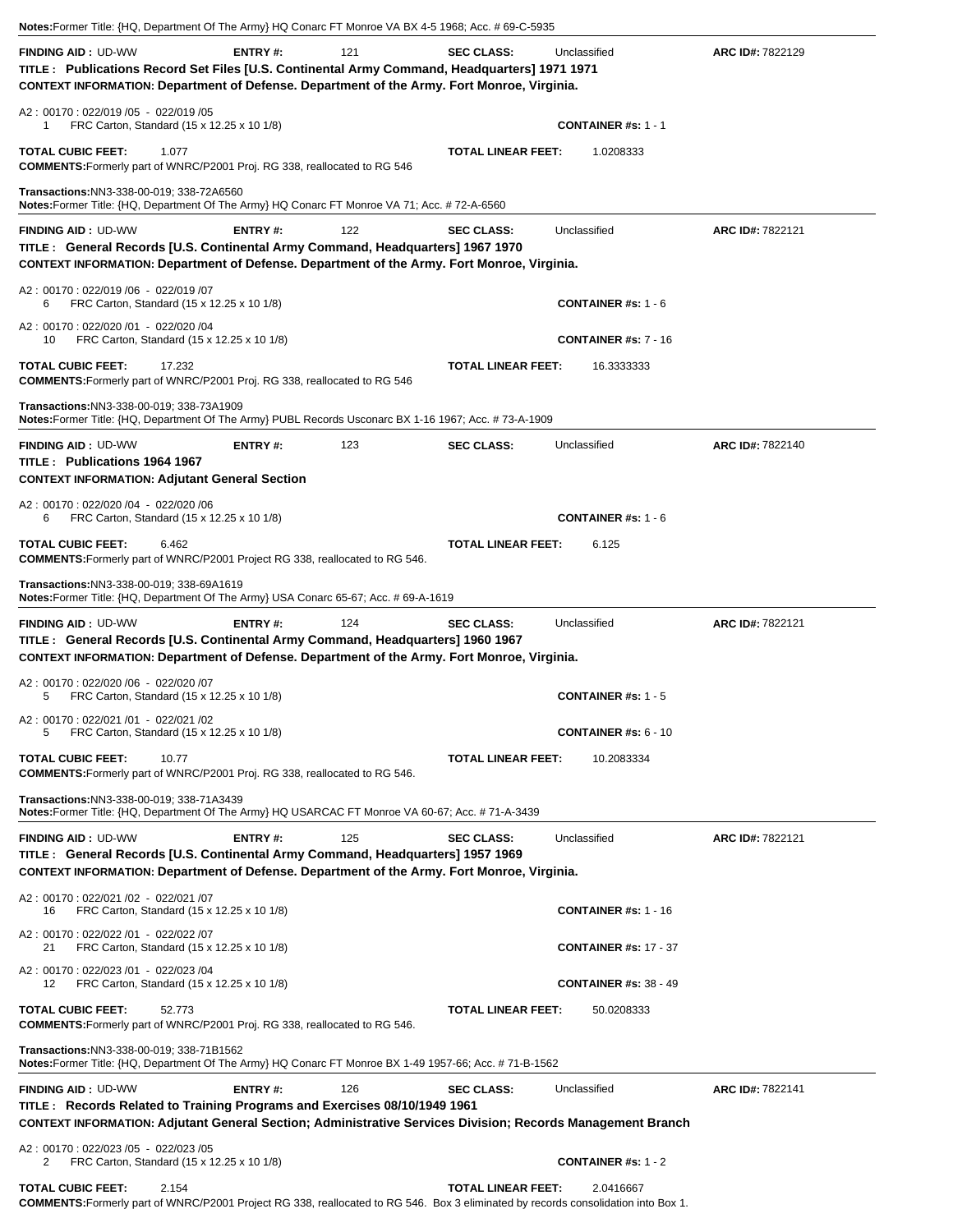**Notes:** Former Title: {HQ, Department Of The Army} HQ Conarc FT Monroe VA BX 4-5 1968; Acc. # 69-C-5935

---

**FINDING AID :** UD-WW **ENTRY #:** 121 **SEC CLASS:** Unclassified **ARC ID#:** 7822129

**TITLE : Publications Record Set Files [U.S. Continental Army Command, Headquarters] 1971 1971**

**CONTEXT INFORMATION: Department of Defense. Department of the Army. Fort Monroe, Virginia.**

A2 : 00170 : 022/019 /05 - 022/019 /05
1 FRC Carton, Standard (15 x 12.25 x 10 1/8) **CONTAINER #s:** 1 - 1

**TOTAL CUBIC FEET:** 1.077 **TOTAL LINEAR FEET:** 1.0208333

**COMMENTS:** Formerly part of WNRC/P2001 Proj. RG 338, reallocated to RG 546

**Transactions:** NN3-338-00-019; 338-72A6560

**Notes:** Former Title: {HQ, Department Of The Army} HQ Conarc FT Monroe VA 71; Acc. # 72-A-6560

---

**FINDING AID :** UD-WW **ENTRY #:** 122 **SEC CLASS:** Unclassified **ARC ID#:** 7822121

**TITLE : General Records [U.S. Continental Army Command, Headquarters] 1967 1970**

**CONTEXT INFORMATION: Department of Defense. Department of the Army. Fort Monroe, Virginia.**

A2 : 00170 : 022/019 /06 - 022/019 /07
6 FRC Carton, Standard (15 x 12.25 x 10 1/8) **CONTAINER #s:** 1 - 6

A2 : 00170 : 022/020 /01 - 022/020 /04
10 FRC Carton, Standard (15 x 12.25 x 10 1/8) **CONTAINER #s:** 7 - 16

**TOTAL CUBIC FEET:** 17.232 **TOTAL LINEAR FEET:** 16.3333333

**COMMENTS:** Formerly part of WNRC/P2001 Proj. RG 338, reallocated to RG 546

**Transactions:** NN3-338-00-019; 338-73A1909

**Notes:** Former Title: {HQ, Department Of The Army} PUBL Records Usconarc BX 1-16 1967; Acc. # 73-A-1909

---

**FINDING AID :** UD-WW **ENTRY #:** 123 **SEC CLASS:** Unclassified **ARC ID#:** 7822140

**TITLE : Publications 1964 1967**

**CONTEXT INFORMATION: Adjutant General Section**

A2 : 00170 : 022/020 /04 - 022/020 /06
6 FRC Carton, Standard (15 x 12.25 x 10 1/8) **CONTAINER #s:** 1 - 6

**TOTAL CUBIC FEET:** 6.462 **TOTAL LINEAR FEET:** 6.125

**COMMENTS:** Formerly part of WNRC/P2001 Project RG 338, reallocated to RG 546.

**Transactions:** NN3-338-00-019; 338-69A1619

**Notes:** Former Title: {HQ, Department Of The Army} USA Conarc 65-67; Acc. # 69-A-1619

---

**FINDING AID :** UD-WW **ENTRY #:** 124 **SEC CLASS:** Unclassified **ARC ID#:** 7822121

**TITLE : General Records [U.S. Continental Army Command, Headquarters] 1960 1967**

**CONTEXT INFORMATION: Department of Defense. Department of the Army. Fort Monroe, Virginia.**

A2 : 00170 : 022/020 /06 - 022/020 /07
5 FRC Carton, Standard (15 x 12.25 x 10 1/8) **CONTAINER #s:** 1 - 5

A2 : 00170 : 022/021 /01 - 022/021 /02
5 FRC Carton, Standard (15 x 12.25 x 10 1/8) **CONTAINER #s:** 6 - 10

**TOTAL CUBIC FEET:** 10.77 **TOTAL LINEAR FEET:** 10.2083334

**COMMENTS:** Formerly part of WNRC/P2001 Proj. RG 338, reallocated to RG 546.

**Transactions:** NN3-338-00-019; 338-71A3439

**Notes:** Former Title: {HQ, Department Of The Army} HQ USARCAC FT Monroe VA 60-67; Acc. # 71-A-3439

---

**FINDING AID :** UD-WW **ENTRY #:** 125 **SEC CLASS:** Unclassified **ARC ID#:** 7822121

**TITLE : General Records [U.S. Continental Army Command, Headquarters] 1957 1969**

**CONTEXT INFORMATION: Department of Defense. Department of the Army. Fort Monroe, Virginia.**

A2 : 00170 : 022/021 /02 - 022/021 /07
16 FRC Carton, Standard (15 x 12.25 x 10 1/8) **CONTAINER #s:** 1 - 16

A2 : 00170 : 022/022 /01 - 022/022 /07
21 FRC Carton, Standard (15 x 12.25 x 10 1/8) **CONTAINER #s:** 17 - 37

A2 : 00170 : 022/023 /01 - 022/023 /04
12 FRC Carton, Standard (15 x 12.25 x 10 1/8) **CONTAINER #s:** 38 - 49

**TOTAL CUBIC FEET:** 52.773 **TOTAL LINEAR FEET:** 50.0208333

**COMMENTS:** Formerly part of WNRC/P2001 Proj. RG 338, reallocated to RG 546.

**Transactions:** NN3-338-00-019; 338-71B1562

**Notes:** Former Title: {HQ, Department Of The Army} HQ Conarc FT Monroe BX 1-49 1957-66; Acc. # 71-B-1562

---

**FINDING AID :** UD-WW **ENTRY #:** 126 **SEC CLASS:** Unclassified **ARC ID#:** 7822141

**TITLE : Records Related to Training Programs and Exercises 08/10/1949 1961**

**CONTEXT INFORMATION: Adjutant General Section; Administrative Services Division; Records Management Branch**

A2 : 00170 : 022/023 /05 - 022/023 /05
2 FRC Carton, Standard (15 x 12.25 x 10 1/8) **CONTAINER #s:** 1 - 2

**TOTAL CUBIC FEET:** 2.154 **TOTAL LINEAR FEET:** 2.0416667

**COMMENTS:** Formerly part of WNRC/P2001 Project RG 338, reallocated to RG 546. Box 3 eliminated by records consolidation into Box 1.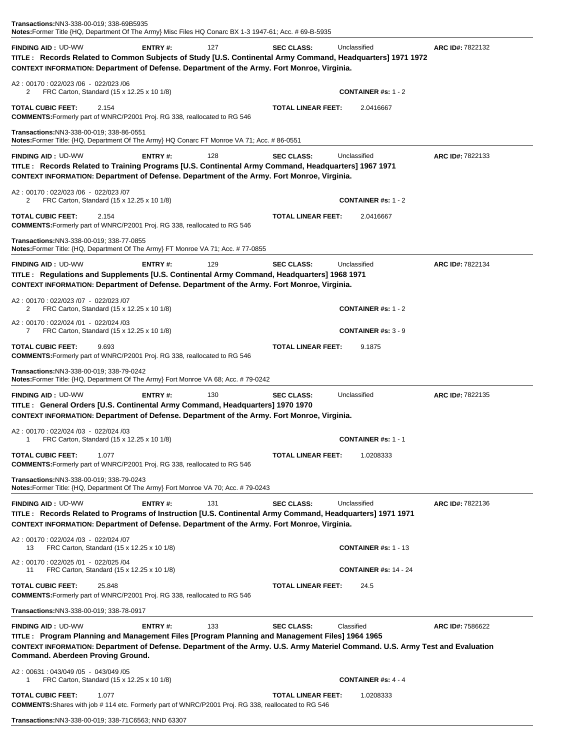**Transactions:** NN3-338-00-019; 338-69B5935
**Notes:** Former Title {HQ, Department Of The Army} Misc Files HQ Conarc BX 1-3 1947-61; Acc. # 69-B-5935

---

**FINDING AID :** UD-WW **ENTRY #:** 127 **SEC CLASS:** Unclassified **ARC ID#:** 7822132

**TITLE : Records Related to Common Subjects of Study [U.S. Continental Army Command, Headquarters] 1971 1972**

**CONTEXT INFORMATION: Department of Defense. Department of the Army. Fort Monroe, Virginia.**

A2 : 00170 : 022/023 /06 - 022/023 /06
2 FRC Carton, Standard (15 x 12.25 x 10 1/8) **CONTAINER #s:** 1 - 2

**TOTAL CUBIC FEET:** 2.154 **TOTAL LINEAR FEET:** 2.0416667

**COMMENTS:** Formerly part of WNRC/P2001 Proj. RG 338, reallocated to RG 546

**Transactions:** NN3-338-00-019; 338-86-0551
**Notes:** Former Title: {HQ, Department Of The Army} HQ Conarc FT Monroe VA 71; Acc. # 86-0551

---

**FINDING AID :** UD-WW **ENTRY #:** 128 **SEC CLASS:** Unclassified **ARC ID#:** 7822133

**TITLE : Records Related to Training Programs [U.S. Continental Army Command, Headquarters] 1967 1971**

**CONTEXT INFORMATION: Department of Defense. Department of the Army. Fort Monroe, Virginia.**

A2 : 00170 : 022/023 /06 - 022/023 /07
2 FRC Carton, Standard (15 x 12.25 x 10 1/8) **CONTAINER #s:** 1 - 2

**TOTAL CUBIC FEET:** 2.154 **TOTAL LINEAR FEET:** 2.0416667

**COMMENTS:** Formerly part of WNRC/P2001 Proj. RG 338, reallocated to RG 546

**Transactions:** NN3-338-00-019; 338-77-0855
**Notes:** Former Title: {HQ, Department Of The Army} FT Monroe VA 71; Acc. # 77-0855

---

**FINDING AID :** UD-WW **ENTRY #:** 129 **SEC CLASS:** Unclassified **ARC ID#:** 7822134

**TITLE : Regulations and Supplements [U.S. Continental Army Command, Headquarters] 1968 1971**

**CONTEXT INFORMATION: Department of Defense. Department of the Army. Fort Monroe, Virginia.**

A2 : 00170 : 022/023 /07 - 022/023 /07
2 FRC Carton, Standard (15 x 12.25 x 10 1/8) **CONTAINER #s:** 1 - 2

A2 : 00170 : 022/024 /01 - 022/024 /03
7 FRC Carton, Standard (15 x 12.25 x 10 1/8) **CONTAINER #s:** 3 - 9

**TOTAL CUBIC FEET:** 9.693 **TOTAL LINEAR FEET:** 9.1875

**COMMENTS:** Formerly part of WNRC/P2001 Proj. RG 338, reallocated to RG 546

**Transactions:** NN3-338-00-019; 338-79-0242
**Notes:** Former Title: {HQ, Department Of The Army} Fort Monroe VA 68; Acc. # 79-0242

---

**FINDING AID :** UD-WW **ENTRY #:** 130 **SEC CLASS:** Unclassified **ARC ID#:** 7822135

**TITLE : General Orders [U.S. Continental Army Command, Headquarters] 1970 1970**

**CONTEXT INFORMATION: Department of Defense. Department of the Army. Fort Monroe, Virginia.**

A2 : 00170 : 022/024 /03 - 022/024 /03
1 FRC Carton, Standard (15 x 12.25 x 10 1/8) **CONTAINER #s:** 1 - 1

**TOTAL CUBIC FEET:** 1.077 **TOTAL LINEAR FEET:** 1.0208333

**COMMENTS:** Formerly part of WNRC/P2001 Proj. RG 338, reallocated to RG 546

**Transactions:** NN3-338-00-019; 338-79-0243
**Notes:** Former Title: {HQ, Department Of The Army} Fort Monroe VA 70; Acc. # 79-0243

---

**FINDING AID :** UD-WW **ENTRY #:** 131 **SEC CLASS:** Unclassified **ARC ID#:** 7822136

**TITLE : Records Related to Programs of Instruction [U.S. Continental Army Command, Headquarters] 1971 1971**

**CONTEXT INFORMATION: Department of Defense. Department of the Army. Fort Monroe, Virginia.**

A2 : 00170 : 022/024 /03 - 022/024 /07
13 FRC Carton, Standard (15 x 12.25 x 10 1/8) **CONTAINER #s:** 1 - 13

A2 : 00170 : 022/025 /01 - 022/025 /04
11 FRC Carton, Standard (15 x 12.25 x 10 1/8) **CONTAINER #s:** 14 - 24

**TOTAL CUBIC FEET:** 25.848 **TOTAL LINEAR FEET:** 24.5

**COMMENTS:** Formerly part of WNRC/P2001 Proj. RG 338, reallocated to RG 546

**Transactions:** NN3-338-00-019; 338-78-0917

---

**FINDING AID :** UD-WW **ENTRY #:** 133 **SEC CLASS:** Classified **ARC ID#:** 7586622

**TITLE : Program Planning and Management Files [Program Planning and Management Files] 1964 1965**

**CONTEXT INFORMATION: Department of Defense. Department of the Army. U.S. Army Materiel Command. U.S. Army Test and Evaluation Command. Aberdeen Proving Ground.**

A2 : 00631 : 043/049 /05 - 043/049 /05
1 FRC Carton, Standard (15 x 12.25 x 10 1/8) **CONTAINER #s:** 4 - 4

**TOTAL CUBIC FEET:** 1.077 **TOTAL LINEAR FEET:** 1.0208333

**COMMENTS:** Shares with job # 114 etc. Formerly part of WNRC/P2001 Proj. RG 338, reallocated to RG 546

**Transactions:** NN3-338-00-019; 338-71C6563; NND 63307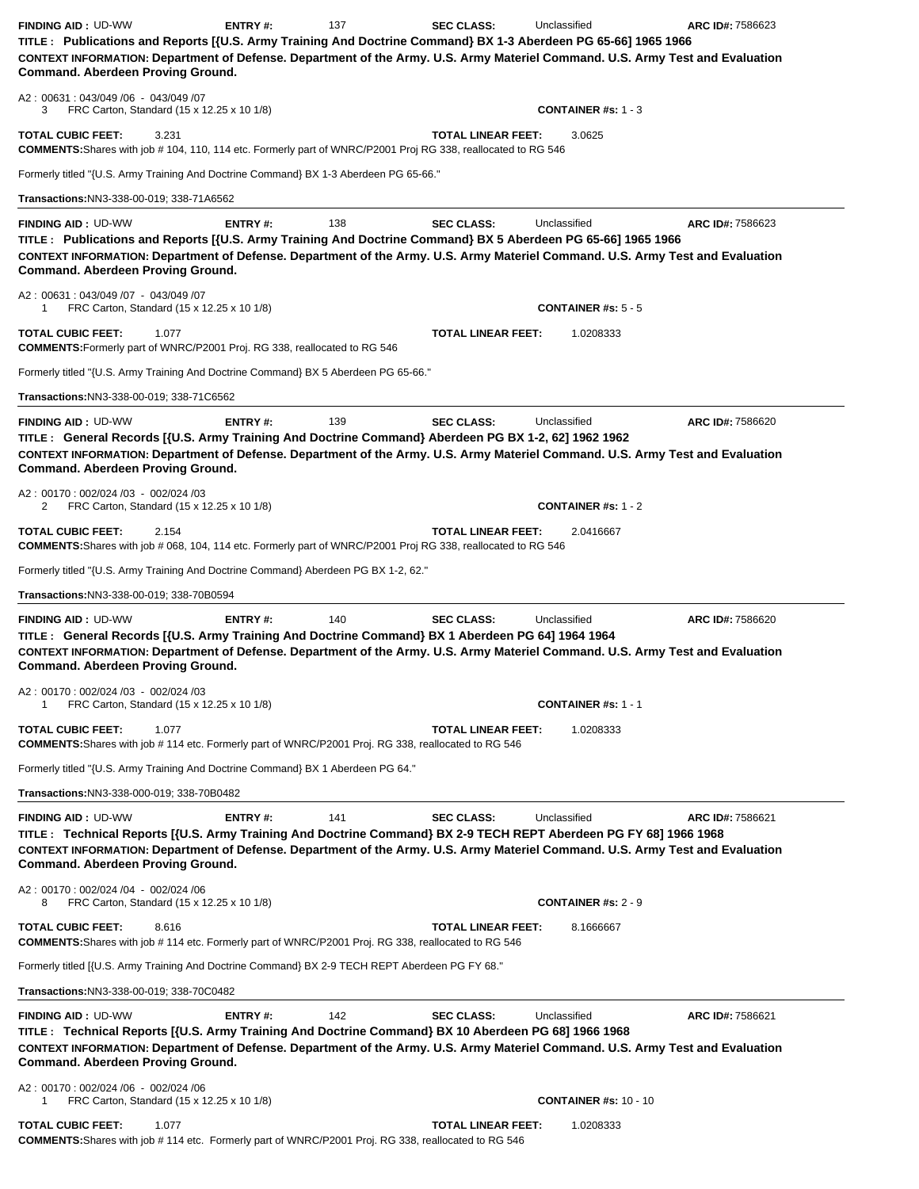**FINDING AID :** UD-WW **ENTRY #:** 137 **SEC CLASS:** Unclassified **ARC ID#:** 7586623

**TITLE : Publications and Reports [{U.S. Army Training And Doctrine Command} BX 1-3 Aberdeen PG 65-66] 1965 1966**

**CONTEXT INFORMATION: Department of Defense. Department of the Army. U.S. Army Materiel Command. U.S. Army Test and Evaluation Command. Aberdeen Proving Ground.**

A2 : 00631 : 043/049 /06 - 043/049 /07
3 FRC Carton, Standard (15 x 12.25 x 10 1/8) **CONTAINER #s:** 1 - 3

**TOTAL CUBIC FEET:** 3.231 **TOTAL LINEAR FEET:** 3.0625

**COMMENTS:**Shares with job # 104, 110, 114 etc. Formerly part of WNRC/P2001 Proj RG 338, reallocated to RG 546

Formerly titled "{U.S. Army Training And Doctrine Command} BX 1-3 Aberdeen PG 65-66."

**Transactions:**NN3-338-00-019; 338-71A6562

---

**FINDING AID :** UD-WW **ENTRY #:** 138 **SEC CLASS:** Unclassified **ARC ID#:** 7586623

**TITLE : Publications and Reports [{U.S. Army Training And Doctrine Command} BX 5 Aberdeen PG 65-66] 1965 1966**

**CONTEXT INFORMATION: Department of Defense. Department of the Army. U.S. Army Materiel Command. U.S. Army Test and Evaluation Command. Aberdeen Proving Ground.**

A2 : 00631 : 043/049 /07 - 043/049 /07
1 FRC Carton, Standard (15 x 12.25 x 10 1/8) **CONTAINER #s:** 5 - 5

**TOTAL CUBIC FEET:** 1.077 **TOTAL LINEAR FEET:** 1.0208333

**COMMENTS:**Formerly part of WNRC/P2001 Proj. RG 338, reallocated to RG 546

Formerly titled "{U.S. Army Training And Doctrine Command} BX 5 Aberdeen PG 65-66."

**Transactions:**NN3-338-00-019; 338-71C6562

---

**FINDING AID :** UD-WW **ENTRY #:** 139 **SEC CLASS:** Unclassified **ARC ID#:** 7586620

**TITLE : General Records [{U.S. Army Training And Doctrine Command} Aberdeen PG BX 1-2, 62] 1962 1962**

**CONTEXT INFORMATION: Department of Defense. Department of the Army. U.S. Army Materiel Command. U.S. Army Test and Evaluation Command. Aberdeen Proving Ground.**

A2 : 00170 : 002/024 /03 - 002/024 /03
2 FRC Carton, Standard (15 x 12.25 x 10 1/8) **CONTAINER #s:** 1 - 2

**TOTAL CUBIC FEET:** 2.154 **TOTAL LINEAR FEET:** 2.0416667

**COMMENTS:**Shares with job # 068, 104, 114 etc. Formerly part of WNRC/P2001 Proj RG 338, reallocated to RG 546

Formerly titled "{U.S. Army Training And Doctrine Command} Aberdeen PG BX 1-2, 62."

**Transactions:**NN3-338-00-019; 338-70B0594

---

**FINDING AID :** UD-WW **ENTRY #:** 140 **SEC CLASS:** Unclassified **ARC ID#:** 7586620

**TITLE : General Records [{U.S. Army Training And Doctrine Command} BX 1 Aberdeen PG 64] 1964 1964**

**CONTEXT INFORMATION: Department of Defense. Department of the Army. U.S. Army Materiel Command. U.S. Army Test and Evaluation Command. Aberdeen Proving Ground.**

A2 : 00170 : 002/024 /03 - 002/024 /03
1 FRC Carton, Standard (15 x 12.25 x 10 1/8) **CONTAINER #s:** 1 - 1

**TOTAL CUBIC FEET:** 1.077 **TOTAL LINEAR FEET:** 1.0208333

**COMMENTS:**Shares with job # 114 etc. Formerly part of WNRC/P2001 Proj. RG 338, reallocated to RG 546

Formerly titled "{U.S. Army Training And Doctrine Command} BX 1 Aberdeen PG 64."

**Transactions:**NN3-338-000-019; 338-70B0482

---

**FINDING AID :** UD-WW **ENTRY #:** 141 **SEC CLASS:** Unclassified **ARC ID#:** 7586621

**TITLE : Technical Reports [{U.S. Army Training And Doctrine Command} BX 2-9 TECH REPT Aberdeen PG FY 68] 1966 1968**

**CONTEXT INFORMATION: Department of Defense. Department of the Army. U.S. Army Materiel Command. U.S. Army Test and Evaluation Command. Aberdeen Proving Ground.**

A2 : 00170 : 002/024 /04 - 002/024 /06
8 FRC Carton, Standard (15 x 12.25 x 10 1/8) **CONTAINER #s:** 2 - 9

**TOTAL CUBIC FEET:** 8.616 **TOTAL LINEAR FEET:** 8.1666667

**COMMENTS:**Shares with job # 114 etc. Formerly part of WNRC/P2001 Proj. RG 338, reallocated to RG 546

Formerly titled [{U.S. Army Training And Doctrine Command} BX 2-9 TECH REPT Aberdeen PG FY 68."

**Transactions:**NN3-338-00-019; 338-70C0482

---

**FINDING AID :** UD-WW **ENTRY #:** 142 **SEC CLASS:** Unclassified **ARC ID#:** 7586621

**TITLE : Technical Reports [{U.S. Army Training And Doctrine Command} BX 10 Aberdeen PG 68] 1966 1968**

**CONTEXT INFORMATION: Department of Defense. Department of the Army. U.S. Army Materiel Command. U.S. Army Test and Evaluation Command. Aberdeen Proving Ground.**

A2 : 00170 : 002/024 /06 - 002/024 /06
1 FRC Carton, Standard (15 x 12.25 x 10 1/8) **CONTAINER #s:** 10 - 10

**TOTAL CUBIC FEET:** 1.077 **TOTAL LINEAR FEET:** 1.0208333

**COMMENTS:**Shares with job # 114 etc. Formerly part of WNRC/P2001 Proj. RG 338, reallocated to RG 546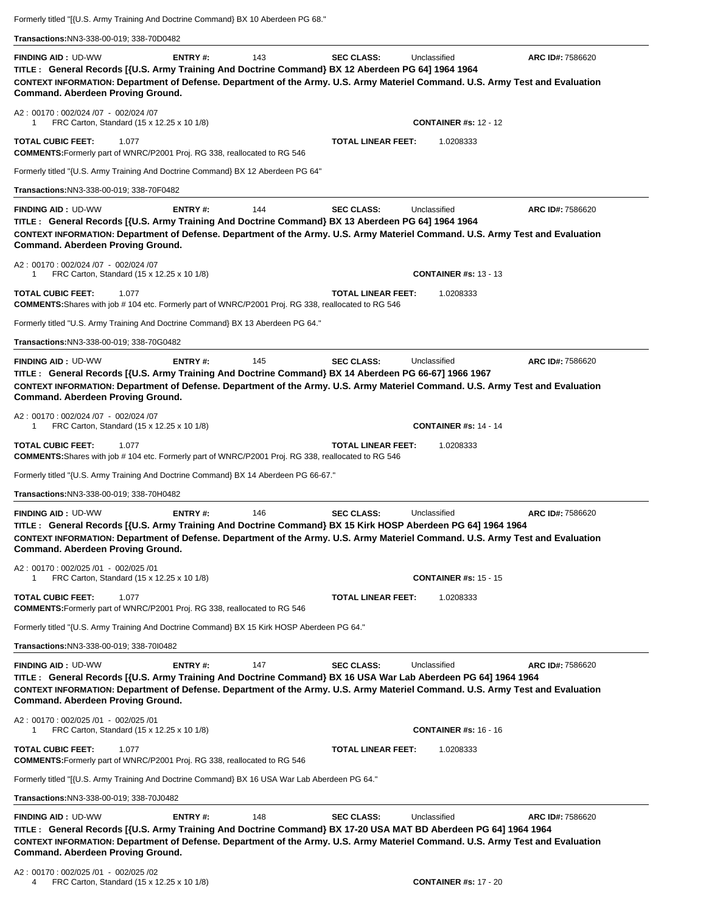Formerly titled "[{U.S. Army Training And Doctrine Command} BX 10 Aberdeen PG 68."

**Transactions:** NN3-338-00-019; 338-70D0482

---

**FINDING AID :** UD-WW **ENTRY #:** 143 **SEC CLASS:** Unclassified **ARC ID#:** 7586620

**TITLE : General Records [{U.S. Army Training And Doctrine Command} BX 12 Aberdeen PG 64] 1964 1964**

**CONTEXT INFORMATION: Department of Defense. Department of the Army. U.S. Army Materiel Command. U.S. Army Test and Evaluation Command. Aberdeen Proving Ground.**

A2 : 00170 : 002/024 /07 - 002/024 /07
1 FRC Carton, Standard (15 x 12.25 x 10 1/8) **CONTAINER #s:** 12 - 12

**TOTAL CUBIC FEET:** 1.077 **TOTAL LINEAR FEET:** 1.0208333

**COMMENTS:** Formerly part of WNRC/P2001 Proj. RG 338, reallocated to RG 546

Formerly titled "{U.S. Army Training And Doctrine Command} BX 12 Aberdeen PG 64"

**Transactions:** NN3-338-00-019; 338-70F0482

---

**FINDING AID :** UD-WW **ENTRY #:** 144 **SEC CLASS:** Unclassified **ARC ID#:** 7586620

**TITLE : General Records [{U.S. Army Training And Doctrine Command} BX 13 Aberdeen PG 64] 1964 1964**

**CONTEXT INFORMATION: Department of Defense. Department of the Army. U.S. Army Materiel Command. U.S. Army Test and Evaluation Command. Aberdeen Proving Ground.**

A2 : 00170 : 002/024 /07 - 002/024 /07
1 FRC Carton, Standard (15 x 12.25 x 10 1/8) **CONTAINER #s:** 13 - 13

**TOTAL CUBIC FEET:** 1.077 **TOTAL LINEAR FEET:** 1.0208333

**COMMENTS:** Shares with job # 104 etc. Formerly part of WNRC/P2001 Proj. RG 338, reallocated to RG 546

Formerly titled "U.S. Army Training And Doctrine Command} BX 13 Aberdeen PG 64."

**Transactions:** NN3-338-00-019; 338-70G0482

---

**FINDING AID :** UD-WW **ENTRY #:** 145 **SEC CLASS:** Unclassified **ARC ID#:** 7586620

**TITLE : General Records [{U.S. Army Training And Doctrine Command} BX 14 Aberdeen PG 66-67] 1966 1967**

**CONTEXT INFORMATION: Department of Defense. Department of the Army. U.S. Army Materiel Command. U.S. Army Test and Evaluation Command. Aberdeen Proving Ground.**

A2 : 00170 : 002/024 /07 - 002/024 /07
1 FRC Carton, Standard (15 x 12.25 x 10 1/8) **CONTAINER #s:** 14 - 14

**TOTAL CUBIC FEET:** 1.077 **TOTAL LINEAR FEET:** 1.0208333

**COMMENTS:** Shares with job # 104 etc. Formerly part of WNRC/P2001 Proj. RG 338, reallocated to RG 546

Formerly titled "{U.S. Army Training And Doctrine Command} BX 14 Aberdeen PG 66-67."

**Transactions:** NN3-338-00-019; 338-70H0482

---

**FINDING AID :** UD-WW **ENTRY #:** 146 **SEC CLASS:** Unclassified **ARC ID#:** 7586620

**TITLE : General Records [{U.S. Army Training And Doctrine Command} BX 15 Kirk HOSP Aberdeen PG 64] 1964 1964**

**CONTEXT INFORMATION: Department of Defense. Department of the Army. U.S. Army Materiel Command. U.S. Army Test and Evaluation Command. Aberdeen Proving Ground.**

A2 : 00170 : 002/025 /01 - 002/025 /01
1 FRC Carton, Standard (15 x 12.25 x 10 1/8) **CONTAINER #s:** 15 - 15

**TOTAL CUBIC FEET:** 1.077 **TOTAL LINEAR FEET:** 1.0208333

**COMMENTS:** Formerly part of WNRC/P2001 Proj. RG 338, reallocated to RG 546

Formerly titled "{U.S. Army Training And Doctrine Command} BX 15 Kirk HOSP Aberdeen PG 64."

**Transactions:** NN3-338-00-019; 338-70I0482

---

**FINDING AID :** UD-WW **ENTRY #:** 147 **SEC CLASS:** Unclassified **ARC ID#:** 7586620

**TITLE : General Records [{U.S. Army Training And Doctrine Command} BX 16 USA War Lab Aberdeen PG 64] 1964 1964**

**CONTEXT INFORMATION: Department of Defense. Department of the Army. U.S. Army Materiel Command. U.S. Army Test and Evaluation Command. Aberdeen Proving Ground.**

A2 : 00170 : 002/025 /01 - 002/025 /01
1 FRC Carton, Standard (15 x 12.25 x 10 1/8) **CONTAINER #s:** 16 - 16

**TOTAL CUBIC FEET:** 1.077 **TOTAL LINEAR FEET:** 1.0208333

**COMMENTS:** Formerly part of WNRC/P2001 Proj. RG 338, reallocated to RG 546

Formerly titled "[{U.S. Army Training And Doctrine Command} BX 16 USA War Lab Aberdeen PG 64."

**Transactions:** NN3-338-00-019; 338-70J0482

---

**FINDING AID :** UD-WW **ENTRY #:** 148 **SEC CLASS:** Unclassified **ARC ID#:** 7586620

**TITLE : General Records [{U.S. Army Training And Doctrine Command} BX 17-20 USA MAT BD Aberdeen PG 64] 1964 1964**

**CONTEXT INFORMATION: Department of Defense. Department of the Army. U.S. Army Materiel Command. U.S. Army Test and Evaluation Command. Aberdeen Proving Ground.**

A2 : 00170 : 002/025 /01 - 002/025 /02
4 FRC Carton, Standard (15 x 12.25 x 10 1/8) **CONTAINER #s:** 17 - 20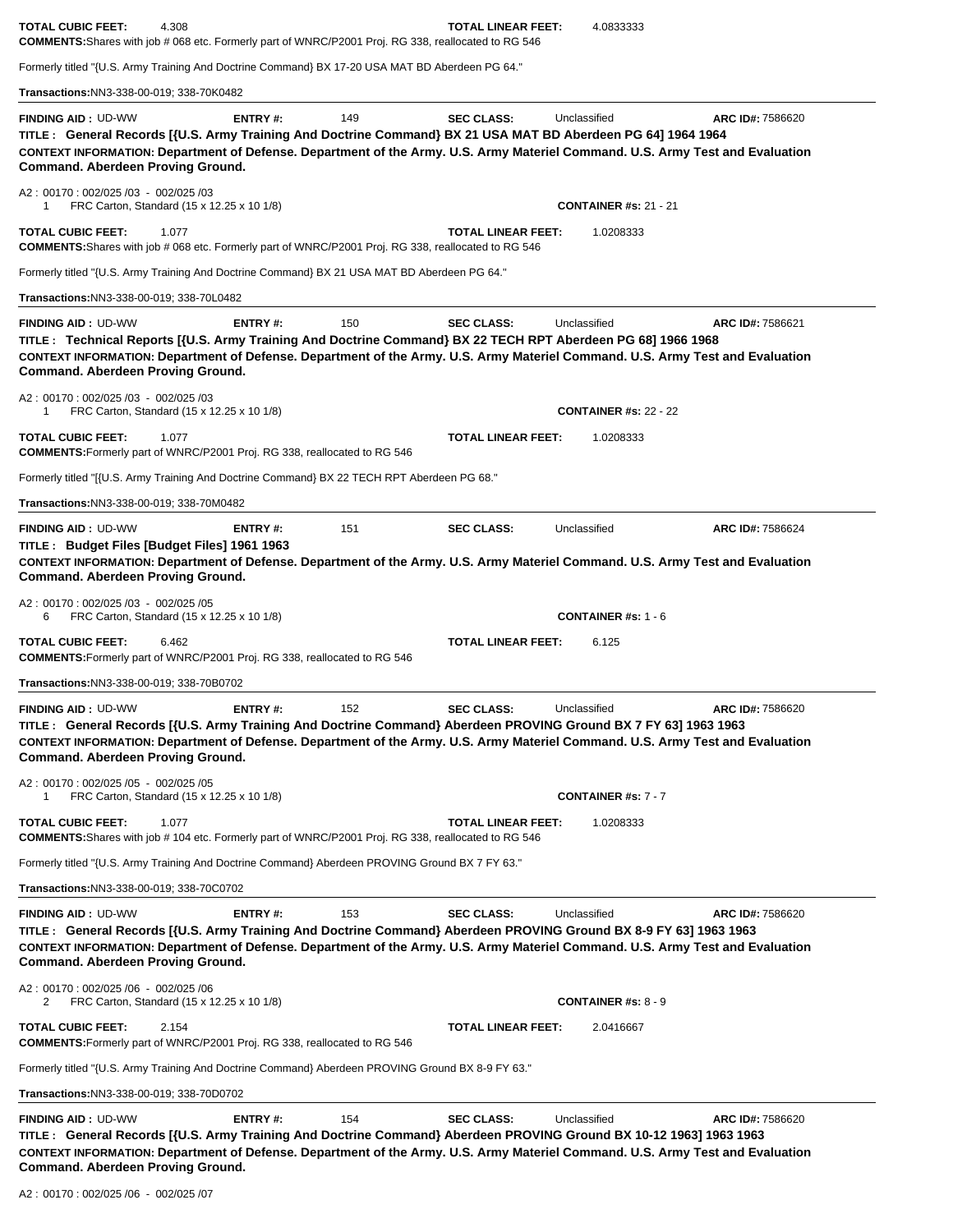**TOTAL CUBIC FEET:** 4.308 **TOTAL LINEAR FEET:** 4.0833333

**COMMENTS:** Shares with job # 068 etc. Formerly part of WNRC/P2001 Proj. RG 338, reallocated to RG 546

Formerly titled "{U.S. Army Training And Doctrine Command} BX 17-20 USA MAT BD Aberdeen PG 64."

**Transactions:** NN3-338-00-019; 338-70K0482

---

**FINDING AID :** UD-WW **ENTRY #:** 149 **SEC CLASS:** Unclassified **ARC ID#:** 7586620

**TITLE : General Records [{U.S. Army Training And Doctrine Command} BX 21 USA MAT BD Aberdeen PG 64] 1964 1964**

**CONTEXT INFORMATION: Department of Defense. Department of the Army. U.S. Army Materiel Command. U.S. Army Test and Evaluation Command. Aberdeen Proving Ground.**

A2 : 00170 : 002/025 /03 - 002/025 /03
1 FRC Carton, Standard (15 x 12.25 x 10 1/8) **CONTAINER #s:** 21 - 21

**TOTAL CUBIC FEET:** 1.077 **TOTAL LINEAR FEET:** 1.0208333

**COMMENTS:** Shares with job # 068 etc. Formerly part of WNRC/P2001 Proj. RG 338, reallocated to RG 546

Formerly titled "{U.S. Army Training And Doctrine Command} BX 21 USA MAT BD Aberdeen PG 64."

**Transactions:** NN3-338-00-019; 338-70L0482

---

**FINDING AID :** UD-WW **ENTRY #:** 150 **SEC CLASS:** Unclassified **ARC ID#:** 7586621

**TITLE : Technical Reports [{U.S. Army Training And Doctrine Command} BX 22 TECH RPT Aberdeen PG 68] 1966 1968**

**CONTEXT INFORMATION: Department of Defense. Department of the Army. U.S. Army Materiel Command. U.S. Army Test and Evaluation Command. Aberdeen Proving Ground.**

A2 : 00170 : 002/025 /03 - 002/025 /03
1 FRC Carton, Standard (15 x 12.25 x 10 1/8) **CONTAINER #s:** 22 - 22

**TOTAL CUBIC FEET:** 1.077 **TOTAL LINEAR FEET:** 1.0208333

**COMMENTS:** Formerly part of WNRC/P2001 Proj. RG 338, reallocated to RG 546

Formerly titled "[{U.S. Army Training And Doctrine Command} BX 22 TECH RPT Aberdeen PG 68."

**Transactions:** NN3-338-00-019; 338-70M0482

---

**FINDING AID :** UD-WW **ENTRY #:** 151 **SEC CLASS:** Unclassified **ARC ID#:** 7586624

**TITLE : Budget Files [Budget Files] 1961 1963**

**CONTEXT INFORMATION: Department of Defense. Department of the Army. U.S. Army Materiel Command. U.S. Army Test and Evaluation Command. Aberdeen Proving Ground.**

A2 : 00170 : 002/025 /03 - 002/025 /05
6 FRC Carton, Standard (15 x 12.25 x 10 1/8) **CONTAINER #s:** 1 - 6

**TOTAL CUBIC FEET:** 6.462 **TOTAL LINEAR FEET:** 6.125

**COMMENTS:** Formerly part of WNRC/P2001 Proj. RG 338, reallocated to RG 546

**Transactions:** NN3-338-00-019; 338-70B0702

---

**FINDING AID :** UD-WW **ENTRY #:** 152 **SEC CLASS:** Unclassified **ARC ID#:** 7586620

**TITLE : General Records [{U.S. Army Training And Doctrine Command} Aberdeen PROVING Ground BX 7 FY 63] 1963 1963**

**CONTEXT INFORMATION: Department of Defense. Department of the Army. U.S. Army Materiel Command. U.S. Army Test and Evaluation Command. Aberdeen Proving Ground.**

A2 : 00170 : 002/025 /05 - 002/025 /05
1 FRC Carton, Standard (15 x 12.25 x 10 1/8) **CONTAINER #s:** 7 - 7

**TOTAL CUBIC FEET:** 1.077 **TOTAL LINEAR FEET:** 1.0208333

**COMMENTS:** Shares with job # 104 etc. Formerly part of WNRC/P2001 Proj. RG 338, reallocated to RG 546

Formerly titled "{U.S. Army Training And Doctrine Command} Aberdeen PROVING Ground BX 7 FY 63."

**Transactions:** NN3-338-00-019; 338-70C0702

---

**FINDING AID :** UD-WW **ENTRY #:** 153 **SEC CLASS:** Unclassified **ARC ID#:** 7586620

**TITLE : General Records [{U.S. Army Training And Doctrine Command} Aberdeen PROVING Ground BX 8-9 FY 63] 1963 1963**

**CONTEXT INFORMATION: Department of Defense. Department of the Army. U.S. Army Materiel Command. U.S. Army Test and Evaluation Command. Aberdeen Proving Ground.**

A2 : 00170 : 002/025 /06 - 002/025 /06
2 FRC Carton, Standard (15 x 12.25 x 10 1/8) **CONTAINER #s:** 8 - 9

**TOTAL CUBIC FEET:** 2.154 **TOTAL LINEAR FEET:** 2.0416667

**COMMENTS:** Formerly part of WNRC/P2001 Proj. RG 338, reallocated to RG 546

Formerly titled "{U.S. Army Training And Doctrine Command} Aberdeen PROVING Ground BX 8-9 FY 63."

**Transactions:** NN3-338-00-019; 338-70D0702

---

**FINDING AID :** UD-WW **ENTRY #:** 154 **SEC CLASS:** Unclassified **ARC ID#:** 7586620

**TITLE : General Records [{U.S. Army Training And Doctrine Command} Aberdeen PROVING Ground BX 10-12 1963] 1963 1963**

**CONTEXT INFORMATION: Department of Defense. Department of the Army. U.S. Army Materiel Command. U.S. Army Test and Evaluation Command. Aberdeen Proving Ground.**

A2 : 00170 : 002/025 /06 - 002/025 /07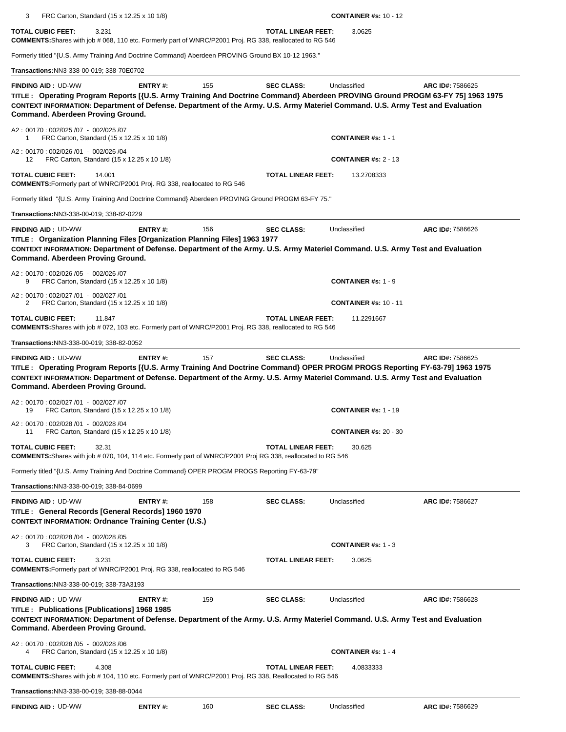3 FRC Carton, Standard (15 x 12.25 x 10 1/8) **CONTAINER #s:** 10 - 12

**TOTAL CUBIC FEET:** 3.231 **TOTAL LINEAR FEET:** 3.0625

**COMMENTS:** Shares with job # 068, 110 etc. Formerly part of WNRC/P2001 Proj. RG 338, reallocated to RG 546

Formerly titled "{U.S. Army Training And Doctrine Command} Aberdeen PROVING Ground BX 10-12 1963."

**Transactions:** NN3-338-00-019; 338-70E0702

---

**FINDING AID :** UD-WW **ENTRY #:** 155 **SEC CLASS:** Unclassified **ARC ID#:** 7586625

**TITLE : Operating Program Reports [{U.S. Army Training And Doctrine Command} Aberdeen PROVING Ground PROGM 63-FY 75] 1963 1975**

**CONTEXT INFORMATION: Department of Defense. Department of the Army. U.S. Army Materiel Command. U.S. Army Test and Evaluation Command. Aberdeen Proving Ground.**

A2 : 00170 : 002/025 /07 - 002/025 /07
1 FRC Carton, Standard (15 x 12.25 x 10 1/8) **CONTAINER #s:** 1 - 1

A2 : 00170 : 002/026 /01 - 002/026 /04
12 FRC Carton, Standard (15 x 12.25 x 10 1/8) **CONTAINER #s:** 2 - 13

**TOTAL CUBIC FEET:** 14.001 **TOTAL LINEAR FEET:** 13.2708333

**COMMENTS:** Formerly part of WNRC/P2001 Proj. RG 338, reallocated to RG 546

Formerly titled "{U.S. Army Training And Doctrine Command} Aberdeen PROVING Ground PROGM 63-FY 75."

**Transactions:** NN3-338-00-019; 338-82-0229

---

**FINDING AID :** UD-WW **ENTRY #:** 156 **SEC CLASS:** Unclassified **ARC ID#:** 7586626

**TITLE : Organization Planning Files [Organization Planning Files] 1963 1977**

**CONTEXT INFORMATION: Department of Defense. Department of the Army. U.S. Army Materiel Command. U.S. Army Test and Evaluation Command. Aberdeen Proving Ground.**

A2 : 00170 : 002/026 /05 - 002/026 /07
9 FRC Carton, Standard (15 x 12.25 x 10 1/8) **CONTAINER #s:** 1 - 9

A2 : 00170 : 002/027 /01 - 002/027 /01
2 FRC Carton, Standard (15 x 12.25 x 10 1/8) **CONTAINER #s:** 10 - 11

**TOTAL CUBIC FEET:** 11.847 **TOTAL LINEAR FEET:** 11.2291667

**COMMENTS:** Shares with job # 072, 103 etc. Formerly part of WNRC/P2001 Proj. RG 338, reallocated to RG 546

**Transactions:** NN3-338-00-019; 338-82-0052

---

**FINDING AID :** UD-WW **ENTRY #:** 157 **SEC CLASS:** Unclassified **ARC ID#:** 7586625

**TITLE : Operating Program Reports [{U.S. Army Training And Doctrine Command} OPER PROGM PROGS Reporting FY-63-79] 1963 1975**

**CONTEXT INFORMATION: Department of Defense. Department of the Army. U.S. Army Materiel Command. U.S. Army Test and Evaluation Command. Aberdeen Proving Ground.**

A2 : 00170 : 002/027 /01 - 002/027 /07
19 FRC Carton, Standard (15 x 12.25 x 10 1/8) **CONTAINER #s:** 1 - 19

A2 : 00170 : 002/028 /01 - 002/028 /04
11 FRC Carton, Standard (15 x 12.25 x 10 1/8) **CONTAINER #s:** 20 - 30

**TOTAL CUBIC FEET:** 32.31 **TOTAL LINEAR FEET:** 30.625

**COMMENTS:** Shares with job # 070, 104, 114 etc. Formerly part of WNRC/P2001 Proj RG 338, reallocated to RG 546

Formerly titled "{U.S. Army Training And Doctrine Command} OPER PROGM PROGS Reporting FY-63-79"

**Transactions:** NN3-338-00-019; 338-84-0699

---

**FINDING AID :** UD-WW **ENTRY #:** 158 **SEC CLASS:** Unclassified **ARC ID#:** 7586627

**TITLE : General Records [General Records] 1960 1970**

**CONTEXT INFORMATION: Ordnance Training Center (U.S.)**

A2 : 00170 : 002/028 /04 - 002/028 /05
3 FRC Carton, Standard (15 x 12.25 x 10 1/8) **CONTAINER #s:** 1 - 3

**TOTAL CUBIC FEET:** 3.231 **TOTAL LINEAR FEET:** 3.0625

**COMMENTS:** Formerly part of WNRC/P2001 Proj. RG 338, reallocated to RG 546

**Transactions:** NN3-338-00-019; 338-73A3193

---

**FINDING AID :** UD-WW **ENTRY #:** 159 **SEC CLASS:** Unclassified **ARC ID#:** 7586628

**TITLE : Publications [Publications] 1968 1985**

**CONTEXT INFORMATION: Department of Defense. Department of the Army. U.S. Army Materiel Command. U.S. Army Test and Evaluation Command. Aberdeen Proving Ground.**

A2 : 00170 : 002/028 /05 - 002/028 /06
4 FRC Carton, Standard (15 x 12.25 x 10 1/8) **CONTAINER #s:** 1 - 4

**TOTAL CUBIC FEET:** 4.308 **TOTAL LINEAR FEET:** 4.0833333

**COMMENTS:** Shares with job # 104, 110 etc. Formerly part of WNRC/P2001 Proj. RG 338, Reallocated to RG 546

**Transactions:** NN3-338-00-019; 338-88-0044

---

**FINDING AID :** UD-WW **ENTRY #:** 160 **SEC CLASS:** Unclassified **ARC ID#:** 7586629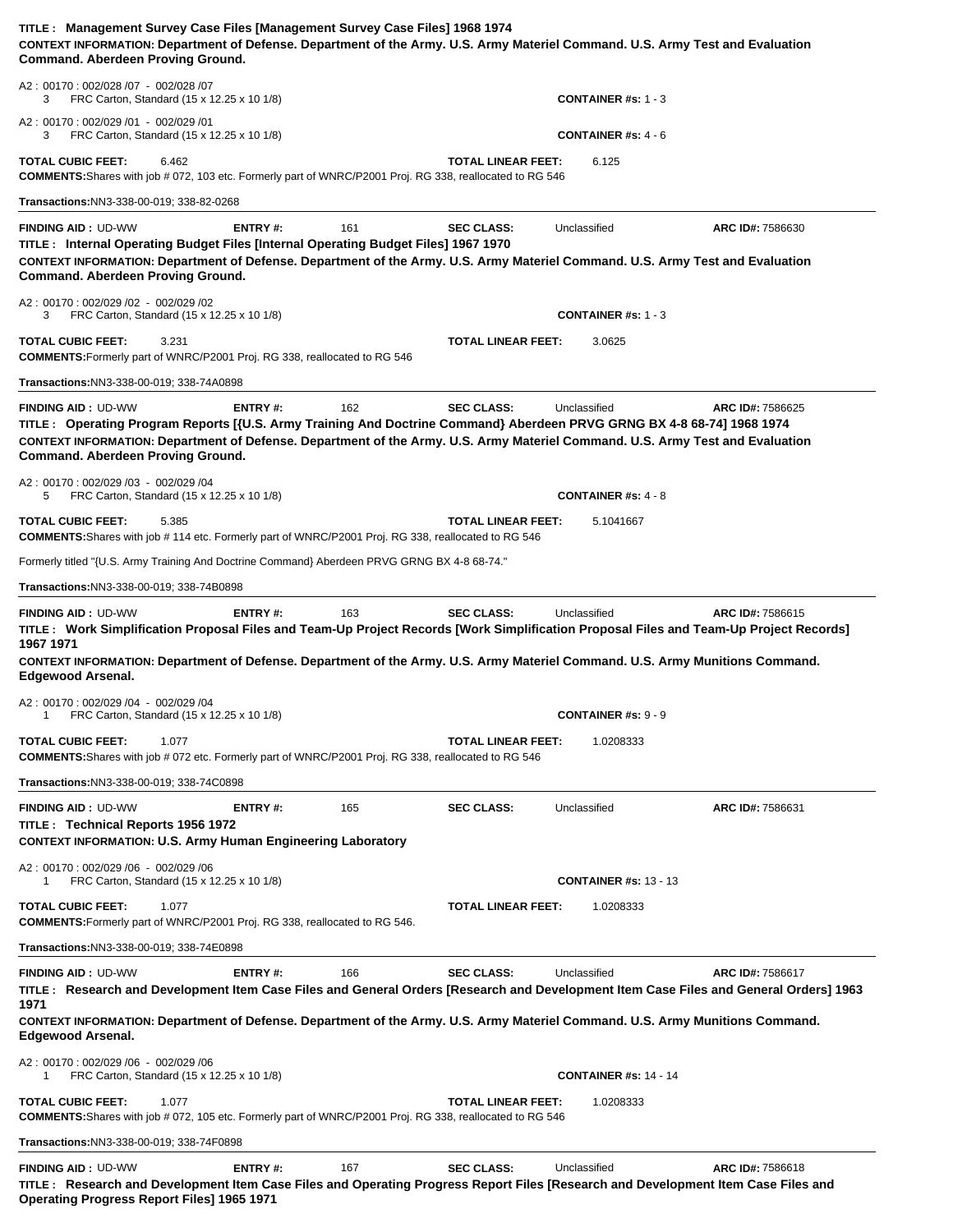**TITLE : Management Survey Case Files [Management Survey Case Files] 1968 1974**
**CONTEXT INFORMATION: Department of Defense. Department of the Army. U.S. Army Materiel Command. U.S. Army Test and Evaluation Command. Aberdeen Proving Ground.**

A2 : 00170 : 002/028 /07 - 002/028 /07
3 FRC Carton, Standard (15 x 12.25 x 10 1/8) **CONTAINER #s:** 1 - 3

A2 : 00170 : 002/029 /01 - 002/029 /01
3 FRC Carton, Standard (15 x 12.25 x 10 1/8) **CONTAINER #s:** 4 - 6

**TOTAL CUBIC FEET:** 6.462 **TOTAL LINEAR FEET:** 6.125
**COMMENTS:** Shares with job # 072, 103 etc. Formerly part of WNRC/P2001 Proj. RG 338, reallocated to RG 546

**Transactions:** NN3-338-00-019; 338-82-0268

---

**FINDING AID :** UD-WW **ENTRY #:** 161 **SEC CLASS:** Unclassified **ARC ID#:** 7586630
**TITLE : Internal Operating Budget Files [Internal Operating Budget Files] 1967 1970**
**CONTEXT INFORMATION: Department of Defense. Department of the Army. U.S. Army Materiel Command. U.S. Army Test and Evaluation Command. Aberdeen Proving Ground.**

A2 : 00170 : 002/029 /02 - 002/029 /02
3 FRC Carton, Standard (15 x 12.25 x 10 1/8) **CONTAINER #s:** 1 - 3

**TOTAL CUBIC FEET:** 3.231 **TOTAL LINEAR FEET:** 3.0625
**COMMENTS:** Formerly part of WNRC/P2001 Proj. RG 338, reallocated to RG 546

**Transactions:** NN3-338-00-019; 338-74A0898

---

**FINDING AID :** UD-WW **ENTRY #:** 162 **SEC CLASS:** Unclassified **ARC ID#:** 7586625
**TITLE : Operating Program Reports [{U.S. Army Training And Doctrine Command} Aberdeen PRVG GRNG BX 4-8 68-74] 1968 1974**
**CONTEXT INFORMATION: Department of Defense. Department of the Army. U.S. Army Materiel Command. U.S. Army Test and Evaluation Command. Aberdeen Proving Ground.**

A2 : 00170 : 002/029 /03 - 002/029 /04
5 FRC Carton, Standard (15 x 12.25 x 10 1/8) **CONTAINER #s:** 4 - 8

**TOTAL CUBIC FEET:** 5.385 **TOTAL LINEAR FEET:** 5.1041667
**COMMENTS:** Shares with job # 114 etc. Formerly part of WNRC/P2001 Proj. RG 338, reallocated to RG 546

Formerly titled "{U.S. Army Training And Doctrine Command} Aberdeen PRVG GRNG BX 4-8 68-74."

**Transactions:** NN3-338-00-019; 338-74B0898

---

**FINDING AID :** UD-WW **ENTRY #:** 163 **SEC CLASS:** Unclassified **ARC ID#:** 7586615
**TITLE : Work Simplification Proposal Files and Team-Up Project Records [Work Simplification Proposal Files and Team-Up Project Records] 1967 1971**
**CONTEXT INFORMATION: Department of Defense. Department of the Army. U.S. Army Materiel Command. U.S. Army Munitions Command. Edgewood Arsenal.**

A2 : 00170 : 002/029 /04 - 002/029 /04
1 FRC Carton, Standard (15 x 12.25 x 10 1/8) **CONTAINER #s:** 9 - 9

**TOTAL CUBIC FEET:** 1.077 **TOTAL LINEAR FEET:** 1.0208333
**COMMENTS:** Shares with job # 072 etc. Formerly part of WNRC/P2001 Proj. RG 338, reallocated to RG 546

**Transactions:** NN3-338-00-019; 338-74C0898

---

**FINDING AID :** UD-WW **ENTRY #:** 165 **SEC CLASS:** Unclassified **ARC ID#:** 7586631
**TITLE : Technical Reports 1956 1972**
**CONTEXT INFORMATION: U.S. Army Human Engineering Laboratory**

A2 : 00170 : 002/029 /06 - 002/029 /06
1 FRC Carton, Standard (15 x 12.25 x 10 1/8) **CONTAINER #s:** 13 - 13

**TOTAL CUBIC FEET:** 1.077 **TOTAL LINEAR FEET:** 1.0208333
**COMMENTS:** Formerly part of WNRC/P2001 Proj. RG 338, reallocated to RG 546.

**Transactions:** NN3-338-00-019; 338-74E0898

---

**FINDING AID :** UD-WW **ENTRY #:** 166 **SEC CLASS:** Unclassified **ARC ID#:** 7586617
**TITLE : Research and Development Item Case Files and General Orders [Research and Development Item Case Files and General Orders] 1963 1971**
**CONTEXT INFORMATION: Department of Defense. Department of the Army. U.S. Army Materiel Command. U.S. Army Munitions Command. Edgewood Arsenal.**

A2 : 00170 : 002/029 /06 - 002/029 /06
1 FRC Carton, Standard (15 x 12.25 x 10 1/8) **CONTAINER #s:** 14 - 14

**TOTAL CUBIC FEET:** 1.077 **TOTAL LINEAR FEET:** 1.0208333
**COMMENTS:** Shares with job # 072, 105 etc. Formerly part of WNRC/P2001 Proj. RG 338, reallocated to RG 546

**Transactions:** NN3-338-00-019; 338-74F0898

---

**FINDING AID :** UD-WW **ENTRY #:** 167 **SEC CLASS:** Unclassified **ARC ID#:** 7586618
**TITLE : Research and Development Item Case Files and Operating Progress Report Files [Research and Development Item Case Files and Operating Progress Report Files] 1965 1971**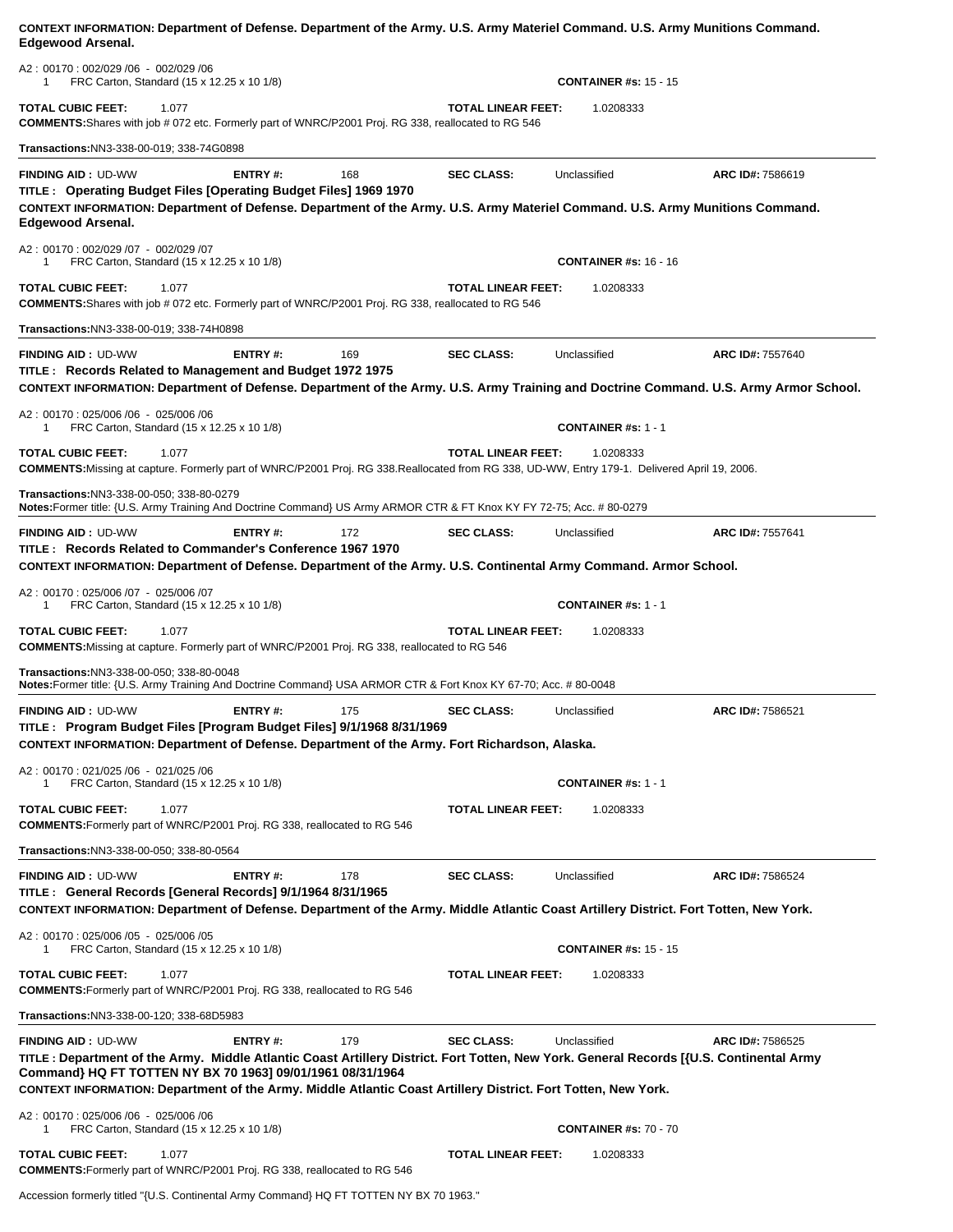**CONTEXT INFORMATION: Department of Defense. Department of the Army. U.S. Army Materiel Command. U.S. Army Munitions Command. Edgewood Arsenal.**

A2 : 00170 : 002/029 /06 - 002/029 /06
1 FRC Carton, Standard (15 x 12.25 x 10 1/8) **CONTAINER #s:** 15 - 15

**TOTAL CUBIC FEET:** 1.077 **TOTAL LINEAR FEET:** 1.0208333
**COMMENTS:** Shares with job # 072 etc. Formerly part of WNRC/P2001 Proj. RG 338, reallocated to RG 546

**Transactions:** NN3-338-00-019; 338-74G0898

---

**FINDING AID :** UD-WW **ENTRY #:** 168 **SEC CLASS:** Unclassified **ARC ID#:** 7586619
**TITLE : Operating Budget Files [Operating Budget Files] 1969 1970**
**CONTEXT INFORMATION: Department of Defense. Department of the Army. U.S. Army Materiel Command. U.S. Army Munitions Command. Edgewood Arsenal.**

A2 : 00170 : 002/029 /07 - 002/029 /07
1 FRC Carton, Standard (15 x 12.25 x 10 1/8) **CONTAINER #s:** 16 - 16

**TOTAL CUBIC FEET:** 1.077 **TOTAL LINEAR FEET:** 1.0208333
**COMMENTS:** Shares with job # 072 etc. Formerly part of WNRC/P2001 Proj. RG 338, reallocated to RG 546

**Transactions:** NN3-338-00-019; 338-74H0898

---

**FINDING AID :** UD-WW **ENTRY #:** 169 **SEC CLASS:** Unclassified **ARC ID#:** 7557640
**TITLE : Records Related to Management and Budget 1972 1975**
**CONTEXT INFORMATION: Department of Defense. Department of the Army. U.S. Army Training and Doctrine Command. U.S. Army Armor School.**

A2 : 00170 : 025/006 /06 - 025/006 /06
1 FRC Carton, Standard (15 x 12.25 x 10 1/8) **CONTAINER #s:** 1 - 1

**TOTAL CUBIC FEET:** 1.077 **TOTAL LINEAR FEET:** 1.0208333
**COMMENTS:** Missing at capture. Formerly part of WNRC/P2001 Proj. RG 338.Reallocated from RG 338, UD-WW, Entry 179-1. Delivered April 19, 2006.

**Transactions:** NN3-338-00-050; 338-80-0279
**Notes:** Former title: {U.S. Army Training And Doctrine Command} US Army ARMOR CTR & FT Knox KY FY 72-75; Acc. # 80-0279

---

**FINDING AID :** UD-WW **ENTRY #:** 172 **SEC CLASS:** Unclassified **ARC ID#:** 7557641
**TITLE : Records Related to Commander's Conference 1967 1970**
**CONTEXT INFORMATION: Department of Defense. Department of the Army. U.S. Continental Army Command. Armor School.**

A2 : 00170 : 025/006 /07 - 025/006 /07
1 FRC Carton, Standard (15 x 12.25 x 10 1/8) **CONTAINER #s:** 1 - 1

**TOTAL CUBIC FEET:** 1.077 **TOTAL LINEAR FEET:** 1.0208333
**COMMENTS:** Missing at capture. Formerly part of WNRC/P2001 Proj. RG 338, reallocated to RG 546

**Transactions:** NN3-338-00-050; 338-80-0048
**Notes:** Former title: {U.S. Army Training And Doctrine Command} USA ARMOR CTR & Fort Knox KY 67-70; Acc. # 80-0048

---

**FINDING AID :** UD-WW **ENTRY #:** 175 **SEC CLASS:** Unclassified **ARC ID#:** 7586521
**TITLE : Program Budget Files [Program Budget Files] 9/1/1968 8/31/1969**
**CONTEXT INFORMATION: Department of Defense. Department of the Army. Fort Richardson, Alaska.**

A2 : 00170 : 021/025 /06 - 021/025 /06
1 FRC Carton, Standard (15 x 12.25 x 10 1/8) **CONTAINER #s:** 1 - 1

**TOTAL CUBIC FEET:** 1.077 **TOTAL LINEAR FEET:** 1.0208333
**COMMENTS:** Formerly part of WNRC/P2001 Proj. RG 338, reallocated to RG 546

**Transactions:** NN3-338-00-050; 338-80-0564

---

**FINDING AID :** UD-WW **ENTRY #:** 178 **SEC CLASS:** Unclassified **ARC ID#:** 7586524
**TITLE : General Records [General Records] 9/1/1964 8/31/1965**
**CONTEXT INFORMATION: Department of Defense. Department of the Army. Middle Atlantic Coast Artillery District. Fort Totten, New York.**

A2 : 00170 : 025/006 /05 - 025/006 /05
1 FRC Carton, Standard (15 x 12.25 x 10 1/8) **CONTAINER #s:** 15 - 15

**TOTAL CUBIC FEET:** 1.077 **TOTAL LINEAR FEET:** 1.0208333
**COMMENTS:** Formerly part of WNRC/P2001 Proj. RG 338, reallocated to RG 546

**Transactions:** NN3-338-00-120; 338-68D5983

---

**FINDING AID :** UD-WW **ENTRY #:** 179 **SEC CLASS:** Unclassified **ARC ID#:** 7586525
**TITLE : Department of the Army. Middle Atlantic Coast Artillery District. Fort Totten, New York. General Records [{U.S. Continental Army Command} HQ FT TOTTEN NY BX 70 1963] 09/01/1961 08/31/1964**
**CONTEXT INFORMATION: Department of the Army. Middle Atlantic Coast Artillery District. Fort Totten, New York.**

A2 : 00170 : 025/006 /06 - 025/006 /06
1 FRC Carton, Standard (15 x 12.25 x 10 1/8) **CONTAINER #s:** 70 - 70

**TOTAL CUBIC FEET:** 1.077 **TOTAL LINEAR FEET:** 1.0208333
**COMMENTS:** Formerly part of WNRC/P2001 Proj. RG 338, reallocated to RG 546

Accession formerly titled "{U.S. Continental Army Command} HQ FT TOTTEN NY BX 70 1963."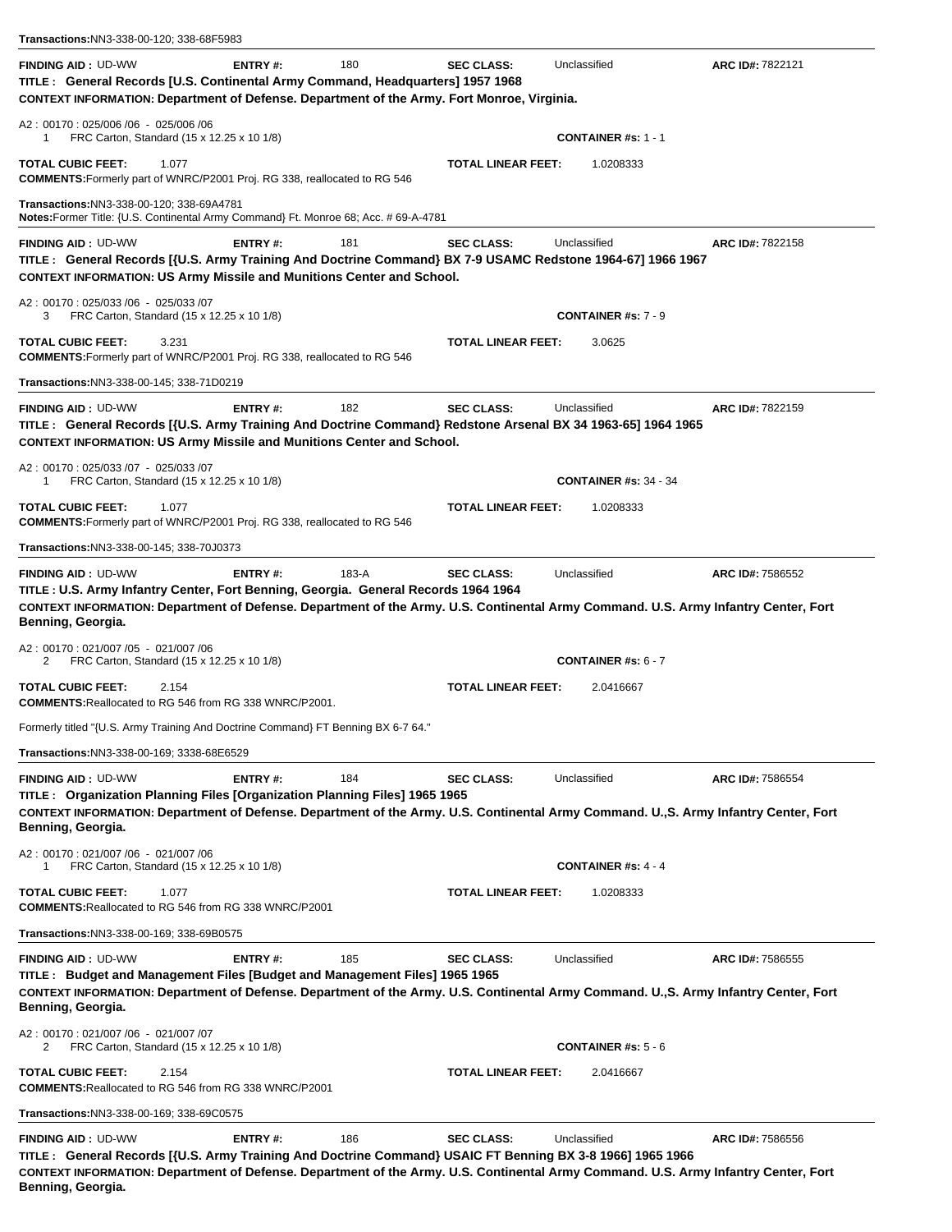**Transactions:**NN3-338-00-120; 338-68F5983

---

**FINDING AID :** UD-WW **ENTRY #:** 180 **SEC CLASS:** Unclassified **ARC ID#:** 7822121

**TITLE : General Records [U.S. Continental Army Command, Headquarters] 1957 1968**

**CONTEXT INFORMATION: Department of Defense. Department of the Army. Fort Monroe, Virginia.**

A2 : 00170 : 025/006 /06 - 025/006 /06
1 FRC Carton, Standard (15 x 12.25 x 10 1/8) **CONTAINER #s:** 1 - 1

**TOTAL CUBIC FEET:** 1.077 **TOTAL LINEAR FEET:** 1.0208333

**COMMENTS:**Formerly part of WNRC/P2001 Proj. RG 338, reallocated to RG 546

**Transactions:**NN3-338-00-120; 338-69A4781

**Notes:**Former Title: {U.S. Continental Army Command} Ft. Monroe 68; Acc. # 69-A-4781

---

**FINDING AID :** UD-WW **ENTRY #:** 181 **SEC CLASS:** Unclassified **ARC ID#:** 7822158

**TITLE : General Records [{U.S. Army Training And Doctrine Command} BX 7-9 USAMC Redstone 1964-67] 1966 1967**

**CONTEXT INFORMATION: US Army Missile and Munitions Center and School.**

A2 : 00170 : 025/033 /06 - 025/033 /07
3 FRC Carton, Standard (15 x 12.25 x 10 1/8) **CONTAINER #s:** 7 - 9

**TOTAL CUBIC FEET:** 3.231 **TOTAL LINEAR FEET:** 3.0625

**COMMENTS:**Formerly part of WNRC/P2001 Proj. RG 338, reallocated to RG 546

**Transactions:**NN3-338-00-145; 338-71D0219

---

**FINDING AID :** UD-WW **ENTRY #:** 182 **SEC CLASS:** Unclassified **ARC ID#:** 7822159

**TITLE : General Records [{U.S. Army Training And Doctrine Command} Redstone Arsenal BX 34 1963-65] 1964 1965**

**CONTEXT INFORMATION: US Army Missile and Munitions Center and School.**

A2 : 00170 : 025/033 /07 - 025/033 /07
1 FRC Carton, Standard (15 x 12.25 x 10 1/8) **CONTAINER #s:** 34 - 34

**TOTAL CUBIC FEET:** 1.077 **TOTAL LINEAR FEET:** 1.0208333

**COMMENTS:**Formerly part of WNRC/P2001 Proj. RG 338, reallocated to RG 546

**Transactions:**NN3-338-00-145; 338-70J0373

---

**FINDING AID :** UD-WW **ENTRY #:** 183-A **SEC CLASS:** Unclassified **ARC ID#:** 7586552

**TITLE : U.S. Army Infantry Center, Fort Benning, Georgia. General Records 1964 1964**

**CONTEXT INFORMATION: Department of Defense. Department of the Army. U.S. Continental Army Command. U.S. Army Infantry Center, Fort Benning, Georgia.**

A2 : 00170 : 021/007 /05 - 021/007 /06
2 FRC Carton, Standard (15 x 12.25 x 10 1/8) **CONTAINER #s:** 6 - 7

**TOTAL CUBIC FEET:** 2.154 **TOTAL LINEAR FEET:** 2.0416667

**COMMENTS:**Reallocated to RG 546 from RG 338 WNRC/P2001.

Formerly titled "{U.S. Army Training And Doctrine Command} FT Benning BX 6-7 64."

**Transactions:**NN3-338-00-169; 3338-68E6529

---

**FINDING AID :** UD-WW **ENTRY #:** 184 **SEC CLASS:** Unclassified **ARC ID#:** 7586554

**TITLE : Organization Planning Files [Organization Planning Files] 1965 1965**

**CONTEXT INFORMATION: Department of Defense. Department of the Army. U.S. Continental Army Command. U.,S. Army Infantry Center, Fort Benning, Georgia.**

A2 : 00170 : 021/007 /06 - 021/007 /06
1 FRC Carton, Standard (15 x 12.25 x 10 1/8) **CONTAINER #s:** 4 - 4

**TOTAL CUBIC FEET:** 1.077 **TOTAL LINEAR FEET:** 1.0208333

**COMMENTS:**Reallocated to RG 546 from RG 338 WNRC/P2001

**Transactions:**NN3-338-00-169; 338-69B0575

---

**FINDING AID :** UD-WW **ENTRY #:** 185 **SEC CLASS:** Unclassified **ARC ID#:** 7586555

**TITLE : Budget and Management Files [Budget and Management Files] 1965 1965**

**CONTEXT INFORMATION: Department of Defense. Department of the Army. U.S. Continental Army Command. U.,S. Army Infantry Center, Fort Benning, Georgia.**

A2 : 00170 : 021/007 /06 - 021/007 /07
2 FRC Carton, Standard (15 x 12.25 x 10 1/8) **CONTAINER #s:** 5 - 6

**TOTAL CUBIC FEET:** 2.154 **TOTAL LINEAR FEET:** 2.0416667

**COMMENTS:**Reallocated to RG 546 from RG 338 WNRC/P2001

**Transactions:**NN3-338-00-169; 338-69C0575

---

**FINDING AID :** UD-WW **ENTRY #:** 186 **SEC CLASS:** Unclassified **ARC ID#:** 7586556

**TITLE : General Records [{U.S. Army Training And Doctrine Command} USAIC FT Benning BX 3-8 1966] 1965 1966**

**CONTEXT INFORMATION: Department of Defense. Department of the Army. U.S. Continental Army Command. U.S. Army Infantry Center, Fort Benning, Georgia.**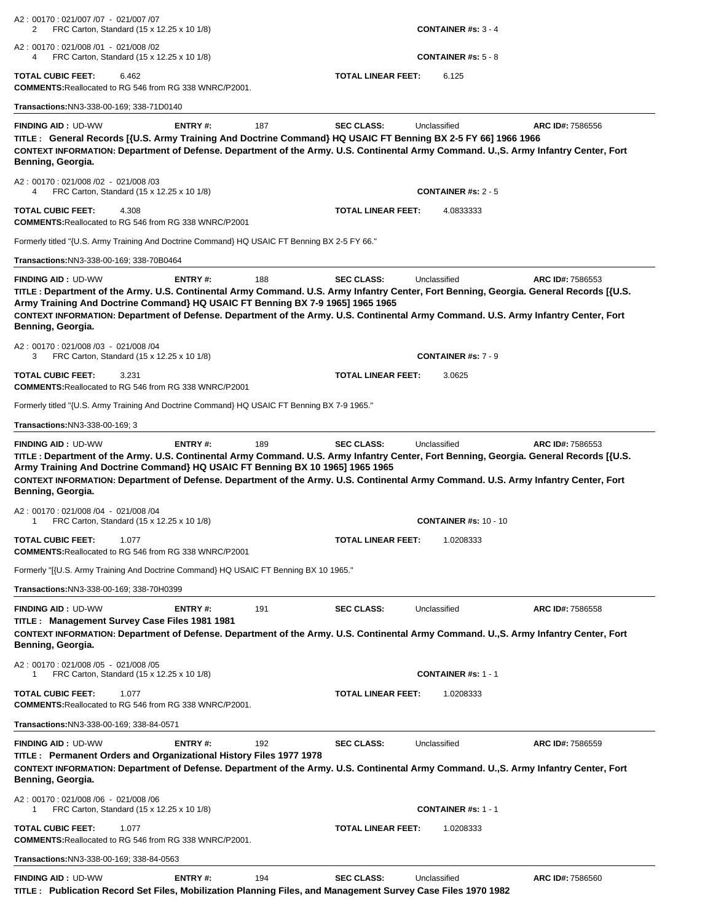A2 : 00170 : 021/007 /07 - 021/007 /07
2 FRC Carton, Standard (15 x 12.25 x 10 1/8) **CONTAINER #s:** 3 - 4

A2 : 00170 : 021/008 /01 - 021/008 /02
4 FRC Carton, Standard (15 x 12.25 x 10 1/8) **CONTAINER #s:** 5 - 8

**TOTAL CUBIC FEET:** 6.462 **TOTAL LINEAR FEET:** 6.125
**COMMENTS:** Reallocated to RG 546 from RG 338 WNRC/P2001.

**Transactions:** NN3-338-00-169; 338-71D0140

---

**FINDING AID :** UD-WW **ENTRY #:** 187 **SEC CLASS:** Unclassified **ARC ID#:** 7586556
**TITLE : General Records [{U.S. Army Training And Doctrine Command} HQ USAIC FT Benning BX 2-5 FY 66] 1966 1966**
**CONTEXT INFORMATION: Department of Defense. Department of the Army. U.S. Continental Army Command. U.,S. Army Infantry Center, Fort Benning, Georgia.**

A2 : 00170 : 021/008 /02 - 021/008 /03
4 FRC Carton, Standard (15 x 12.25 x 10 1/8) **CONTAINER #s:** 2 - 5

**TOTAL CUBIC FEET:** 4.308 **TOTAL LINEAR FEET:** 4.0833333
**COMMENTS:** Reallocated to RG 546 from RG 338 WNRC/P2001

Formerly titled "{U.S. Army Training And Doctrine Command} HQ USAIC FT Benning BX 2-5 FY 66."

**Transactions:** NN3-338-00-169; 338-70B0464

---

**FINDING AID :** UD-WW **ENTRY #:** 188 **SEC CLASS:** Unclassified **ARC ID#:** 7586553
**TITLE : Department of the Army. U.S. Continental Army Command. U.S. Army Infantry Center, Fort Benning, Georgia. General Records [{U.S. Army Training And Doctrine Command} HQ USAIC FT Benning BX 7-9 1965] 1965 1965**
**CONTEXT INFORMATION: Department of Defense. Department of the Army. U.S. Continental Army Command. U.S. Army Infantry Center, Fort Benning, Georgia.**

A2 : 00170 : 021/008 /03 - 021/008 /04
3 FRC Carton, Standard (15 x 12.25 x 10 1/8) **CONTAINER #s:** 7 - 9

**TOTAL CUBIC FEET:** 3.231 **TOTAL LINEAR FEET:** 3.0625
**COMMENTS:** Reallocated to RG 546 from RG 338 WNRC/P2001

Formerly titled "{U.S. Army Training And Doctrine Command} HQ USAIC FT Benning BX 7-9 1965."

**Transactions:** NN3-338-00-169; 3

---

**FINDING AID :** UD-WW **ENTRY #:** 189 **SEC CLASS:** Unclassified **ARC ID#:** 7586553
**TITLE : Department of the Army. U.S. Continental Army Command. U.S. Army Infantry Center, Fort Benning, Georgia. General Records [{U.S. Army Training And Doctrine Command} HQ USAIC FT Benning BX 10 1965] 1965 1965**
**CONTEXT INFORMATION: Department of Defense. Department of the Army. U.S. Continental Army Command. U.S. Army Infantry Center, Fort Benning, Georgia.**

A2 : 00170 : 021/008 /04 - 021/008 /04
1 FRC Carton, Standard (15 x 12.25 x 10 1/8) **CONTAINER #s:** 10 - 10

**TOTAL CUBIC FEET:** 1.077 **TOTAL LINEAR FEET:** 1.0208333
**COMMENTS:** Reallocated to RG 546 from RG 338 WNRC/P2001

Formerly "[{U.S. Army Training And Doctrine Command} HQ USAIC FT Benning BX 10 1965."

**Transactions:** NN3-338-00-169; 338-70H0399

---

**FINDING AID :** UD-WW **ENTRY #:** 191 **SEC CLASS:** Unclassified **ARC ID#:** 7586558
**TITLE : Management Survey Case Files 1981 1981**
**CONTEXT INFORMATION: Department of Defense. Department of the Army. U.S. Continental Army Command. U.,S. Army Infantry Center, Fort Benning, Georgia.**

A2 : 00170 : 021/008 /05 - 021/008 /05
1 FRC Carton, Standard (15 x 12.25 x 10 1/8) **CONTAINER #s:** 1 - 1

**TOTAL CUBIC FEET:** 1.077 **TOTAL LINEAR FEET:** 1.0208333
**COMMENTS:** Reallocated to RG 546 from RG 338 WNRC/P2001.

**Transactions:** NN3-338-00-169; 338-84-0571

---

**FINDING AID :** UD-WW **ENTRY #:** 192 **SEC CLASS:** Unclassified **ARC ID#:** 7586559
**TITLE : Permanent Orders and Organizational History Files 1977 1978**
**CONTEXT INFORMATION: Department of Defense. Department of the Army. U.S. Continental Army Command. U.,S. Army Infantry Center, Fort Benning, Georgia.**

A2 : 00170 : 021/008 /06 - 021/008 /06
1 FRC Carton, Standard (15 x 12.25 x 10 1/8) **CONTAINER #s:** 1 - 1

**TOTAL CUBIC FEET:** 1.077 **TOTAL LINEAR FEET:** 1.0208333
**COMMENTS:** Reallocated to RG 546 from RG 338 WNRC/P2001.

**Transactions:** NN3-338-00-169; 338-84-0563

---

**FINDING AID :** UD-WW **ENTRY #:** 194 **SEC CLASS:** Unclassified **ARC ID#:** 7586560
**TITLE : Publication Record Set Files, Mobilization Planning Files, and Management Survey Case Files 1970 1982**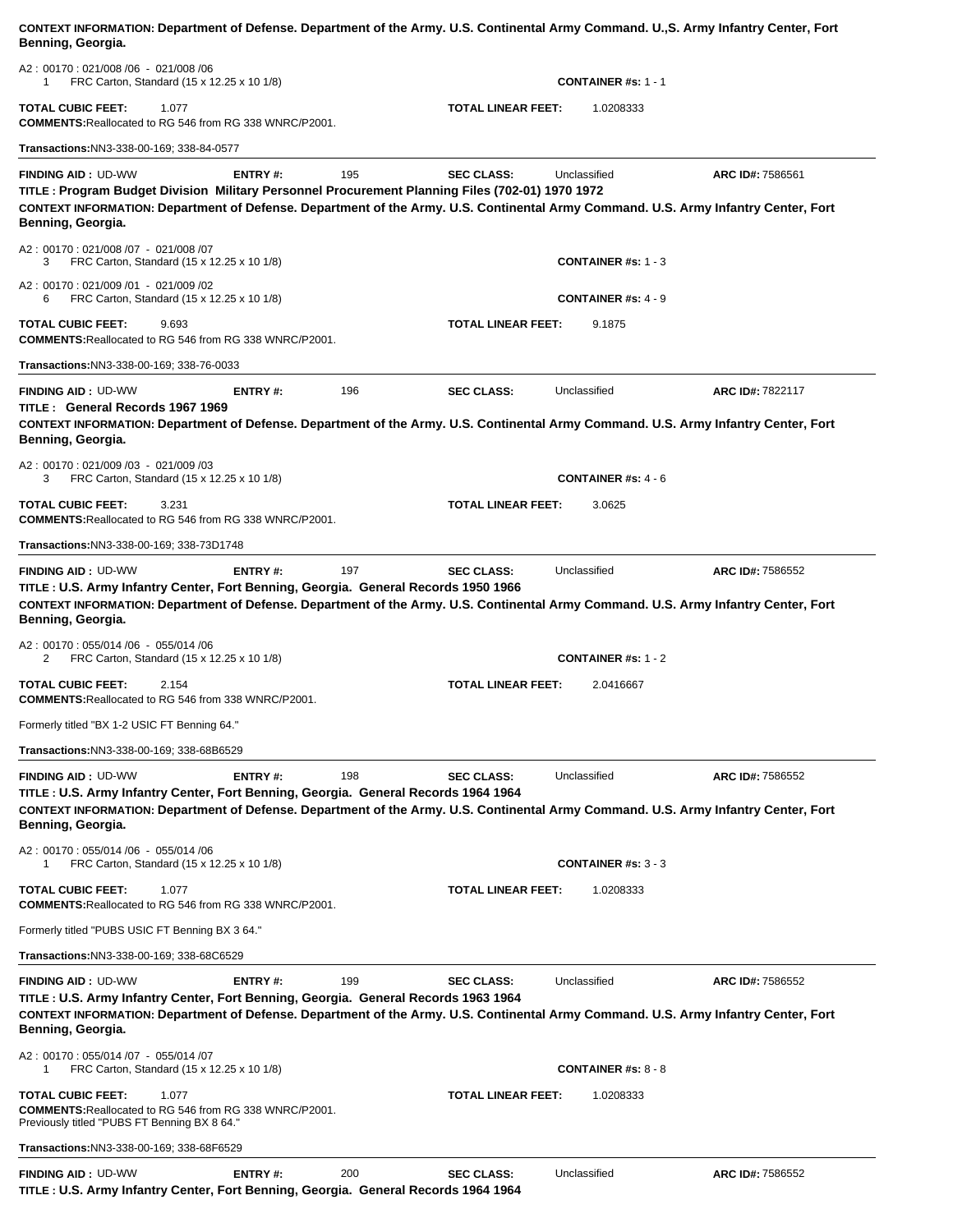**CONTEXT INFORMATION: Department of Defense. Department of the Army. U.S. Continental Army Command. U.,S. Army Infantry Center, Fort Benning, Georgia.**

A2 : 00170 : 021/008 /06 - 021/008 /06
1 FRC Carton, Standard (15 x 12.25 x 10 1/8) **CONTAINER #s:** 1 - 1

**TOTAL CUBIC FEET:** 1.077 **TOTAL LINEAR FEET:** 1.0208333
**COMMENTS:**Reallocated to RG 546 from RG 338 WNRC/P2001.

**Transactions:**NN3-338-00-169; 338-84-0577

---

**FINDING AID :** UD-WW **ENTRY #:** 195 **SEC CLASS:** Unclassified **ARC ID#:** 7586561
**TITLE : Program Budget Division Military Personnel Procurement Planning Files (702-01) 1970 1972**
**CONTEXT INFORMATION: Department of Defense. Department of the Army. U.S. Continental Army Command. U.S. Army Infantry Center, Fort Benning, Georgia.**

A2 : 00170 : 021/008 /07 - 021/008 /07
3 FRC Carton, Standard (15 x 12.25 x 10 1/8) **CONTAINER #s:** 1 - 3

A2 : 00170 : 021/009 /01 - 021/009 /02
6 FRC Carton, Standard (15 x 12.25 x 10 1/8) **CONTAINER #s:** 4 - 9

**TOTAL CUBIC FEET:** 9.693 **TOTAL LINEAR FEET:** 9.1875
**COMMENTS:**Reallocated to RG 546 from RG 338 WNRC/P2001.

**Transactions:**NN3-338-00-169; 338-76-0033

---

**FINDING AID :** UD-WW **ENTRY #:** 196 **SEC CLASS:** Unclassified **ARC ID#:** 7822117
**TITLE : General Records 1967 1969**
**CONTEXT INFORMATION: Department of Defense. Department of the Army. U.S. Continental Army Command. U.S. Army Infantry Center, Fort Benning, Georgia.**

A2 : 00170 : 021/009 /03 - 021/009 /03
3 FRC Carton, Standard (15 x 12.25 x 10 1/8) **CONTAINER #s:** 4 - 6

**TOTAL CUBIC FEET:** 3.231 **TOTAL LINEAR FEET:** 3.0625
**COMMENTS:**Reallocated to RG 546 from RG 338 WNRC/P2001.

**Transactions:**NN3-338-00-169; 338-73D1748

---

**FINDING AID :** UD-WW **ENTRY #:** 197 **SEC CLASS:** Unclassified **ARC ID#:** 7586552
**TITLE : U.S. Army Infantry Center, Fort Benning, Georgia. General Records 1950 1966**
**CONTEXT INFORMATION: Department of Defense. Department of the Army. U.S. Continental Army Command. U.S. Army Infantry Center, Fort Benning, Georgia.**

A2 : 00170 : 055/014 /06 - 055/014 /06
2 FRC Carton, Standard (15 x 12.25 x 10 1/8) **CONTAINER #s:** 1 - 2

**TOTAL CUBIC FEET:** 2.154 **TOTAL LINEAR FEET:** 2.0416667
**COMMENTS:**Reallocated to RG 546 from 338 WNRC/P2001.

Formerly titled "BX 1-2 USIC FT Benning 64."

**Transactions:**NN3-338-00-169; 338-68B6529

---

**FINDING AID :** UD-WW **ENTRY #:** 198 **SEC CLASS:** Unclassified **ARC ID#:** 7586552
**TITLE : U.S. Army Infantry Center, Fort Benning, Georgia. General Records 1964 1964**
**CONTEXT INFORMATION: Department of Defense. Department of the Army. U.S. Continental Army Command. U.S. Army Infantry Center, Fort Benning, Georgia.**

A2 : 00170 : 055/014 /06 - 055/014 /06
1 FRC Carton, Standard (15 x 12.25 x 10 1/8) **CONTAINER #s:** 3 - 3

**TOTAL CUBIC FEET:** 1.077 **TOTAL LINEAR FEET:** 1.0208333
**COMMENTS:**Reallocated to RG 546 from RG 338 WNRC/P2001.

Formerly titled "PUBS USIC FT Benning BX 3 64."

**Transactions:**NN3-338-00-169; 338-68C6529

---

**FINDING AID :** UD-WW **ENTRY #:** 199 **SEC CLASS:** Unclassified **ARC ID#:** 7586552
**TITLE : U.S. Army Infantry Center, Fort Benning, Georgia. General Records 1963 1964**
**CONTEXT INFORMATION: Department of Defense. Department of the Army. U.S. Continental Army Command. U.S. Army Infantry Center, Fort Benning, Georgia.**

A2 : 00170 : 055/014 /07 - 055/014 /07
1 FRC Carton, Standard (15 x 12.25 x 10 1/8) **CONTAINER #s:** 8 - 8

**TOTAL CUBIC FEET:** 1.077 **TOTAL LINEAR FEET:** 1.0208333
**COMMENTS:**Reallocated to RG 546 from RG 338 WNRC/P2001.
Previously titled "PUBS FT Benning BX 8 64."

**Transactions:**NN3-338-00-169; 338-68F6529

---

**FINDING AID :** UD-WW **ENTRY #:** 200 **SEC CLASS:** Unclassified **ARC ID#:** 7586552
**TITLE : U.S. Army Infantry Center, Fort Benning, Georgia. General Records 1964 1964**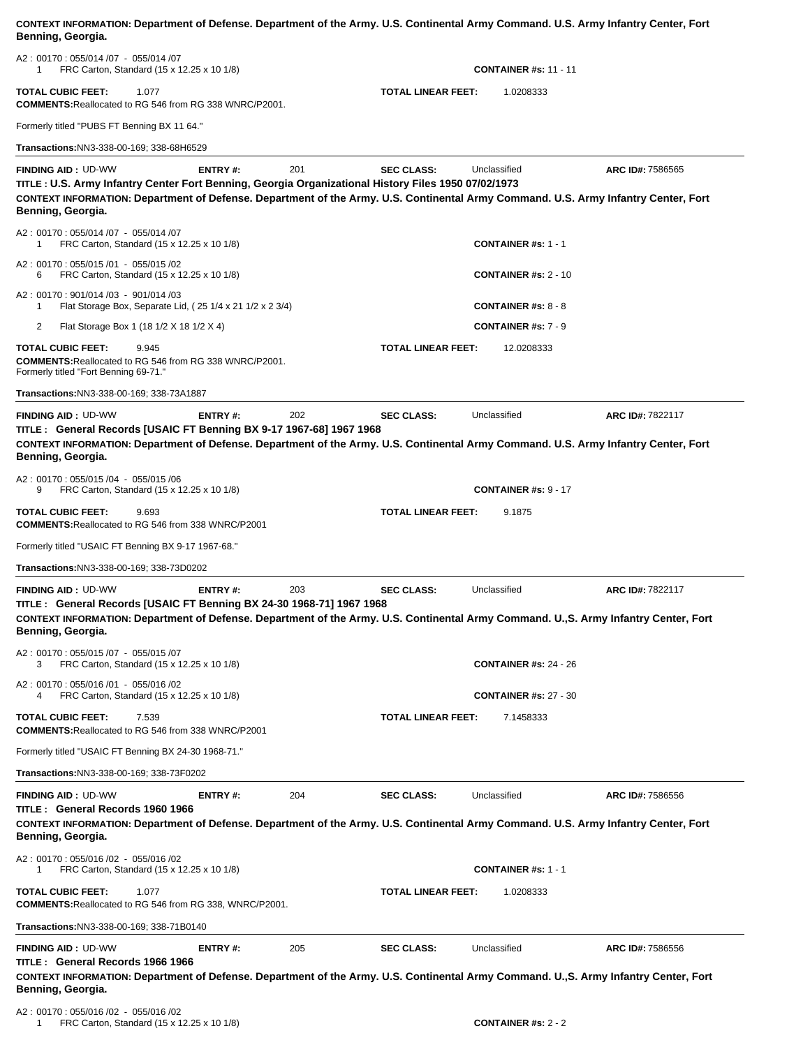**CONTEXT INFORMATION: Department of Defense. Department of the Army. U.S. Continental Army Command. U.S. Army Infantry Center, Fort Benning, Georgia.**

A2 : 00170 : 055/014 /07 - 055/014 /07
1 FRC Carton, Standard (15 x 12.25 x 10 1/8) **CONTAINER #s:** 11 - 11

**TOTAL CUBIC FEET:** 1.077 **TOTAL LINEAR FEET:** 1.0208333
**COMMENTS:** Reallocated to RG 546 from RG 338 WNRC/P2001.

Formerly titled "PUBS FT Benning BX 11 64."

**Transactions:** NN3-338-00-169; 338-68H6529

---

**FINDING AID :** UD-WW **ENTRY #:** 201 **SEC CLASS:** Unclassified **ARC ID#:** 7586565
**TITLE : U.S. Army Infantry Center Fort Benning, Georgia Organizational History Files 1950 07/02/1973**
**CONTEXT INFORMATION: Department of Defense. Department of the Army. U.S. Continental Army Command. U.S. Army Infantry Center, Fort Benning, Georgia.**

A2 : 00170 : 055/014 /07 - 055/014 /07
1 FRC Carton, Standard (15 x 12.25 x 10 1/8) **CONTAINER #s:** 1 - 1

A2 : 00170 : 055/015 /01 - 055/015 /02
6 FRC Carton, Standard (15 x 12.25 x 10 1/8) **CONTAINER #s:** 2 - 10

A2 : 00170 : 901/014 /03 - 901/014 /03
1 Flat Storage Box, Separate Lid, ( 25 1/4 x 21 1/2 x 2 3/4) **CONTAINER #s:** 8 - 8

2 Flat Storage Box 1 (18 1/2 X 18 1/2 X 4) **CONTAINER #s:** 7 - 9

**TOTAL CUBIC FEET:** 9.945 **TOTAL LINEAR FEET:** 12.0208333
**COMMENTS:** Reallocated to RG 546 from RG 338 WNRC/P2001.
Formerly titled "Fort Benning 69-71."

**Transactions:** NN3-338-00-169; 338-73A1887

---

**FINDING AID :** UD-WW **ENTRY #:** 202 **SEC CLASS:** Unclassified **ARC ID#:** 7822117
**TITLE : General Records [USAIC FT Benning BX 9-17 1967-68] 1967 1968**
**CONTEXT INFORMATION: Department of Defense. Department of the Army. U.S. Continental Army Command. U.S. Army Infantry Center, Fort Benning, Georgia.**

A2 : 00170 : 055/015 /04 - 055/015 /06
9 FRC Carton, Standard (15 x 12.25 x 10 1/8) **CONTAINER #s:** 9 - 17

**TOTAL CUBIC FEET:** 9.693 **TOTAL LINEAR FEET:** 9.1875
**COMMENTS:** Reallocated to RG 546 from 338 WNRC/P2001

Formerly titled "USAIC FT Benning BX 9-17 1967-68."

**Transactions:** NN3-338-00-169; 338-73D0202

---

**FINDING AID :** UD-WW **ENTRY #:** 203 **SEC CLASS:** Unclassified **ARC ID#:** 7822117
**TITLE : General Records [USAIC FT Benning BX 24-30 1968-71] 1967 1968**
**CONTEXT INFORMATION: Department of Defense. Department of the Army. U.S. Continental Army Command. U.,S. Army Infantry Center, Fort Benning, Georgia.**

A2 : 00170 : 055/015 /07 - 055/015 /07
3 FRC Carton, Standard (15 x 12.25 x 10 1/8) **CONTAINER #s:** 24 - 26

A2 : 00170 : 055/016 /01 - 055/016 /02
4 FRC Carton, Standard (15 x 12.25 x 10 1/8) **CONTAINER #s:** 27 - 30

**TOTAL CUBIC FEET:** 7.539 **TOTAL LINEAR FEET:** 7.1458333
**COMMENTS:** Reallocated to RG 546 from 338 WNRC/P2001

Formerly titled "USAIC FT Benning BX 24-30 1968-71."

**Transactions:** NN3-338-00-169; 338-73F0202

---

**FINDING AID :** UD-WW **ENTRY #:** 204 **SEC CLASS:** Unclassified **ARC ID#:** 7586556
**TITLE : General Records 1960 1966**
**CONTEXT INFORMATION: Department of Defense. Department of the Army. U.S. Continental Army Command. U.S. Army Infantry Center, Fort Benning, Georgia.**

A2 : 00170 : 055/016 /02 - 055/016 /02
1 FRC Carton, Standard (15 x 12.25 x 10 1/8) **CONTAINER #s:** 1 - 1

**TOTAL CUBIC FEET:** 1.077 **TOTAL LINEAR FEET:** 1.0208333
**COMMENTS:** Reallocated to RG 546 from RG 338, WNRC/P2001.

**Transactions:** NN3-338-00-169; 338-71B0140

---

**FINDING AID :** UD-WW **ENTRY #:** 205 **SEC CLASS:** Unclassified **ARC ID#:** 7586556
**TITLE : General Records 1966 1966**
**CONTEXT INFORMATION: Department of Defense. Department of the Army. U.S. Continental Army Command. U.,S. Army Infantry Center, Fort Benning, Georgia.**

A2 : 00170 : 055/016 /02 - 055/016 /02
1 FRC Carton, Standard (15 x 12.25 x 10 1/8) **CONTAINER #s:** 2 - 2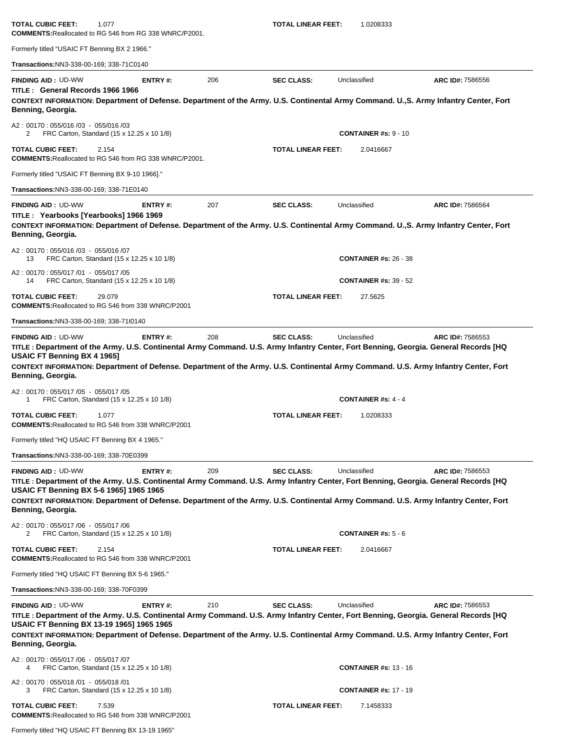**TOTAL CUBIC FEET:** 1.077 **TOTAL LINEAR FEET:** 1.0208333
**COMMENTS:** Reallocated to RG 546 from RG 338 WNRC/P2001.

Formerly titled "USAIC FT Benning BX 2 1966."

**Transactions:** NN3-338-00-169; 338-71C0140

---

**FINDING AID :** UD-WW **ENTRY #:** 206 **SEC CLASS:** Unclassified **ARC ID#:** 7586556

**TITLE : General Records 1966 1966**

**CONTEXT INFORMATION: Department of Defense. Department of the Army. U.S. Continental Army Command. U.,S. Army Infantry Center, Fort Benning, Georgia.**

A2 : 00170 : 055/016 /03 - 055/016 /03
2 FRC Carton, Standard (15 x 12.25 x 10 1/8) **CONTAINER #s:** 9 - 10

**TOTAL CUBIC FEET:** 2.154 **TOTAL LINEAR FEET:** 2.0416667
**COMMENTS:** Reallocated to RG 546 from RG 338 WNRC/P2001.

Formerly titled "USAIC FT Benning BX 9-10 1966]."

**Transactions:** NN3-338-00-169; 338-71E0140

---

**FINDING AID :** UD-WW **ENTRY #:** 207 **SEC CLASS:** Unclassified **ARC ID#:** 7586564

**TITLE : Yearbooks [Yearbooks] 1966 1969**

**CONTEXT INFORMATION: Department of Defense. Department of the Army. U.S. Continental Army Command. U.,S. Army Infantry Center, Fort Benning, Georgia.**

A2 : 00170 : 055/016 /03 - 055/016 /07
13 FRC Carton, Standard (15 x 12.25 x 10 1/8) **CONTAINER #s:** 26 - 38

A2 : 00170 : 055/017 /01 - 055/017 /05
14 FRC Carton, Standard (15 x 12.25 x 10 1/8) **CONTAINER #s:** 39 - 52

**TOTAL CUBIC FEET:** 29.079 **TOTAL LINEAR FEET:** 27.5625
**COMMENTS:** Reallocated to RG 546 from 338 WNRC/P2001

**Transactions:** NN3-338-00-169; 338-71I0140

---

**FINDING AID :** UD-WW **ENTRY #:** 208 **SEC CLASS:** Unclassified **ARC ID#:** 7586553

**TITLE : Department of the Army. U.S. Continental Army Command. U.S. Army Infantry Center, Fort Benning, Georgia. General Records [HQ USAIC FT Benning BX 4 1965]**

**CONTEXT INFORMATION: Department of Defense. Department of the Army. U.S. Continental Army Command. U.S. Army Infantry Center, Fort Benning, Georgia.**

A2 : 00170 : 055/017 /05 - 055/017 /05
1 FRC Carton, Standard (15 x 12.25 x 10 1/8) **CONTAINER #s:** 4 - 4

**TOTAL CUBIC FEET:** 1.077 **TOTAL LINEAR FEET:** 1.0208333
**COMMENTS:** Reallocated to RG 546 from 338 WNRC/P2001

Formerly titled "HQ USAIC FT Benning BX 4 1965."

**Transactions:** NN3-338-00-169; 338-70E0399

---

**FINDING AID :** UD-WW **ENTRY #:** 209 **SEC CLASS:** Unclassified **ARC ID#:** 7586553

**TITLE : Department of the Army. U.S. Continental Army Command. U.S. Army Infantry Center, Fort Benning, Georgia. General Records [HQ USAIC FT Benning BX 5-6 1965] 1965 1965**

**CONTEXT INFORMATION: Department of Defense. Department of the Army. U.S. Continental Army Command. U.S. Army Infantry Center, Fort Benning, Georgia.**

A2 : 00170 : 055/017 /06 - 055/017 /06
2 FRC Carton, Standard (15 x 12.25 x 10 1/8) **CONTAINER #s:** 5 - 6

**TOTAL CUBIC FEET:** 2.154 **TOTAL LINEAR FEET:** 2.0416667
**COMMENTS:** Reallocated to RG 546 from 338 WNRC/P2001

Formerly titled "HQ USAIC FT Benning BX 5-6 1965."

**Transactions:** NN3-338-00-169; 338-70F0399

---

**FINDING AID :** UD-WW **ENTRY #:** 210 **SEC CLASS:** Unclassified **ARC ID#:** 7586553

**TITLE : Department of the Army. U.S. Continental Army Command. U.S. Army Infantry Center, Fort Benning, Georgia. General Records [HQ USAIC FT Benning BX 13-19 1965] 1965 1965**

**CONTEXT INFORMATION: Department of Defense. Department of the Army. U.S. Continental Army Command. U.S. Army Infantry Center, Fort Benning, Georgia.**

A2 : 00170 : 055/017 /06 - 055/017 /07
4 FRC Carton, Standard (15 x 12.25 x 10 1/8) **CONTAINER #s:** 13 - 16

A2 : 00170 : 055/018 /01 - 055/018 /01
3 FRC Carton, Standard (15 x 12.25 x 10 1/8) **CONTAINER #s:** 17 - 19

**TOTAL CUBIC FEET:** 7.539 **TOTAL LINEAR FEET:** 7.1458333
**COMMENTS:** Reallocated to RG 546 from 338 WNRC/P2001

Formerly titled "HQ USAIC FT Benning BX 13-19 1965"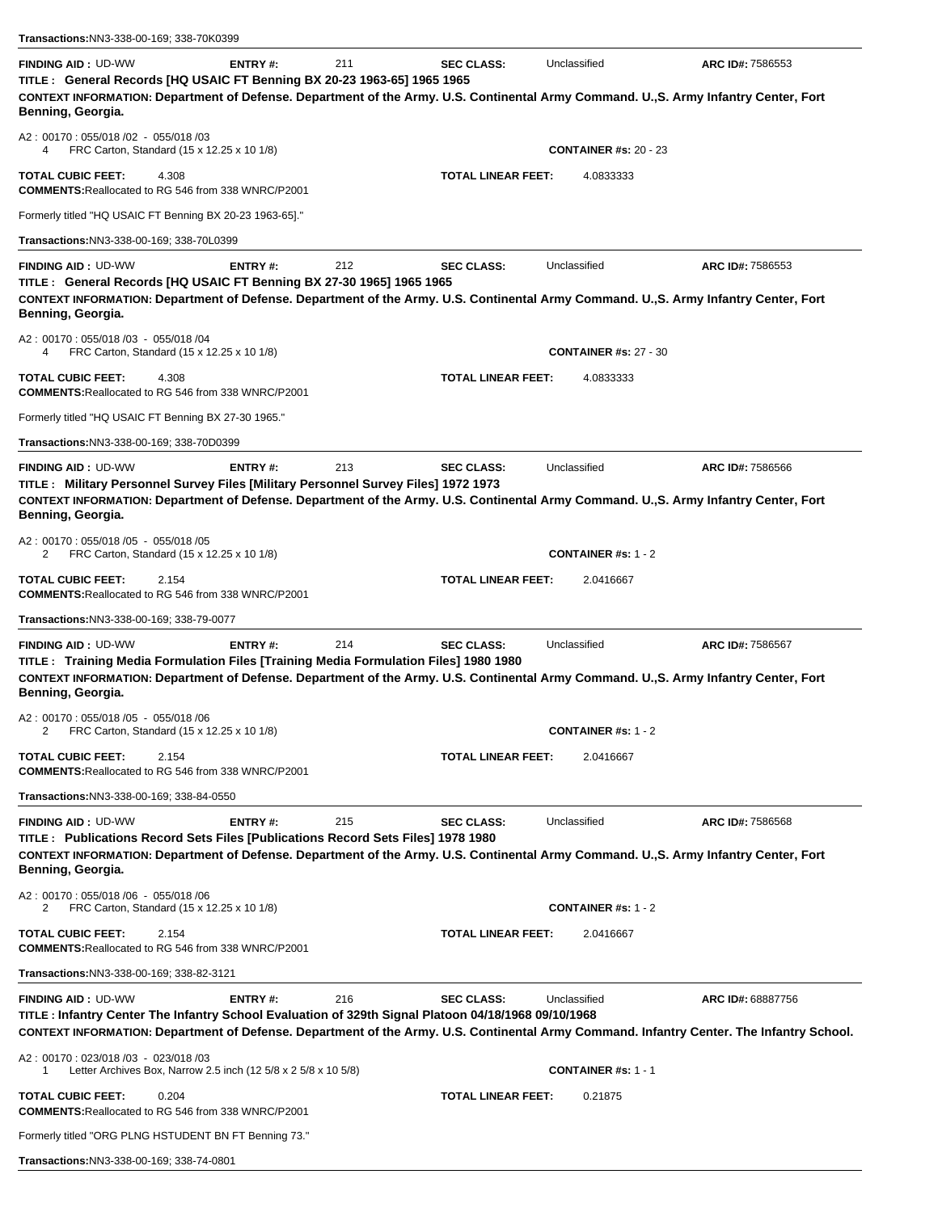**Transactions:** NN3-338-00-169; 338-70K0399

---

**FINDING AID :** UD-WW **ENTRY #:** 211 **SEC CLASS:** Unclassified **ARC ID#:** 7586553

**TITLE : General Records [HQ USAIC FT Benning BX 20-23 1963-65] 1965 1965**

**CONTEXT INFORMATION: Department of Defense. Department of the Army. U.S. Continental Army Command. U.,S. Army Infantry Center, Fort Benning, Georgia.**

A2 : 00170 : 055/018 /02 - 055/018 /03
4 FRC Carton, Standard (15 x 12.25 x 10 1/8) **CONTAINER #s:** 20 - 23

**TOTAL CUBIC FEET:** 4.308 **TOTAL LINEAR FEET:** 4.0833333

**COMMENTS:** Reallocated to RG 546 from 338 WNRC/P2001

Formerly titled "HQ USAIC FT Benning BX 20-23 1963-65]."

**Transactions:** NN3-338-00-169; 338-70L0399

---

**FINDING AID :** UD-WW **ENTRY #:** 212 **SEC CLASS:** Unclassified **ARC ID#:** 7586553

**TITLE : General Records [HQ USAIC FT Benning BX 27-30 1965] 1965 1965**

**CONTEXT INFORMATION: Department of Defense. Department of the Army. U.S. Continental Army Command. U.,S. Army Infantry Center, Fort Benning, Georgia.**

A2 : 00170 : 055/018 /03 - 055/018 /04
4 FRC Carton, Standard (15 x 12.25 x 10 1/8) **CONTAINER #s:** 27 - 30

**TOTAL CUBIC FEET:** 4.308 **TOTAL LINEAR FEET:** 4.0833333

**COMMENTS:** Reallocated to RG 546 from 338 WNRC/P2001

Formerly titled "HQ USAIC FT Benning BX 27-30 1965."

**Transactions:** NN3-338-00-169; 338-70D0399

---

**FINDING AID :** UD-WW **ENTRY #:** 213 **SEC CLASS:** Unclassified **ARC ID#:** 7586566

**TITLE : Military Personnel Survey Files [Military Personnel Survey Files] 1972 1973**

**CONTEXT INFORMATION: Department of Defense. Department of the Army. U.S. Continental Army Command. U.,S. Army Infantry Center, Fort Benning, Georgia.**

A2 : 00170 : 055/018 /05 - 055/018 /05
2 FRC Carton, Standard (15 x 12.25 x 10 1/8) **CONTAINER #s:** 1 - 2

**TOTAL CUBIC FEET:** 2.154 **TOTAL LINEAR FEET:** 2.0416667

**COMMENTS:** Reallocated to RG 546 from 338 WNRC/P2001

**Transactions:** NN3-338-00-169; 338-79-0077

---

**FINDING AID :** UD-WW **ENTRY #:** 214 **SEC CLASS:** Unclassified **ARC ID#:** 7586567

**TITLE : Training Media Formulation Files [Training Media Formulation Files] 1980 1980**

**CONTEXT INFORMATION: Department of Defense. Department of the Army. U.S. Continental Army Command. U.,S. Army Infantry Center, Fort Benning, Georgia.**

A2 : 00170 : 055/018 /05 - 055/018 /06
2 FRC Carton, Standard (15 x 12.25 x 10 1/8) **CONTAINER #s:** 1 - 2

**TOTAL CUBIC FEET:** 2.154 **TOTAL LINEAR FEET:** 2.0416667

**COMMENTS:** Reallocated to RG 546 from 338 WNRC/P2001

**Transactions:** NN3-338-00-169; 338-84-0550

---

**FINDING AID :** UD-WW **ENTRY #:** 215 **SEC CLASS:** Unclassified **ARC ID#:** 7586568

**TITLE : Publications Record Sets Files [Publications Record Sets Files] 1978 1980**

**CONTEXT INFORMATION: Department of Defense. Department of the Army. U.S. Continental Army Command. U.,S. Army Infantry Center, Fort Benning, Georgia.**

A2 : 00170 : 055/018 /06 - 055/018 /06
2 FRC Carton, Standard (15 x 12.25 x 10 1/8) **CONTAINER #s:** 1 - 2

**TOTAL CUBIC FEET:** 2.154 **TOTAL LINEAR FEET:** 2.0416667

**COMMENTS:** Reallocated to RG 546 from 338 WNRC/P2001

**Transactions:** NN3-338-00-169; 338-82-3121

---

**FINDING AID :** UD-WW **ENTRY #:** 216 **SEC CLASS:** Unclassified **ARC ID#:** 68887756

**TITLE : Infantry Center The Infantry School Evaluation of 329th Signal Platoon 04/18/1968 09/10/1968**

**CONTEXT INFORMATION: Department of Defense. Department of the Army. U.S. Continental Army Command. Infantry Center. The Infantry School.**

A2 : 00170 : 023/018 /03 - 023/018 /03
1 Letter Archives Box, Narrow 2.5 inch (12 5/8 x 2 5/8 x 10 5/8) **CONTAINER #s:** 1 - 1

**TOTAL CUBIC FEET:** 0.204 **TOTAL LINEAR FEET:** 0.21875

**COMMENTS:** Reallocated to RG 546 from 338 WNRC/P2001

Formerly titled "ORG PLNG HSTUDENT BN FT Benning 73."

**Transactions:** NN3-338-00-169; 338-74-0801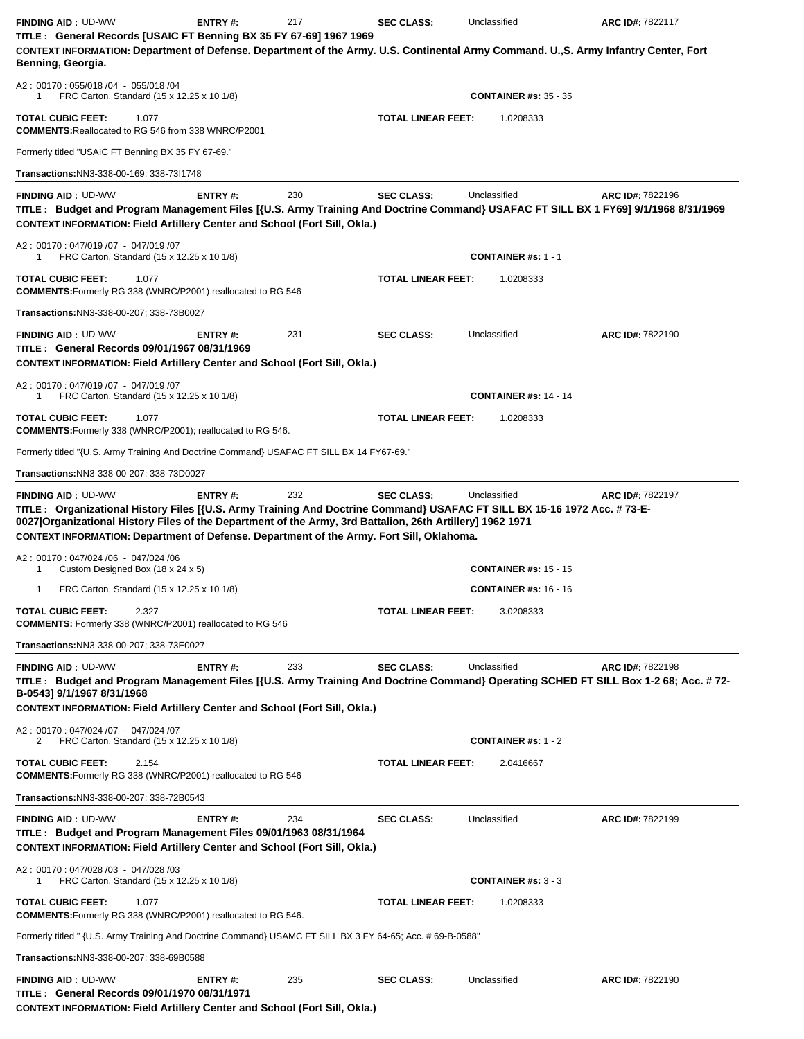**FINDING AID :** UD-WW **ENTRY #:** 217 **SEC CLASS:** Unclassified **ARC ID#:** 7822117

**TITLE : General Records [USAIC FT Benning BX 35 FY 67-69] 1967 1969**

**CONTEXT INFORMATION: Department of Defense. Department of the Army. U.S. Continental Army Command. U.,S. Army Infantry Center, Fort Benning, Georgia.**

A2 : 00170 : 055/018 /04 - 055/018 /04
1 FRC Carton, Standard (15 x 12.25 x 10 1/8) **CONTAINER #s:** 35 - 35

**TOTAL CUBIC FEET:** 1.077 **TOTAL LINEAR FEET:** 1.0208333

**COMMENTS:** Reallocated to RG 546 from 338 WNRC/P2001

Formerly titled "USAIC FT Benning BX 35 FY 67-69."

**Transactions:** NN3-338-00-169; 338-73I1748

---

**FINDING AID :** UD-WW **ENTRY #:** 230 **SEC CLASS:** Unclassified **ARC ID#:** 7822196

**TITLE : Budget and Program Management Files [{U.S. Army Training And Doctrine Command} USAFAC FT SILL BX 1 FY69] 9/1/1968 8/31/1969**

**CONTEXT INFORMATION: Field Artillery Center and School (Fort Sill, Okla.)**

A2 : 00170 : 047/019 /07 - 047/019 /07
1 FRC Carton, Standard (15 x 12.25 x 10 1/8) **CONTAINER #s:** 1 - 1

**TOTAL CUBIC FEET:** 1.077 **TOTAL LINEAR FEET:** 1.0208333

**COMMENTS:** Formerly RG 338 (WNRC/P2001) reallocated to RG 546

**Transactions:** NN3-338-00-207; 338-73B0027

---

**FINDING AID :** UD-WW **ENTRY #:** 231 **SEC CLASS:** Unclassified **ARC ID#:** 7822190

**TITLE : General Records 09/01/1967 08/31/1969**

**CONTEXT INFORMATION: Field Artillery Center and School (Fort Sill, Okla.)**

A2 : 00170 : 047/019 /07 - 047/019 /07
1 FRC Carton, Standard (15 x 12.25 x 10 1/8) **CONTAINER #s:** 14 - 14

**TOTAL CUBIC FEET:** 1.077 **TOTAL LINEAR FEET:** 1.0208333

**COMMENTS:** Formerly 338 (WNRC/P2001); reallocated to RG 546.

Formerly titled "{U.S. Army Training And Doctrine Command} USAFAC FT SILL BX 14 FY67-69."

**Transactions:** NN3-338-00-207; 338-73D0027

---

**FINDING AID :** UD-WW **ENTRY #:** 232 **SEC CLASS:** Unclassified **ARC ID#:** 7822197

**TITLE : Organizational History Files [{U.S. Army Training And Doctrine Command} USAFAC FT SILL BX 15-16 1972 Acc. # 73-E-0027|Organizational History Files of the Department of the Army, 3rd Battalion, 26th Artillery] 1962 1971**

**CONTEXT INFORMATION: Department of Defense. Department of the Army. Fort Sill, Oklahoma.**

A2 : 00170 : 047/024 /06 - 047/024 /06
1 Custom Designed Box (18 x 24 x 5) **CONTAINER #s:** 15 - 15
1 FRC Carton, Standard (15 x 12.25 x 10 1/8) **CONTAINER #s:** 16 - 16

**TOTAL CUBIC FEET:** 2.327 **TOTAL LINEAR FEET:** 3.0208333

**COMMENTS:** Formerly 338 (WNRC/P2001) reallocated to RG 546

**Transactions:** NN3-338-00-207; 338-73E0027

---

**FINDING AID :** UD-WW **ENTRY #:** 233 **SEC CLASS:** Unclassified **ARC ID#:** 7822198

**TITLE : Budget and Program Management Files [{U.S. Army Training And Doctrine Command} Operating SCHED FT SILL Box 1-2 68; Acc. # 72-B-0543] 9/1/1967 8/31/1968**

**CONTEXT INFORMATION: Field Artillery Center and School (Fort Sill, Okla.)**

A2 : 00170 : 047/024 /07 - 047/024 /07
2 FRC Carton, Standard (15 x 12.25 x 10 1/8) **CONTAINER #s:** 1 - 2

**TOTAL CUBIC FEET:** 2.154 **TOTAL LINEAR FEET:** 2.0416667

**COMMENTS:** Formerly RG 338 (WNRC/P2001) reallocated to RG 546

**Transactions:** NN3-338-00-207; 338-72B0543

---

**FINDING AID :** UD-WW **ENTRY #:** 234 **SEC CLASS:** Unclassified **ARC ID#:** 7822199

**TITLE : Budget and Program Management Files 09/01/1963 08/31/1964**

**CONTEXT INFORMATION: Field Artillery Center and School (Fort Sill, Okla.)**

A2 : 00170 : 047/028 /03 - 047/028 /03
1 FRC Carton, Standard (15 x 12.25 x 10 1/8) **CONTAINER #s:** 3 - 3

**TOTAL CUBIC FEET:** 1.077 **TOTAL LINEAR FEET:** 1.0208333

**COMMENTS:** Formerly RG 338 (WNRC/P2001) reallocated to RG 546.

Formerly titled " {U.S. Army Training And Doctrine Command} USAMC FT SILL BX 3 FY 64-65; Acc. # 69-B-0588"

**Transactions:** NN3-338-00-207; 338-69B0588

---

**FINDING AID :** UD-WW **ENTRY #:** 235 **SEC CLASS:** Unclassified **ARC ID#:** 7822190

**TITLE : General Records 09/01/1970 08/31/1971**

**CONTEXT INFORMATION: Field Artillery Center and School (Fort Sill, Okla.)**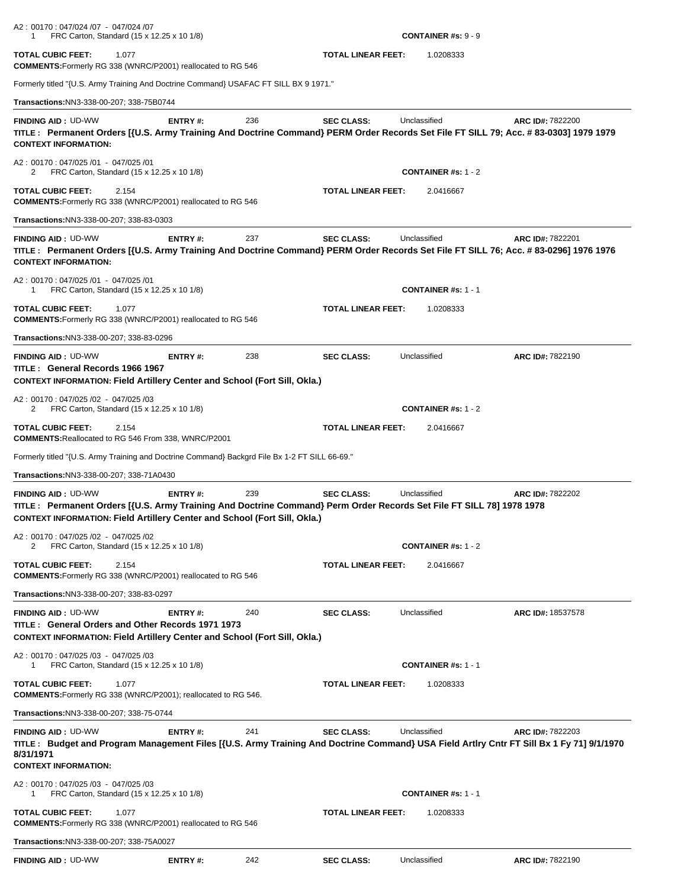A2 : 00170 : 047/024 /07 - 047/024 /07
1 FRC Carton, Standard (15 x 12.25 x 10 1/8) **CONTAINER #s:** 9 - 9

**TOTAL CUBIC FEET:** 1.077 **TOTAL LINEAR FEET:** 1.0208333

**COMMENTS:** Formerly RG 338 (WNRC/P2001) reallocated to RG 546

Formerly titled "{U.S. Army Training And Doctrine Command} USAFAC FT SILL BX 9 1971."

**Transactions:** NN3-338-00-207; 338-75B0744

---

**FINDING AID :** UD-WW **ENTRY #:** 236 **SEC CLASS:** Unclassified **ARC ID#:** 7822200

**TITLE : Permanent Orders [{U.S. Army Training And Doctrine Command} PERM Order Records Set File FT SILL 79; Acc. # 83-0303] 1979 1979**

**CONTEXT INFORMATION:**

A2 : 00170 : 047/025 /01 - 047/025 /01
2 FRC Carton, Standard (15 x 12.25 x 10 1/8) **CONTAINER #s:** 1 - 2

**TOTAL CUBIC FEET:** 2.154 **TOTAL LINEAR FEET:** 2.0416667

**COMMENTS:** Formerly RG 338 (WNRC/P2001) reallocated to RG 546

**Transactions:** NN3-338-00-207; 338-83-0303

---

**FINDING AID :** UD-WW **ENTRY #:** 237 **SEC CLASS:** Unclassified **ARC ID#:** 7822201

**TITLE : Permanent Orders [{U.S. Army Training And Doctrine Command} PERM Order Records Set File FT SILL 76; Acc. # 83-0296] 1976 1976**

**CONTEXT INFORMATION:**

A2 : 00170 : 047/025 /01 - 047/025 /01
1 FRC Carton, Standard (15 x 12.25 x 10 1/8) **CONTAINER #s:** 1 - 1

**TOTAL CUBIC FEET:** 1.077 **TOTAL LINEAR FEET:** 1.0208333

**COMMENTS:** Formerly RG 338 (WNRC/P2001) reallocated to RG 546

**Transactions:** NN3-338-00-207; 338-83-0296

---

**FINDING AID :** UD-WW **ENTRY #:** 238 **SEC CLASS:** Unclassified **ARC ID#:** 7822190

**TITLE : General Records 1966 1967**

**CONTEXT INFORMATION: Field Artillery Center and School (Fort Sill, Okla.)**

A2 : 00170 : 047/025 /02 - 047/025 /03
2 FRC Carton, Standard (15 x 12.25 x 10 1/8) **CONTAINER #s:** 1 - 2

**TOTAL CUBIC FEET:** 2.154 **TOTAL LINEAR FEET:** 2.0416667

**COMMENTS:** Reallocated to RG 546 From 338, WNRC/P2001

Formerly titled "{U.S. Army Training and Doctrine Command} Backgrd File Bx 1-2 FT SILL 66-69."

**Transactions:** NN3-338-00-207; 338-71A0430

---

**FINDING AID :** UD-WW **ENTRY #:** 239 **SEC CLASS:** Unclassified **ARC ID#:** 7822202

**TITLE : Permanent Orders [{U.S. Army Training And Doctrine Command} Perm Order Records Set File FT SILL 78] 1978 1978**

**CONTEXT INFORMATION: Field Artillery Center and School (Fort Sill, Okla.)**

A2 : 00170 : 047/025 /02 - 047/025 /02
2 FRC Carton, Standard (15 x 12.25 x 10 1/8) **CONTAINER #s:** 1 - 2

**TOTAL CUBIC FEET:** 2.154 **TOTAL LINEAR FEET:** 2.0416667

**COMMENTS:** Formerly RG 338 (WNRC/P2001) reallocated to RG 546

**Transactions:** NN3-338-00-207; 338-83-0297

---

**FINDING AID :** UD-WW **ENTRY #:** 240 **SEC CLASS:** Unclassified **ARC ID#:** 18537578

**TITLE : General Orders and Other Records 1971 1973**

**CONTEXT INFORMATION: Field Artillery Center and School (Fort Sill, Okla.)**

A2 : 00170 : 047/025 /03 - 047/025 /03
1 FRC Carton, Standard (15 x 12.25 x 10 1/8) **CONTAINER #s:** 1 - 1

**TOTAL CUBIC FEET:** 1.077 **TOTAL LINEAR FEET:** 1.0208333

**COMMENTS:** Formerly RG 338 (WNRC/P2001); reallocated to RG 546.

**Transactions:** NN3-338-00-207; 338-75-0744

---

**FINDING AID :** UD-WW **ENTRY #:** 241 **SEC CLASS:** Unclassified **ARC ID#:** 7822203

**TITLE : Budget and Program Management Files [{U.S. Army Training And Doctrine Command} USA Field Artlry Cntr FT Sill Bx 1 Fy 71] 9/1/1970 8/31/1971**

**CONTEXT INFORMATION:**

A2 : 00170 : 047/025 /03 - 047/025 /03
1 FRC Carton, Standard (15 x 12.25 x 10 1/8) **CONTAINER #s:** 1 - 1

**TOTAL CUBIC FEET:** 1.077 **TOTAL LINEAR FEET:** 1.0208333

**COMMENTS:** Formerly RG 338 (WNRC/P2001) reallocated to RG 546

**Transactions:** NN3-338-00-207; 338-75A0027

---

**FINDING AID :** UD-WW **ENTRY #:** 242 **SEC CLASS:** Unclassified **ARC ID#:** 7822190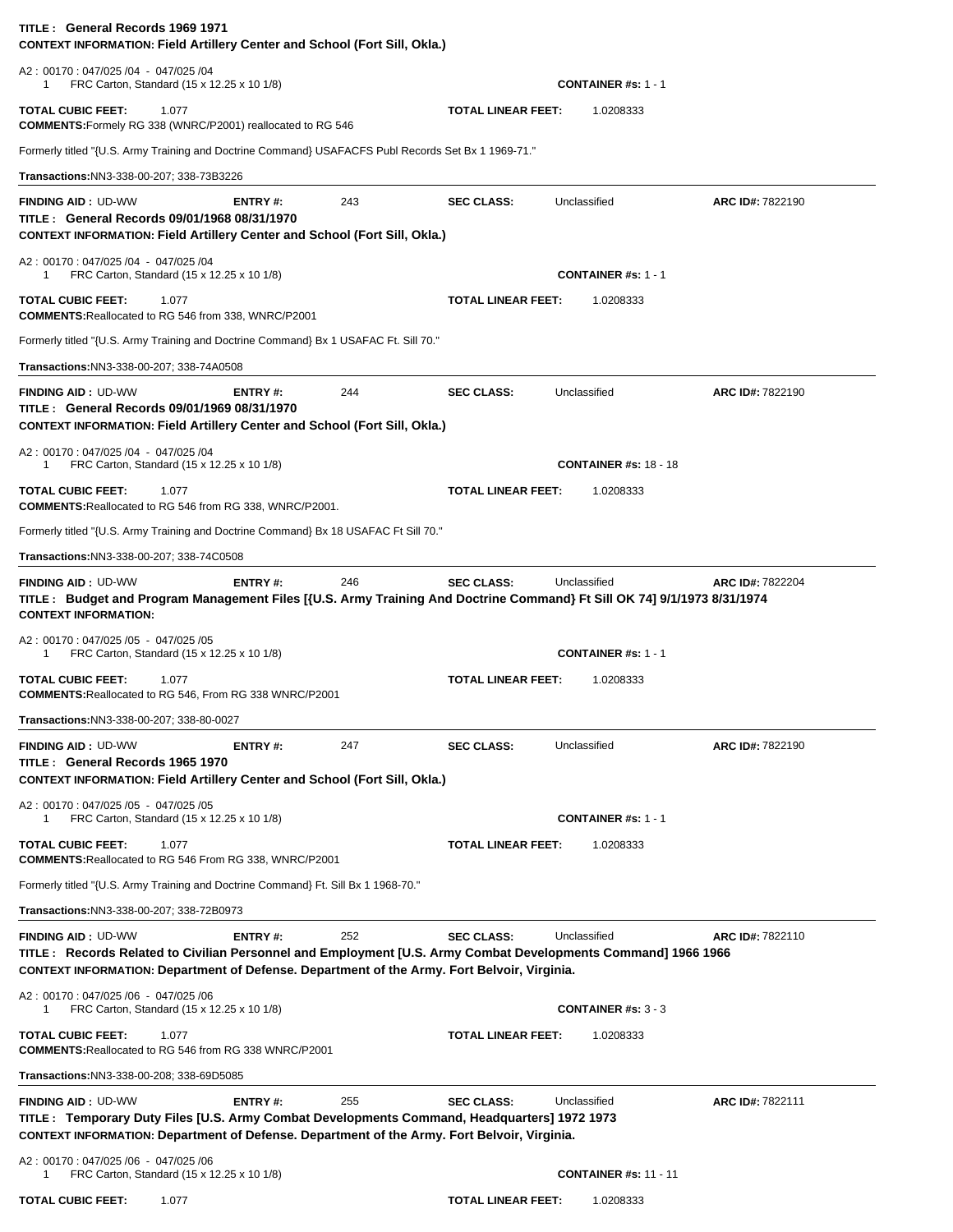**TITLE : General Records 1969 1971**
**CONTEXT INFORMATION: Field Artillery Center and School (Fort Sill, Okla.)**

A2 : 00170 : 047/025 /04 - 047/025 /04
1 FRC Carton, Standard (15 x 12.25 x 10 1/8) **CONTAINER #s:** 1 - 1

**TOTAL CUBIC FEET:** 1.077 **TOTAL LINEAR FEET:** 1.0208333
**COMMENTS:** Formely RG 338 (WNRC/P2001) reallocated to RG 546

Formerly titled "{U.S. Army Training and Doctrine Command} USAFACFS Publ Records Set Bx 1 1969-71."

**Transactions:** NN3-338-00-207; 338-73B3226

---

**FINDING AID :** UD-WW **ENTRY #:** 243 **SEC CLASS:** Unclassified **ARC ID#:** 7822190
**TITLE : General Records 09/01/1968 08/31/1970**
**CONTEXT INFORMATION: Field Artillery Center and School (Fort Sill, Okla.)**

A2 : 00170 : 047/025 /04 - 047/025 /04
1 FRC Carton, Standard (15 x 12.25 x 10 1/8) **CONTAINER #s:** 1 - 1

**TOTAL CUBIC FEET:** 1.077 **TOTAL LINEAR FEET:** 1.0208333
**COMMENTS:** Reallocated to RG 546 from 338, WNRC/P2001

Formerly titled "{U.S. Army Training and Doctrine Command} Bx 1 USAFAC Ft. Sill 70."

**Transactions:** NN3-338-00-207; 338-74A0508

---

**FINDING AID :** UD-WW **ENTRY #:** 244 **SEC CLASS:** Unclassified **ARC ID#:** 7822190
**TITLE : General Records 09/01/1969 08/31/1970**
**CONTEXT INFORMATION: Field Artillery Center and School (Fort Sill, Okla.)**

A2 : 00170 : 047/025 /04 - 047/025 /04
1 FRC Carton, Standard (15 x 12.25 x 10 1/8) **CONTAINER #s:** 18 - 18

**TOTAL CUBIC FEET:** 1.077 **TOTAL LINEAR FEET:** 1.0208333
**COMMENTS:** Reallocated to RG 546 from RG 338, WNRC/P2001.

Formerly titled "{U.S. Army Training and Doctrine Command} Bx 18 USAFAC Ft Sill 70."

**Transactions:** NN3-338-00-207; 338-74C0508

---

**FINDING AID :** UD-WW **ENTRY #:** 246 **SEC CLASS:** Unclassified **ARC ID#:** 7822204
**TITLE : Budget and Program Management Files [{U.S. Army Training And Doctrine Command} Ft Sill OK 74] 9/1/1973 8/31/1974**
**CONTEXT INFORMATION:**

A2 : 00170 : 047/025 /05 - 047/025 /05
1 FRC Carton, Standard (15 x 12.25 x 10 1/8) **CONTAINER #s:** 1 - 1

**TOTAL CUBIC FEET:** 1.077 **TOTAL LINEAR FEET:** 1.0208333
**COMMENTS:** Reallocated to RG 546, From RG 338 WNRC/P2001

**Transactions:** NN3-338-00-207; 338-80-0027

---

**FINDING AID :** UD-WW **ENTRY #:** 247 **SEC CLASS:** Unclassified **ARC ID#:** 7822190
**TITLE : General Records 1965 1970**
**CONTEXT INFORMATION: Field Artillery Center and School (Fort Sill, Okla.)**

A2 : 00170 : 047/025 /05 - 047/025 /05
1 FRC Carton, Standard (15 x 12.25 x 10 1/8) **CONTAINER #s:** 1 - 1

**TOTAL CUBIC FEET:** 1.077 **TOTAL LINEAR FEET:** 1.0208333
**COMMENTS:** Reallocated to RG 546 From RG 338, WNRC/P2001

Formerly titled "{U.S. Army Training and Doctrine Command} Ft. Sill Bx 1 1968-70."

**Transactions:** NN3-338-00-207; 338-72B0973

---

**FINDING AID :** UD-WW **ENTRY #:** 252 **SEC CLASS:** Unclassified **ARC ID#:** 7822110
**TITLE : Records Related to Civilian Personnel and Employment [U.S. Army Combat Developments Command] 1966 1966**
**CONTEXT INFORMATION: Department of Defense. Department of the Army. Fort Belvoir, Virginia.**

A2 : 00170 : 047/025 /06 - 047/025 /06
1 FRC Carton, Standard (15 x 12.25 x 10 1/8) **CONTAINER #s:** 3 - 3

**TOTAL CUBIC FEET:** 1.077 **TOTAL LINEAR FEET:** 1.0208333
**COMMENTS:** Reallocated to RG 546 from RG 338 WNRC/P2001

**Transactions:** NN3-338-00-208; 338-69D5085

---

**FINDING AID :** UD-WW **ENTRY #:** 255 **SEC CLASS:** Unclassified **ARC ID#:** 7822111
**TITLE : Temporary Duty Files [U.S. Army Combat Developments Command, Headquarters] 1972 1973**
**CONTEXT INFORMATION: Department of Defense. Department of the Army. Fort Belvoir, Virginia.**

A2 : 00170 : 047/025 /06 - 047/025 /06
1 FRC Carton, Standard (15 x 12.25 x 10 1/8) **CONTAINER #s:** 11 - 11

**TOTAL CUBIC FEET:** 1.077 **TOTAL LINEAR FEET:** 1.0208333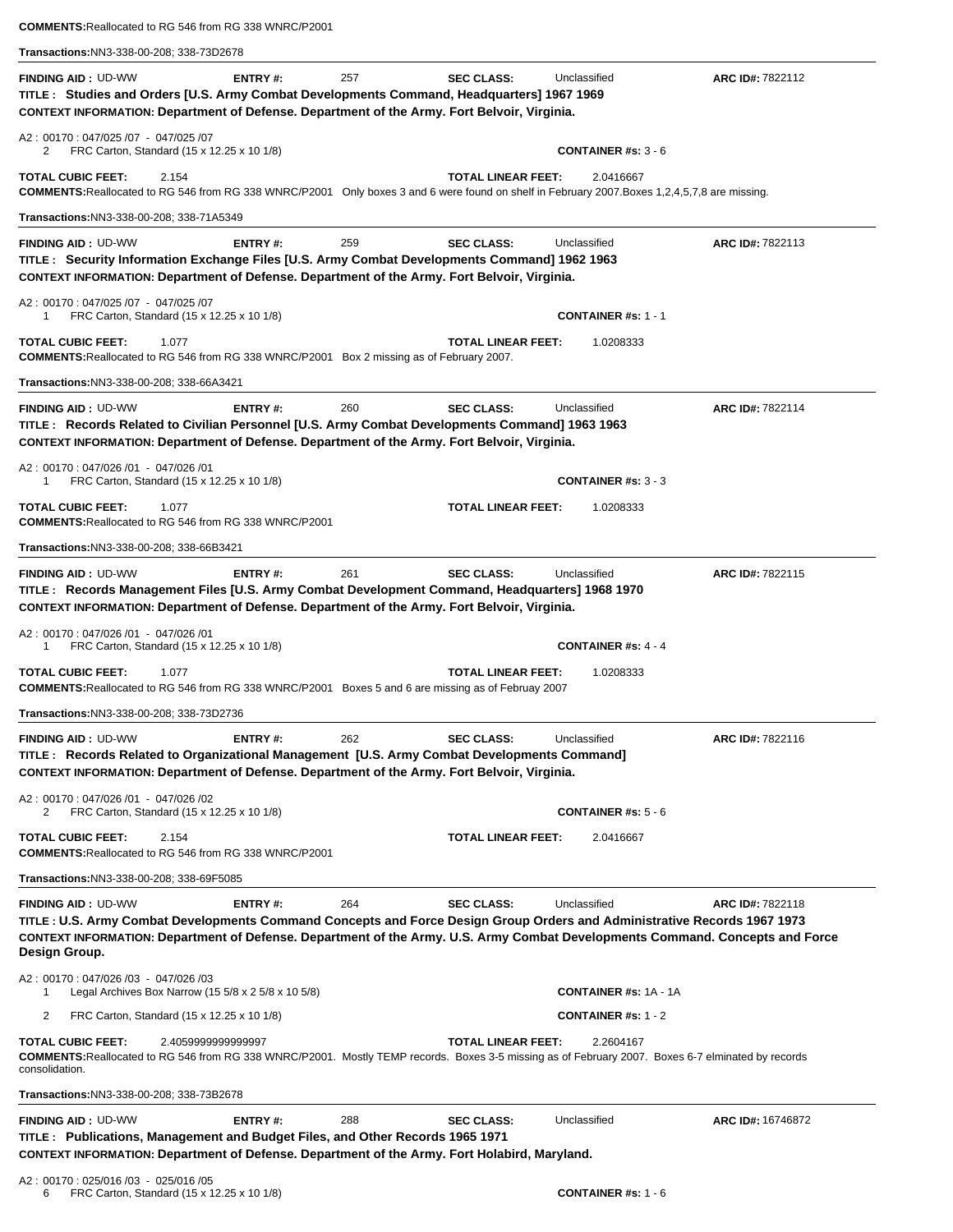**COMMENTS:** Reallocated to RG 546 from RG 338 WNRC/P2001

**Transactions:** NN3-338-00-208; 338-73D2678

---

**FINDING AID :** UD-WW **ENTRY #:** 257 **SEC CLASS:** Unclassified **ARC ID#:** 7822112

**TITLE : Studies and Orders [U.S. Army Combat Developments Command, Headquarters] 1967 1969**

**CONTEXT INFORMATION: Department of Defense. Department of the Army. Fort Belvoir, Virginia.**

A2 : 00170 : 047/025 /07 - 047/025 /07
2 FRC Carton, Standard (15 x 12.25 x 10 1/8) **CONTAINER #s:** 3 - 6

**TOTAL CUBIC FEET:** 2.154 **TOTAL LINEAR FEET:** 2.0416667

**COMMENTS:** Reallocated to RG 546 from RG 338 WNRC/P2001 Only boxes 3 and 6 were found on shelf in February 2007.Boxes 1,2,4,5,7,8 are missing.

**Transactions:** NN3-338-00-208; 338-71A5349

---

**FINDING AID :** UD-WW **ENTRY #:** 259 **SEC CLASS:** Unclassified **ARC ID#:** 7822113

**TITLE : Security Information Exchange Files [U.S. Army Combat Developments Command] 1962 1963**

**CONTEXT INFORMATION: Department of Defense. Department of the Army. Fort Belvoir, Virginia.**

A2 : 00170 : 047/025 /07 - 047/025 /07
1 FRC Carton, Standard (15 x 12.25 x 10 1/8) **CONTAINER #s:** 1 - 1

**TOTAL CUBIC FEET:** 1.077 **TOTAL LINEAR FEET:** 1.0208333

**COMMENTS:** Reallocated to RG 546 from RG 338 WNRC/P2001 Box 2 missing as of February 2007.

**Transactions:** NN3-338-00-208; 338-66A3421

---

**FINDING AID :** UD-WW **ENTRY #:** 260 **SEC CLASS:** Unclassified **ARC ID#:** 7822114

**TITLE : Records Related to Civilian Personnel [U.S. Army Combat Developments Command] 1963 1963**

**CONTEXT INFORMATION: Department of Defense. Department of the Army. Fort Belvoir, Virginia.**

A2 : 00170 : 047/026 /01 - 047/026 /01
1 FRC Carton, Standard (15 x 12.25 x 10 1/8) **CONTAINER #s:** 3 - 3

**TOTAL CUBIC FEET:** 1.077 **TOTAL LINEAR FEET:** 1.0208333

**COMMENTS:** Reallocated to RG 546 from RG 338 WNRC/P2001

**Transactions:** NN3-338-00-208; 338-66B3421

---

**FINDING AID :** UD-WW **ENTRY #:** 261 **SEC CLASS:** Unclassified **ARC ID#:** 7822115

**TITLE : Records Management Files [U.S. Army Combat Development Command, Headquarters] 1968 1970**

**CONTEXT INFORMATION: Department of Defense. Department of the Army. Fort Belvoir, Virginia.**

A2 : 00170 : 047/026 /01 - 047/026 /01
1 FRC Carton, Standard (15 x 12.25 x 10 1/8) **CONTAINER #s:** 4 - 4

**TOTAL CUBIC FEET:** 1.077 **TOTAL LINEAR FEET:** 1.0208333

**COMMENTS:** Reallocated to RG 546 from RG 338 WNRC/P2001 Boxes 5 and 6 are missing as of Februay 2007

**Transactions:** NN3-338-00-208; 338-73D2736

---

**FINDING AID :** UD-WW **ENTRY #:** 262 **SEC CLASS:** Unclassified **ARC ID#:** 7822116

**TITLE : Records Related to Organizational Management [U.S. Army Combat Developments Command]**

**CONTEXT INFORMATION: Department of Defense. Department of the Army. Fort Belvoir, Virginia.**

A2 : 00170 : 047/026 /01 - 047/026 /02
2 FRC Carton, Standard (15 x 12.25 x 10 1/8) **CONTAINER #s:** 5 - 6

**TOTAL CUBIC FEET:** 2.154 **TOTAL LINEAR FEET:** 2.0416667

**COMMENTS:** Reallocated to RG 546 from RG 338 WNRC/P2001

**Transactions:** NN3-338-00-208; 338-69F5085

---

**FINDING AID :** UD-WW **ENTRY #:** 264 **SEC CLASS:** Unclassified **ARC ID#:** 7822118

**TITLE : U.S. Army Combat Developments Command Concepts and Force Design Group Orders and Administrative Records 1967 1973**

**CONTEXT INFORMATION: Department of Defense. Department of the Army. U.S. Army Combat Developments Command. Concepts and Force Design Group.**

A2 : 00170 : 047/026 /03 - 047/026 /03
1 Legal Archives Box Narrow (15 5/8 x 2 5/8 x 10 5/8) **CONTAINER #s:** 1A - 1A
2 FRC Carton, Standard (15 x 12.25 x 10 1/8) **CONTAINER #s:** 1 - 2

**TOTAL CUBIC FEET:** 2.4059999999999997 **TOTAL LINEAR FEET:** 2.2604167

**COMMENTS:** Reallocated to RG 546 from RG 338 WNRC/P2001. Mostly TEMP records. Boxes 3-5 missing as of February 2007. Boxes 6-7 elminated by records consolidation.

**Transactions:** NN3-338-00-208; 338-73B2678

---

**FINDING AID :** UD-WW **ENTRY #:** 288 **SEC CLASS:** Unclassified **ARC ID#:** 16746872

**TITLE : Publications, Management and Budget Files, and Other Records 1965 1971**

**CONTEXT INFORMATION: Department of Defense. Department of the Army. Fort Holabird, Maryland.**

A2 : 00170 : 025/016 /03 - 025/016 /05
6 FRC Carton, Standard (15 x 12.25 x 10 1/8) **CONTAINER #s:** 1 - 6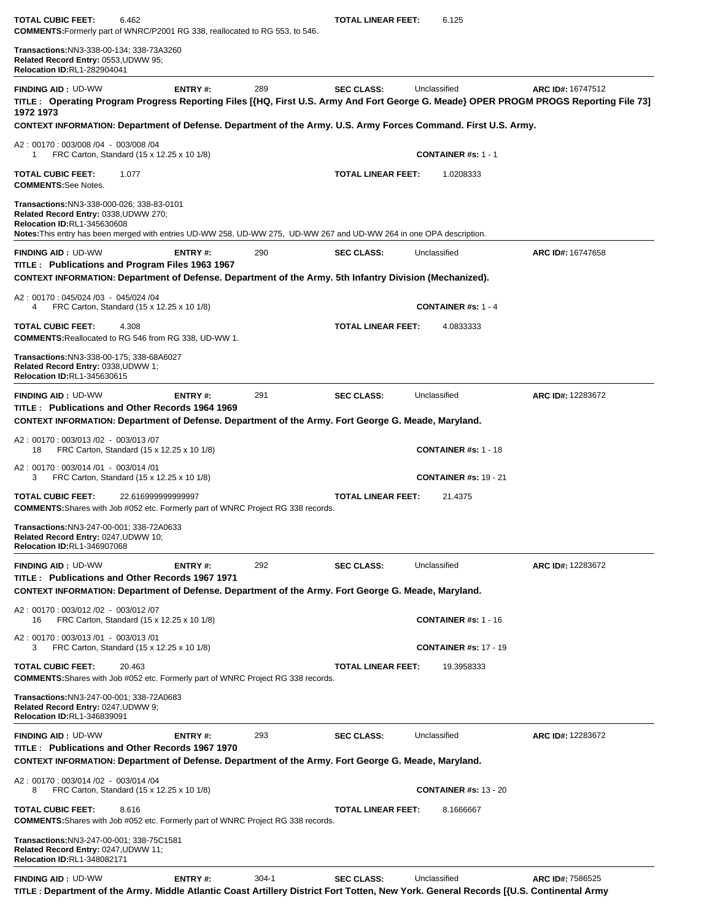**TOTAL CUBIC FEET:** 6.462 **TOTAL LINEAR FEET:** 6.125
**COMMENTS:** Formerly part of WNRC/P2001 RG 338, reallocated to RG 553, to 546.

**Transactions:** NN3-338-00-134; 338-73A3260
**Related Record Entry:** 0553,UDWW 95;
**Relocation ID:** RL1-282904041

---

**FINDING AID :** UD-WW **ENTRY #:** 289 **SEC CLASS:** Unclassified **ARC ID#:** 16747512

**TITLE : Operating Program Progress Reporting Files [{HQ, First U.S. Army And Fort George G. Meade} OPER PROGM PROGS Reporting File 73] 1972 1973**

**CONTEXT INFORMATION: Department of Defense. Department of the Army. U.S. Army Forces Command. First U.S. Army.**

A2 : 00170 : 003/008 /04 - 003/008 /04
1 FRC Carton, Standard (15 x 12.25 x 10 1/8) **CONTAINER #s:** 1 - 1

**TOTAL CUBIC FEET:** 1.077 **TOTAL LINEAR FEET:** 1.0208333
**COMMENTS:** See Notes.

**Transactions:** NN3-338-000-026; 338-83-0101
**Related Record Entry:** 0338,UDWW 270;
**Relocation ID:** RL1-345630608
**Notes:** This entry has been merged with entries UD-WW 258, UD-WW 275, UD-WW 267 and UD-WW 264 in one OPA description.

---

**FINDING AID :** UD-WW **ENTRY #:** 290 **SEC CLASS:** Unclassified **ARC ID#:** 16747658

**TITLE : Publications and Program Files 1963 1967**

**CONTEXT INFORMATION: Department of Defense. Department of the Army. 5th Infantry Division (Mechanized).**

A2 : 00170 : 045/024 /03 - 045/024 /04
4 FRC Carton, Standard (15 x 12.25 x 10 1/8) **CONTAINER #s:** 1 - 4

**TOTAL CUBIC FEET:** 4.308 **TOTAL LINEAR FEET:** 4.0833333
**COMMENTS:** Reallocated to RG 546 from RG 338, UD-WW 1.

**Transactions:** NN3-338-00-175; 338-68A6027
**Related Record Entry:** 0338,UDWW 1;
**Relocation ID:** RL1-345630615

---

**FINDING AID :** UD-WW **ENTRY #:** 291 **SEC CLASS:** Unclassified **ARC ID#:** 12283672

**TITLE : Publications and Other Records 1964 1969**

**CONTEXT INFORMATION: Department of Defense. Department of the Army. Fort George G. Meade, Maryland.**

A2 : 00170 : 003/013 /02 - 003/013 /07
18 FRC Carton, Standard (15 x 12.25 x 10 1/8) **CONTAINER #s:** 1 - 18

A2 : 00170 : 003/014 /01 - 003/014 /01
3 FRC Carton, Standard (15 x 12.25 x 10 1/8) **CONTAINER #s:** 19 - 21

**TOTAL CUBIC FEET:** 22.616999999999997 **TOTAL LINEAR FEET:** 21.4375
**COMMENTS:** Shares with Job #052 etc. Formerly part of WNRC Project RG 338 records.

**Transactions:** NN3-247-00-001; 338-72A0633
**Related Record Entry:** 0247,UDWW 10;
**Relocation ID:** RL1-346907068

---

**FINDING AID :** UD-WW **ENTRY #:** 292 **SEC CLASS:** Unclassified **ARC ID#:** 12283672

**TITLE : Publications and Other Records 1967 1971**

**CONTEXT INFORMATION: Department of Defense. Department of the Army. Fort George G. Meade, Maryland.**

A2 : 00170 : 003/012 /02 - 003/012 /07
16 FRC Carton, Standard (15 x 12.25 x 10 1/8) **CONTAINER #s:** 1 - 16

A2 : 00170 : 003/013 /01 - 003/013 /01
3 FRC Carton, Standard (15 x 12.25 x 10 1/8) **CONTAINER #s:** 17 - 19

**TOTAL CUBIC FEET:** 20.463 **TOTAL LINEAR FEET:** 19.3958333
**COMMENTS:** Shares with Job #052 etc. Formerly part of WNRC Project RG 338 records.

**Transactions:** NN3-247-00-001; 338-72A0683
**Related Record Entry:** 0247,UDWW 9;
**Relocation ID:** RL1-346839091

---

**FINDING AID :** UD-WW **ENTRY #:** 293 **SEC CLASS:** Unclassified **ARC ID#:** 12283672

**TITLE : Publications and Other Records 1967 1970**

**CONTEXT INFORMATION: Department of Defense. Department of the Army. Fort George G. Meade, Maryland.**

A2 : 00170 : 003/014 /02 - 003/014 /04
8 FRC Carton, Standard (15 x 12.25 x 10 1/8) **CONTAINER #s:** 13 - 20

**TOTAL CUBIC FEET:** 8.616 **TOTAL LINEAR FEET:** 8.1666667
**COMMENTS:** Shares with Job #052 etc. Formerly part of WNRC Project RG 338 records.

**Transactions:** NN3-247-00-001; 338-75C1581
**Related Record Entry:** 0247,UDWW 11;
**Relocation ID:** RL1-348082171

---

**FINDING AID :** UD-WW **ENTRY #:** 304-1 **SEC CLASS:** Unclassified **ARC ID#:** 7586525

**TITLE : Department of the Army. Middle Atlantic Coast Artillery District Fort Totten, New York. General Records [{U.S. Continental Army**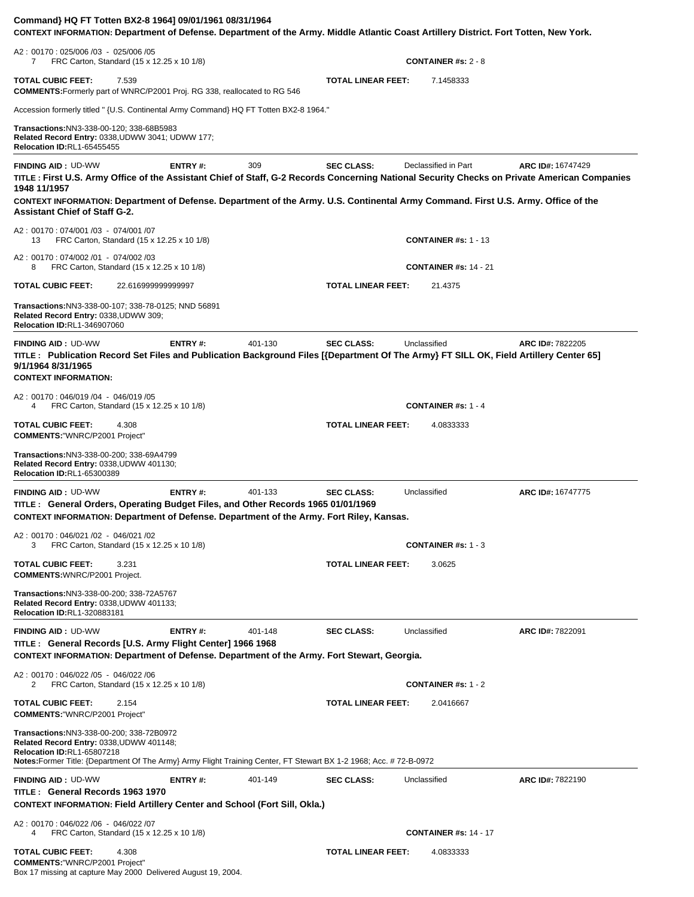**Command} HQ FT Totten BX2-8 1964] 09/01/1961 08/31/1964**
**CONTEXT INFORMATION: Department of Defense. Department of the Army. Middle Atlantic Coast Artillery District. Fort Totten, New York.**

A2 : 00170 : 025/006 /03 - 025/006 /05
7 FRC Carton, Standard (15 x 12.25 x 10 1/8) **CONTAINER #s:** 2 - 8

**TOTAL CUBIC FEET:** 7.539 **TOTAL LINEAR FEET:** 7.1458333
**COMMENTS:**Formerly part of WNRC/P2001 Proj. RG 338, reallocated to RG 546

Accession formerly titled " {U.S. Continental Army Command} HQ FT Totten BX2-8 1964."

**Transactions:**NN3-338-00-120; 338-68B5983
**Related Record Entry:** 0338,UDWW 3041; UDWW 177;
**Relocation ID:**RL1-65455455

---

**FINDING AID :** UD-WW **ENTRY #:** 309 **SEC CLASS:** Declassified in Part **ARC ID#:** 16747429
**TITLE : First U.S. Army Office of the Assistant Chief of Staff, G-2 Records Concerning National Security Checks on Private American Companies 1948 11/1957**
**CONTEXT INFORMATION: Department of Defense. Department of the Army. U.S. Continental Army Command. First U.S. Army. Office of the Assistant Chief of Staff G-2.**

A2 : 00170 : 074/001 /03 - 074/001 /07
13 FRC Carton, Standard (15 x 12.25 x 10 1/8) **CONTAINER #s:** 1 - 13

A2 : 00170 : 074/002 /01 - 074/002 /03
8 FRC Carton, Standard (15 x 12.25 x 10 1/8) **CONTAINER #s:** 14 - 21

**TOTAL CUBIC FEET:** 22.616999999999997 **TOTAL LINEAR FEET:** 21.4375

**Transactions:**NN3-338-00-107; 338-78-0125; NND 56891
**Related Record Entry:** 0338,UDWW 309;
**Relocation ID:**RL1-346907060

---

**FINDING AID :** UD-WW **ENTRY #:** 401-130 **SEC CLASS:** Unclassified **ARC ID#:** 7822205
**TITLE : Publication Record Set Files and Publication Background Files [{Department Of The Army} FT SILL OK, Field Artillery Center 65] 9/1/1964 8/31/1965**
**CONTEXT INFORMATION:**

A2 : 00170 : 046/019 /04 - 046/019 /05
4 FRC Carton, Standard (15 x 12.25 x 10 1/8) **CONTAINER #s:** 1 - 4

**TOTAL CUBIC FEET:** 4.308 **TOTAL LINEAR FEET:** 4.0833333
**COMMENTS:**"WNRC/P2001 Project"

**Transactions:**NN3-338-00-200; 338-69A4799
**Related Record Entry:** 0338,UDWW 401130;
**Relocation ID:**RL1-65300389

---

**FINDING AID :** UD-WW **ENTRY #:** 401-133 **SEC CLASS:** Unclassified **ARC ID#:** 16747775
**TITLE : General Orders, Operating Budget Files, and Other Records 1965 01/01/1969**
**CONTEXT INFORMATION: Department of Defense. Department of the Army. Fort Riley, Kansas.**

A2 : 00170 : 046/021 /02 - 046/021 /02
3 FRC Carton, Standard (15 x 12.25 x 10 1/8) **CONTAINER #s:** 1 - 3

**TOTAL CUBIC FEET:** 3.231 **TOTAL LINEAR FEET:** 3.0625
**COMMENTS:**WNRC/P2001 Project.

**Transactions:**NN3-338-00-200; 338-72A5767
**Related Record Entry:** 0338,UDWW 401133;
**Relocation ID:**RL1-320883181

---

**FINDING AID :** UD-WW **ENTRY #:** 401-148 **SEC CLASS:** Unclassified **ARC ID#:** 7822091
**TITLE : General Records [U.S. Army Flight Center] 1966 1968**
**CONTEXT INFORMATION: Department of Defense. Department of the Army. Fort Stewart, Georgia.**

A2 : 00170 : 046/022 /05 - 046/022 /06
2 FRC Carton, Standard (15 x 12.25 x 10 1/8) **CONTAINER #s:** 1 - 2

**TOTAL CUBIC FEET:** 2.154 **TOTAL LINEAR FEET:** 2.0416667
**COMMENTS:**"WNRC/P2001 Project"

**Transactions:**NN3-338-00-200; 338-72B0972
**Related Record Entry:** 0338,UDWW 401148;
**Relocation ID:**RL1-65807218
**Notes:**Former Title: {Department Of The Army} Army Flight Training Center, FT Stewart BX 1-2 1968; Acc. # 72-B-0972

---

**FINDING AID :** UD-WW **ENTRY #:** 401-149 **SEC CLASS:** Unclassified **ARC ID#:** 7822190
**TITLE : General Records 1963 1970**
**CONTEXT INFORMATION: Field Artillery Center and School (Fort Sill, Okla.)**

A2 : 00170 : 046/022 /06 - 046/022 /07
4 FRC Carton, Standard (15 x 12.25 x 10 1/8) **CONTAINER #s:** 14 - 17

**TOTAL CUBIC FEET:** 4.308 **TOTAL LINEAR FEET:** 4.0833333
**COMMENTS:**"WNRC/P2001 Project"
Box 17 missing at capture May 2000 Delivered August 19, 2004.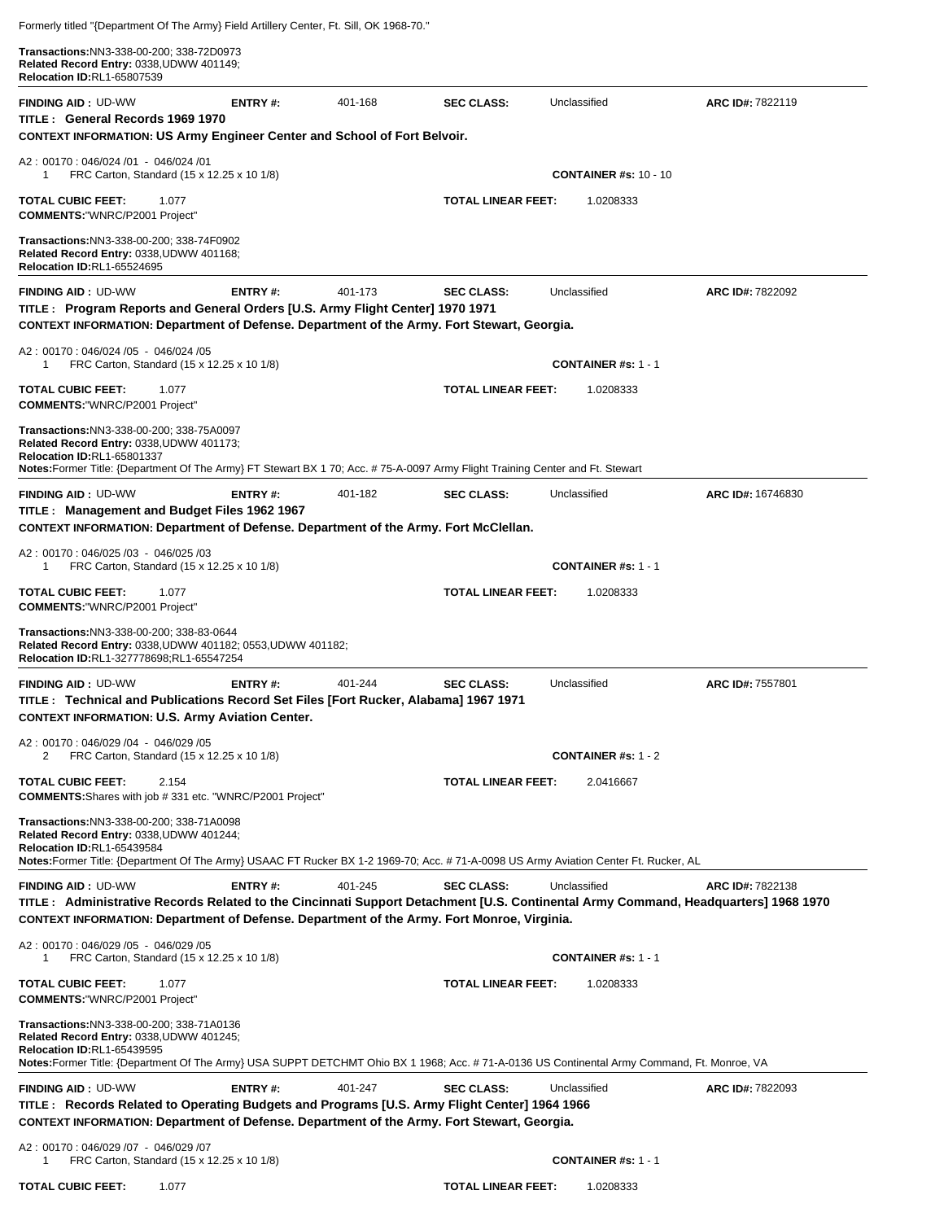Formerly titled "{Department Of The Army} Field Artillery Center, Ft. Sill, OK 1968-70."

**Transactions:** NN3-338-00-200; 338-72D0973
**Related Record Entry:** 0338,UDWW 401149;
**Relocation ID:** RL1-65807539

---

**FINDING AID :** UD-WW **ENTRY #:** 401-168 **SEC CLASS:** Unclassified **ARC ID#:** 7822119

**TITLE : General Records 1969 1970**

**CONTEXT INFORMATION: US Army Engineer Center and School of Fort Belvoir.**

A2 : 00170 : 046/024 /01 - 046/024 /01
1 FRC Carton, Standard (15 x 12.25 x 10 1/8) **CONTAINER #s:** 10 - 10

**TOTAL CUBIC FEET:** 1.077 **TOTAL LINEAR FEET:** 1.0208333
**COMMENTS:** "WNRC/P2001 Project"

**Transactions:** NN3-338-00-200; 338-74F0902
**Related Record Entry:** 0338,UDWW 401168;
**Relocation ID:** RL1-65524695

---

**FINDING AID :** UD-WW **ENTRY #:** 401-173 **SEC CLASS:** Unclassified **ARC ID#:** 7822092

**TITLE : Program Reports and General Orders [U.S. Army Flight Center] 1970 1971**

**CONTEXT INFORMATION: Department of Defense. Department of the Army. Fort Stewart, Georgia.**

A2 : 00170 : 046/024 /05 - 046/024 /05
1 FRC Carton, Standard (15 x 12.25 x 10 1/8) **CONTAINER #s:** 1 - 1

**TOTAL CUBIC FEET:** 1.077 **TOTAL LINEAR FEET:** 1.0208333
**COMMENTS:** "WNRC/P2001 Project"

**Transactions:** NN3-338-00-200; 338-75A0097
**Related Record Entry:** 0338,UDWW 401173;
**Relocation ID:** RL1-65801337
**Notes:** Former Title: {Department Of The Army} FT Stewart BX 1 70; Acc. # 75-A-0097 Army Flight Training Center and Ft. Stewart

---

**FINDING AID :** UD-WW **ENTRY #:** 401-182 **SEC CLASS:** Unclassified **ARC ID#:** 16746830

**TITLE : Management and Budget Files 1962 1967**

**CONTEXT INFORMATION: Department of Defense. Department of the Army. Fort McClellan.**

A2 : 00170 : 046/025 /03 - 046/025 /03
1 FRC Carton, Standard (15 x 12.25 x 10 1/8) **CONTAINER #s:** 1 - 1

**TOTAL CUBIC FEET:** 1.077 **TOTAL LINEAR FEET:** 1.0208333
**COMMENTS:** "WNRC/P2001 Project"

**Transactions:** NN3-338-00-200; 338-83-0644
**Related Record Entry:** 0338,UDWW 401182; 0553,UDWW 401182;
**Relocation ID:** RL1-327778698;RL1-65547254

---

**FINDING AID :** UD-WW **ENTRY #:** 401-244 **SEC CLASS:** Unclassified **ARC ID#:** 7557801

**TITLE : Technical and Publications Record Set Files [Fort Rucker, Alabama] 1967 1971**

**CONTEXT INFORMATION: U.S. Army Aviation Center.**

A2 : 00170 : 046/029 /04 - 046/029 /05
2 FRC Carton, Standard (15 x 12.25 x 10 1/8) **CONTAINER #s:** 1 - 2

**TOTAL CUBIC FEET:** 2.154 **TOTAL LINEAR FEET:** 2.0416667
**COMMENTS:** Shares with job # 331 etc. "WNRC/P2001 Project"

**Transactions:** NN3-338-00-200; 338-71A0098
**Related Record Entry:** 0338,UDWW 401244;
**Relocation ID:** RL1-65439584
**Notes:** Former Title: {Department Of The Army} USAAC FT Rucker BX 1-2 1969-70; Acc. # 71-A-0098 US Army Aviation Center Ft. Rucker, AL

---

**FINDING AID :** UD-WW **ENTRY #:** 401-245 **SEC CLASS:** Unclassified **ARC ID#:** 7822138

**TITLE : Administrative Records Related to the Cincinnati Support Detachment [U.S. Continental Army Command, Headquarters] 1968 1970**

**CONTEXT INFORMATION: Department of Defense. Department of the Army. Fort Monroe, Virginia.**

A2 : 00170 : 046/029 /05 - 046/029 /05
1 FRC Carton, Standard (15 x 12.25 x 10 1/8) **CONTAINER #s:** 1 - 1

**TOTAL CUBIC FEET:** 1.077 **TOTAL LINEAR FEET:** 1.0208333
**COMMENTS:** "WNRC/P2001 Project"

**Transactions:** NN3-338-00-200; 338-71A0136
**Related Record Entry:** 0338,UDWW 401245;
**Relocation ID:** RL1-65439595
**Notes:** Former Title: {Department Of The Army} USA SUPPT DETCHMT Ohio BX 1 1968; Acc. # 71-A-0136 US Continental Army Command, Ft. Monroe, VA

---

**FINDING AID :** UD-WW **ENTRY #:** 401-247 **SEC CLASS:** Unclassified **ARC ID#:** 7822093

**TITLE : Records Related to Operating Budgets and Programs [U.S. Army Flight Center] 1964 1966**

**CONTEXT INFORMATION: Department of Defense. Department of the Army. Fort Stewart, Georgia.**

A2 : 00170 : 046/029 /07 - 046/029 /07
1 FRC Carton, Standard (15 x 12.25 x 10 1/8) **CONTAINER #s:** 1 - 1

**TOTAL CUBIC FEET:** 1.077 **TOTAL LINEAR FEET:** 1.0208333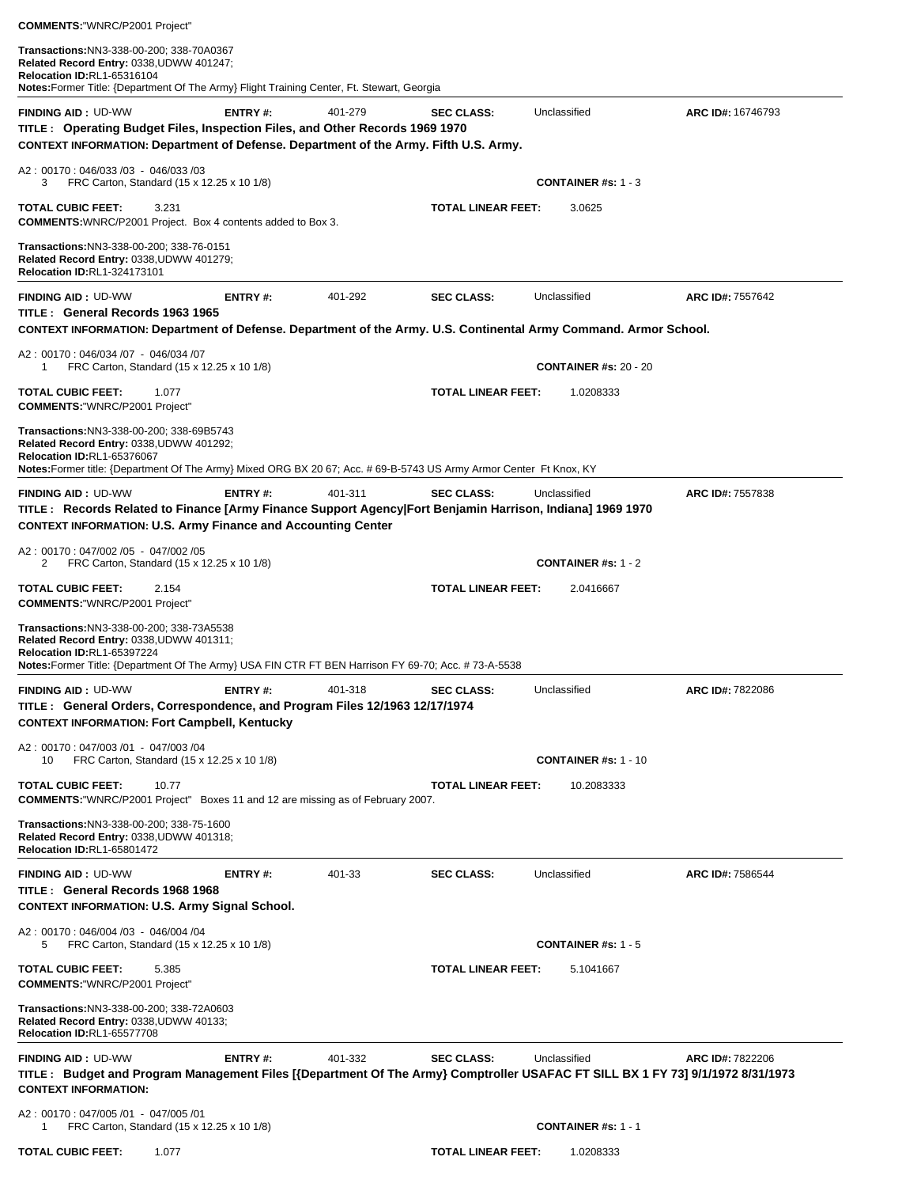**COMMENTS:**"WNRC/P2001 Project"

**Transactions:**NN3-338-00-200; 338-70A0367
**Related Record Entry:** 0338,UDWW 401247;
**Relocation ID:**RL1-65316104
**Notes:**Former Title: {Department Of The Army} Flight Training Center, Ft. Stewart, Georgia

---

**FINDING AID :** UD-WW **ENTRY #:** 401-279 **SEC CLASS:** Unclassified **ARC ID#:** 16746793
**TITLE : Operating Budget Files, Inspection Files, and Other Records 1969 1970**
**CONTEXT INFORMATION: Department of Defense. Department of the Army. Fifth U.S. Army.**

A2 : 00170 : 046/033 /03 - 046/033 /03
3 FRC Carton, Standard (15 x 12.25 x 10 1/8) **CONTAINER #s:** 1 - 3

**TOTAL CUBIC FEET:** 3.231 **TOTAL LINEAR FEET:** 3.0625
**COMMENTS:**WNRC/P2001 Project. Box 4 contents added to Box 3.

**Transactions:**NN3-338-00-200; 338-76-0151
**Related Record Entry:** 0338,UDWW 401279;
**Relocation ID:**RL1-324173101

---

**FINDING AID :** UD-WW **ENTRY #:** 401-292 **SEC CLASS:** Unclassified **ARC ID#:** 7557642
**TITLE : General Records 1963 1965**
**CONTEXT INFORMATION: Department of Defense. Department of the Army. U.S. Continental Army Command. Armor School.**

A2 : 00170 : 046/034 /07 - 046/034 /07
1 FRC Carton, Standard (15 x 12.25 x 10 1/8) **CONTAINER #s:** 20 - 20

**TOTAL CUBIC FEET:** 1.077 **TOTAL LINEAR FEET:** 1.0208333
**COMMENTS:**"WNRC/P2001 Project"

**Transactions:**NN3-338-00-200; 338-69B5743
**Related Record Entry:** 0338,UDWW 401292;
**Relocation ID:**RL1-65376067
**Notes:**Former title: {Department Of The Army} Mixed ORG BX 20 67; Acc. # 69-B-5743 US Army Armor Center Ft Knox, KY

---

**FINDING AID :** UD-WW **ENTRY #:** 401-311 **SEC CLASS:** Unclassified **ARC ID#:** 7557838
**TITLE : Records Related to Finance [Army Finance Support Agency|Fort Benjamin Harrison, Indiana] 1969 1970**
**CONTEXT INFORMATION: U.S. Army Finance and Accounting Center**

A2 : 00170 : 047/002 /05 - 047/002 /05
2 FRC Carton, Standard (15 x 12.25 x 10 1/8) **CONTAINER #s:** 1 - 2

**TOTAL CUBIC FEET:** 2.154 **TOTAL LINEAR FEET:** 2.0416667
**COMMENTS:**"WNRC/P2001 Project"

**Transactions:**NN3-338-00-200; 338-73A5538
**Related Record Entry:** 0338,UDWW 401311;
**Relocation ID:**RL1-65397224
**Notes:**Former Title: {Department Of The Army} USA FIN CTR FT BEN Harrison FY 69-70; Acc. # 73-A-5538

---

**FINDING AID :** UD-WW **ENTRY #:** 401-318 **SEC CLASS:** Unclassified **ARC ID#:** 7822086
**TITLE : General Orders, Correspondence, and Program Files 12/1963 12/17/1974**
**CONTEXT INFORMATION: Fort Campbell, Kentucky**

A2 : 00170 : 047/003 /01 - 047/003 /04
10 FRC Carton, Standard (15 x 12.25 x 10 1/8) **CONTAINER #s:** 1 - 10

**TOTAL CUBIC FEET:** 10.77 **TOTAL LINEAR FEET:** 10.2083333
**COMMENTS:**"WNRC/P2001 Project" Boxes 11 and 12 are missing as of February 2007.

**Transactions:**NN3-338-00-200; 338-75-1600
**Related Record Entry:** 0338,UDWW 401318;
**Relocation ID:**RL1-65801472

---

**FINDING AID :** UD-WW **ENTRY #:** 401-33 **SEC CLASS:** Unclassified **ARC ID#:** 7586544
**TITLE : General Records 1968 1968**
**CONTEXT INFORMATION: U.S. Army Signal School.**

A2 : 00170 : 046/004 /03 - 046/004 /04
5 FRC Carton, Standard (15 x 12.25 x 10 1/8) **CONTAINER #s:** 1 - 5

**TOTAL CUBIC FEET:** 5.385 **TOTAL LINEAR FEET:** 5.1041667
**COMMENTS:**"WNRC/P2001 Project"

**Transactions:**NN3-338-00-200; 338-72A0603
**Related Record Entry:** 0338,UDWW 40133;
**Relocation ID:**RL1-65577708

---

**FINDING AID :** UD-WW **ENTRY #:** 401-332 **SEC CLASS:** Unclassified **ARC ID#:** 7822206
**TITLE : Budget and Program Management Files [{Department Of The Army} Comptroller USAFAC FT SILL BX 1 FY 73] 9/1/1972 8/31/1973**
**CONTEXT INFORMATION:**

A2 : 00170 : 047/005 /01 - 047/005 /01
1 FRC Carton, Standard (15 x 12.25 x 10 1/8) **CONTAINER #s:** 1 - 1

**TOTAL CUBIC FEET:** 1.077 **TOTAL LINEAR FEET:** 1.0208333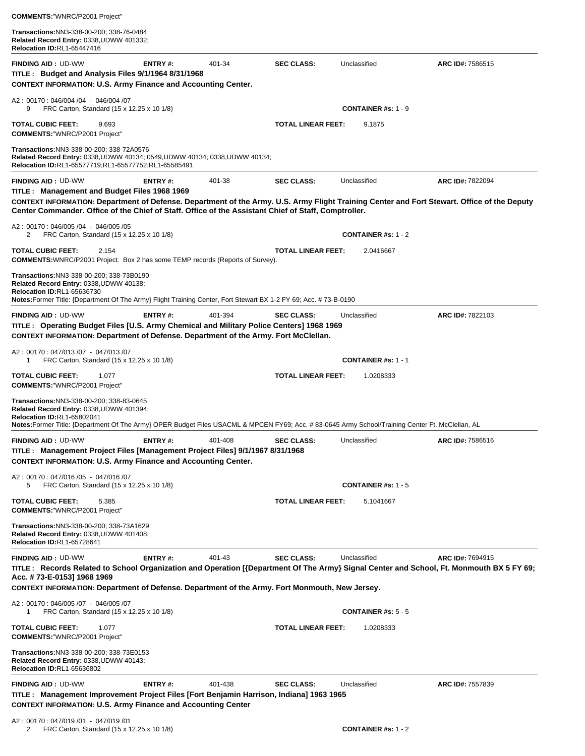**COMMENTS:**"WNRC/P2001 Project"

**Transactions:**NN3-338-00-200; 338-76-0484
**Related Record Entry:** 0338,UDWW 401332;
**Relocation ID:**RL1-65447416

---

**FINDING AID :** UD-WW **ENTRY #:** 401-34 **SEC CLASS:** Unclassified **ARC ID#:** 7586515
**TITLE : Budget and Analysis Files 9/1/1964 8/31/1968**
**CONTEXT INFORMATION: U.S. Army Finance and Accounting Center.**

A2 : 00170 : 046/004 /04 - 046/004 /07
9 FRC Carton, Standard (15 x 12.25 x 10 1/8) **CONTAINER #s:** 1 - 9

**TOTAL CUBIC FEET:** 9.693 **TOTAL LINEAR FEET:** 9.1875
**COMMENTS:**"WNRC/P2001 Project"

**Transactions:**NN3-338-00-200; 338-72A0576
**Related Record Entry:** 0338,UDWW 40134; 0549,UDWW 40134; 0338,UDWW 40134;
**Relocation ID:**RL1-65577719;RL1-65577752;RL1-65585491

---

**FINDING AID :** UD-WW **ENTRY #:** 401-38 **SEC CLASS:** Unclassified **ARC ID#:** 7822094
**TITLE : Management and Budget Files 1968 1969**
**CONTEXT INFORMATION: Department of Defense. Department of the Army. U.S. Army Flight Training Center and Fort Stewart. Office of the Deputy Center Commander. Office of the Chief of Staff. Office of the Assistant Chief of Staff, Comptroller.**

A2 : 00170 : 046/005 /04 - 046/005 /05
2 FRC Carton, Standard (15 x 12.25 x 10 1/8) **CONTAINER #s:** 1 - 2

**TOTAL CUBIC FEET:** 2.154 **TOTAL LINEAR FEET:** 2.0416667
**COMMENTS:**WNRC/P2001 Project. Box 2 has some TEMP records (Reports of Survey).

**Transactions:**NN3-338-00-200; 338-73B0190
**Related Record Entry:** 0338,UDWW 40138;
**Relocation ID:**RL1-65636730
**Notes:**Former Title: {Department Of The Army} Flight Training Center, Fort Stewart BX 1-2 FY 69; Acc. # 73-B-0190

---

**FINDING AID :** UD-WW **ENTRY #:** 401-394 **SEC CLASS:** Unclassified **ARC ID#:** 7822103
**TITLE : Operating Budget Files [U.S. Army Chemical and Military Police Centers] 1968 1969**
**CONTEXT INFORMATION: Department of Defense. Department of the Army. Fort McClellan.**

A2 : 00170 : 047/013 /07 - 047/013 /07
1 FRC Carton, Standard (15 x 12.25 x 10 1/8) **CONTAINER #s:** 1 - 1

**TOTAL CUBIC FEET:** 1.077 **TOTAL LINEAR FEET:** 1.0208333
**COMMENTS:**"WNRC/P2001 Project"

**Transactions:**NN3-338-00-200; 338-83-0645
**Related Record Entry:** 0338,UDWW 401394;
**Relocation ID:**RL1-65802041
**Notes:**Former Title: {Department Of The Army} OPER Budget Files USACML & MPCEN FY69; Acc. # 83-0645 Army School/Training Center Ft. McClellan, AL

---

**FINDING AID :** UD-WW **ENTRY #:** 401-408 **SEC CLASS:** Unclassified **ARC ID#:** 7586516
**TITLE : Management Project Files [Management Project Files] 9/1/1967 8/31/1968**
**CONTEXT INFORMATION: U.S. Army Finance and Accounting Center.**

A2 : 00170 : 047/016 /05 - 047/016 /07
5 FRC Carton, Standard (15 x 12.25 x 10 1/8) **CONTAINER #s:** 1 - 5

**TOTAL CUBIC FEET:** 5.385 **TOTAL LINEAR FEET:** 5.1041667
**COMMENTS:**"WNRC/P2001 Project"

**Transactions:**NN3-338-00-200; 338-73A1629
**Related Record Entry:** 0338,UDWW 401408;
**Relocation ID:**RL1-65728641

---

**FINDING AID :** UD-WW **ENTRY #:** 401-43 **SEC CLASS:** Unclassified **ARC ID#:** 7694915
**TITLE : Records Related to School Organization and Operation [{Department Of The Army} Signal Center and School, Ft. Monmouth BX 5 FY 69; Acc. # 73-E-0153] 1968 1969**
**CONTEXT INFORMATION: Department of Defense. Department of the Army. Fort Monmouth, New Jersey.**

A2 : 00170 : 046/005 /07 - 046/005 /07
1 FRC Carton, Standard (15 x 12.25 x 10 1/8) **CONTAINER #s:** 5 - 5

**TOTAL CUBIC FEET:** 1.077 **TOTAL LINEAR FEET:** 1.0208333
**COMMENTS:**"WNRC/P2001 Project"

**Transactions:**NN3-338-00-200; 338-73E0153
**Related Record Entry:** 0338,UDWW 40143;
**Relocation ID:**RL1-65636802

---

**FINDING AID :** UD-WW **ENTRY #:** 401-438 **SEC CLASS:** Unclassified **ARC ID#:** 7557839
**TITLE : Management Improvement Project Files [Fort Benjamin Harrison, Indiana] 1963 1965**
**CONTEXT INFORMATION: U.S. Army Finance and Accounting Center**

A2 : 00170 : 047/019 /01 - 047/019 /01
2 FRC Carton, Standard (15 x 12.25 x 10 1/8) **CONTAINER #s:** 1 - 2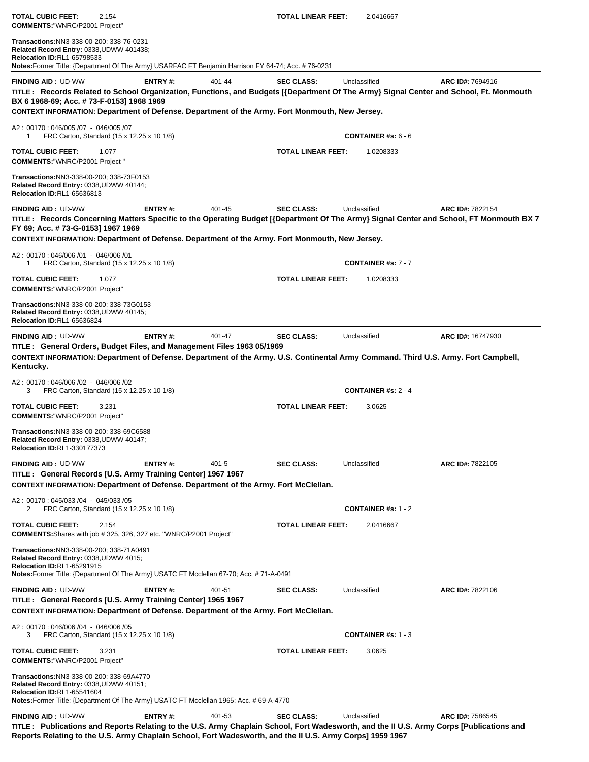**TOTAL CUBIC FEET:** 2.154 **TOTAL LINEAR FEET:** 2.0416667
**COMMENTS:**"WNRC/P2001 Project"

**Transactions:**NN3-338-00-200; 338-76-0231
**Related Record Entry:** 0338,UDWW 401438;
**Relocation ID:**RL1-65798533
**Notes:**Former Title: {Department Of The Army} USARFAC FT Benjamin Harrison FY 64-74; Acc. # 76-0231

---

**FINDING AID :** UD-WW **ENTRY #:** 401-44 **SEC CLASS:** Unclassified **ARC ID#:** 7694916
**TITLE : Records Related to School Organization, Functions, and Budgets [{Department Of The Army} Signal Center and School, Ft. Monmouth BX 6 1968-69; Acc. # 73-F-0153] 1968 1969**
**CONTEXT INFORMATION: Department of Defense. Department of the Army. Fort Monmouth, New Jersey.**

A2 : 00170 : 046/005 /07 - 046/005 /07
1 FRC Carton, Standard (15 x 12.25 x 10 1/8) **CONTAINER #s:** 6 - 6

**TOTAL CUBIC FEET:** 1.077 **TOTAL LINEAR FEET:** 1.0208333
**COMMENTS:**"WNRC/P2001 Project "

**Transactions:**NN3-338-00-200; 338-73F0153
**Related Record Entry:** 0338,UDWW 40144;
**Relocation ID:**RL1-65636813

---

**FINDING AID :** UD-WW **ENTRY #:** 401-45 **SEC CLASS:** Unclassified **ARC ID#:** 7822154
**TITLE : Records Concerning Matters Specific to the Operating Budget [{Department Of The Army} Signal Center and School, FT Monmouth BX 7 FY 69; Acc. # 73-G-0153] 1967 1969**
**CONTEXT INFORMATION: Department of Defense. Department of the Army. Fort Monmouth, New Jersey.**

A2 : 00170 : 046/006 /01 - 046/006 /01
1 FRC Carton, Standard (15 x 12.25 x 10 1/8) **CONTAINER #s:** 7 - 7

**TOTAL CUBIC FEET:** 1.077 **TOTAL LINEAR FEET:** 1.0208333
**COMMENTS:**"WNRC/P2001 Project"

**Transactions:**NN3-338-00-200; 338-73G0153
**Related Record Entry:** 0338,UDWW 40145;
**Relocation ID:**RL1-65636824

---

**FINDING AID :** UD-WW **ENTRY #:** 401-47 **SEC CLASS:** Unclassified **ARC ID#:** 16747930
**TITLE : General Orders, Budget Files, and Management Files 1963 05/1969**
**CONTEXT INFORMATION: Department of Defense. Department of the Army. U.S. Continental Army Command. Third U.S. Army. Fort Campbell, Kentucky.**

A2 : 00170 : 046/006 /02 - 046/006 /02
3 FRC Carton, Standard (15 x 12.25 x 10 1/8) **CONTAINER #s:** 2 - 4

**TOTAL CUBIC FEET:** 3.231 **TOTAL LINEAR FEET:** 3.0625
**COMMENTS:**"WNRC/P2001 Project"

**Transactions:**NN3-338-00-200; 338-69C6588
**Related Record Entry:** 0338,UDWW 40147;
**Relocation ID:**RL1-330177373

---

**FINDING AID :** UD-WW **ENTRY #:** 401-5 **SEC CLASS:** Unclassified **ARC ID#:** 7822105
**TITLE : General Records [U.S. Army Training Center] 1967 1967**
**CONTEXT INFORMATION: Department of Defense. Department of the Army. Fort McClellan.**

A2 : 00170 : 045/033 /04 - 045/033 /05
2 FRC Carton, Standard (15 x 12.25 x 10 1/8) **CONTAINER #s:** 1 - 2

**TOTAL CUBIC FEET:** 2.154 **TOTAL LINEAR FEET:** 2.0416667
**COMMENTS:**Shares with job # 325, 326, 327 etc. "WNRC/P2001 Project"

**Transactions:**NN3-338-00-200; 338-71A0491
**Related Record Entry:** 0338,UDWW 4015;
**Relocation ID:**RL1-65291915
**Notes:**Former Title: {Department Of The Army} USATC FT Mcclellan 67-70; Acc. # 71-A-0491

---

**FINDING AID :** UD-WW **ENTRY #:** 401-51 **SEC CLASS:** Unclassified **ARC ID#:** 7822106
**TITLE : General Records [U.S. Army Training Center] 1965 1967**
**CONTEXT INFORMATION: Department of Defense. Department of the Army. Fort McClellan.**

A2 : 00170 : 046/006 /04 - 046/006 /05
3 FRC Carton, Standard (15 x 12.25 x 10 1/8) **CONTAINER #s:** 1 - 3

**TOTAL CUBIC FEET:** 3.231 **TOTAL LINEAR FEET:** 3.0625
**COMMENTS:**"WNRC/P2001 Project"

**Transactions:**NN3-338-00-200; 338-69A4770
**Related Record Entry:** 0338,UDWW 40151;
**Relocation ID:**RL1-65541604
**Notes:**Former Title: {Department Of The Army} USATC FT Mcclellan 1965; Acc. # 69-A-4770

---

**FINDING AID :** UD-WW **ENTRY #:** 401-53 **SEC CLASS:** Unclassified **ARC ID#:** 7586545
**TITLE : Publications and Reports Relating to the U.S. Army Chaplain School, Fort Wadesworth, and the II U.S. Army Corps [Publications and Reports Relating to the U.S. Army Chaplain School, Fort Wadesworth, and the II U.S. Army Corps] 1959 1967**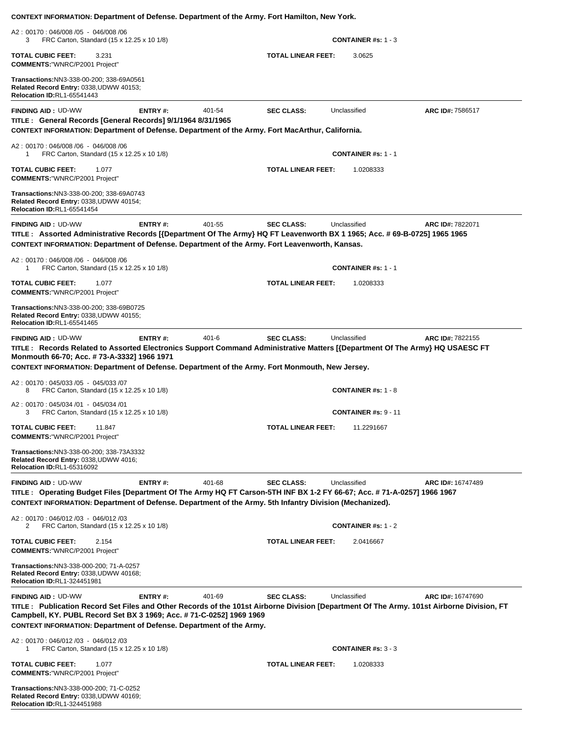**CONTEXT INFORMATION: Department of Defense. Department of the Army. Fort Hamilton, New York.**

A2 : 00170 : 046/008 /05 - 046/008 /06
3 FRC Carton, Standard (15 x 12.25 x 10 1/8) **CONTAINER #s:** 1 - 3

**TOTAL CUBIC FEET:** 3.231 **TOTAL LINEAR FEET:** 3.0625
**COMMENTS:**"WNRC/P2001 Project"

**Transactions:**NN3-338-00-200; 338-69A0561
**Related Record Entry:** 0338,UDWW 40153;
**Relocation ID:**RL1-65541443

---

**FINDING AID :** UD-WW **ENTRY #:** 401-54 **SEC CLASS:** Unclassified **ARC ID#:** 7586517
**TITLE : General Records [General Records] 9/1/1964 8/31/1965**
**CONTEXT INFORMATION: Department of Defense. Department of the Army. Fort MacArthur, California.**

A2 : 00170 : 046/008 /06 - 046/008 /06
1 FRC Carton, Standard (15 x 12.25 x 10 1/8) **CONTAINER #s:** 1 - 1

**TOTAL CUBIC FEET:** 1.077 **TOTAL LINEAR FEET:** 1.0208333
**COMMENTS:**"WNRC/P2001 Project"

**Transactions:**NN3-338-00-200; 338-69A0743
**Related Record Entry:** 0338,UDWW 40154;
**Relocation ID:**RL1-65541454

---

**FINDING AID :** UD-WW **ENTRY #:** 401-55 **SEC CLASS:** Unclassified **ARC ID#:** 7822071
**TITLE : Assorted Administrative Records [{Department Of The Army} HQ FT Leavenworth BX 1 1965; Acc. # 69-B-0725] 1965 1965**
**CONTEXT INFORMATION: Department of Defense. Department of the Army. Fort Leavenworth, Kansas.**

A2 : 00170 : 046/008 /06 - 046/008 /06
1 FRC Carton, Standard (15 x 12.25 x 10 1/8) **CONTAINER #s:** 1 - 1

**TOTAL CUBIC FEET:** 1.077 **TOTAL LINEAR FEET:** 1.0208333
**COMMENTS:**"WNRC/P2001 Project"

**Transactions:**NN3-338-00-200; 338-69B0725
**Related Record Entry:** 0338,UDWW 40155;
**Relocation ID:**RL1-65541465

---

**FINDING AID :** UD-WW **ENTRY #:** 401-6 **SEC CLASS:** Unclassified **ARC ID#:** 7822155
**TITLE : Records Related to Assorted Electronics Support Command Administrative Matters [{Department Of The Army} HQ USAESC FT Monmouth 66-70; Acc. # 73-A-3332] 1966 1971**
**CONTEXT INFORMATION: Department of Defense. Department of the Army. Fort Monmouth, New Jersey.**

A2 : 00170 : 045/033 /05 - 045/033 /07
8 FRC Carton, Standard (15 x 12.25 x 10 1/8) **CONTAINER #s:** 1 - 8

A2 : 00170 : 045/034 /01 - 045/034 /01
3 FRC Carton, Standard (15 x 12.25 x 10 1/8) **CONTAINER #s:** 9 - 11

**TOTAL CUBIC FEET:** 11.847 **TOTAL LINEAR FEET:** 11.2291667
**COMMENTS:**"WNRC/P2001 Project"

**Transactions:**NN3-338-00-200; 338-73A3332
**Related Record Entry:** 0338,UDWW 4016;
**Relocation ID:**RL1-65316092

---

**FINDING AID :** UD-WW **ENTRY #:** 401-68 **SEC CLASS:** Unclassified **ARC ID#:** 16747489
**TITLE : Operating Budget Files [Department Of The Army HQ FT Carson-5TH INF BX 1-2 FY 66-67; Acc. # 71-A-0257] 1966 1967**
**CONTEXT INFORMATION: Department of Defense. Department of the Army. 5th Infantry Division (Mechanized).**

A2 : 00170 : 046/012 /03 - 046/012 /03
2 FRC Carton, Standard (15 x 12.25 x 10 1/8) **CONTAINER #s:** 1 - 2

**TOTAL CUBIC FEET:** 2.154 **TOTAL LINEAR FEET:** 2.0416667
**COMMENTS:**"WNRC/P2001 Project"

**Transactions:**NN3-338-000-200; 71-A-0257
**Related Record Entry:** 0338,UDWW 40168;
**Relocation ID:**RL1-324451981

---

**FINDING AID :** UD-WW **ENTRY #:** 401-69 **SEC CLASS:** Unclassified **ARC ID#:** 16747690
**TITLE : Publication Record Set Files and Other Records of the 101st Airborne Division [Department Of The Army. 101st Airborne Division, FT Campbell, KY. PUBL Record Set BX 3 1969; Acc. # 71-C-0252] 1969 1969**
**CONTEXT INFORMATION: Department of Defense. Department of the Army.**

A2 : 00170 : 046/012 /03 - 046/012 /03
1 FRC Carton, Standard (15 x 12.25 x 10 1/8) **CONTAINER #s:** 3 - 3

**TOTAL CUBIC FEET:** 1.077 **TOTAL LINEAR FEET:** 1.0208333
**COMMENTS:**"WNRC/P2001 Project"

**Transactions:**NN3-338-000-200; 71-C-0252
**Related Record Entry:** 0338,UDWW 40169;
**Relocation ID:**RL1-324451988

---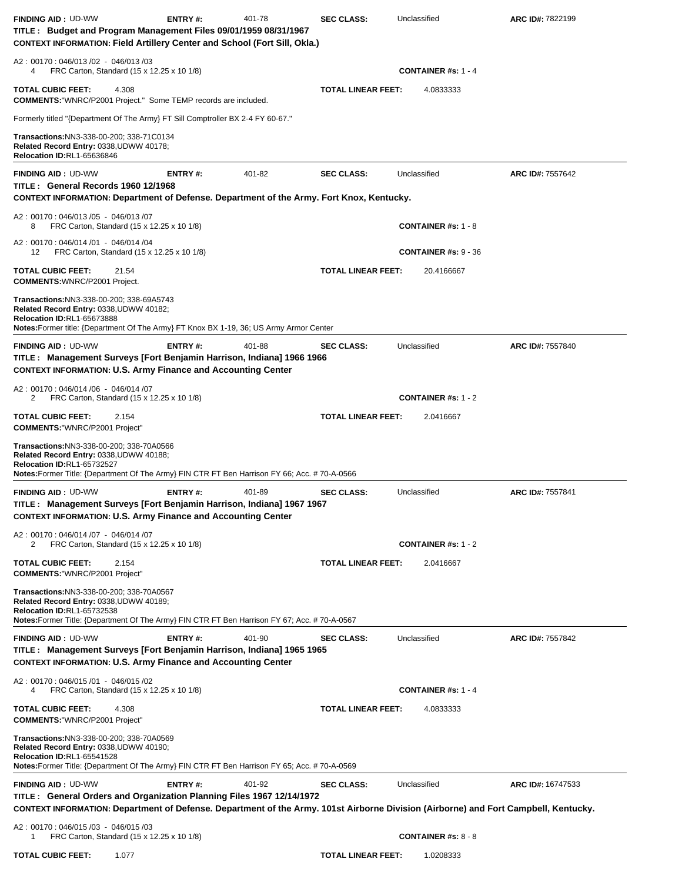**FINDING AID :** UD-WW **ENTRY #:** 401-78 **SEC CLASS:** Unclassified **ARC ID#:** 7822199

**TITLE : Budget and Program Management Files 09/01/1959 08/31/1967**

**CONTEXT INFORMATION: Field Artillery Center and School (Fort Sill, Okla.)**

A2 : 00170 : 046/013 /02 - 046/013 /03
4 FRC Carton, Standard (15 x 12.25 x 10 1/8) **CONTAINER #s:** 1 - 4

**TOTAL CUBIC FEET:** 4.308 **TOTAL LINEAR FEET:** 4.0833333

**COMMENTS:**"WNRC/P2001 Project." Some TEMP records are included.

Formerly titled "{Department Of The Army} FT Sill Comptroller BX 2-4 FY 60-67."

**Transactions:**NN3-338-00-200; 338-71C0134
**Related Record Entry:** 0338,UDWW 40178;
**Relocation ID:**RL1-65636846

---

**FINDING AID :** UD-WW **ENTRY #:** 401-82 **SEC CLASS:** Unclassified **ARC ID#:** 7557642

**TITLE : General Records 1960 12/1968**

**CONTEXT INFORMATION: Department of Defense. Department of the Army. Fort Knox, Kentucky.**

A2 : 00170 : 046/013 /05 - 046/013 /07
8 FRC Carton, Standard (15 x 12.25 x 10 1/8) **CONTAINER #s:** 1 - 8

A2 : 00170 : 046/014 /01 - 046/014 /04
12 FRC Carton, Standard (15 x 12.25 x 10 1/8) **CONTAINER #s:** 9 - 36

**TOTAL CUBIC FEET:** 21.54 **TOTAL LINEAR FEET:** 20.4166667

**COMMENTS:**WNRC/P2001 Project.

**Transactions:**NN3-338-00-200; 338-69A5743
**Related Record Entry:** 0338,UDWW 40182;
**Relocation ID:**RL1-65673888
**Notes:**Former title: {Department Of The Army} FT Knox BX 1-19, 36; US Army Armor Center

---

**FINDING AID :** UD-WW **ENTRY #:** 401-88 **SEC CLASS:** Unclassified **ARC ID#:** 7557840

**TITLE : Management Surveys [Fort Benjamin Harrison, Indiana] 1966 1966**

**CONTEXT INFORMATION: U.S. Army Finance and Accounting Center**

A2 : 00170 : 046/014 /06 - 046/014 /07
2 FRC Carton, Standard (15 x 12.25 x 10 1/8) **CONTAINER #s:** 1 - 2

**TOTAL CUBIC FEET:** 2.154 **TOTAL LINEAR FEET:** 2.0416667

**COMMENTS:**"WNRC/P2001 Project"

**Transactions:**NN3-338-00-200; 338-70A0566
**Related Record Entry:** 0338,UDWW 40188;
**Relocation ID:**RL1-65732527
**Notes:**Former Title: {Department Of The Army} FIN CTR FT Ben Harrison FY 66; Acc. # 70-A-0566

---

**FINDING AID :** UD-WW **ENTRY #:** 401-89 **SEC CLASS:** Unclassified **ARC ID#:** 7557841

**TITLE : Management Surveys [Fort Benjamin Harrison, Indiana] 1967 1967**

**CONTEXT INFORMATION: U.S. Army Finance and Accounting Center**

A2 : 00170 : 046/014 /07 - 046/014 /07
2 FRC Carton, Standard (15 x 12.25 x 10 1/8) **CONTAINER #s:** 1 - 2

**TOTAL CUBIC FEET:** 2.154 **TOTAL LINEAR FEET:** 2.0416667

**COMMENTS:**"WNRC/P2001 Project"

**Transactions:**NN3-338-00-200; 338-70A0567
**Related Record Entry:** 0338,UDWW 40189;
**Relocation ID:**RL1-65732538
**Notes:**Former Title: {Department Of The Army} FIN CTR FT Ben Harrison FY 67; Acc. # 70-A-0567

---

**FINDING AID :** UD-WW **ENTRY #:** 401-90 **SEC CLASS:** Unclassified **ARC ID#:** 7557842

**TITLE : Management Surveys [Fort Benjamin Harrison, Indiana] 1965 1965**

**CONTEXT INFORMATION: U.S. Army Finance and Accounting Center**

A2 : 00170 : 046/015 /01 - 046/015 /02
4 FRC Carton, Standard (15 x 12.25 x 10 1/8) **CONTAINER #s:** 1 - 4

**TOTAL CUBIC FEET:** 4.308 **TOTAL LINEAR FEET:** 4.0833333

**COMMENTS:**"WNRC/P2001 Project"

**Transactions:**NN3-338-00-200; 338-70A0569
**Related Record Entry:** 0338,UDWW 40190;
**Relocation ID:**RL1-65541528
**Notes:**Former Title: {Department Of The Army} FIN CTR FT Ben Harrison FY 65; Acc. # 70-A-0569

---

**FINDING AID :** UD-WW **ENTRY #:** 401-92 **SEC CLASS:** Unclassified **ARC ID#:** 16747533

**TITLE : General Orders and Organization Planning Files 1967 12/14/1972**

**CONTEXT INFORMATION: Department of Defense. Department of the Army. 101st Airborne Division (Airborne) and Fort Campbell, Kentucky.**

A2 : 00170 : 046/015 /03 - 046/015 /03
1 FRC Carton, Standard (15 x 12.25 x 10 1/8) **CONTAINER #s:** 8 - 8

**TOTAL CUBIC FEET:** 1.077 **TOTAL LINEAR FEET:** 1.0208333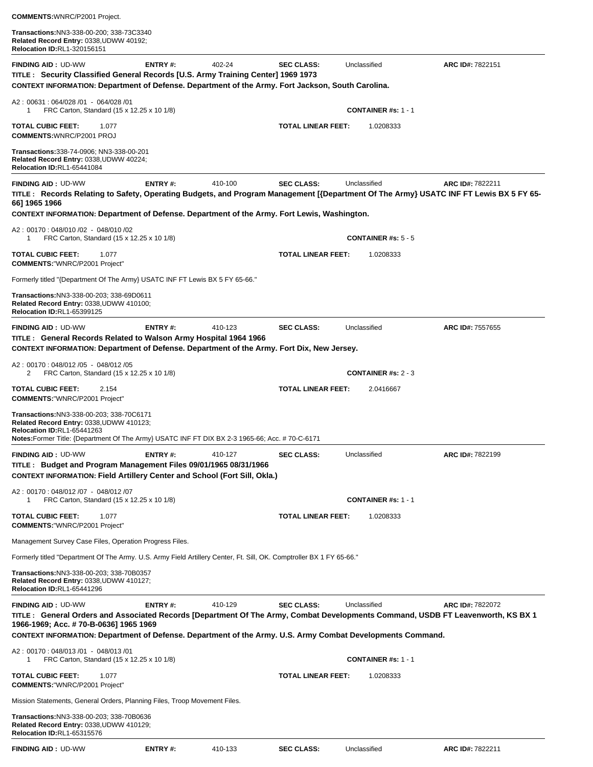**COMMENTS:**WNRC/P2001 Project.

**Transactions:**NN3-338-00-200; 338-73C3340
**Related Record Entry:** 0338,UDWW 40192;
**Relocation ID:**RL1-320156151

---

**FINDING AID :** UD-WW **ENTRY #:** 402-24 **SEC CLASS:** Unclassified **ARC ID#:** 7822151

**TITLE : Security Classified General Records [U.S. Army Training Center] 1969 1973**

**CONTEXT INFORMATION: Department of Defense. Department of the Army. Fort Jackson, South Carolina.**

A2 : 00631 : 064/028 /01 - 064/028 /01
1 FRC Carton, Standard (15 x 12.25 x 10 1/8) **CONTAINER #s:** 1 - 1

**TOTAL CUBIC FEET:** 1.077 **TOTAL LINEAR FEET:** 1.0208333
**COMMENTS:**WNRC/P2001 PROJ

**Transactions:**338-74-0906; NN3-338-00-201
**Related Record Entry:** 0338,UDWW 40224;
**Relocation ID:**RL1-65441084

---

**FINDING AID :** UD-WW **ENTRY #:** 410-100 **SEC CLASS:** Unclassified **ARC ID#:** 7822211

**TITLE : Records Relating to Safety, Operating Budgets, and Program Management [{Department Of The Army} USATC INF FT Lewis BX 5 FY 65-66] 1965 1966**

**CONTEXT INFORMATION: Department of Defense. Department of the Army. Fort Lewis, Washington.**

A2 : 00170 : 048/010 /02 - 048/010 /02
1 FRC Carton, Standard (15 x 12.25 x 10 1/8) **CONTAINER #s:** 5 - 5

**TOTAL CUBIC FEET:** 1.077 **TOTAL LINEAR FEET:** 1.0208333
**COMMENTS:**"WNRC/P2001 Project"

Formerly titled "{Department Of The Army} USATC INF FT Lewis BX 5 FY 65-66."

**Transactions:**NN3-338-00-203; 338-69D0611
**Related Record Entry:** 0338,UDWW 410100;
**Relocation ID:**RL1-65399125

---

**FINDING AID :** UD-WW **ENTRY #:** 410-123 **SEC CLASS:** Unclassified **ARC ID#:** 7557655

**TITLE : General Records Related to Walson Army Hospital 1964 1966**

**CONTEXT INFORMATION: Department of Defense. Department of the Army. Fort Dix, New Jersey.**

A2 : 00170 : 048/012 /05 - 048/012 /05
2 FRC Carton, Standard (15 x 12.25 x 10 1/8) **CONTAINER #s:** 2 - 3

**TOTAL CUBIC FEET:** 2.154 **TOTAL LINEAR FEET:** 2.0416667
**COMMENTS:**"WNRC/P2001 Project"

**Transactions:**NN3-338-00-203; 338-70C6171
**Related Record Entry:** 0338,UDWW 410123;
**Relocation ID:**RL1-65441263
**Notes:**Former Title: {Department Of The Army} USATC INF FT DIX BX 2-3 1965-66; Acc. # 70-C-6171

---

**FINDING AID :** UD-WW **ENTRY #:** 410-127 **SEC CLASS:** Unclassified **ARC ID#:** 7822199

**TITLE : Budget and Program Management Files 09/01/1965 08/31/1966**

**CONTEXT INFORMATION: Field Artillery Center and School (Fort Sill, Okla.)**

A2 : 00170 : 048/012 /07 - 048/012 /07
1 FRC Carton, Standard (15 x 12.25 x 10 1/8) **CONTAINER #s:** 1 - 1

**TOTAL CUBIC FEET:** 1.077 **TOTAL LINEAR FEET:** 1.0208333
**COMMENTS:**"WNRC/P2001 Project"

Management Survey Case Files, Operation Progress Files.

Formerly titled "Department Of The Army. U.S. Army Field Artillery Center, Ft. Sill, OK. Comptroller BX 1 FY 65-66."

**Transactions:**NN3-338-00-203; 338-70B0357
**Related Record Entry:** 0338,UDWW 410127;
**Relocation ID:**RL1-65441296

---

**FINDING AID :** UD-WW **ENTRY #:** 410-129 **SEC CLASS:** Unclassified **ARC ID#:** 7822072

**TITLE : General Orders and Associated Records [Department Of The Army, Combat Developments Command, USDB FT Leavenworth, KS BX 1 1966-1969; Acc. # 70-B-0636] 1965 1969**

**CONTEXT INFORMATION: Department of Defense. Department of the Army. U.S. Army Combat Developments Command.**

A2 : 00170 : 048/013 /01 - 048/013 /01
1 FRC Carton, Standard (15 x 12.25 x 10 1/8) **CONTAINER #s:** 1 - 1

**TOTAL CUBIC FEET:** 1.077 **TOTAL LINEAR FEET:** 1.0208333
**COMMENTS:**"WNRC/P2001 Project"

Mission Statements, General Orders, Planning Files, Troop Movement Files.

**Transactions:**NN3-338-00-203; 338-70B0636
**Related Record Entry:** 0338,UDWW 410129;
**Relocation ID:**RL1-65315576

---

**FINDING AID :** UD-WW **ENTRY #:** 410-133 **SEC CLASS:** Unclassified **ARC ID#:** 7822211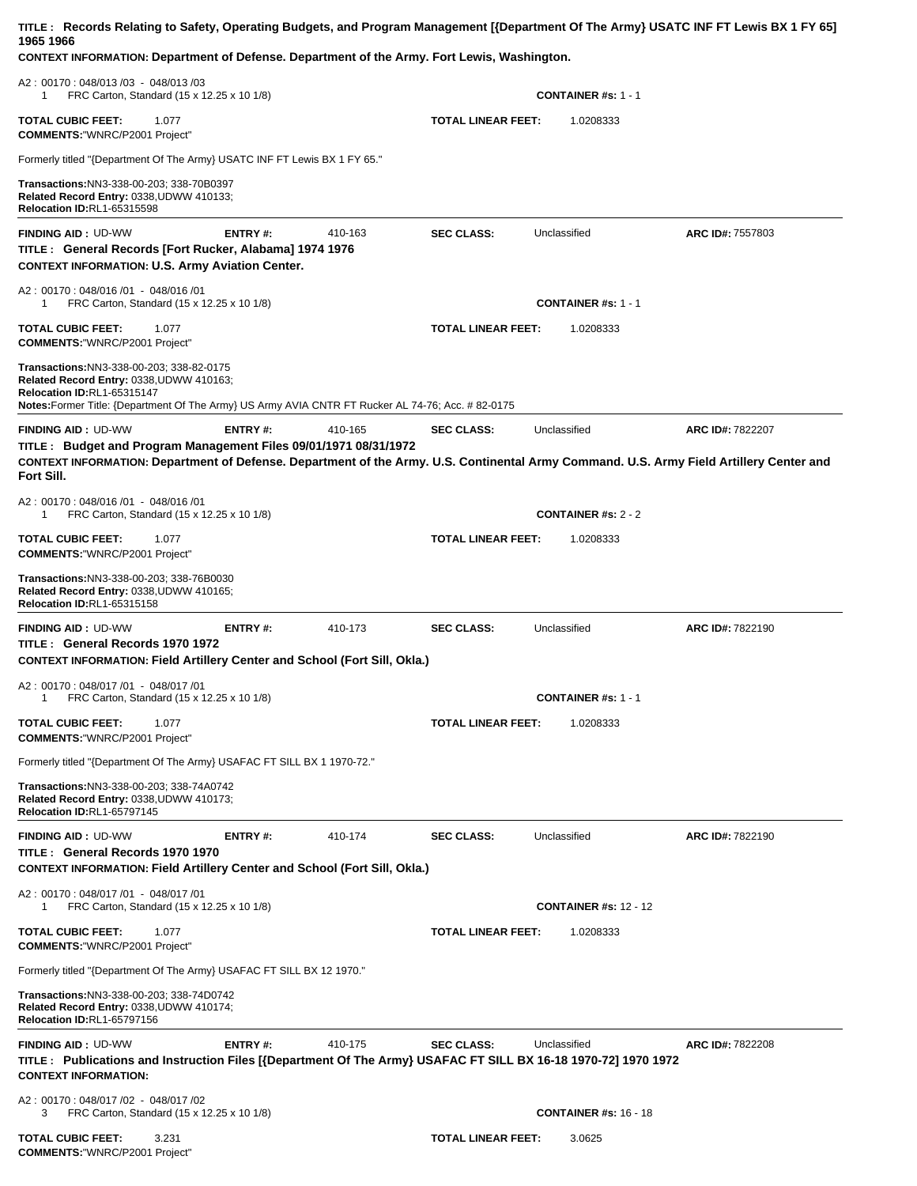**TITLE : Records Relating to Safety, Operating Budgets, and Program Management [{Department Of The Army} USATC INF FT Lewis BX 1 FY 65] 1965 1966**

**CONTEXT INFORMATION: Department of Defense. Department of the Army. Fort Lewis, Washington.**

A2 : 00170 : 048/013 /03 - 048/013 /03
1 FRC Carton, Standard (15 x 12.25 x 10 1/8) **CONTAINER #s:** 1 - 1

**TOTAL CUBIC FEET:** 1.077 **TOTAL LINEAR FEET:** 1.0208333

**COMMENTS:**"WNRC/P2001 Project"

Formerly titled "{Department Of The Army} USATC INF FT Lewis BX 1 FY 65."

**Transactions:**NN3-338-00-203; 338-70B0397
**Related Record Entry:** 0338,UDWW 410133;
**Relocation ID:**RL1-65315598

---

**FINDING AID :** UD-WW **ENTRY #:** 410-163 **SEC CLASS:** Unclassified **ARC ID#:** 7557803

**TITLE : General Records [Fort Rucker, Alabama] 1974 1976**

**CONTEXT INFORMATION: U.S. Army Aviation Center.**

A2 : 00170 : 048/016 /01 - 048/016 /01
1 FRC Carton, Standard (15 x 12.25 x 10 1/8) **CONTAINER #s:** 1 - 1

**TOTAL CUBIC FEET:** 1.077 **TOTAL LINEAR FEET:** 1.0208333

**COMMENTS:**"WNRC/P2001 Project"

**Transactions:**NN3-338-00-203; 338-82-0175
**Related Record Entry:** 0338,UDWW 410163;
**Relocation ID:**RL1-65315147
**Notes:**Former Title: {Department Of The Army} US Army AVIA CNTR FT Rucker AL 74-76; Acc. # 82-0175

---

**FINDING AID :** UD-WW **ENTRY #:** 410-165 **SEC CLASS:** Unclassified **ARC ID#:** 7822207

**TITLE : Budget and Program Management Files 09/01/1971 08/31/1972**

**CONTEXT INFORMATION: Department of Defense. Department of the Army. U.S. Continental Army Command. U.S. Army Field Artillery Center and Fort Sill.**

A2 : 00170 : 048/016 /01 - 048/016 /01
1 FRC Carton, Standard (15 x 12.25 x 10 1/8) **CONTAINER #s:** 2 - 2

**TOTAL CUBIC FEET:** 1.077 **TOTAL LINEAR FEET:** 1.0208333

**COMMENTS:**"WNRC/P2001 Project"

**Transactions:**NN3-338-00-203; 338-76B0030
**Related Record Entry:** 0338,UDWW 410165;
**Relocation ID:**RL1-65315158

---

**FINDING AID :** UD-WW **ENTRY #:** 410-173 **SEC CLASS:** Unclassified **ARC ID#:** 7822190

**TITLE : General Records 1970 1972**

**CONTEXT INFORMATION: Field Artillery Center and School (Fort Sill, Okla.)**

A2 : 00170 : 048/017 /01 - 048/017 /01
1 FRC Carton, Standard (15 x 12.25 x 10 1/8) **CONTAINER #s:** 1 - 1

**TOTAL CUBIC FEET:** 1.077 **TOTAL LINEAR FEET:** 1.0208333

**COMMENTS:**"WNRC/P2001 Project"

Formerly titled "{Department Of The Army} USAFAC FT SILL BX 1 1970-72."

**Transactions:**NN3-338-00-203; 338-74A0742
**Related Record Entry:** 0338,UDWW 410173;
**Relocation ID:**RL1-65797145

---

**FINDING AID :** UD-WW **ENTRY #:** 410-174 **SEC CLASS:** Unclassified **ARC ID#:** 7822190

**TITLE : General Records 1970 1970**

**CONTEXT INFORMATION: Field Artillery Center and School (Fort Sill, Okla.)**

A2 : 00170 : 048/017 /01 - 048/017 /01
1 FRC Carton, Standard (15 x 12.25 x 10 1/8) **CONTAINER #s:** 12 - 12

**TOTAL CUBIC FEET:** 1.077 **TOTAL LINEAR FEET:** 1.0208333

**COMMENTS:**"WNRC/P2001 Project"

Formerly titled "{Department Of The Army} USAFAC FT SILL BX 12 1970."

**Transactions:**NN3-338-00-203; 338-74D0742
**Related Record Entry:** 0338,UDWW 410174;
**Relocation ID:**RL1-65797156

---

**FINDING AID :** UD-WW **ENTRY #:** 410-175 **SEC CLASS:** Unclassified **ARC ID#:** 7822208

**TITLE : Publications and Instruction Files [{Department Of The Army} USAFAC FT SILL BX 16-18 1970-72] 1970 1972**

**CONTEXT INFORMATION:**

A2 : 00170 : 048/017 /02 - 048/017 /02
3 FRC Carton, Standard (15 x 12.25 x 10 1/8) **CONTAINER #s:** 16 - 18

**TOTAL CUBIC FEET:** 3.231 **TOTAL LINEAR FEET:** 3.0625

**COMMENTS:**"WNRC/P2001 Project"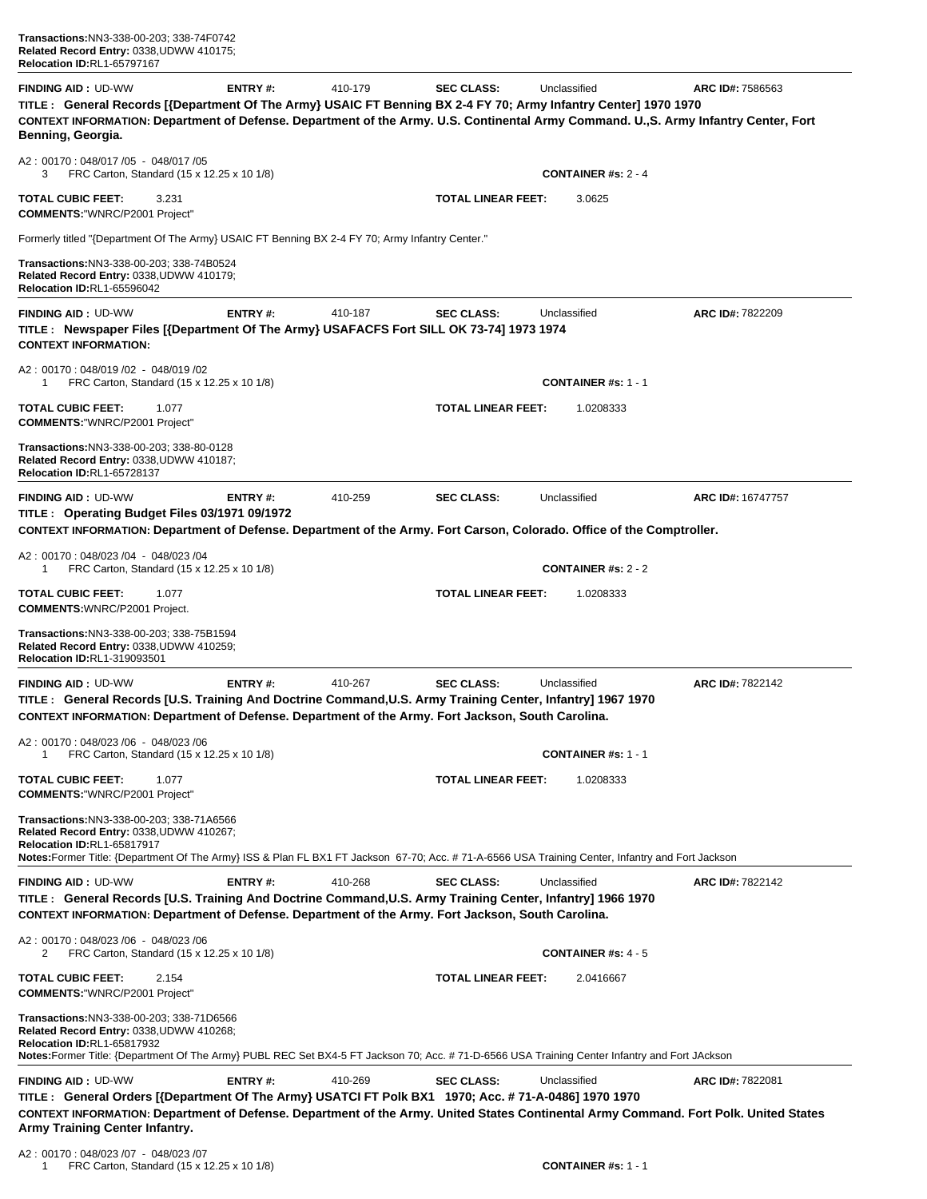**Transactions:**NN3-338-00-203; 338-74F0742
**Related Record Entry:** 0338,UDWW 410175;
**Relocation ID:**RL1-65797167

---

**FINDING AID :** UD-WW **ENTRY #:** 410-179 **SEC CLASS:** Unclassified **ARC ID#:** 7586563

**TITLE : General Records [{Department Of The Army} USAIC FT Benning BX 2-4 FY 70; Army Infantry Center] 1970 1970**

**CONTEXT INFORMATION: Department of Defense. Department of the Army. U.S. Continental Army Command. U.,S. Army Infantry Center, Fort Benning, Georgia.**

A2 : 00170 : 048/017 /05 - 048/017 /05
3 FRC Carton, Standard (15 x 12.25 x 10 1/8) **CONTAINER #s:** 2 - 4

**TOTAL CUBIC FEET:** 3.231 **TOTAL LINEAR FEET:** 3.0625
**COMMENTS:**"WNRC/P2001 Project"

Formerly titled "{Department Of The Army} USAIC FT Benning BX 2-4 FY 70; Army Infantry Center."

**Transactions:**NN3-338-00-203; 338-74B0524
**Related Record Entry:** 0338,UDWW 410179;
**Relocation ID:**RL1-65596042

---

**FINDING AID :** UD-WW **ENTRY #:** 410-187 **SEC CLASS:** Unclassified **ARC ID#:** 7822209

**TITLE : Newspaper Files [{Department Of The Army} USAFACFS Fort SILL OK 73-74] 1973 1974**

**CONTEXT INFORMATION:**

A2 : 00170 : 048/019 /02 - 048/019 /02
1 FRC Carton, Standard (15 x 12.25 x 10 1/8) **CONTAINER #s:** 1 - 1

**TOTAL CUBIC FEET:** 1.077 **TOTAL LINEAR FEET:** 1.0208333
**COMMENTS:**"WNRC/P2001 Project"

**Transactions:**NN3-338-00-203; 338-80-0128
**Related Record Entry:** 0338,UDWW 410187;
**Relocation ID:**RL1-65728137

---

**FINDING AID :** UD-WW **ENTRY #:** 410-259 **SEC CLASS:** Unclassified **ARC ID#:** 16747757

**TITLE : Operating Budget Files 03/1971 09/1972**

**CONTEXT INFORMATION: Department of Defense. Department of the Army. Fort Carson, Colorado. Office of the Comptroller.**

A2 : 00170 : 048/023 /04 - 048/023 /04
1 FRC Carton, Standard (15 x 12.25 x 10 1/8) **CONTAINER #s:** 2 - 2

**TOTAL CUBIC FEET:** 1.077 **TOTAL LINEAR FEET:** 1.0208333
**COMMENTS:**WNRC/P2001 Project.

**Transactions:**NN3-338-00-203; 338-75B1594
**Related Record Entry:** 0338,UDWW 410259;
**Relocation ID:**RL1-319093501

---

**FINDING AID :** UD-WW **ENTRY #:** 410-267 **SEC CLASS:** Unclassified **ARC ID#:** 7822142

**TITLE : General Records [U.S. Training And Doctrine Command,U.S. Army Training Center, Infantry] 1967 1970**

**CONTEXT INFORMATION: Department of Defense. Department of the Army. Fort Jackson, South Carolina.**

A2 : 00170 : 048/023 /06 - 048/023 /06
1 FRC Carton, Standard (15 x 12.25 x 10 1/8) **CONTAINER #s:** 1 - 1

**TOTAL CUBIC FEET:** 1.077 **TOTAL LINEAR FEET:** 1.0208333
**COMMENTS:**"WNRC/P2001 Project"

**Transactions:**NN3-338-00-203; 338-71A6566
**Related Record Entry:** 0338,UDWW 410267;
**Relocation ID:**RL1-65817917
**Notes:**Former Title: {Department Of The Army} ISS & Plan FL BX1 FT Jackson 67-70; Acc. # 71-A-6566 USA Training Center, Infantry and Fort Jackson

---

**FINDING AID :** UD-WW **ENTRY #:** 410-268 **SEC CLASS:** Unclassified **ARC ID#:** 7822142

**TITLE : General Records [U.S. Training And Doctrine Command,U.S. Army Training Center, Infantry] 1966 1970**

**CONTEXT INFORMATION: Department of Defense. Department of the Army. Fort Jackson, South Carolina.**

A2 : 00170 : 048/023 /06 - 048/023 /06
2 FRC Carton, Standard (15 x 12.25 x 10 1/8) **CONTAINER #s:** 4 - 5

**TOTAL CUBIC FEET:** 2.154 **TOTAL LINEAR FEET:** 2.0416667
**COMMENTS:**"WNRC/P2001 Project"

**Transactions:**NN3-338-00-203; 338-71D6566
**Related Record Entry:** 0338,UDWW 410268;
**Relocation ID:**RL1-65817932
**Notes:**Former Title: {Department Of The Army} PUBL REC Set BX4-5 FT Jackson 70; Acc. # 71-D-6566 USA Training Center Infantry and Fort JAckson

---

**FINDING AID :** UD-WW **ENTRY #:** 410-269 **SEC CLASS:** Unclassified **ARC ID#:** 7822081

**TITLE : General Orders [{Department Of The Army} USATCI FT Polk BX1 1970; Acc. # 71-A-0486] 1970 1970**

**CONTEXT INFORMATION: Department of Defense. Department of the Army. United States Continental Army Command. Fort Polk. United States Army Training Center Infantry.**

A2 : 00170 : 048/023 /07 - 048/023 /07
1 FRC Carton, Standard (15 x 12.25 x 10 1/8) **CONTAINER #s:** 1 - 1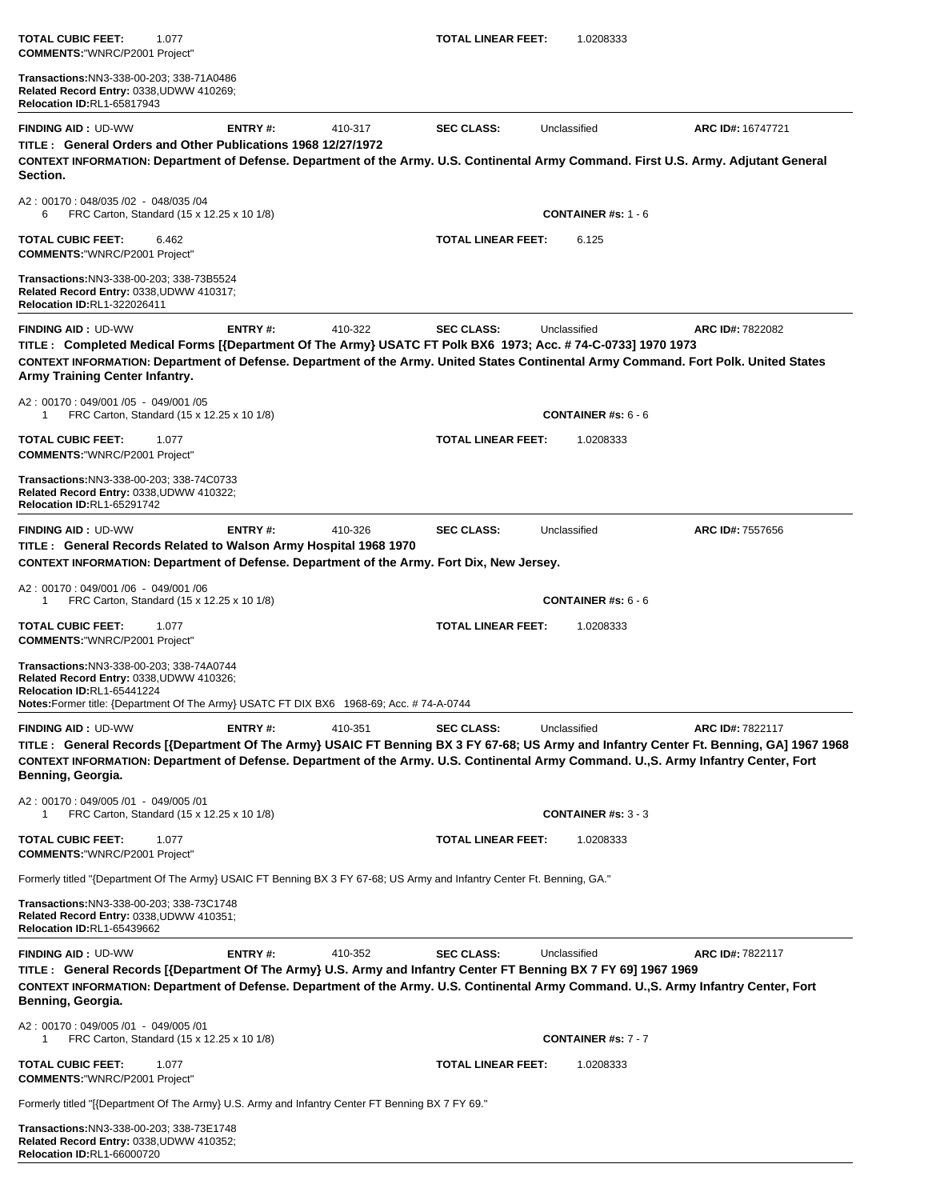**TOTAL CUBIC FEET:** 1.077 **TOTAL LINEAR FEET:** 1.0208333
**COMMENTS:**"WNRC/P2001 Project"

**Transactions:**NN3-338-00-203; 338-71A0486
**Related Record Entry:** 0338,UDWW 410269;
**Relocation ID:**RL1-65817943

---

**FINDING AID :** UD-WW **ENTRY #:** 410-317 **SEC CLASS:** Unclassified **ARC ID#:** 16747721

**TITLE : General Orders and Other Publications 1968 12/27/1972**

**CONTEXT INFORMATION: Department of Defense. Department of the Army. U.S. Continental Army Command. First U.S. Army. Adjutant General Section.**

A2 : 00170 : 048/035 /02 - 048/035 /04
6 FRC Carton, Standard (15 x 12.25 x 10 1/8) **CONTAINER #s:** 1 - 6

**TOTAL CUBIC FEET:** 6.462 **TOTAL LINEAR FEET:** 6.125
**COMMENTS:**"WNRC/P2001 Project"

**Transactions:**NN3-338-00-203; 338-73B5524
**Related Record Entry:** 0338,UDWW 410317;
**Relocation ID:**RL1-322026411

---

**FINDING AID :** UD-WW **ENTRY #:** 410-322 **SEC CLASS:** Unclassified **ARC ID#:** 7822082

**TITLE : Completed Medical Forms [{Department Of The Army} USATC FT Polk BX6 1973; Acc. # 74-C-0733] 1970 1973**

**CONTEXT INFORMATION: Department of Defense. Department of the Army. United States Continental Army Command. Fort Polk. United States Army Training Center Infantry.**

A2 : 00170 : 049/001 /05 - 049/001 /05
1 FRC Carton, Standard (15 x 12.25 x 10 1/8) **CONTAINER #s:** 6 - 6

**TOTAL CUBIC FEET:** 1.077 **TOTAL LINEAR FEET:** 1.0208333
**COMMENTS:**"WNRC/P2001 Project"

**Transactions:**NN3-338-00-203; 338-74C0733
**Related Record Entry:** 0338,UDWW 410322;
**Relocation ID:**RL1-65291742

---

**FINDING AID :** UD-WW **ENTRY #:** 410-326 **SEC CLASS:** Unclassified **ARC ID#:** 7557656

**TITLE : General Records Related to Walson Army Hospital 1968 1970**

**CONTEXT INFORMATION: Department of Defense. Department of the Army. Fort Dix, New Jersey.**

A2 : 00170 : 049/001 /06 - 049/001 /06
1 FRC Carton, Standard (15 x 12.25 x 10 1/8) **CONTAINER #s:** 6 - 6

**TOTAL CUBIC FEET:** 1.077 **TOTAL LINEAR FEET:** 1.0208333
**COMMENTS:**"WNRC/P2001 Project"

**Transactions:**NN3-338-00-203; 338-74A0744
**Related Record Entry:** 0338,UDWW 410326;
**Relocation ID:**RL1-65441224
**Notes:**Former title: {Department Of The Army} USATC FT DIX BX6 1968-69; Acc. # 74-A-0744

---

**FINDING AID :** UD-WW **ENTRY #:** 410-351 **SEC CLASS:** Unclassified **ARC ID#:** 7822117

**TITLE : General Records [{Department Of The Army} USAIC FT Benning BX 3 FY 67-68; US Army and Infantry Center Ft. Benning, GA] 1967 1968**

**CONTEXT INFORMATION: Department of Defense. Department of the Army. U.S. Continental Army Command. U.,S. Army Infantry Center, Fort Benning, Georgia.**

A2 : 00170 : 049/005 /01 - 049/005 /01
1 FRC Carton, Standard (15 x 12.25 x 10 1/8) **CONTAINER #s:** 3 - 3

**TOTAL CUBIC FEET:** 1.077 **TOTAL LINEAR FEET:** 1.0208333
**COMMENTS:**"WNRC/P2001 Project"

Formerly titled "{Department Of The Army} USAIC FT Benning BX 3 FY 67-68; US Army and Infantry Center Ft. Benning, GA."

**Transactions:**NN3-338-00-203; 338-73C1748
**Related Record Entry:** 0338,UDWW 410351;
**Relocation ID:**RL1-65439662

---

**FINDING AID :** UD-WW **ENTRY #:** 410-352 **SEC CLASS:** Unclassified **ARC ID#:** 7822117

**TITLE : General Records [{Department Of The Army} U.S. Army and Infantry Center FT Benning BX 7 FY 69] 1967 1969**

**CONTEXT INFORMATION: Department of Defense. Department of the Army. U.S. Continental Army Command. U.,S. Army Infantry Center, Fort Benning, Georgia.**

A2 : 00170 : 049/005 /01 - 049/005 /01
1 FRC Carton, Standard (15 x 12.25 x 10 1/8) **CONTAINER #s:** 7 - 7

**TOTAL CUBIC FEET:** 1.077 **TOTAL LINEAR FEET:** 1.0208333
**COMMENTS:**"WNRC/P2001 Project"

Formerly titled "[{Department Of The Army} U.S. Army and Infantry Center FT Benning BX 7 FY 69."

**Transactions:**NN3-338-00-203; 338-73E1748
**Related Record Entry:** 0338,UDWW 410352;
**Relocation ID:**RL1-66000720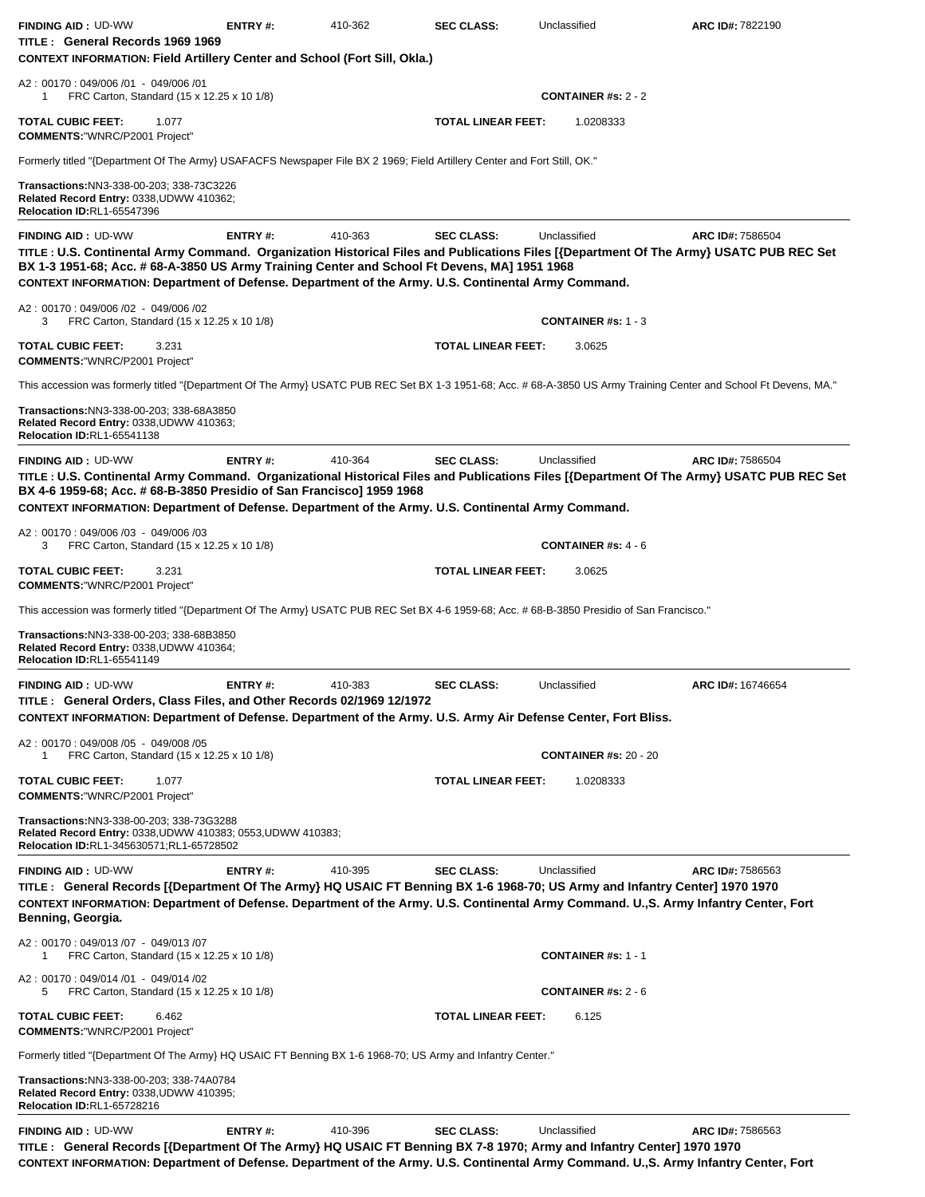**FINDING AID :** UD-WW **ENTRY #:** 410-362 **SEC CLASS:** Unclassified **ARC ID#:** 7822190

**TITLE : General Records 1969 1969**

**CONTEXT INFORMATION: Field Artillery Center and School (Fort Sill, Okla.)**

A2 : 00170 : 049/006 /01 - 049/006 /01
1 FRC Carton, Standard (15 x 12.25 x 10 1/8) **CONTAINER #s:** 2 - 2

**TOTAL CUBIC FEET:** 1.077 **TOTAL LINEAR FEET:** 1.0208333

**COMMENTS:**"WNRC/P2001 Project"

Formerly titled "{Department Of The Army} USAFACFS Newspaper File BX 2 1969; Field Artillery Center and Fort Still, OK."

**Transactions:**NN3-338-00-203; 338-73C3226
**Related Record Entry:** 0338,UDWW 410362;
**Relocation ID:**RL1-65547396

---

**FINDING AID :** UD-WW **ENTRY #:** 410-363 **SEC CLASS:** Unclassified **ARC ID#:** 7586504

**TITLE : U.S. Continental Army Command. Organization Historical Files and Publications Files [{Department Of The Army} USATC PUB REC Set BX 1-3 1951-68; Acc. # 68-A-3850 US Army Training Center and School Ft Devens, MA] 1951 1968**

**CONTEXT INFORMATION: Department of Defense. Department of the Army. U.S. Continental Army Command.**

A2 : 00170 : 049/006 /02 - 049/006 /02
3 FRC Carton, Standard (15 x 12.25 x 10 1/8) **CONTAINER #s:** 1 - 3

**TOTAL CUBIC FEET:** 3.231 **TOTAL LINEAR FEET:** 3.0625

**COMMENTS:**"WNRC/P2001 Project"

This accession was formerly titled "{Department Of The Army} USATC PUB REC Set BX 1-3 1951-68; Acc. # 68-A-3850 US Army Training Center and School Ft Devens, MA."

**Transactions:**NN3-338-00-203; 338-68A3850
**Related Record Entry:** 0338,UDWW 410363;
**Relocation ID:**RL1-65541138

---

**FINDING AID :** UD-WW **ENTRY #:** 410-364 **SEC CLASS:** Unclassified **ARC ID#:** 7586504

**TITLE : U.S. Continental Army Command. Organizational Historical Files and Publications Files [{Department Of The Army} USATC PUB REC Set BX 4-6 1959-68; Acc. # 68-B-3850 Presidio of San Francisco] 1959 1968**

**CONTEXT INFORMATION: Department of Defense. Department of the Army. U.S. Continental Army Command.**

A2 : 00170 : 049/006 /03 - 049/006 /03
3 FRC Carton, Standard (15 x 12.25 x 10 1/8) **CONTAINER #s:** 4 - 6

**TOTAL CUBIC FEET:** 3.231 **TOTAL LINEAR FEET:** 3.0625

**COMMENTS:**"WNRC/P2001 Project"

This accession was formerly titled "{Department Of The Army} USATC PUB REC Set BX 4-6 1959-68; Acc. # 68-B-3850 Presidio of San Francisco."

**Transactions:**NN3-338-00-203; 338-68B3850
**Related Record Entry:** 0338,UDWW 410364;
**Relocation ID:**RL1-65541149

---

**FINDING AID :** UD-WW **ENTRY #:** 410-383 **SEC CLASS:** Unclassified **ARC ID#:** 16746654

**TITLE : General Orders, Class Files, and Other Records 02/1969 12/1972**

**CONTEXT INFORMATION: Department of Defense. Department of the Army. U.S. Army Air Defense Center, Fort Bliss.**

A2 : 00170 : 049/008 /05 - 049/008 /05
1 FRC Carton, Standard (15 x 12.25 x 10 1/8) **CONTAINER #s:** 20 - 20

**TOTAL CUBIC FEET:** 1.077 **TOTAL LINEAR FEET:** 1.0208333

**COMMENTS:**"WNRC/P2001 Project"

**Transactions:**NN3-338-00-203; 338-73G3288
**Related Record Entry:** 0338,UDWW 410383; 0553,UDWW 410383;
**Relocation ID:**RL1-345630571;RL1-65728502

---

**FINDING AID :** UD-WW **ENTRY #:** 410-395 **SEC CLASS:** Unclassified **ARC ID#:** 7586563

**TITLE : General Records [{Department Of The Army} HQ USAIC FT Benning BX 1-6 1968-70; US Army and Infantry Center] 1970 1970**

**CONTEXT INFORMATION: Department of Defense. Department of the Army. U.S. Continental Army Command. U.,S. Army Infantry Center, Fort Benning, Georgia.**

A2 : 00170 : 049/013 /07 - 049/013 /07
1 FRC Carton, Standard (15 x 12.25 x 10 1/8) **CONTAINER #s:** 1 - 1

A2 : 00170 : 049/014 /01 - 049/014 /02
5 FRC Carton, Standard (15 x 12.25 x 10 1/8) **CONTAINER #s:** 2 - 6

**TOTAL CUBIC FEET:** 6.462 **TOTAL LINEAR FEET:** 6.125

**COMMENTS:**"WNRC/P2001 Project"

Formerly titled "{Department Of The Army} HQ USAIC FT Benning BX 1-6 1968-70; US Army and Infantry Center."

**Transactions:**NN3-338-00-203; 338-74A0784
**Related Record Entry:** 0338,UDWW 410395;
**Relocation ID:**RL1-65728216

---

**FINDING AID :** UD-WW **ENTRY #:** 410-396 **SEC CLASS:** Unclassified **ARC ID#:** 7586563

**TITLE : General Records [{Department Of The Army} HQ USAIC FT Benning BX 7-8 1970; Army and Infantry Center] 1970 1970**

**CONTEXT INFORMATION: Department of Defense. Department of the Army. U.S. Continental Army Command. U.,S. Army Infantry Center, Fort**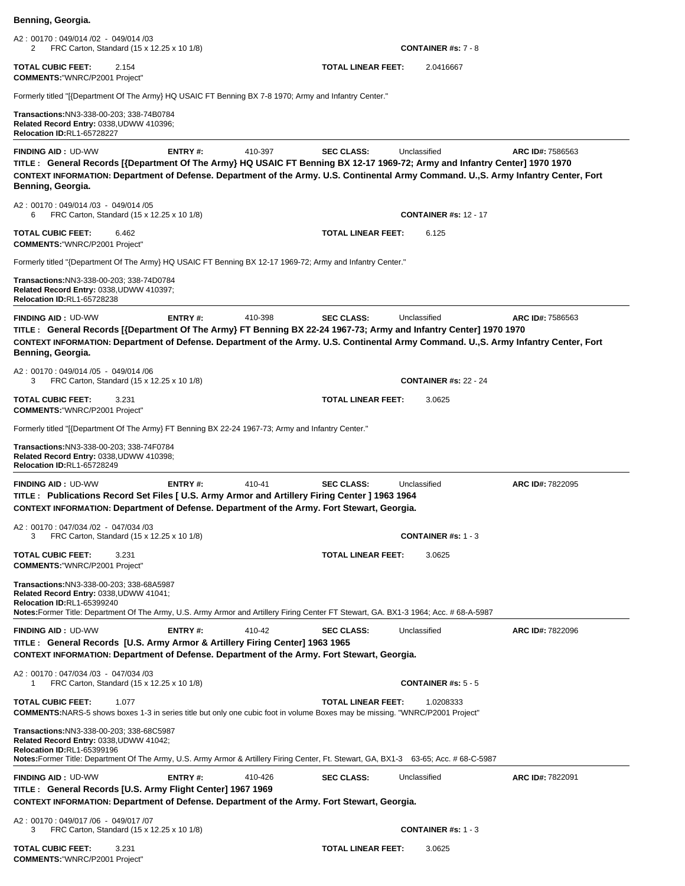**Benning, Georgia.**

A2 : 00170 : 049/014 /02 - 049/014 /03
2 FRC Carton, Standard (15 x 12.25 x 10 1/8) **CONTAINER #s:** 7 - 8

**TOTAL CUBIC FEET:** 2.154 **TOTAL LINEAR FEET:** 2.0416667
**COMMENTS:**"WNRC/P2001 Project"

Formerly titled "[{Department Of The Army} HQ USAIC FT Benning BX 7-8 1970; Army and Infantry Center."

**Transactions:**NN3-338-00-203; 338-74B0784
**Related Record Entry:** 0338,UDWW 410396;
**Relocation ID:**RL1-65728227

---

**FINDING AID :** UD-WW **ENTRY #:** 410-397 **SEC CLASS:** Unclassified **ARC ID#:** 7586563
**TITLE : General Records [{Department Of The Army} HQ USAIC FT Benning BX 12-17 1969-72; Army and Infantry Center] 1970 1970**
**CONTEXT INFORMATION: Department of Defense. Department of the Army. U.S. Continental Army Command. U.,S. Army Infantry Center, Fort Benning, Georgia.**

A2 : 00170 : 049/014 /03 - 049/014 /05
6 FRC Carton, Standard (15 x 12.25 x 10 1/8) **CONTAINER #s:** 12 - 17

**TOTAL CUBIC FEET:** 6.462 **TOTAL LINEAR FEET:** 6.125
**COMMENTS:**"WNRC/P2001 Project"

Formerly titled "{Department Of The Army} HQ USAIC FT Benning BX 12-17 1969-72; Army and Infantry Center."

**Transactions:**NN3-338-00-203; 338-74D0784
**Related Record Entry:** 0338,UDWW 410397;
**Relocation ID:**RL1-65728238

---

**FINDING AID :** UD-WW **ENTRY #:** 410-398 **SEC CLASS:** Unclassified **ARC ID#:** 7586563
**TITLE : General Records [{Department Of The Army} FT Benning BX 22-24 1967-73; Army and Infantry Center] 1970 1970**
**CONTEXT INFORMATION: Department of Defense. Department of the Army. U.S. Continental Army Command. U.,S. Army Infantry Center, Fort Benning, Georgia.**

A2 : 00170 : 049/014 /05 - 049/014 /06
3 FRC Carton, Standard (15 x 12.25 x 10 1/8) **CONTAINER #s:** 22 - 24

**TOTAL CUBIC FEET:** 3.231 **TOTAL LINEAR FEET:** 3.0625
**COMMENTS:**"WNRC/P2001 Project"

Formerly titled "[{Department Of The Army} FT Benning BX 22-24 1967-73; Army and Infantry Center."

**Transactions:**NN3-338-00-203; 338-74F0784
**Related Record Entry:** 0338,UDWW 410398;
**Relocation ID:**RL1-65728249

---

**FINDING AID :** UD-WW **ENTRY #:** 410-41 **SEC CLASS:** Unclassified **ARC ID#:** 7822095
**TITLE : Publications Record Set Files [ U.S. Army Armor and Artillery Firing Center ] 1963 1964**
**CONTEXT INFORMATION: Department of Defense. Department of the Army. Fort Stewart, Georgia.**

A2 : 00170 : 047/034 /02 - 047/034 /03
3 FRC Carton, Standard (15 x 12.25 x 10 1/8) **CONTAINER #s:** 1 - 3

**TOTAL CUBIC FEET:** 3.231 **TOTAL LINEAR FEET:** 3.0625
**COMMENTS:**"WNRC/P2001 Project"

**Transactions:**NN3-338-00-203; 338-68A5987
**Related Record Entry:** 0338,UDWW 41041;
**Relocation ID:**RL1-65399240
**Notes:**Former Title: Department Of The Army, U.S. Army Armor and Artillery Firing Center FT Stewart, GA. BX1-3 1964; Acc. # 68-A-5987

---

**FINDING AID :** UD-WW **ENTRY #:** 410-42 **SEC CLASS:** Unclassified **ARC ID#:** 7822096
**TITLE : General Records [U.S. Army Armor & Artillery Firing Center] 1963 1965**
**CONTEXT INFORMATION: Department of Defense. Department of the Army. Fort Stewart, Georgia.**

A2 : 00170 : 047/034 /03 - 047/034 /03
1 FRC Carton, Standard (15 x 12.25 x 10 1/8) **CONTAINER #s:** 5 - 5

**TOTAL CUBIC FEET:** 1.077 **TOTAL LINEAR FEET:** 1.0208333
**COMMENTS:**NARS-5 shows boxes 1-3 in series title but only one cubic foot in volume Boxes may be missing. "WNRC/P2001 Project"

**Transactions:**NN3-338-00-203; 338-68C5987
**Related Record Entry:** 0338,UDWW 41042;
**Relocation ID:**RL1-65399196
**Notes:**Former Title: Department Of The Army, U.S. Army Armor & Artillery Firing Center, Ft. Stewart, GA, BX1-3 63-65; Acc. # 68-C-5987

---

**FINDING AID :** UD-WW **ENTRY #:** 410-426 **SEC CLASS:** Unclassified **ARC ID#:** 7822091
**TITLE : General Records [U.S. Army Flight Center] 1967 1969**
**CONTEXT INFORMATION: Department of Defense. Department of the Army. Fort Stewart, Georgia.**

A2 : 00170 : 049/017 /06 - 049/017 /07
3 FRC Carton, Standard (15 x 12.25 x 10 1/8) **CONTAINER #s:** 1 - 3

**TOTAL CUBIC FEET:** 3.231 **TOTAL LINEAR FEET:** 3.0625
**COMMENTS:**"WNRC/P2001 Project"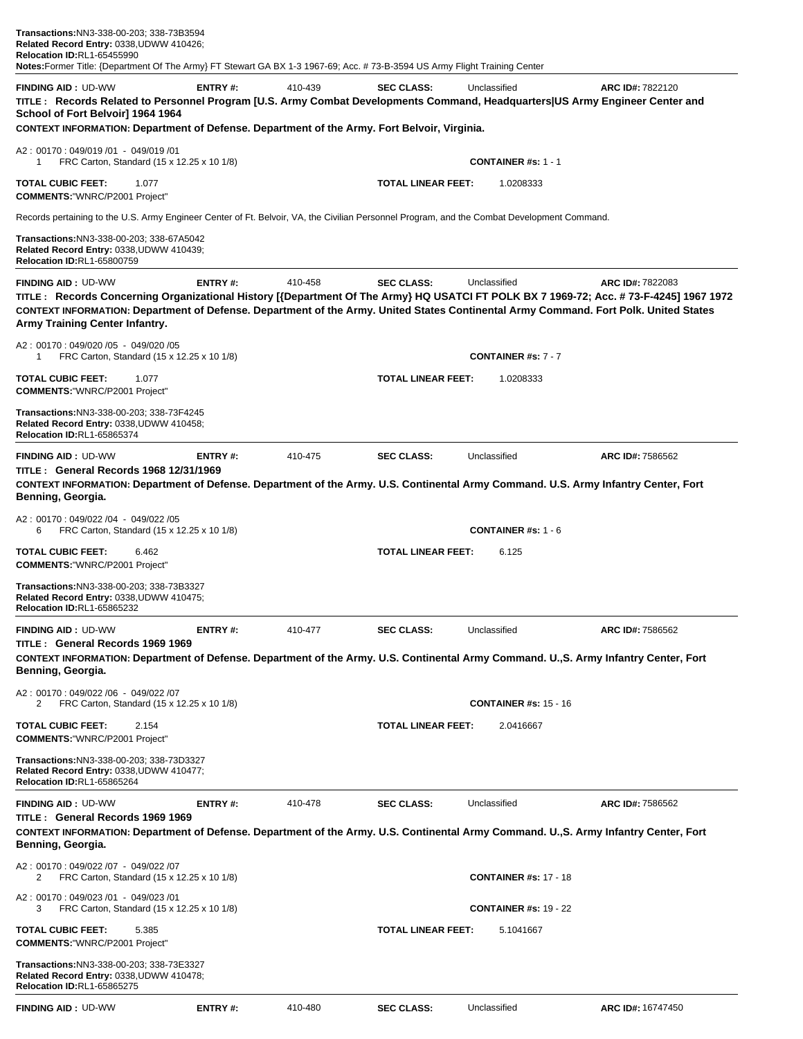**Transactions:** NN3-338-00-203; 338-73B3594
**Related Record Entry:** 0338,UDWW 410426;
**Relocation ID:** RL1-65455990
**Notes:** Former Title: {Department Of The Army} FT Stewart GA BX 1-3 1967-69; Acc. # 73-B-3594 US Army Flight Training Center

---

**FINDING AID :** UD-WW **ENTRY #:** 410-439 **SEC CLASS:** Unclassified **ARC ID#:** 7822120

**TITLE : Records Related to Personnel Program [U.S. Army Combat Developments Command, Headquarters|US Army Engineer Center and School of Fort Belvoir] 1964 1964**

**CONTEXT INFORMATION: Department of Defense. Department of the Army. Fort Belvoir, Virginia.**

A2 : 00170 : 049/019 /01 - 049/019 /01
1 FRC Carton, Standard (15 x 12.25 x 10 1/8) **CONTAINER #s:** 1 - 1

**TOTAL CUBIC FEET:** 1.077 **TOTAL LINEAR FEET:** 1.0208333
**COMMENTS:** "WNRC/P2001 Project"

Records pertaining to the U.S. Army Engineer Center of Ft. Belvoir, VA, the Civilian Personnel Program, and the Combat Development Command.

**Transactions:** NN3-338-00-203; 338-67A5042
**Related Record Entry:** 0338,UDWW 410439;
**Relocation ID:** RL1-65800759

---

**FINDING AID :** UD-WW **ENTRY #:** 410-458 **SEC CLASS:** Unclassified **ARC ID#:** 7822083

**TITLE : Records Concerning Organizational History [{Department Of The Army} HQ USATCI FT POLK BX 7 1969-72; Acc. # 73-F-4245] 1967 1972**

**CONTEXT INFORMATION: Department of Defense. Department of the Army. United States Continental Army Command. Fort Polk. United States Army Training Center Infantry.**

A2 : 00170 : 049/020 /05 - 049/020 /05
1 FRC Carton, Standard (15 x 12.25 x 10 1/8) **CONTAINER #s:** 7 - 7

**TOTAL CUBIC FEET:** 1.077 **TOTAL LINEAR FEET:** 1.0208333
**COMMENTS:** "WNRC/P2001 Project"

**Transactions:** NN3-338-00-203; 338-73F4245
**Related Record Entry:** 0338,UDWW 410458;
**Relocation ID:** RL1-65865374

---

**FINDING AID :** UD-WW **ENTRY #:** 410-475 **SEC CLASS:** Unclassified **ARC ID#:** 7586562

**TITLE : General Records 1968 12/31/1969**

**CONTEXT INFORMATION: Department of Defense. Department of the Army. U.S. Continental Army Command. U.S. Army Infantry Center, Fort Benning, Georgia.**

A2 : 00170 : 049/022 /04 - 049/022 /05
6 FRC Carton, Standard (15 x 12.25 x 10 1/8) **CONTAINER #s:** 1 - 6

**TOTAL CUBIC FEET:** 6.462 **TOTAL LINEAR FEET:** 6.125
**COMMENTS:** "WNRC/P2001 Project"

**Transactions:** NN3-338-00-203; 338-73B3327
**Related Record Entry:** 0338,UDWW 410475;
**Relocation ID:** RL1-65865232

---

**FINDING AID :** UD-WW **ENTRY #:** 410-477 **SEC CLASS:** Unclassified **ARC ID#:** 7586562

**TITLE : General Records 1969 1969**

**CONTEXT INFORMATION: Department of Defense. Department of the Army. U.S. Continental Army Command. U.,S. Army Infantry Center, Fort Benning, Georgia.**

A2 : 00170 : 049/022 /06 - 049/022 /07
2 FRC Carton, Standard (15 x 12.25 x 10 1/8) **CONTAINER #s:** 15 - 16

**TOTAL CUBIC FEET:** 2.154 **TOTAL LINEAR FEET:** 2.0416667
**COMMENTS:** "WNRC/P2001 Project"

**Transactions:** NN3-338-00-203; 338-73D3327
**Related Record Entry:** 0338,UDWW 410477;
**Relocation ID:** RL1-65865264

---

**FINDING AID :** UD-WW **ENTRY #:** 410-478 **SEC CLASS:** Unclassified **ARC ID#:** 7586562

**TITLE : General Records 1969 1969**

**CONTEXT INFORMATION: Department of Defense. Department of the Army. U.S. Continental Army Command. U.,S. Army Infantry Center, Fort Benning, Georgia.**

A2 : 00170 : 049/022 /07 - 049/022 /07
2 FRC Carton, Standard (15 x 12.25 x 10 1/8) **CONTAINER #s:** 17 - 18

A2 : 00170 : 049/023 /01 - 049/023 /01
3 FRC Carton, Standard (15 x 12.25 x 10 1/8) **CONTAINER #s:** 19 - 22

**TOTAL CUBIC FEET:** 5.385 **TOTAL LINEAR FEET:** 5.1041667
**COMMENTS:** "WNRC/P2001 Project"

**Transactions:** NN3-338-00-203; 338-73E3327
**Related Record Entry:** 0338,UDWW 410478;
**Relocation ID:** RL1-65865275

---

**FINDING AID :** UD-WW **ENTRY #:** 410-480 **SEC CLASS:** Unclassified **ARC ID#:** 16747450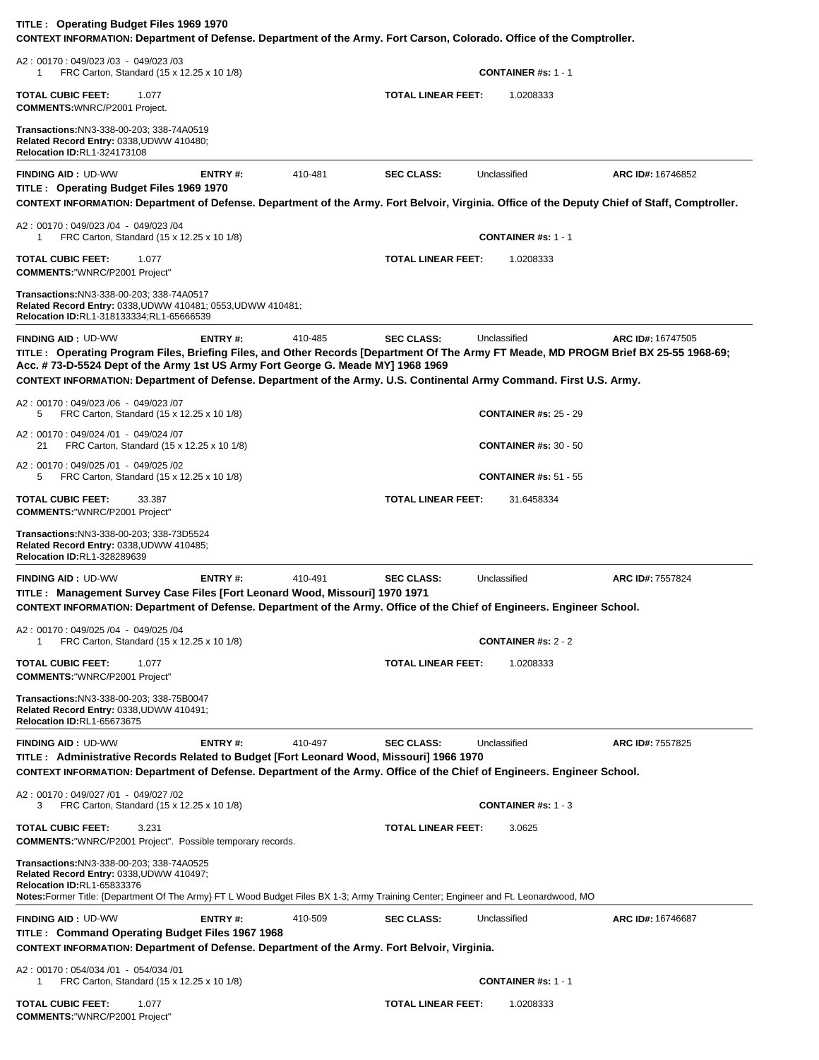**TITLE : Operating Budget Files 1969 1970**
**CONTEXT INFORMATION: Department of Defense. Department of the Army. Fort Carson, Colorado. Office of the Comptroller.**

A2 : 00170 : 049/023 /03 - 049/023 /03
1 FRC Carton, Standard (15 x 12.25 x 10 1/8) **CONTAINER #s:** 1 - 1

**TOTAL CUBIC FEET:** 1.077 **TOTAL LINEAR FEET:** 1.0208333
**COMMENTS:** WNRC/P2001 Project.

**Transactions:** NN3-338-00-203; 338-74A0519
**Related Record Entry:** 0338,UDWW 410480;
**Relocation ID:** RL1-324173108

---

**FINDING AID :** UD-WW **ENTRY #:** 410-481 **SEC CLASS:** Unclassified **ARC ID#:** 16746852
**TITLE : Operating Budget Files 1969 1970**
**CONTEXT INFORMATION: Department of Defense. Department of the Army. Fort Belvoir, Virginia. Office of the Deputy Chief of Staff, Comptroller.**

A2 : 00170 : 049/023 /04 - 049/023 /04
1 FRC Carton, Standard (15 x 12.25 x 10 1/8) **CONTAINER #s:** 1 - 1

**TOTAL CUBIC FEET:** 1.077 **TOTAL LINEAR FEET:** 1.0208333
**COMMENTS:** "WNRC/P2001 Project"

**Transactions:** NN3-338-00-203; 338-74A0517
**Related Record Entry:** 0338,UDWW 410481; 0553,UDWW 410481;
**Relocation ID:** RL1-318133334;RL1-65666539

---

**FINDING AID :** UD-WW **ENTRY #:** 410-485 **SEC CLASS:** Unclassified **ARC ID#:** 16747505
**TITLE : Operating Program Files, Briefing Files, and Other Records [Department Of The Army FT Meade, MD PROGM Brief BX 25-55 1968-69; Acc. # 73-D-5524 Dept of the Army 1st US Army Fort George G. Meade MY] 1968 1969**
**CONTEXT INFORMATION: Department of Defense. Department of the Army. U.S. Continental Army Command. First U.S. Army.**

A2 : 00170 : 049/023 /06 - 049/023 /07
5 FRC Carton, Standard (15 x 12.25 x 10 1/8) **CONTAINER #s:** 25 - 29

A2 : 00170 : 049/024 /01 - 049/024 /07
21 FRC Carton, Standard (15 x 12.25 x 10 1/8) **CONTAINER #s:** 30 - 50

A2 : 00170 : 049/025 /01 - 049/025 /02
5 FRC Carton, Standard (15 x 12.25 x 10 1/8) **CONTAINER #s:** 51 - 55

**TOTAL CUBIC FEET:** 33.387 **TOTAL LINEAR FEET:** 31.6458334
**COMMENTS:** "WNRC/P2001 Project"

**Transactions:** NN3-338-00-203; 338-73D5524
**Related Record Entry:** 0338,UDWW 410485;
**Relocation ID:** RL1-328289639

---

**FINDING AID :** UD-WW **ENTRY #:** 410-491 **SEC CLASS:** Unclassified **ARC ID#:** 7557824
**TITLE : Management Survey Case Files [Fort Leonard Wood, Missouri] 1970 1971**
**CONTEXT INFORMATION: Department of Defense. Department of the Army. Office of the Chief of Engineers. Engineer School.**

A2 : 00170 : 049/025 /04 - 049/025 /04
1 FRC Carton, Standard (15 x 12.25 x 10 1/8) **CONTAINER #s:** 2 - 2

**TOTAL CUBIC FEET:** 1.077 **TOTAL LINEAR FEET:** 1.0208333
**COMMENTS:** "WNRC/P2001 Project"

**Transactions:** NN3-338-00-203; 338-75B0047
**Related Record Entry:** 0338,UDWW 410491;
**Relocation ID:** RL1-65673675

---

**FINDING AID :** UD-WW **ENTRY #:** 410-497 **SEC CLASS:** Unclassified **ARC ID#:** 7557825
**TITLE : Administrative Records Related to Budget [Fort Leonard Wood, Missouri] 1966 1970**
**CONTEXT INFORMATION: Department of Defense. Department of the Army. Office of the Chief of Engineers. Engineer School.**

A2 : 00170 : 049/027 /01 - 049/027 /02
3 FRC Carton, Standard (15 x 12.25 x 10 1/8) **CONTAINER #s:** 1 - 3

**TOTAL CUBIC FEET:** 3.231 **TOTAL LINEAR FEET:** 3.0625
**COMMENTS:** "WNRC/P2001 Project". Possible temporary records.

**Transactions:** NN3-338-00-203; 338-74A0525
**Related Record Entry:** 0338,UDWW 410497;
**Relocation ID:** RL1-65833376
**Notes:** Former Title: {Department Of The Army} FT L Wood Budget Files BX 1-3; Army Training Center; Engineer and Ft. Leonardwood, MO

---

**FINDING AID :** UD-WW **ENTRY #:** 410-509 **SEC CLASS:** Unclassified **ARC ID#:** 16746687
**TITLE : Command Operating Budget Files 1967 1968**
**CONTEXT INFORMATION: Department of Defense. Department of the Army. Fort Belvoir, Virginia.**

A2 : 00170 : 054/034 /01 - 054/034 /01
1 FRC Carton, Standard (15 x 12.25 x 10 1/8) **CONTAINER #s:** 1 - 1

**TOTAL CUBIC FEET:** 1.077 **TOTAL LINEAR FEET:** 1.0208333
**COMMENTS:** "WNRC/P2001 Project"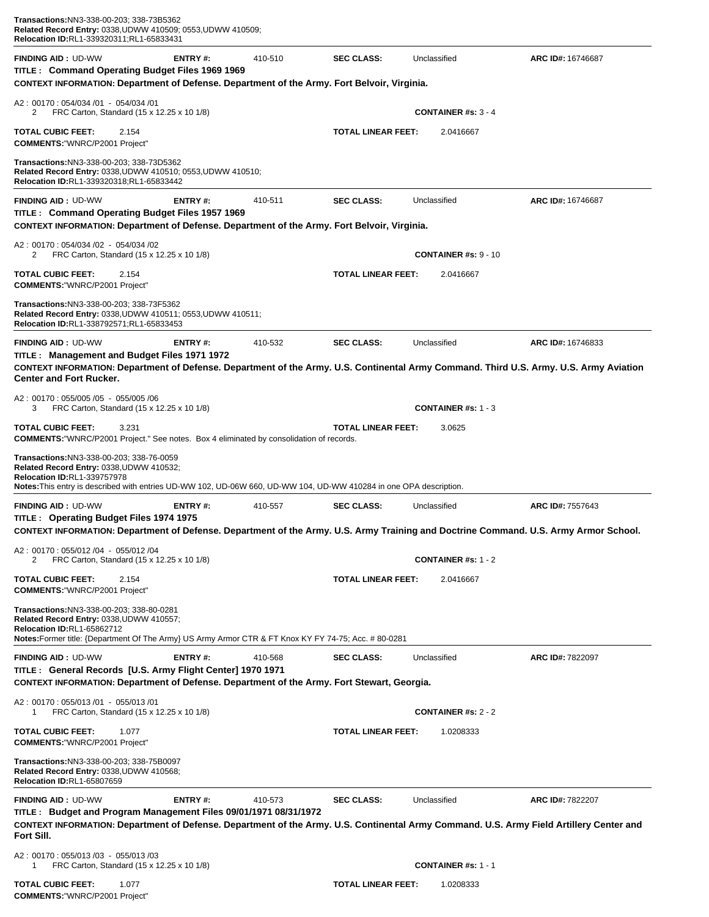**Transactions:** NN3-338-00-203; 338-73B5362
**Related Record Entry:** 0338,UDWW 410509; 0553,UDWW 410509;
**Relocation ID:** RL1-339320311;RL1-65833431

---

**FINDING AID :** UD-WW **ENTRY #:** 410-510 **SEC CLASS:** Unclassified **ARC ID#:** 16746687

**TITLE : Command Operating Budget Files 1969 1969**

**CONTEXT INFORMATION: Department of Defense. Department of the Army. Fort Belvoir, Virginia.**

A2 : 00170 : 054/034 /01 - 054/034 /01
2 FRC Carton, Standard (15 x 12.25 x 10 1/8) **CONTAINER #s:** 3 - 4

**TOTAL CUBIC FEET:** 2.154 **TOTAL LINEAR FEET:** 2.0416667
**COMMENTS:**"WNRC/P2001 Project"

**Transactions:** NN3-338-00-203; 338-73D5362
**Related Record Entry:** 0338,UDWW 410510; 0553,UDWW 410510;
**Relocation ID:** RL1-339320318;RL1-65833442

---

**FINDING AID :** UD-WW **ENTRY #:** 410-511 **SEC CLASS:** Unclassified **ARC ID#:** 16746687

**TITLE : Command Operating Budget Files 1957 1969**

**CONTEXT INFORMATION: Department of Defense. Department of the Army. Fort Belvoir, Virginia.**

A2 : 00170 : 054/034 /02 - 054/034 /02
2 FRC Carton, Standard (15 x 12.25 x 10 1/8) **CONTAINER #s:** 9 - 10

**TOTAL CUBIC FEET:** 2.154 **TOTAL LINEAR FEET:** 2.0416667
**COMMENTS:**"WNRC/P2001 Project"

**Transactions:** NN3-338-00-203; 338-73F5362
**Related Record Entry:** 0338,UDWW 410511; 0553,UDWW 410511;
**Relocation ID:** RL1-338792571;RL1-65833453

---

**FINDING AID :** UD-WW **ENTRY #:** 410-532 **SEC CLASS:** Unclassified **ARC ID#:** 16746833

**TITLE : Management and Budget Files 1971 1972**

**CONTEXT INFORMATION: Department of Defense. Department of the Army. U.S. Continental Army Command. Third U.S. Army. U.S. Army Aviation Center and Fort Rucker.**

A2 : 00170 : 055/005 /05 - 055/005 /06
3 FRC Carton, Standard (15 x 12.25 x 10 1/8) **CONTAINER #s:** 1 - 3

**TOTAL CUBIC FEET:** 3.231 **TOTAL LINEAR FEET:** 3.0625
**COMMENTS:**"WNRC/P2001 Project." See notes. Box 4 eliminated by consolidation of records.

**Transactions:** NN3-338-00-203; 338-76-0059
**Related Record Entry:** 0338,UDWW 410532;
**Relocation ID:** RL1-339757978
**Notes:** This entry is described with entries UD-WW 102, UD-06W 660, UD-WW 104, UD-WW 410284 in one OPA description.

---

**FINDING AID :** UD-WW **ENTRY #:** 410-557 **SEC CLASS:** Unclassified **ARC ID#:** 7557643

**TITLE : Operating Budget Files 1974 1975**

**CONTEXT INFORMATION: Department of Defense. Department of the Army. U.S. Army Training and Doctrine Command. U.S. Army Armor School.**

A2 : 00170 : 055/012 /04 - 055/012 /04
2 FRC Carton, Standard (15 x 12.25 x 10 1/8) **CONTAINER #s:** 1 - 2

**TOTAL CUBIC FEET:** 2.154 **TOTAL LINEAR FEET:** 2.0416667
**COMMENTS:**"WNRC/P2001 Project"

**Transactions:** NN3-338-00-203; 338-80-0281
**Related Record Entry:** 0338,UDWW 410557;
**Relocation ID:** RL1-65862712
**Notes:** Former title: {Department Of The Army} US Army Armor CTR & FT Knox KY FY 74-75; Acc. # 80-0281

---

**FINDING AID :** UD-WW **ENTRY #:** 410-568 **SEC CLASS:** Unclassified **ARC ID#:** 7822097

**TITLE : General Records [U.S. Army Flight Center] 1970 1971**

**CONTEXT INFORMATION: Department of Defense. Department of the Army. Fort Stewart, Georgia.**

A2 : 00170 : 055/013 /01 - 055/013 /01
1 FRC Carton, Standard (15 x 12.25 x 10 1/8) **CONTAINER #s:** 2 - 2

**TOTAL CUBIC FEET:** 1.077 **TOTAL LINEAR FEET:** 1.0208333
**COMMENTS:**"WNRC/P2001 Project"

**Transactions:** NN3-338-00-203; 338-75B0097
**Related Record Entry:** 0338,UDWW 410568;
**Relocation ID:** RL1-65807659

---

**FINDING AID :** UD-WW **ENTRY #:** 410-573 **SEC CLASS:** Unclassified **ARC ID#:** 7822207

**TITLE : Budget and Program Management Files 09/01/1971 08/31/1972**

**CONTEXT INFORMATION: Department of Defense. Department of the Army. U.S. Continental Army Command. U.S. Army Field Artillery Center and Fort Sill.**

A2 : 00170 : 055/013 /03 - 055/013 /03
1 FRC Carton, Standard (15 x 12.25 x 10 1/8) **CONTAINER #s:** 1 - 1

**TOTAL CUBIC FEET:** 1.077 **TOTAL LINEAR FEET:** 1.0208333
**COMMENTS:**"WNRC/P2001 Project"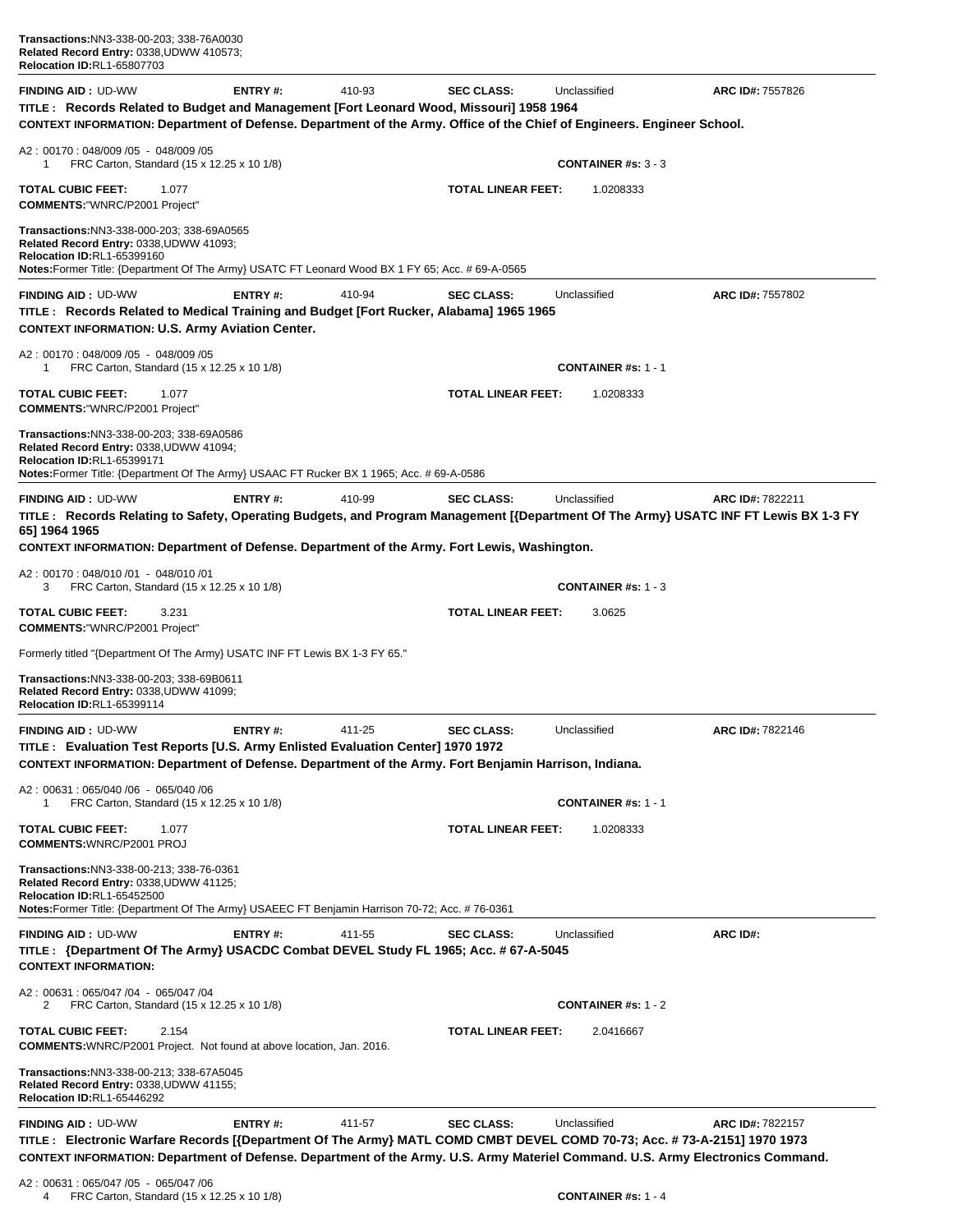**Transactions:**NN3-338-00-203; 338-76A0030
**Related Record Entry:** 0338,UDWW 410573;
**Relocation ID:**RL1-65807703

---

**FINDING AID :** UD-WW **ENTRY #:** 410-93 **SEC CLASS:** Unclassified **ARC ID#:** 7557826

**TITLE : Records Related to Budget and Management [Fort Leonard Wood, Missouri] 1958 1964**

**CONTEXT INFORMATION: Department of Defense. Department of the Army. Office of the Chief of Engineers. Engineer School.**

A2 : 00170 : 048/009 /05 - 048/009 /05
1 FRC Carton, Standard (15 x 12.25 x 10 1/8) **CONTAINER #s:** 3 - 3

**TOTAL CUBIC FEET:** 1.077 **TOTAL LINEAR FEET:** 1.0208333
**COMMENTS:**"WNRC/P2001 Project"

**Transactions:**NN3-338-000-203; 338-69A0565
**Related Record Entry:** 0338,UDWW 41093;
**Relocation ID:**RL1-65399160
**Notes:**Former Title: {Department Of The Army} USATC FT Leonard Wood BX 1 FY 65; Acc. # 69-A-0565

---

**FINDING AID :** UD-WW **ENTRY #:** 410-94 **SEC CLASS:** Unclassified **ARC ID#:** 7557802

**TITLE : Records Related to Medical Training and Budget [Fort Rucker, Alabama] 1965 1965**

**CONTEXT INFORMATION: U.S. Army Aviation Center.**

A2 : 00170 : 048/009 /05 - 048/009 /05
1 FRC Carton, Standard (15 x 12.25 x 10 1/8) **CONTAINER #s:** 1 - 1

**TOTAL CUBIC FEET:** 1.077 **TOTAL LINEAR FEET:** 1.0208333
**COMMENTS:**"WNRC/P2001 Project"

**Transactions:**NN3-338-00-203; 338-69A0586
**Related Record Entry:** 0338,UDWW 41094;
**Relocation ID:**RL1-65399171
**Notes:**Former Title: {Department Of The Army} USAAC FT Rucker BX 1 1965; Acc. # 69-A-0586

---

**FINDING AID :** UD-WW **ENTRY #:** 410-99 **SEC CLASS:** Unclassified **ARC ID#:** 7822211

**TITLE : Records Relating to Safety, Operating Budgets, and Program Management [{Department Of The Army} USATC INF FT Lewis BX 1-3 FY 65] 1964 1965**

**CONTEXT INFORMATION: Department of Defense. Department of the Army. Fort Lewis, Washington.**

A2 : 00170 : 048/010 /01 - 048/010 /01
3 FRC Carton, Standard (15 x 12.25 x 10 1/8) **CONTAINER #s:** 1 - 3

**TOTAL CUBIC FEET:** 3.231 **TOTAL LINEAR FEET:** 3.0625
**COMMENTS:**"WNRC/P2001 Project"

Formerly titled "{Department Of The Army} USATC INF FT Lewis BX 1-3 FY 65."

**Transactions:**NN3-338-00-203; 338-69B0611
**Related Record Entry:** 0338,UDWW 41099;
**Relocation ID:**RL1-65399114

---

**FINDING AID :** UD-WW **ENTRY #:** 411-25 **SEC CLASS:** Unclassified **ARC ID#:** 7822146

**TITLE : Evaluation Test Reports [U.S. Army Enlisted Evaluation Center] 1970 1972**

**CONTEXT INFORMATION: Department of Defense. Department of the Army. Fort Benjamin Harrison, Indiana.**

A2 : 00631 : 065/040 /06 - 065/040 /06
1 FRC Carton, Standard (15 x 12.25 x 10 1/8) **CONTAINER #s:** 1 - 1

**TOTAL CUBIC FEET:** 1.077 **TOTAL LINEAR FEET:** 1.0208333
**COMMENTS:**WNRC/P2001 PROJ

**Transactions:**NN3-338-00-213; 338-76-0361
**Related Record Entry:** 0338,UDWW 41125;
**Relocation ID:**RL1-65452500
**Notes:**Former Title: {Department Of The Army} USAEEC FT Benjamin Harrison 70-72; Acc. # 76-0361

---

**FINDING AID :** UD-WW **ENTRY #:** 411-55 **SEC CLASS:** Unclassified **ARC ID#:**

**TITLE : {Department Of The Army} USACDC Combat DEVEL Study FL 1965; Acc. # 67-A-5045**

**CONTEXT INFORMATION:**

A2 : 00631 : 065/047 /04 - 065/047 /04
2 FRC Carton, Standard (15 x 12.25 x 10 1/8) **CONTAINER #s:** 1 - 2

**TOTAL CUBIC FEET:** 2.154 **TOTAL LINEAR FEET:** 2.0416667
**COMMENTS:**WNRC/P2001 Project. Not found at above location, Jan. 2016.

**Transactions:**NN3-338-00-213; 338-67A5045
**Related Record Entry:** 0338,UDWW 41155;
**Relocation ID:**RL1-65446292

---

**FINDING AID :** UD-WW **ENTRY #:** 411-57 **SEC CLASS:** Unclassified **ARC ID#:** 7822157

**TITLE : Electronic Warfare Records [{Department Of The Army} MATL COMD CMBT DEVEL COMD 70-73; Acc. # 73-A-2151] 1970 1973**

**CONTEXT INFORMATION: Department of Defense. Department of the Army. U.S. Army Materiel Command. U.S. Army Electronics Command.**

A2 : 00631 : 065/047 /05 - 065/047 /06
4 FRC Carton, Standard (15 x 12.25 x 10 1/8) **CONTAINER #s:** 1 - 4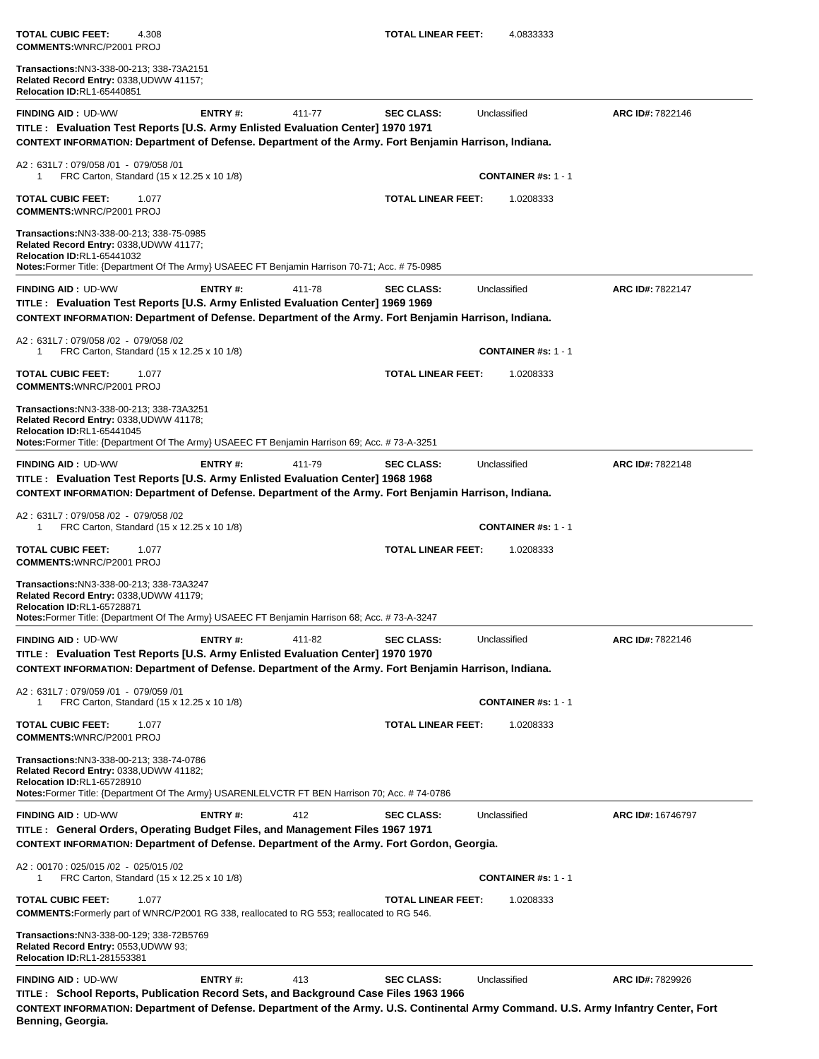**TOTAL CUBIC FEET:** 4.308 **TOTAL LINEAR FEET:** 4.0833333
**COMMENTS:** WNRC/P2001 PROJ

**Transactions:** NN3-338-00-213; 338-73A2151
**Related Record Entry:** 0338,UDWW 41157;
**Relocation ID:** RL1-65440851

---

**FINDING AID :** UD-WW **ENTRY #:** 411-77 **SEC CLASS:** Unclassified **ARC ID#:** 7822146

**TITLE : Evaluation Test Reports [U.S. Army Enlisted Evaluation Center] 1970 1971**

**CONTEXT INFORMATION: Department of Defense. Department of the Army. Fort Benjamin Harrison, Indiana.**

A2 : 631L7 : 079/058 /01 - 079/058 /01
1 FRC Carton, Standard (15 x 12.25 x 10 1/8) **CONTAINER #s:** 1 - 1

**TOTAL CUBIC FEET:** 1.077 **TOTAL LINEAR FEET:** 1.0208333
**COMMENTS:** WNRC/P2001 PROJ

**Transactions:** NN3-338-00-213; 338-75-0985
**Related Record Entry:** 0338,UDWW 41177;
**Relocation ID:** RL1-65441032
**Notes:** Former Title: {Department Of The Army} USAEEC FT Benjamin Harrison 70-71; Acc. # 75-0985

---

**FINDING AID :** UD-WW **ENTRY #:** 411-78 **SEC CLASS:** Unclassified **ARC ID#:** 7822147

**TITLE : Evaluation Test Reports [U.S. Army Enlisted Evaluation Center] 1969 1969**

**CONTEXT INFORMATION: Department of Defense. Department of the Army. Fort Benjamin Harrison, Indiana.**

A2 : 631L7 : 079/058 /02 - 079/058 /02
1 FRC Carton, Standard (15 x 12.25 x 10 1/8) **CONTAINER #s:** 1 - 1

**TOTAL CUBIC FEET:** 1.077 **TOTAL LINEAR FEET:** 1.0208333
**COMMENTS:** WNRC/P2001 PROJ

**Transactions:** NN3-338-00-213; 338-73A3251
**Related Record Entry:** 0338,UDWW 41178;
**Relocation ID:** RL1-65441045
**Notes:** Former Title: {Department Of The Army} USAEEC FT Benjamin Harrison 69; Acc. # 73-A-3251

---

**FINDING AID :** UD-WW **ENTRY #:** 411-79 **SEC CLASS:** Unclassified **ARC ID#:** 7822148

**TITLE : Evaluation Test Reports [U.S. Army Enlisted Evaluation Center] 1968 1968**

**CONTEXT INFORMATION: Department of Defense. Department of the Army. Fort Benjamin Harrison, Indiana.**

A2 : 631L7 : 079/058 /02 - 079/058 /02
1 FRC Carton, Standard (15 x 12.25 x 10 1/8) **CONTAINER #s:** 1 - 1

**TOTAL CUBIC FEET:** 1.077 **TOTAL LINEAR FEET:** 1.0208333
**COMMENTS:** WNRC/P2001 PROJ

**Transactions:** NN3-338-00-213; 338-73A3247
**Related Record Entry:** 0338,UDWW 41179;
**Relocation ID:** RL1-65728871
**Notes:** Former Title: {Department Of The Army} USAEEC FT Benjamin Harrison 68; Acc. # 73-A-3247

---

**FINDING AID :** UD-WW **ENTRY #:** 411-82 **SEC CLASS:** Unclassified **ARC ID#:** 7822146

**TITLE : Evaluation Test Reports [U.S. Army Enlisted Evaluation Center] 1970 1970**

**CONTEXT INFORMATION: Department of Defense. Department of the Army. Fort Benjamin Harrison, Indiana.**

A2 : 631L7 : 079/059 /01 - 079/059 /01
1 FRC Carton, Standard (15 x 12.25 x 10 1/8) **CONTAINER #s:** 1 - 1

**TOTAL CUBIC FEET:** 1.077 **TOTAL LINEAR FEET:** 1.0208333
**COMMENTS:** WNRC/P2001 PROJ

**Transactions:** NN3-338-00-213; 338-74-0786
**Related Record Entry:** 0338,UDWW 41182;
**Relocation ID:** RL1-65728910
**Notes:** Former Title: {Department Of The Army} USARENLELVCTR FT BEN Harrison 70; Acc. # 74-0786

---

**FINDING AID :** UD-WW **ENTRY #:** 412 **SEC CLASS:** Unclassified **ARC ID#:** 16746797

**TITLE : General Orders, Operating Budget Files, and Management Files 1967 1971**

**CONTEXT INFORMATION: Department of Defense. Department of the Army. Fort Gordon, Georgia.**

A2 : 00170 : 025/015 /02 - 025/015 /02
1 FRC Carton, Standard (15 x 12.25 x 10 1/8) **CONTAINER #s:** 1 - 1

**TOTAL CUBIC FEET:** 1.077 **TOTAL LINEAR FEET:** 1.0208333
**COMMENTS:** Formerly part of WNRC/P2001 RG 338, reallocated to RG 553; reallocated to RG 546.

**Transactions:** NN3-338-00-129; 338-72B5769
**Related Record Entry:** 0553,UDWW 93;
**Relocation ID:** RL1-281553381

---

**FINDING AID :** UD-WW **ENTRY #:** 413 **SEC CLASS:** Unclassified **ARC ID#:** 7829926

**TITLE : School Reports, Publication Record Sets, and Background Case Files 1963 1966**

**CONTEXT INFORMATION: Department of Defense. Department of the Army. U.S. Continental Army Command. U.S. Army Infantry Center, Fort Benning, Georgia.**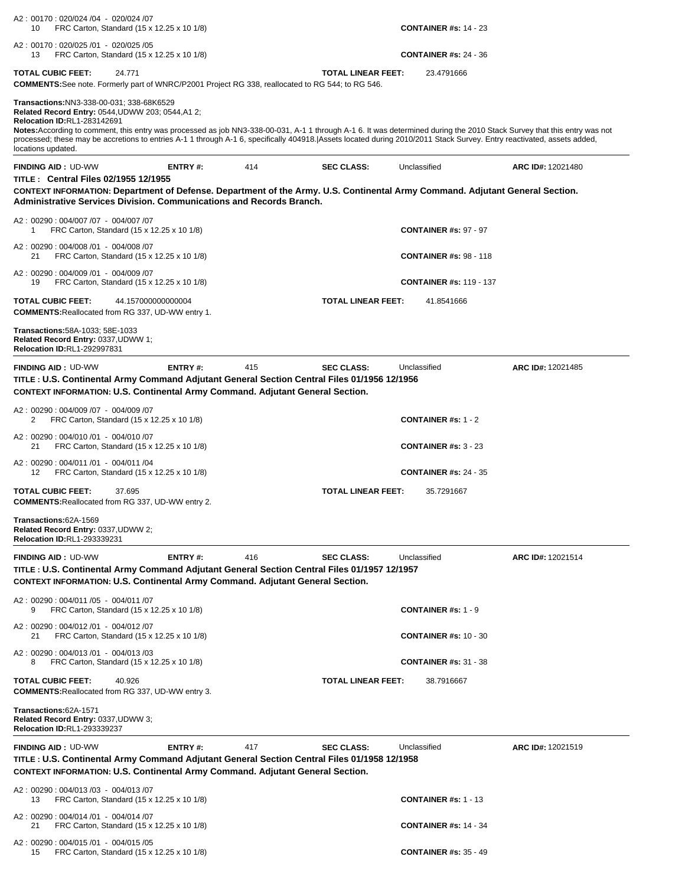A2 : 00170 : 020/024 /04 - 020/024 /07
10 FRC Carton, Standard (15 x 12.25 x 10 1/8) **CONTAINER #s:** 14 - 23

A2 : 00170 : 020/025 /01 - 020/025 /05
13 FRC Carton, Standard (15 x 12.25 x 10 1/8) **CONTAINER #s:** 24 - 36

**TOTAL CUBIC FEET:** 24.771 **TOTAL LINEAR FEET:** 23.4791666

**COMMENTS:**See note. Formerly part of WNRC/P2001 Project RG 338, reallocated to RG 544; to RG 546.

**Transactions:**NN3-338-00-031; 338-68K6529
**Related Record Entry:** 0544,UDWW 203; 0544,A1 2;
**Relocation ID:**RL1-283142691
**Notes:**According to comment, this entry was processed as job NN3-338-00-031, A-1 1 through A-1 6. It was determined during the 2010 Stack Survey that this entry was not processed; there may be accretions to entries A-1 1 through A-1 6, specifically 404918.|Assets located during 2010/2011 Stack Survey. Entry reactivated, assets added, locations updated.

---

**FINDING AID :** UD-WW **ENTRY #:** 414 **SEC CLASS:** Unclassified **ARC ID#:** 12021480

**TITLE : Central Files 02/1955 12/1955**

**CONTEXT INFORMATION: Department of Defense. Department of the Army. U.S. Continental Army Command. Adjutant General Section. Administrative Services Division. Communications and Records Branch.**

A2 : 00290 : 004/007 /07 - 004/007 /07
1 FRC Carton, Standard (15 x 12.25 x 10 1/8) **CONTAINER #s:** 97 - 97

A2 : 00290 : 004/008 /01 - 004/008 /07
21 FRC Carton, Standard (15 x 12.25 x 10 1/8) **CONTAINER #s:** 98 - 118

A2 : 00290 : 004/009 /01 - 004/009 /07
19 FRC Carton, Standard (15 x 12.25 x 10 1/8) **CONTAINER #s:** 119 - 137

**TOTAL CUBIC FEET:** 44.157000000000004 **TOTAL LINEAR FEET:** 41.8541666

**COMMENTS:**Reallocated from RG 337, UD-WW entry 1.

**Transactions:**58A-1033; 58E-1033
**Related Record Entry:** 0337,UDWW 1;
**Relocation ID:**RL1-292997831

---

**FINDING AID :** UD-WW **ENTRY #:** 415 **SEC CLASS:** Unclassified **ARC ID#:** 12021485

**TITLE : U.S. Continental Army Command Adjutant General Section Central Files 01/1956 12/1956**

**CONTEXT INFORMATION: U.S. Continental Army Command. Adjutant General Section.**

A2 : 00290 : 004/009 /07 - 004/009 /07
2 FRC Carton, Standard (15 x 12.25 x 10 1/8) **CONTAINER #s:** 1 - 2

A2 : 00290 : 004/010 /01 - 004/010 /07
21 FRC Carton, Standard (15 x 12.25 x 10 1/8) **CONTAINER #s:** 3 - 23

A2 : 00290 : 004/011 /01 - 004/011 /04
12 FRC Carton, Standard (15 x 12.25 x 10 1/8) **CONTAINER #s:** 24 - 35

**TOTAL CUBIC FEET:** 37.695 **TOTAL LINEAR FEET:** 35.7291667

**COMMENTS:**Reallocated from RG 337, UD-WW entry 2.

**Transactions:**62A-1569
**Related Record Entry:** 0337,UDWW 2;
**Relocation ID:**RL1-293339231

---

**FINDING AID :** UD-WW **ENTRY #:** 416 **SEC CLASS:** Unclassified **ARC ID#:** 12021514

**TITLE : U.S. Continental Army Command Adjutant General Section Central Files 01/1957 12/1957**

**CONTEXT INFORMATION: U.S. Continental Army Command. Adjutant General Section.**

A2 : 00290 : 004/011 /05 - 004/011 /07
9 FRC Carton, Standard (15 x 12.25 x 10 1/8) **CONTAINER #s:** 1 - 9

A2 : 00290 : 004/012 /01 - 004/012 /07
21 FRC Carton, Standard (15 x 12.25 x 10 1/8) **CONTAINER #s:** 10 - 30

A2 : 00290 : 004/013 /01 - 004/013 /03
8 FRC Carton, Standard (15 x 12.25 x 10 1/8) **CONTAINER #s:** 31 - 38

**TOTAL CUBIC FEET:** 40.926 **TOTAL LINEAR FEET:** 38.7916667

**COMMENTS:**Reallocated from RG 337, UD-WW entry 3.

**Transactions:**62A-1571
**Related Record Entry:** 0337,UDWW 3;
**Relocation ID:**RL1-293339237

---

**FINDING AID :** UD-WW **ENTRY #:** 417 **SEC CLASS:** Unclassified **ARC ID#:** 12021519

**TITLE : U.S. Continental Army Command Adjutant General Section Central Files 01/1958 12/1958**

**CONTEXT INFORMATION: U.S. Continental Army Command. Adjutant General Section.**

A2 : 00290 : 004/013 /03 - 004/013 /07
13 FRC Carton, Standard (15 x 12.25 x 10 1/8) **CONTAINER #s:** 1 - 13

A2 : 00290 : 004/014 /01 - 004/014 /07
21 FRC Carton, Standard (15 x 12.25 x 10 1/8) **CONTAINER #s:** 14 - 34

A2 : 00290 : 004/015 /01 - 004/015 /05
15 FRC Carton, Standard (15 x 12.25 x 10 1/8) **CONTAINER #s:** 35 - 49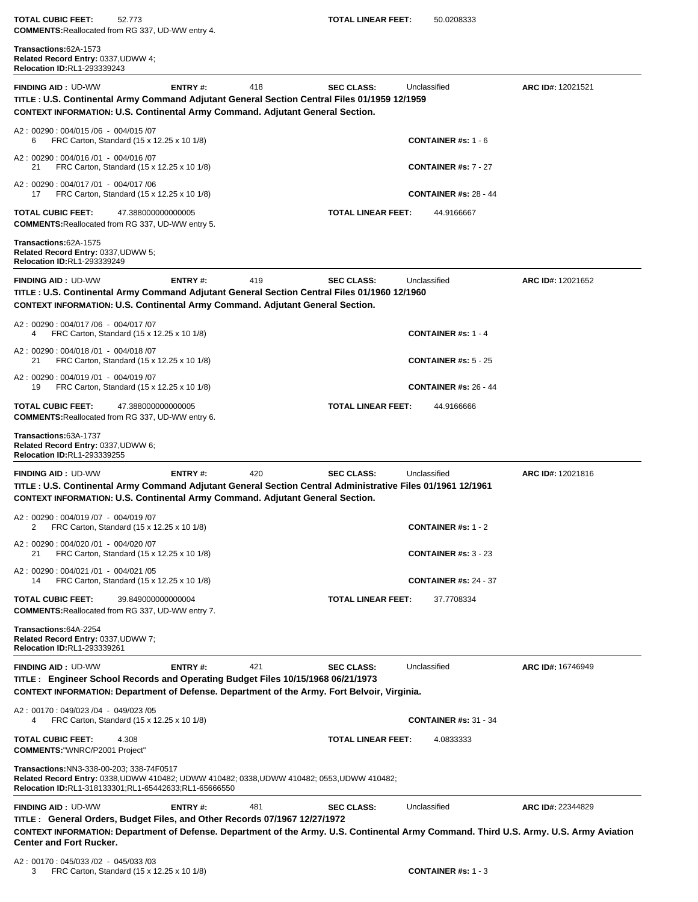**TOTAL CUBIC FEET:** 52.773 **TOTAL LINEAR FEET:** 50.0208333
**COMMENTS:** Reallocated from RG 337, UD-WW entry 4.

**Transactions:** 62A-1573
**Related Record Entry:** 0337,UDWW 4;
**Relocation ID:** RL1-293339243

---

**FINDING AID :** UD-WW **ENTRY #:** 418 **SEC CLASS:** Unclassified **ARC ID#:** 12021521
**TITLE : U.S. Continental Army Command Adjutant General Section Central Files 01/1959 12/1959**
**CONTEXT INFORMATION: U.S. Continental Army Command. Adjutant General Section.**

A2 : 00290 : 004/015 /06 - 004/015 /07
6 FRC Carton, Standard (15 x 12.25 x 10 1/8) **CONTAINER #s:** 1 - 6

A2 : 00290 : 004/016 /01 - 004/016 /07
21 FRC Carton, Standard (15 x 12.25 x 10 1/8) **CONTAINER #s:** 7 - 27

A2 : 00290 : 004/017 /01 - 004/017 /06
17 FRC Carton, Standard (15 x 12.25 x 10 1/8) **CONTAINER #s:** 28 - 44

**TOTAL CUBIC FEET:** 47.388000000000005 **TOTAL LINEAR FEET:** 44.9166667
**COMMENTS:** Reallocated from RG 337, UD-WW entry 5.

**Transactions:** 62A-1575
**Related Record Entry:** 0337,UDWW 5;
**Relocation ID:** RL1-293339249

---

**FINDING AID :** UD-WW **ENTRY #:** 419 **SEC CLASS:** Unclassified **ARC ID#:** 12021652
**TITLE : U.S. Continental Army Command Adjutant General Section Central Files 01/1960 12/1960**
**CONTEXT INFORMATION: U.S. Continental Army Command. Adjutant General Section.**

A2 : 00290 : 004/017 /06 - 004/017 /07
4 FRC Carton, Standard (15 x 12.25 x 10 1/8) **CONTAINER #s:** 1 - 4

A2 : 00290 : 004/018 /01 - 004/018 /07
21 FRC Carton, Standard (15 x 12.25 x 10 1/8) **CONTAINER #s:** 5 - 25

A2 : 00290 : 004/019 /01 - 004/019 /07
19 FRC Carton, Standard (15 x 12.25 x 10 1/8) **CONTAINER #s:** 26 - 44

**TOTAL CUBIC FEET:** 47.388000000000005 **TOTAL LINEAR FEET:** 44.9166666
**COMMENTS:** Reallocated from RG 337, UD-WW entry 6.

**Transactions:** 63A-1737
**Related Record Entry:** 0337,UDWW 6;
**Relocation ID:** RL1-293339255

---

**FINDING AID :** UD-WW **ENTRY #:** 420 **SEC CLASS:** Unclassified **ARC ID#:** 12021816
**TITLE : U.S. Continental Army Command Adjutant General Section Central Administrative Files 01/1961 12/1961**
**CONTEXT INFORMATION: U.S. Continental Army Command. Adjutant General Section.**

A2 : 00290 : 004/019 /07 - 004/019 /07
2 FRC Carton, Standard (15 x 12.25 x 10 1/8) **CONTAINER #s:** 1 - 2

A2 : 00290 : 004/020 /01 - 004/020 /07
21 FRC Carton, Standard (15 x 12.25 x 10 1/8) **CONTAINER #s:** 3 - 23

A2 : 00290 : 004/021 /01 - 004/021 /05
14 FRC Carton, Standard (15 x 12.25 x 10 1/8) **CONTAINER #s:** 24 - 37

**TOTAL CUBIC FEET:** 39.849000000000004 **TOTAL LINEAR FEET:** 37.7708334
**COMMENTS:** Reallocated from RG 337, UD-WW entry 7.

**Transactions:** 64A-2254
**Related Record Entry:** 0337,UDWW 7;
**Relocation ID:** RL1-293339261

---

**FINDING AID :** UD-WW **ENTRY #:** 421 **SEC CLASS:** Unclassified **ARC ID#:** 16746949
**TITLE : Engineer School Records and Operating Budget Files 10/15/1968 06/21/1973**
**CONTEXT INFORMATION: Department of Defense. Department of the Army. Fort Belvoir, Virginia.**

A2 : 00170 : 049/023 /04 - 049/023 /05
4 FRC Carton, Standard (15 x 12.25 x 10 1/8) **CONTAINER #s:** 31 - 34

**TOTAL CUBIC FEET:** 4.308 **TOTAL LINEAR FEET:** 4.0833333
**COMMENTS:** "WNRC/P2001 Project"

**Transactions:** NN3-338-00-203; 338-74F0517
**Related Record Entry:** 0338,UDWW 410482; UDWW 410482; 0338,UDWW 410482; 0553,UDWW 410482;
**Relocation ID:** RL1-318133301;RL1-65442633;RL1-65666550

---

**FINDING AID :** UD-WW **ENTRY #:** 481 **SEC CLASS:** Unclassified **ARC ID#:** 22344829
**TITLE : General Orders, Budget Files, and Other Records 07/1967 12/27/1972**
**CONTEXT INFORMATION: Department of Defense. Department of the Army. U.S. Continental Army Command. Third U.S. Army. U.S. Army Aviation Center and Fort Rucker.**

A2 : 00170 : 045/033 /02 - 045/033 /03
3 FRC Carton, Standard (15 x 12.25 x 10 1/8) **CONTAINER #s:** 1 - 3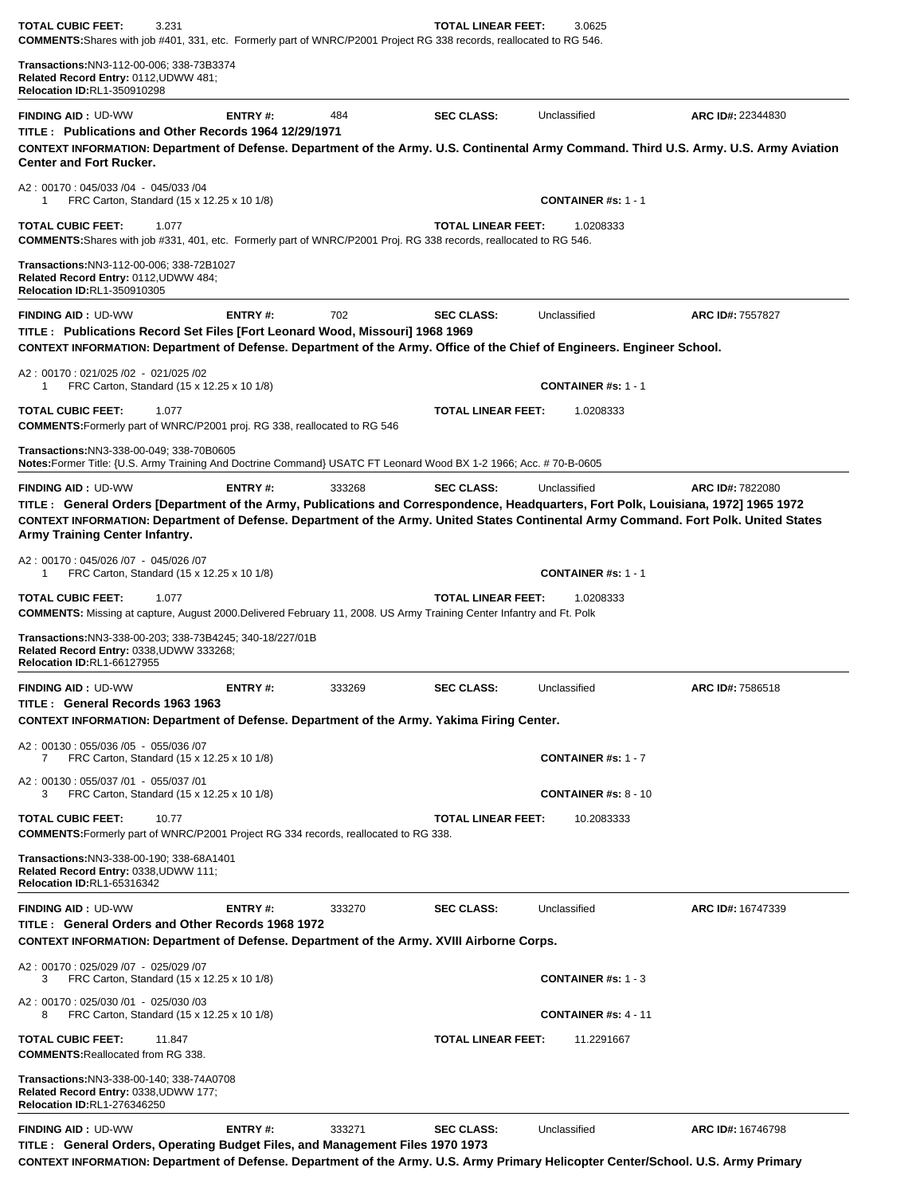**TOTAL CUBIC FEET:** 3.231 **TOTAL LINEAR FEET:** 3.0625

**COMMENTS:** Shares with job #401, 331, etc. Formerly part of WNRC/P2001 Project RG 338 records, reallocated to RG 546.

**Transactions:** NN3-112-00-006; 338-73B3374
**Related Record Entry:** 0112,UDWW 481;
**Relocation ID:** RL1-350910298

---

**FINDING AID :** UD-WW **ENTRY #:** 484 **SEC CLASS:** Unclassified **ARC ID#:** 22344830

**TITLE : Publications and Other Records 1964 12/29/1971**

**CONTEXT INFORMATION: Department of Defense. Department of the Army. U.S. Continental Army Command. Third U.S. Army. U.S. Army Aviation Center and Fort Rucker.**

A2 : 00170 : 045/033 /04 - 045/033 /04
1 FRC Carton, Standard (15 x 12.25 x 10 1/8) **CONTAINER #s:** 1 - 1

**TOTAL CUBIC FEET:** 1.077 **TOTAL LINEAR FEET:** 1.0208333

**COMMENTS:** Shares with job #331, 401, etc. Formerly part of WNRC/P2001 Proj. RG 338 records, reallocated to RG 546.

**Transactions:** NN3-112-00-006; 338-72B1027
**Related Record Entry:** 0112,UDWW 484;
**Relocation ID:** RL1-350910305

---

**FINDING AID :** UD-WW **ENTRY #:** 702 **SEC CLASS:** Unclassified **ARC ID#:** 7557827

**TITLE : Publications Record Set Files [Fort Leonard Wood, Missouri] 1968 1969**

**CONTEXT INFORMATION: Department of Defense. Department of the Army. Office of the Chief of Engineers. Engineer School.**

A2 : 00170 : 021/025 /02 - 021/025 /02
1 FRC Carton, Standard (15 x 12.25 x 10 1/8) **CONTAINER #s:** 1 - 1

**TOTAL CUBIC FEET:** 1.077 **TOTAL LINEAR FEET:** 1.0208333

**COMMENTS:** Formerly part of WNRC/P2001 proj. RG 338, reallocated to RG 546

**Transactions:** NN3-338-00-049; 338-70B0605
**Notes:** Former Title: {U.S. Army Training And Doctrine Command} USATC FT Leonard Wood BX 1-2 1966; Acc. # 70-B-0605

---

**FINDING AID :** UD-WW **ENTRY #:** 333268 **SEC CLASS:** Unclassified **ARC ID#:** 7822080

**TITLE : General Orders [Department of the Army, Publications and Correspondence, Headquarters, Fort Polk, Louisiana, 1972] 1965 1972**

**CONTEXT INFORMATION: Department of Defense. Department of the Army. United States Continental Army Command. Fort Polk. United States Army Training Center Infantry.**

A2 : 00170 : 045/026 /07 - 045/026 /07
1 FRC Carton, Standard (15 x 12.25 x 10 1/8) **CONTAINER #s:** 1 - 1

**TOTAL CUBIC FEET:** 1.077 **TOTAL LINEAR FEET:** 1.0208333

**COMMENTS:** Missing at capture, August 2000.Delivered February 11, 2008. US Army Training Center Infantry and Ft. Polk

**Transactions:** NN3-338-00-203; 338-73B4245; 340-18/227/01B
**Related Record Entry:** 0338,UDWW 333268;
**Relocation ID:** RL1-66127955

---

**FINDING AID :** UD-WW **ENTRY #:** 333269 **SEC CLASS:** Unclassified **ARC ID#:** 7586518

**TITLE : General Records 1963 1963**

**CONTEXT INFORMATION: Department of Defense. Department of the Army. Yakima Firing Center.**

A2 : 00130 : 055/036 /05 - 055/036 /07
7 FRC Carton, Standard (15 x 12.25 x 10 1/8) **CONTAINER #s:** 1 - 7

A2 : 00130 : 055/037 /01 - 055/037 /01
3 FRC Carton, Standard (15 x 12.25 x 10 1/8) **CONTAINER #s:** 8 - 10

**TOTAL CUBIC FEET:** 10.77 **TOTAL LINEAR FEET:** 10.2083333

**COMMENTS:** Formerly part of WNRC/P2001 Project RG 334 records, reallocated to RG 338.

**Transactions:** NN3-338-00-190; 338-68A1401
**Related Record Entry:** 0338,UDWW 111;
**Relocation ID:** RL1-65316342

---

**FINDING AID :** UD-WW **ENTRY #:** 333270 **SEC CLASS:** Unclassified **ARC ID#:** 16747339

**TITLE : General Orders and Other Records 1968 1972**

**CONTEXT INFORMATION: Department of Defense. Department of the Army. XVIII Airborne Corps.**

A2 : 00170 : 025/029 /07 - 025/029 /07
3 FRC Carton, Standard (15 x 12.25 x 10 1/8) **CONTAINER #s:** 1 - 3

A2 : 00170 : 025/030 /01 - 025/030 /03
8 FRC Carton, Standard (15 x 12.25 x 10 1/8) **CONTAINER #s:** 4 - 11

**TOTAL CUBIC FEET:** 11.847 **TOTAL LINEAR FEET:** 11.2291667

**COMMENTS:** Reallocated from RG 338.

**Transactions:** NN3-338-00-140; 338-74A0708
**Related Record Entry:** 0338,UDWW 177;
**Relocation ID:** RL1-276346250

---

**FINDING AID :** UD-WW **ENTRY #:** 333271 **SEC CLASS:** Unclassified **ARC ID#:** 16746798

**TITLE : General Orders, Operating Budget Files, and Management Files 1970 1973**

**CONTEXT INFORMATION: Department of Defense. Department of the Army. U.S. Army Primary Helicopter Center/School. U.S. Army Primary**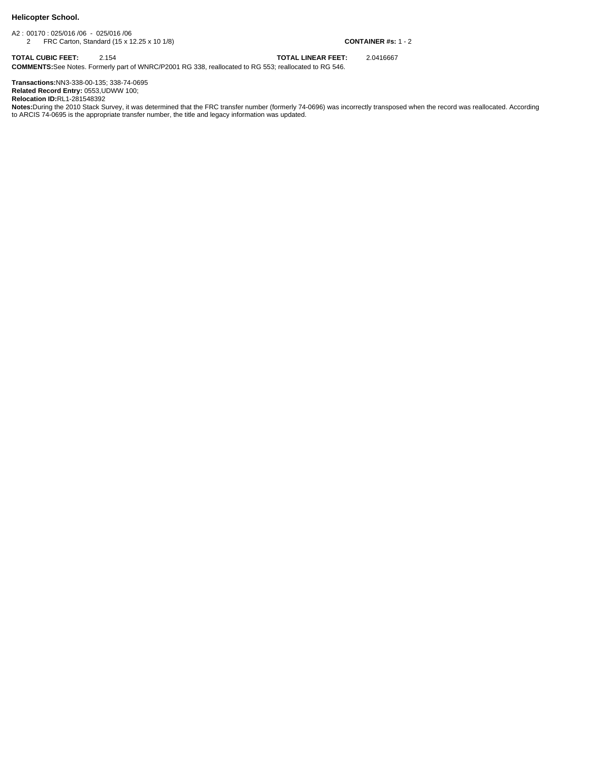**Helicopter School.**

A2 : 00170 : 025/016 /06 - 025/016 /06

2 FRC Carton, Standard (15 x 12.25 x 10 1/8) **CONTAINER #s:** 1 - 2

**TOTAL CUBIC FEET:** 2.154 **TOTAL LINEAR FEET:** 2.0416667

**COMMENTS:** See Notes. Formerly part of WNRC/P2001 RG 338, reallocated to RG 553; reallocated to RG 546.

**Transactions:** NN3-338-00-135; 338-74-0695

**Related Record Entry:** 0553,UDWW 100;

**Relocation ID:** RL1-281548392

**Notes:** During the 2010 Stack Survey, it was determined that the FRC transfer number (formerly 74-0696) was incorrectly transposed when the record was reallocated. According to ARCIS 74-0695 is the appropriate transfer number, the title and legacy information was updated.